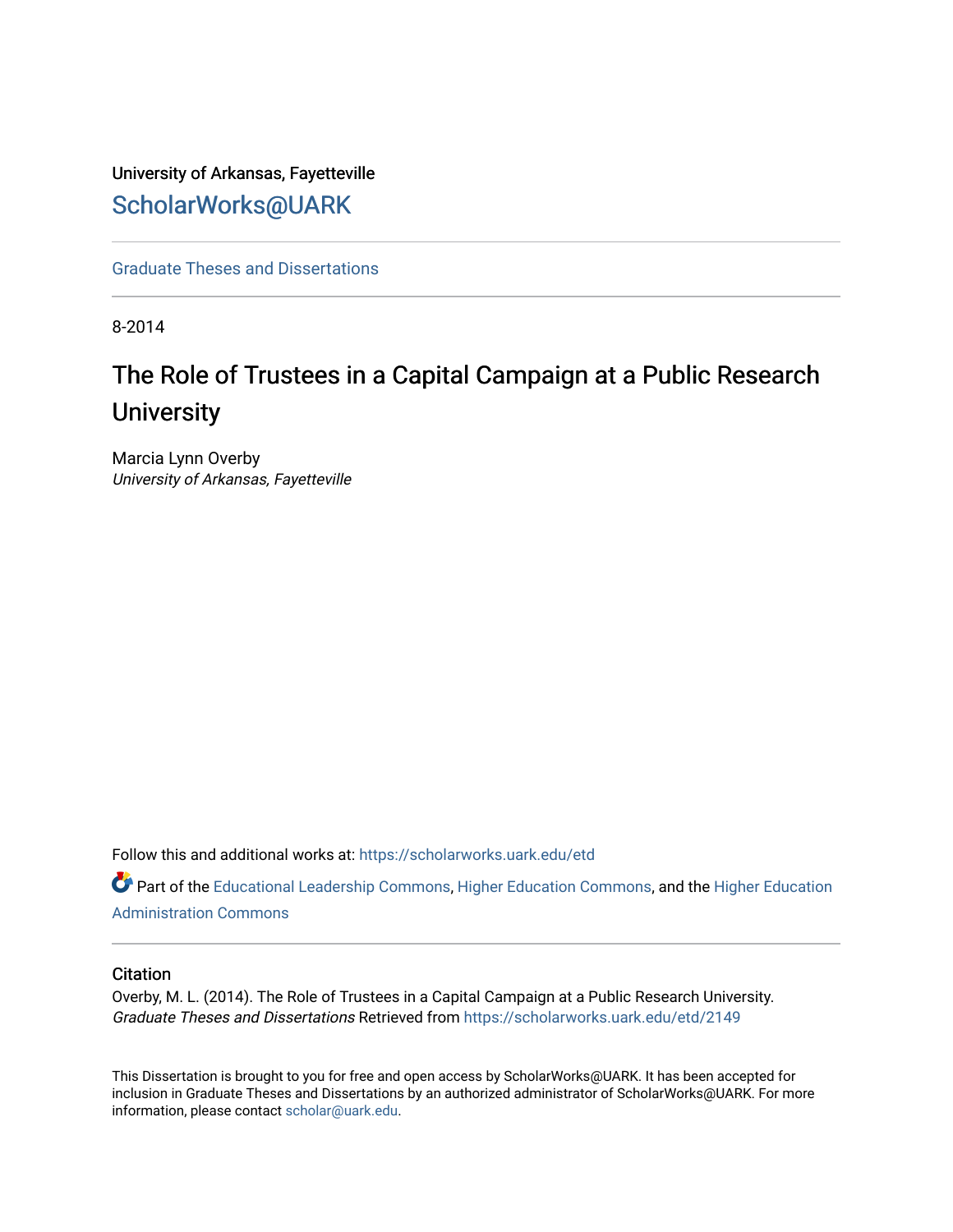University of Arkansas, Fayetteville

ScholarWorks@UARK

Graduate Theses and Dissertations

8-2014

# The Role of Trustees in a Capital Campaign at a Public Research University

Marcia Lynn Overby
*University of Arkansas, Fayetteville*

Follow this and additional works at: https://scholarworks.uark.edu/etd

Part of the Educational Leadership Commons, Higher Education Commons, and the Higher Education Administration Commons

## Citation

Overby, M. L. (2014). The Role of Trustees in a Capital Campaign at a Public Research University. *Graduate Theses and Dissertations* Retrieved from https://scholarworks.uark.edu/etd/2149

This Dissertation is brought to you for free and open access by ScholarWorks@UARK. It has been accepted for inclusion in Graduate Theses and Dissertations by an authorized administrator of ScholarWorks@UARK. For more information, please contact scholar@uark.edu.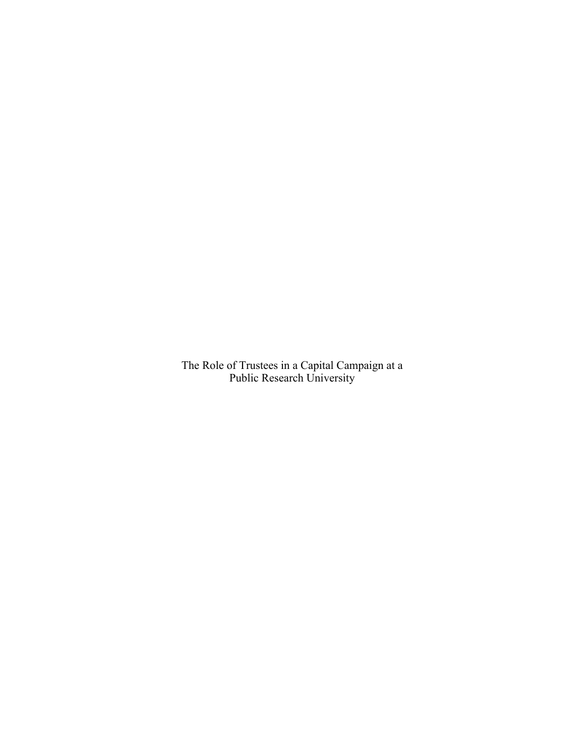The Role of Trustees in a Capital Campaign at a Public Research University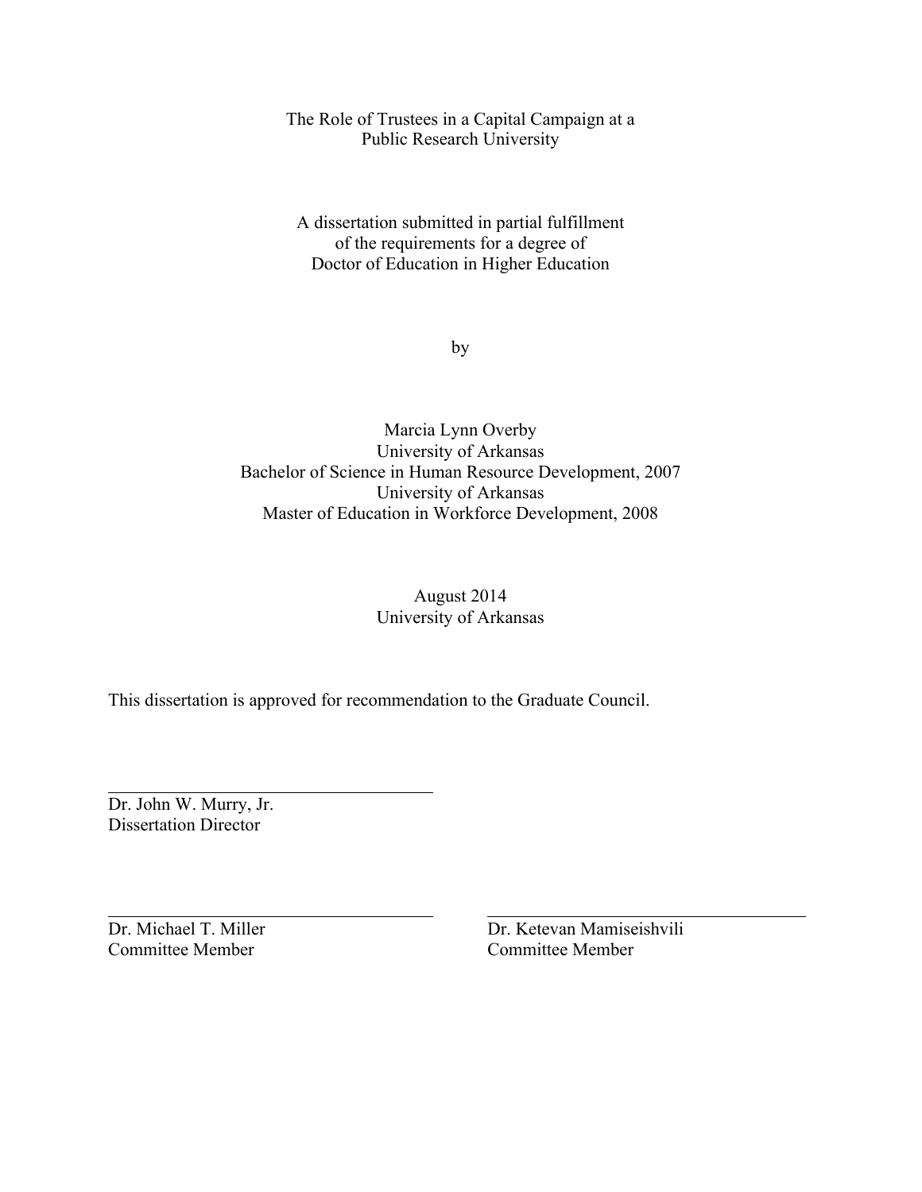The Role of Trustees in a Capital Campaign at a
Public Research University

A dissertation submitted in partial fulfillment
of the requirements for a degree of
Doctor of Education in Higher Education

by

Marcia Lynn Overby
University of Arkansas
Bachelor of Science in Human Resource Development, 2007
University of Arkansas
Master of Education in Workforce Development, 2008

August 2014
University of Arkansas

This dissertation is approved for recommendation to the Graduate Council.

Dr. John W. Murry, Jr.
Dissertation Director

Dr. Michael T. Miller
Committee Member

Dr. Ketevan Mamiseishvili
Committee Member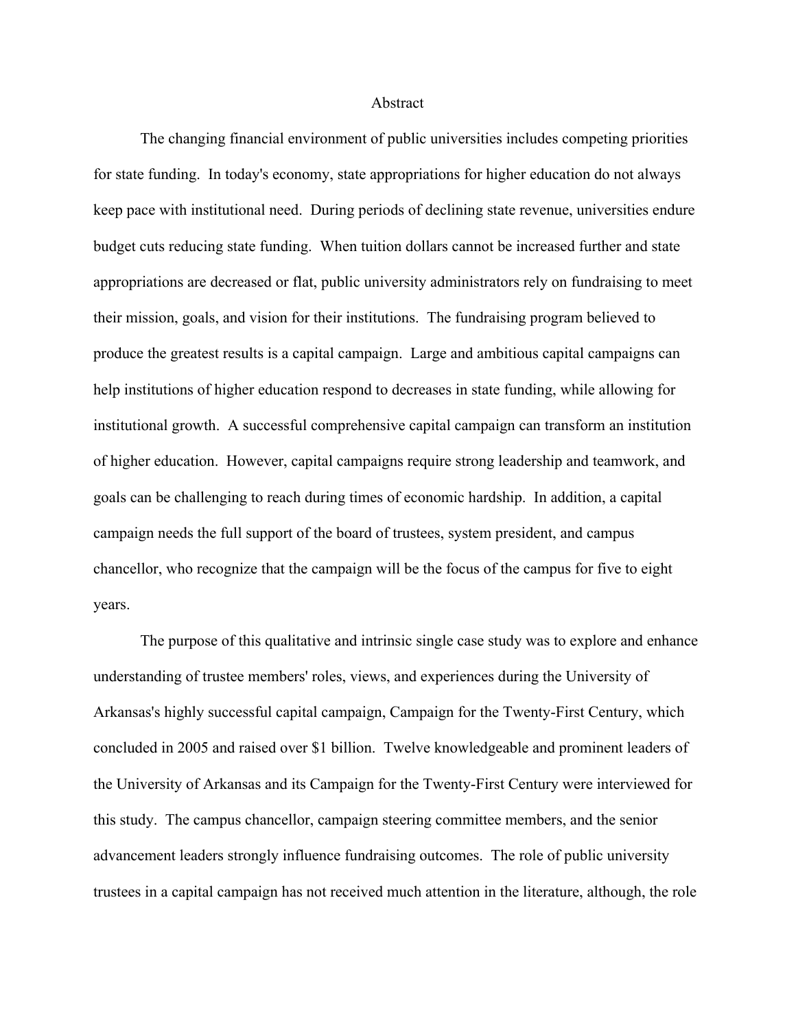# Abstract

The changing financial environment of public universities includes competing priorities for state funding. In today's economy, state appropriations for higher education do not always keep pace with institutional need. During periods of declining state revenue, universities endure budget cuts reducing state funding. When tuition dollars cannot be increased further and state appropriations are decreased or flat, public university administrators rely on fundraising to meet their mission, goals, and vision for their institutions. The fundraising program believed to produce the greatest results is a capital campaign. Large and ambitious capital campaigns can help institutions of higher education respond to decreases in state funding, while allowing for institutional growth. A successful comprehensive capital campaign can transform an institution of higher education. However, capital campaigns require strong leadership and teamwork, and goals can be challenging to reach during times of economic hardship. In addition, a capital campaign needs the full support of the board of trustees, system president, and campus chancellor, who recognize that the campaign will be the focus of the campus for five to eight years.

The purpose of this qualitative and intrinsic single case study was to explore and enhance understanding of trustee members' roles, views, and experiences during the University of Arkansas's highly successful capital campaign, Campaign for the Twenty-First Century, which concluded in 2005 and raised over $1 billion. Twelve knowledgeable and prominent leaders of the University of Arkansas and its Campaign for the Twenty-First Century were interviewed for this study. The campus chancellor, campaign steering committee members, and the senior advancement leaders strongly influence fundraising outcomes. The role of public university trustees in a capital campaign has not received much attention in the literature, although, the role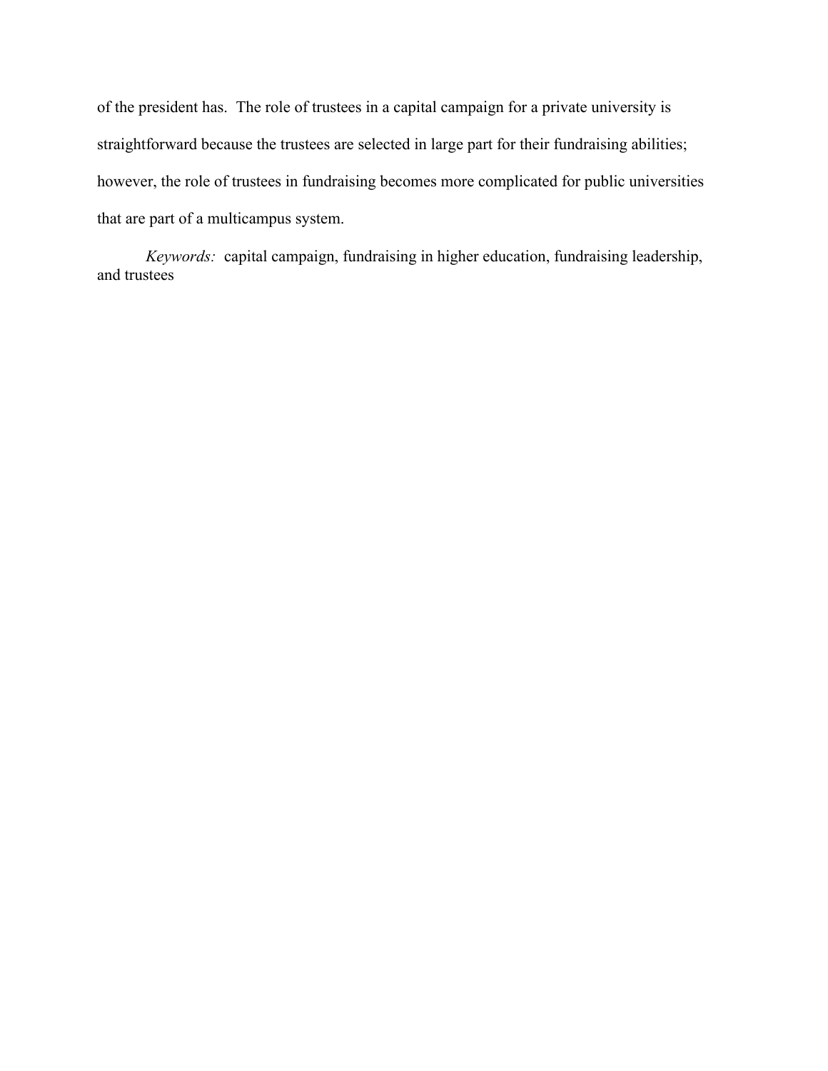of the president has. The role of trustees in a capital campaign for a private university is straightforward because the trustees are selected in large part for their fundraising abilities; however, the role of trustees in fundraising becomes more complicated for public universities that are part of a multicampus system.

*Keywords:* capital campaign, fundraising in higher education, fundraising leadership, and trustees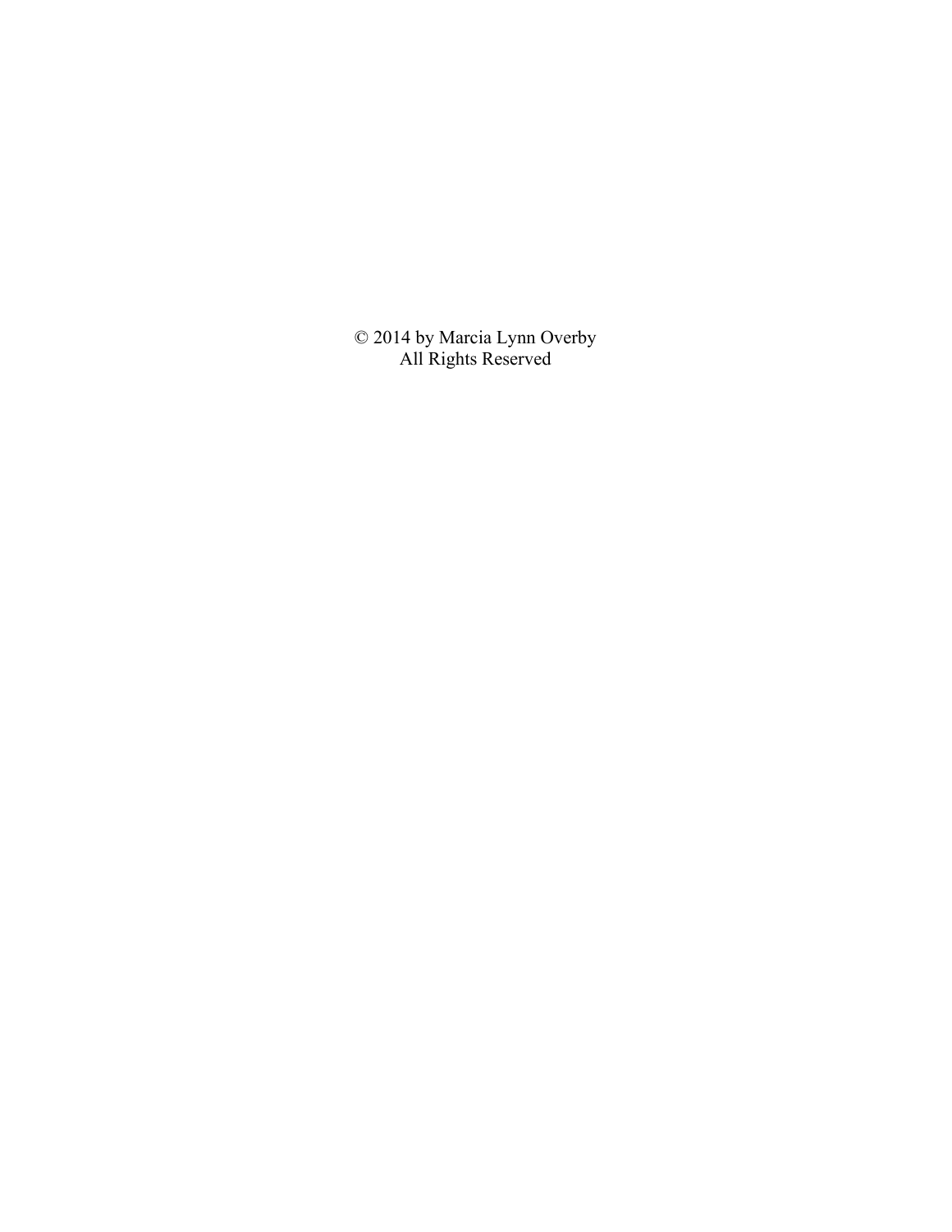© 2014 by Marcia Lynn Overby
All Rights Reserved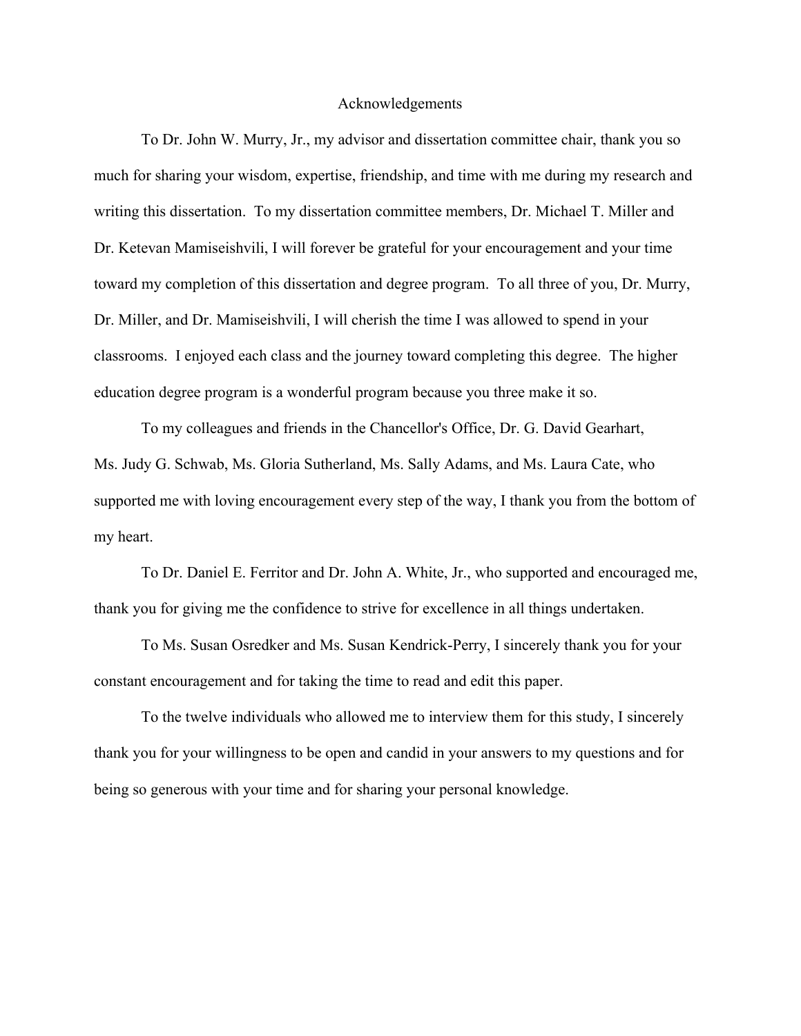# Acknowledgements

To Dr. John W. Murry, Jr., my advisor and dissertation committee chair, thank you so much for sharing your wisdom, expertise, friendship, and time with me during my research and writing this dissertation. To my dissertation committee members, Dr. Michael T. Miller and Dr. Ketevan Mamiseishvili, I will forever be grateful for your encouragement and your time toward my completion of this dissertation and degree program. To all three of you, Dr. Murry, Dr. Miller, and Dr. Mamiseishvili, I will cherish the time I was allowed to spend in your classrooms. I enjoyed each class and the journey toward completing this degree. The higher education degree program is a wonderful program because you three make it so.

To my colleagues and friends in the Chancellor's Office, Dr. G. David Gearhart, Ms. Judy G. Schwab, Ms. Gloria Sutherland, Ms. Sally Adams, and Ms. Laura Cate, who supported me with loving encouragement every step of the way, I thank you from the bottom of my heart.

To Dr. Daniel E. Ferritor and Dr. John A. White, Jr., who supported and encouraged me, thank you for giving me the confidence to strive for excellence in all things undertaken.

To Ms. Susan Osredker and Ms. Susan Kendrick-Perry, I sincerely thank you for your constant encouragement and for taking the time to read and edit this paper.

To the twelve individuals who allowed me to interview them for this study, I sincerely thank you for your willingness to be open and candid in your answers to my questions and for being so generous with your time and for sharing your personal knowledge.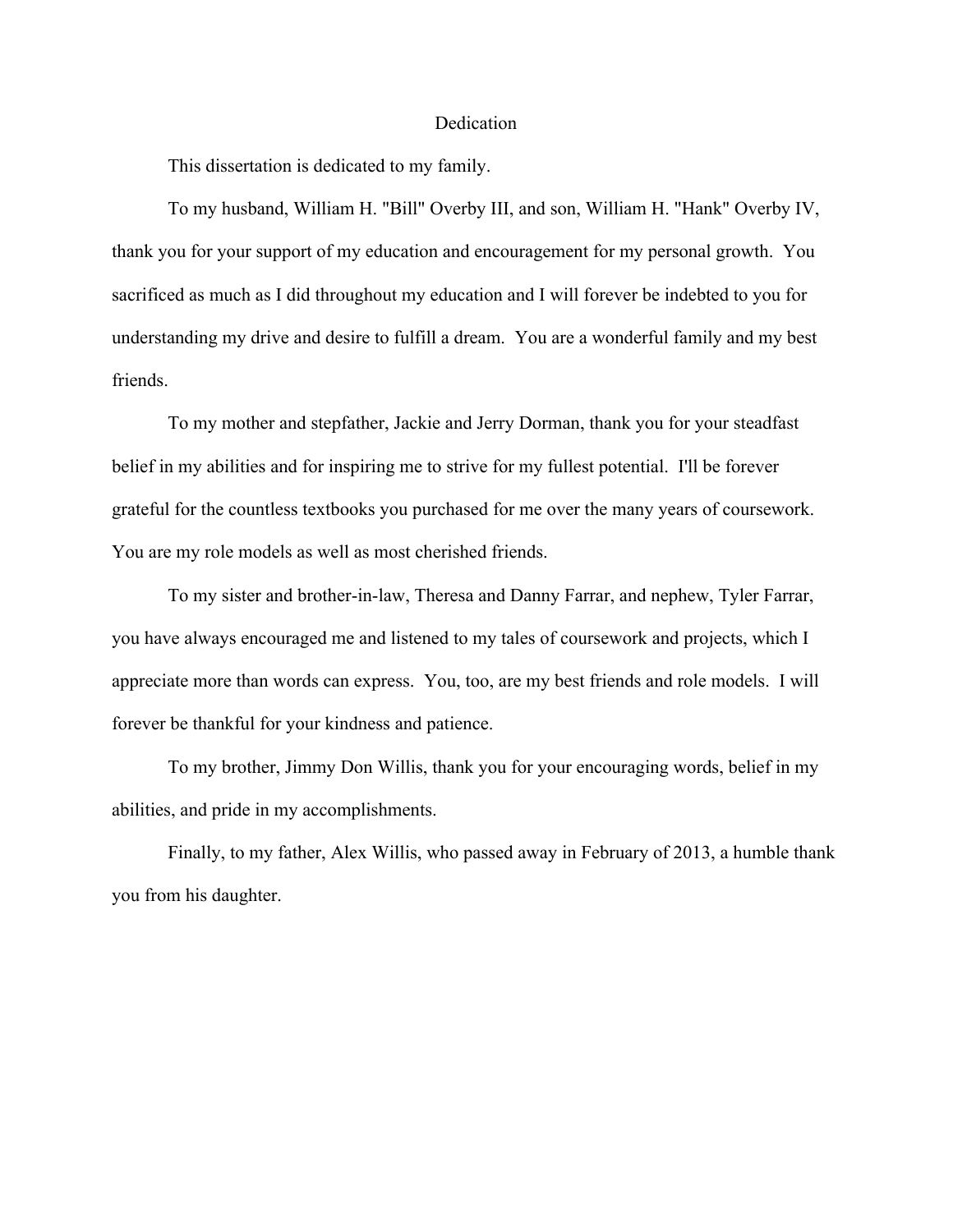# Dedication

This dissertation is dedicated to my family.

To my husband, William H. "Bill" Overby III, and son, William H. "Hank" Overby IV, thank you for your support of my education and encouragement for my personal growth. You sacrificed as much as I did throughout my education and I will forever be indebted to you for understanding my drive and desire to fulfill a dream. You are a wonderful family and my best friends.

To my mother and stepfather, Jackie and Jerry Dorman, thank you for your steadfast belief in my abilities and for inspiring me to strive for my fullest potential. I'll be forever grateful for the countless textbooks you purchased for me over the many years of coursework. You are my role models as well as most cherished friends.

To my sister and brother-in-law, Theresa and Danny Farrar, and nephew, Tyler Farrar, you have always encouraged me and listened to my tales of coursework and projects, which I appreciate more than words can express. You, too, are my best friends and role models. I will forever be thankful for your kindness and patience.

To my brother, Jimmy Don Willis, thank you for your encouraging words, belief in my abilities, and pride in my accomplishments.

Finally, to my father, Alex Willis, who passed away in February of 2013, a humble thank you from his daughter.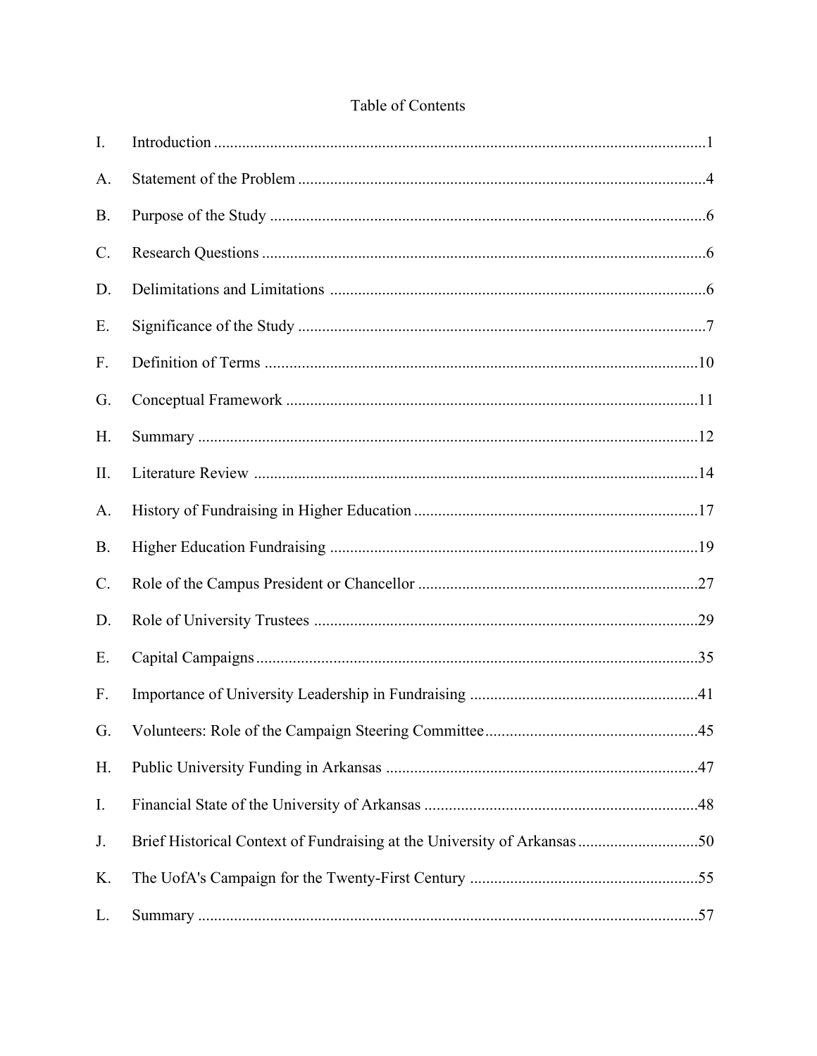Table of Contents

I. Introduction ..........................................................................................................................1

A. Statement of the Problem ....................................................................................................4

B. Purpose of the Study ............................................................................................................6

C. Research Questions ..............................................................................................................6

D. Delimitations and Limitations .............................................................................................6

E. Significance of the Study .....................................................................................................7

F. Definition of Terms ...........................................................................................................10

G. Conceptual Framework ......................................................................................................11

H. Summary ............................................................................................................................12

II. Literature Review ..............................................................................................................14

A. History of Fundraising in Higher Education ......................................................................17

B. Higher Education Fundraising ...........................................................................................19

C. Role of the Campus President or Chancellor .....................................................................27

D. Role of University Trustees ...............................................................................................29

E. Capital Campaigns .............................................................................................................35

F. Importance of University Leadership in Fundraising .........................................................41

G. Volunteers: Role of the Campaign Steering Committee ....................................................45

H. Public University Funding in Arkansas .............................................................................47

I. Financial State of the University of Arkansas ....................................................................48

J. Brief Historical Context of Fundraising at the University of Arkansas ..............................50

K. The UofA's Campaign for the Twenty-First Century .........................................................55

L. Summary ............................................................................................................................57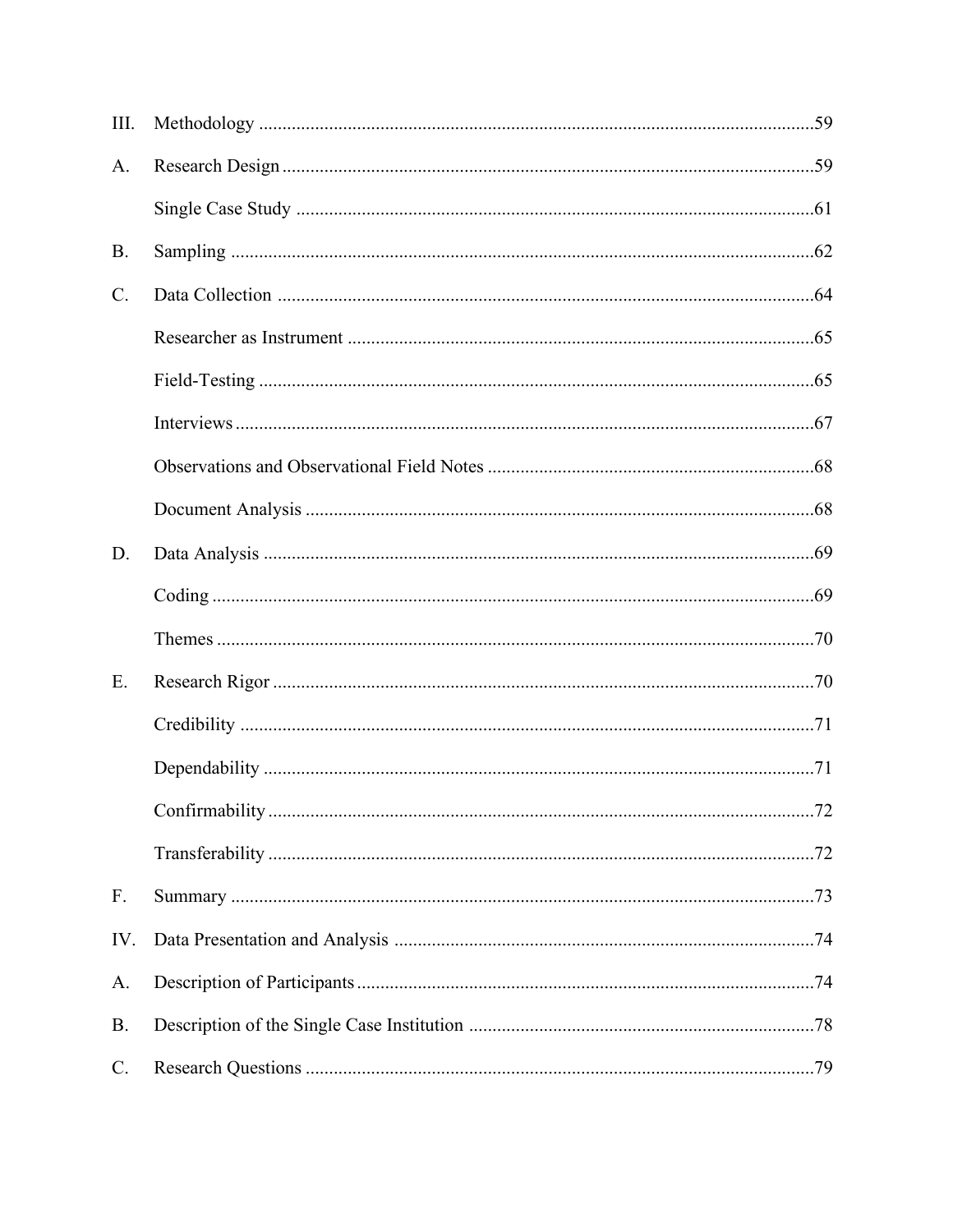III. Methodology ....................................................................................................................59

A. Research Design ................................................................................................................59

Single Case Study ..............................................................................................................61

B. Sampling ............................................................................................................................62

C. Data Collection ..................................................................................................................64

Researcher as Instrument ...................................................................................................65

Field-Testing ......................................................................................................................65

Interviews ..........................................................................................................................67

Observations and Observational Field Notes .....................................................................68

Document Analysis ............................................................................................................68

D. Data Analysis .....................................................................................................................69

Coding ................................................................................................................................69

Themes ...............................................................................................................................70

E. Research Rigor ...................................................................................................................70

Credibility ..........................................................................................................................71

Dependability .....................................................................................................................71

Confirmability ....................................................................................................................72

Transferability ....................................................................................................................72

F. Summary ............................................................................................................................73

IV. Data Presentation and Analysis .........................................................................................74

A. Description of Participants .................................................................................................74

B. Description of the Single Case Institution .........................................................................78

C. Research Questions ............................................................................................................79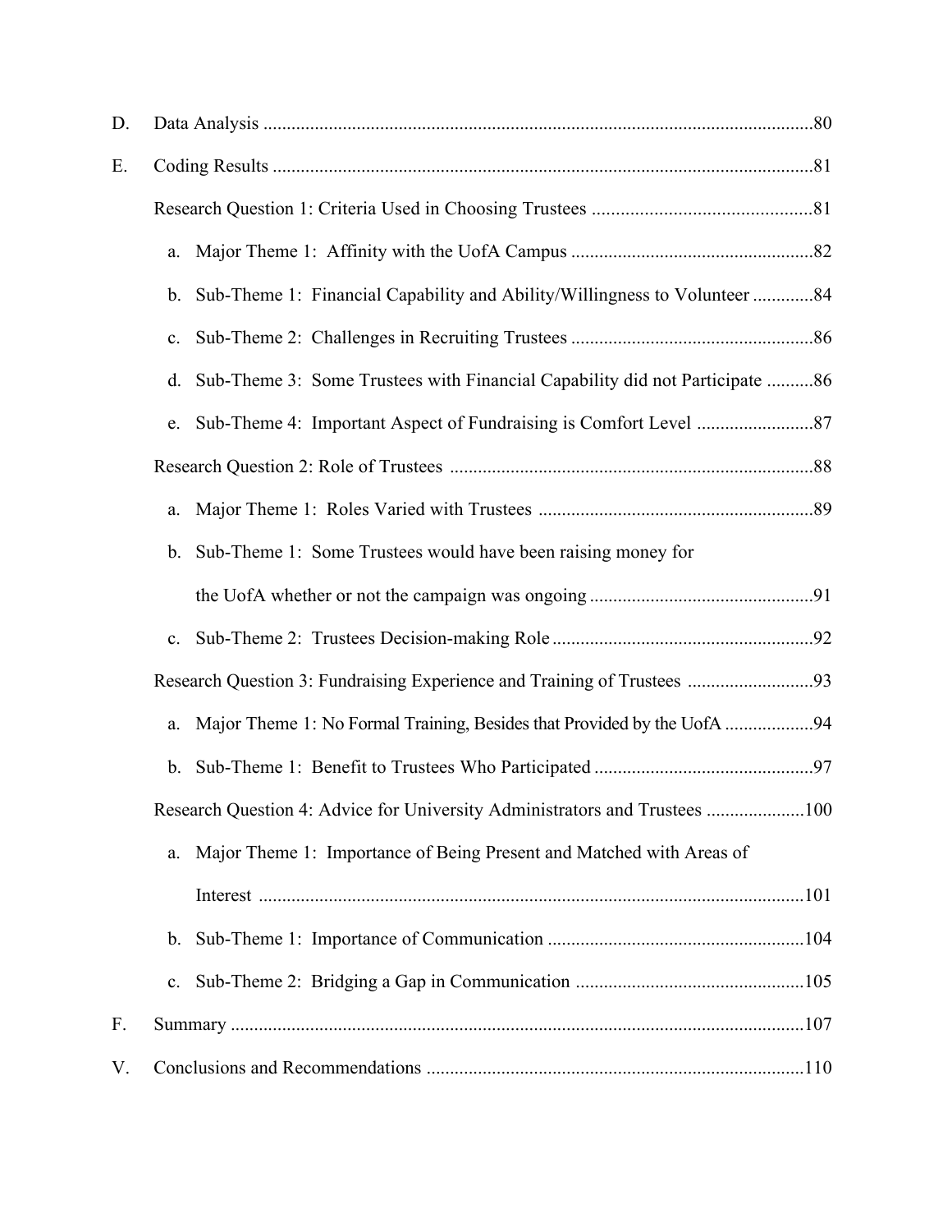D. Data Analysis ....................................................................................................................80

E. Coding Results ...................................................................................................................81

Research Question 1: Criteria Used in Choosing Trustees ..............................................81

a. Major Theme 1: Affinity with the UofA Campus ...................................................82

b. Sub-Theme 1: Financial Capability and Ability/Willingness to Volunteer .............84

c. Sub-Theme 2: Challenges in Recruiting Trustees ...................................................86

d. Sub-Theme 3: Some Trustees with Financial Capability did not Participate ..........86

e. Sub-Theme 4: Important Aspect of Fundraising is Comfort Level .........................87

Research Question 2: Role of Trustees .............................................................................88

a. Major Theme 1: Roles Varied with Trustees ..........................................................89

b. Sub-Theme 1: Some Trustees would have been raising money for the UofA whether or not the campaign was ongoing ...............................................91

c. Sub-Theme 2: Trustees Decision-making Role .......................................................92

Research Question 3: Fundraising Experience and Training of Trustees ...........................93

a. Major Theme 1: No Formal Training, Besides that Provided by the UofA ..................94

b. Sub-Theme 1: Benefit to Trustees Who Participated ..............................................97

Research Question 4: Advice for University Administrators and Trustees .....................100

a. Major Theme 1: Importance of Being Present and Matched with Areas of Interest ....................................................................................................................101

b. Sub-Theme 1: Importance of Communication ......................................................104

c. Sub-Theme 2: Bridging a Gap in Communication ................................................105

F. Summary ..........................................................................................................................107

V. Conclusions and Recommendations ................................................................................110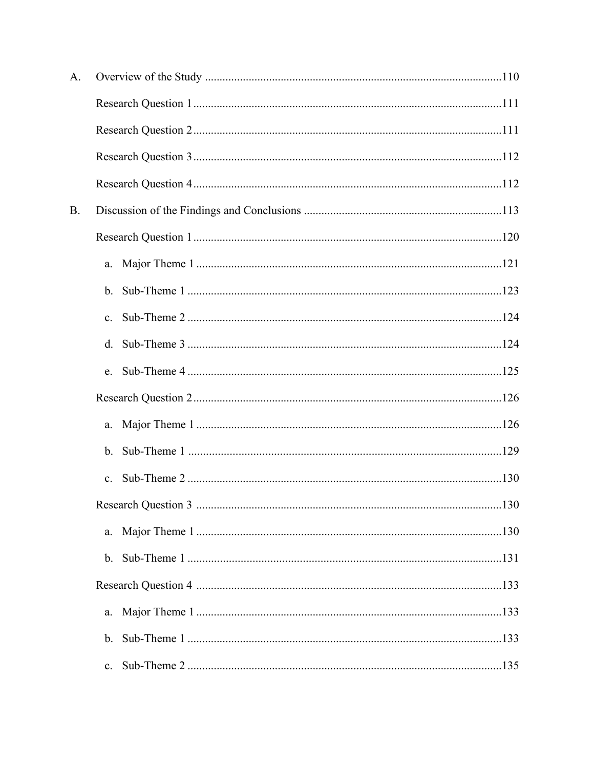A. Overview of the Study ....................................................................................................110

Research Question 1 .........................................................................................................111

Research Question 2 .........................................................................................................111

Research Question 3 .........................................................................................................112

Research Question 4 .........................................................................................................112

B. Discussion of the Findings and Conclusions ...................................................................113

Research Question 1 .........................................................................................................120

a. Major Theme 1 ........................................................................................................121

b. Sub-Theme 1 ...........................................................................................................123

c. Sub-Theme 2 ...........................................................................................................124

d. Sub-Theme 3 ...........................................................................................................124

e. Sub-Theme 4 ...........................................................................................................125

Research Question 2 .........................................................................................................126

a. Major Theme 1 ........................................................................................................126

b. Sub-Theme 1 ...........................................................................................................129

c. Sub-Theme 2 ...........................................................................................................130

Research Question 3 .........................................................................................................130

a. Major Theme 1 ........................................................................................................130

b. Sub-Theme 1 ...........................................................................................................131

Research Question 4 .........................................................................................................133

a. Major Theme 1 ........................................................................................................133

b. Sub-Theme 1 ...........................................................................................................133

c. Sub-Theme 2 ...........................................................................................................135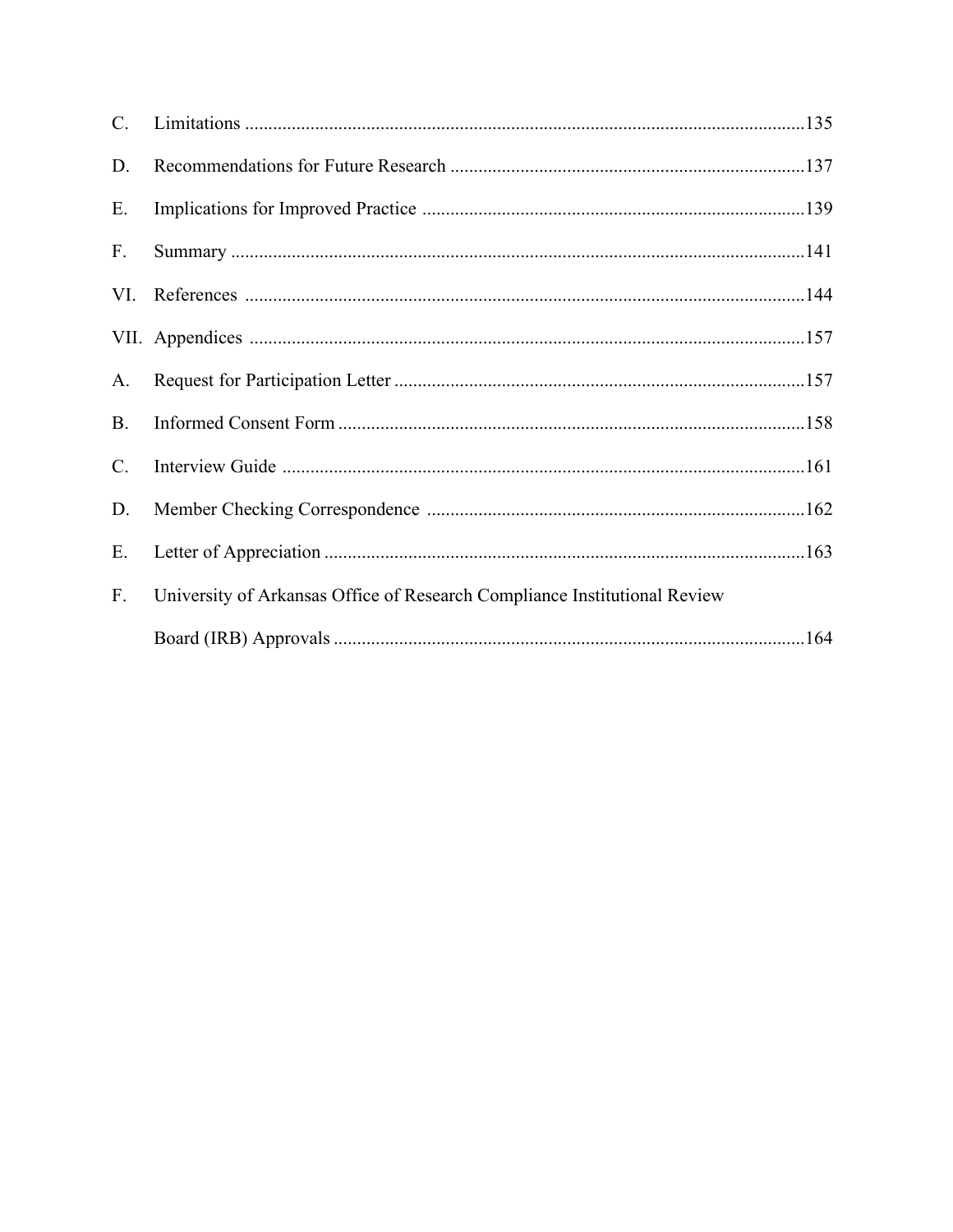C. Limitations ....................................................................................................................135

D. Recommendations for Future Research ..........................................................................137

E. Implications for Improved Practice ................................................................................139

F. Summary .........................................................................................................................141

VI. References .......................................................................................................................144

VII. Appendices .....................................................................................................................157

A. Request for Participation Letter ......................................................................................157

B. Informed Consent Form ..................................................................................................158

C. Interview Guide ..............................................................................................................161

D. Member Checking Correspondence ...............................................................................162

E. Letter of Appreciation .....................................................................................................163

F. University of Arkansas Office of Research Compliance Institutional Review Board (IRB) Approvals ....................................................................................................164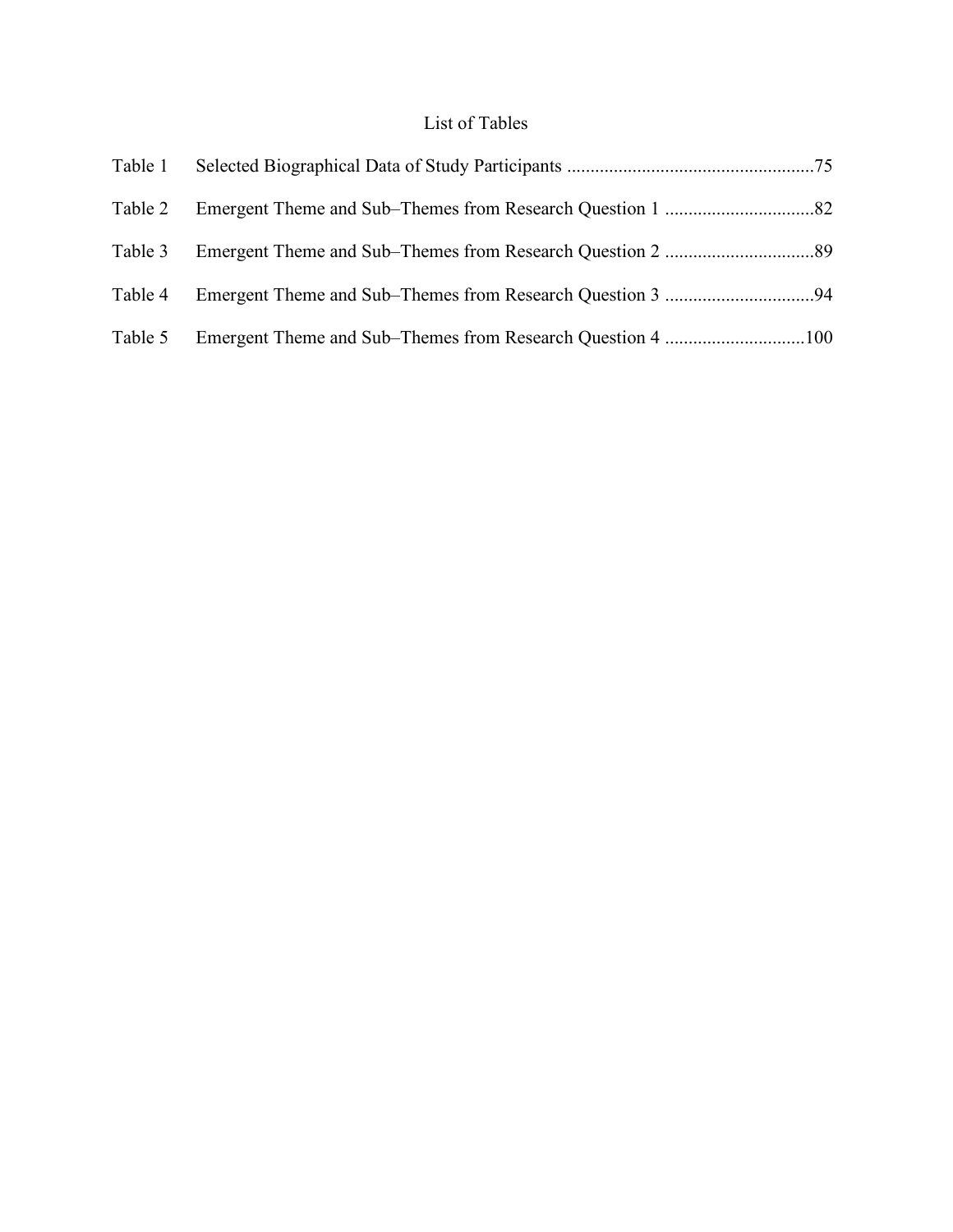# List of Tables

Table 1 Selected Biographical Data of Study Participants ....................................................75

Table 2 Emergent Theme and Sub–Themes from Research Question 1 ................................82

Table 3 Emergent Theme and Sub–Themes from Research Question 2 ................................89

Table 4 Emergent Theme and Sub–Themes from Research Question 3 ................................94

Table 5 Emergent Theme and Sub–Themes from Research Question 4 ..............................100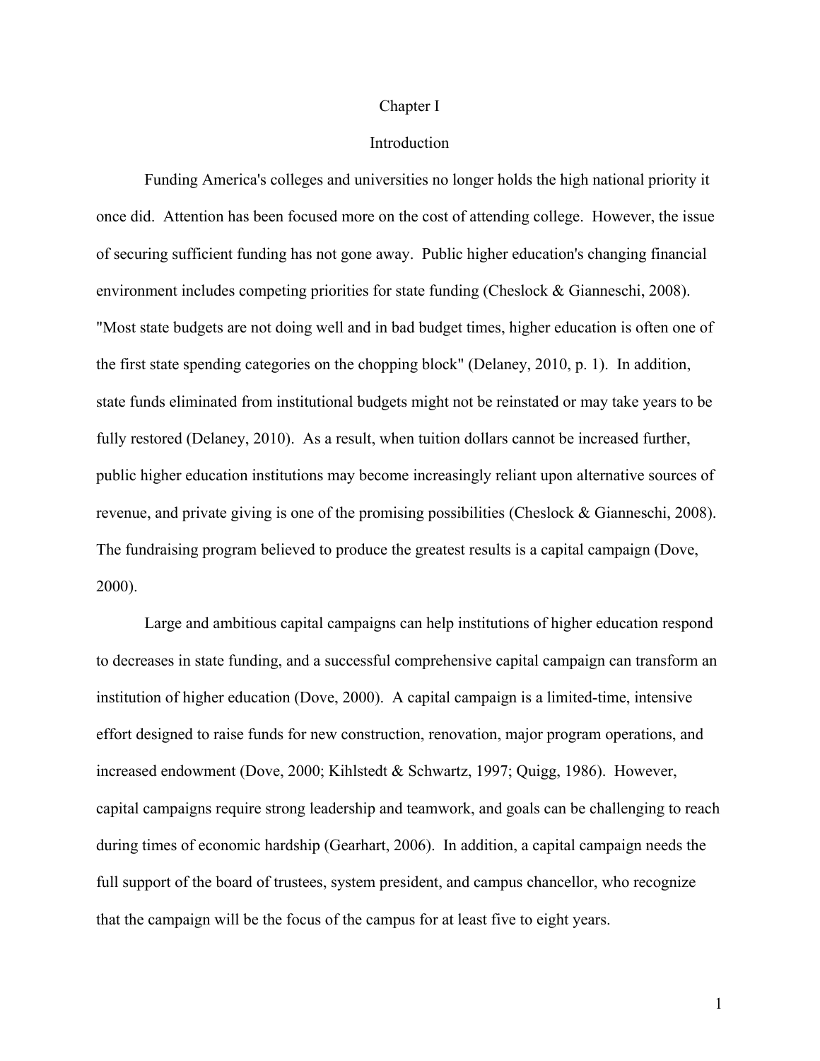# Chapter I

## Introduction

Funding America's colleges and universities no longer holds the high national priority it once did. Attention has been focused more on the cost of attending college. However, the issue of securing sufficient funding has not gone away. Public higher education's changing financial environment includes competing priorities for state funding (Cheslock & Gianneschi, 2008). "Most state budgets are not doing well and in bad budget times, higher education is often one of the first state spending categories on the chopping block" (Delaney, 2010, p. 1). In addition, state funds eliminated from institutional budgets might not be reinstated or may take years to be fully restored (Delaney, 2010). As a result, when tuition dollars cannot be increased further, public higher education institutions may become increasingly reliant upon alternative sources of revenue, and private giving is one of the promising possibilities (Cheslock & Gianneschi, 2008). The fundraising program believed to produce the greatest results is a capital campaign (Dove, 2000).

Large and ambitious capital campaigns can help institutions of higher education respond to decreases in state funding, and a successful comprehensive capital campaign can transform an institution of higher education (Dove, 2000). A capital campaign is a limited-time, intensive effort designed to raise funds for new construction, renovation, major program operations, and increased endowment (Dove, 2000; Kihlstedt & Schwartz, 1997; Quigg, 1986). However, capital campaigns require strong leadership and teamwork, and goals can be challenging to reach during times of economic hardship (Gearhart, 2006). In addition, a capital campaign needs the full support of the board of trustees, system president, and campus chancellor, who recognize that the campaign will be the focus of the campus for at least five to eight years.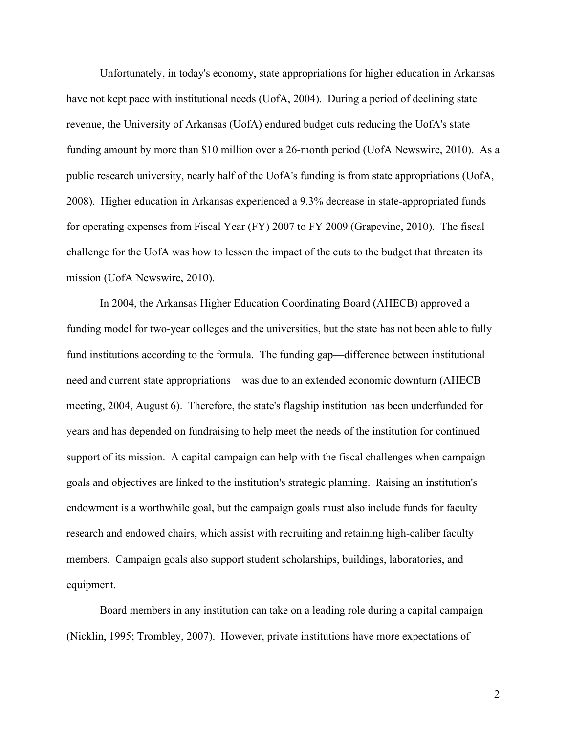Unfortunately, in today's economy, state appropriations for higher education in Arkansas have not kept pace with institutional needs (UofA, 2004). During a period of declining state revenue, the University of Arkansas (UofA) endured budget cuts reducing the UofA's state funding amount by more than $10 million over a 26-month period (UofA Newswire, 2010). As a public research university, nearly half of the UofA's funding is from state appropriations (UofA, 2008). Higher education in Arkansas experienced a 9.3% decrease in state-appropriated funds for operating expenses from Fiscal Year (FY) 2007 to FY 2009 (Grapevine, 2010). The fiscal challenge for the UofA was how to lessen the impact of the cuts to the budget that threaten its mission (UofA Newswire, 2010).

In 2004, the Arkansas Higher Education Coordinating Board (AHECB) approved a funding model for two-year colleges and the universities, but the state has not been able to fully fund institutions according to the formula. The funding gap—difference between institutional need and current state appropriations—was due to an extended economic downturn (AHECB meeting, 2004, August 6). Therefore, the state's flagship institution has been underfunded for years and has depended on fundraising to help meet the needs of the institution for continued support of its mission. A capital campaign can help with the fiscal challenges when campaign goals and objectives are linked to the institution's strategic planning. Raising an institution's endowment is a worthwhile goal, but the campaign goals must also include funds for faculty research and endowed chairs, which assist with recruiting and retaining high-caliber faculty members. Campaign goals also support student scholarships, buildings, laboratories, and equipment.

Board members in any institution can take on a leading role during a capital campaign (Nicklin, 1995; Trombley, 2007). However, private institutions have more expectations of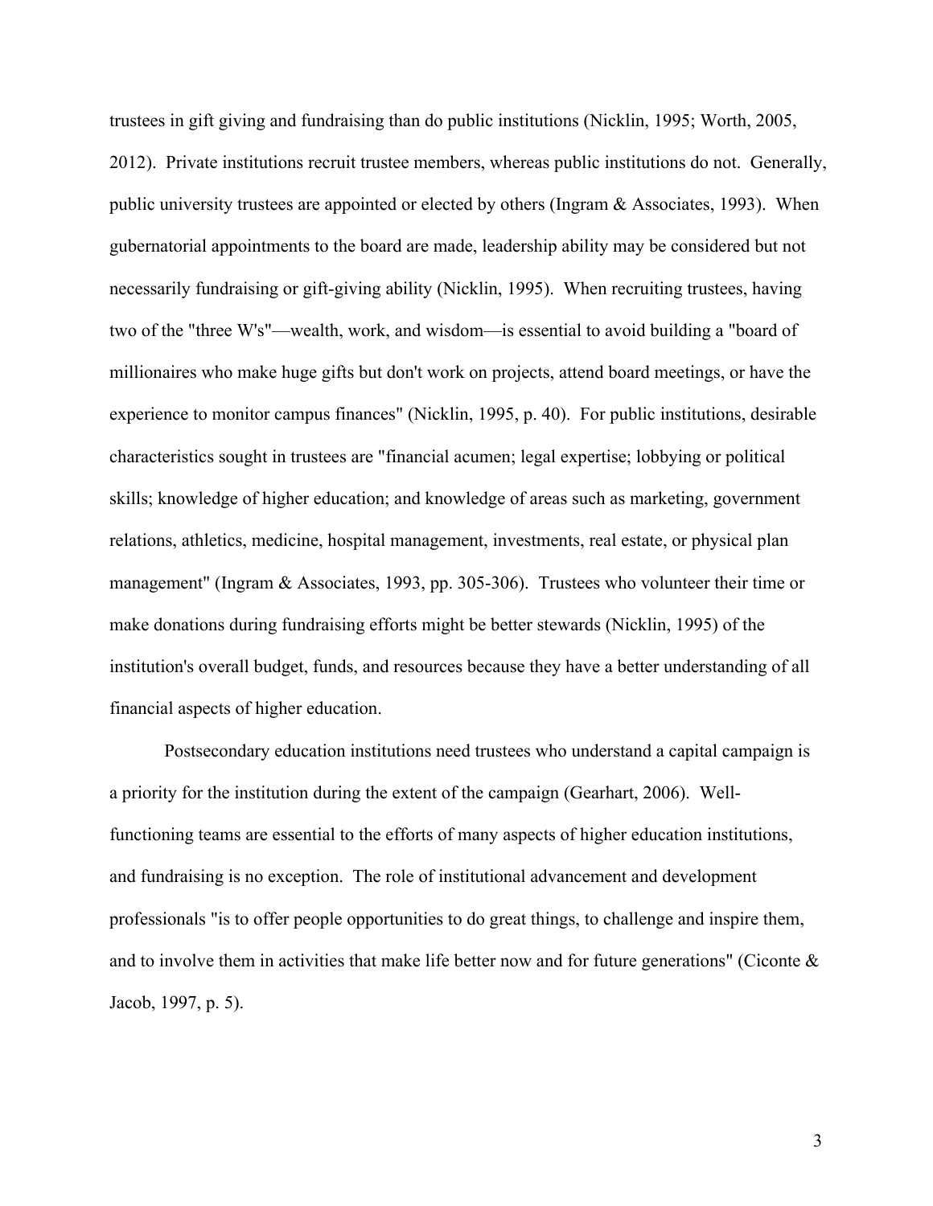trustees in gift giving and fundraising than do public institutions (Nicklin, 1995; Worth, 2005, 2012). Private institutions recruit trustee members, whereas public institutions do not. Generally, public university trustees are appointed or elected by others (Ingram & Associates, 1993). When gubernatorial appointments to the board are made, leadership ability may be considered but not necessarily fundraising or gift-giving ability (Nicklin, 1995). When recruiting trustees, having two of the "three W's"—wealth, work, and wisdom—is essential to avoid building a "board of millionaires who make huge gifts but don't work on projects, attend board meetings, or have the experience to monitor campus finances" (Nicklin, 1995, p. 40). For public institutions, desirable characteristics sought in trustees are "financial acumen; legal expertise; lobbying or political skills; knowledge of higher education; and knowledge of areas such as marketing, government relations, athletics, medicine, hospital management, investments, real estate, or physical plan management" (Ingram & Associates, 1993, pp. 305-306). Trustees who volunteer their time or make donations during fundraising efforts might be better stewards (Nicklin, 1995) of the institution's overall budget, funds, and resources because they have a better understanding of all financial aspects of higher education.

Postsecondary education institutions need trustees who understand a capital campaign is a priority for the institution during the extent of the campaign (Gearhart, 2006). Well-functioning teams are essential to the efforts of many aspects of higher education institutions, and fundraising is no exception. The role of institutional advancement and development professionals "is to offer people opportunities to do great things, to challenge and inspire them, and to involve them in activities that make life better now and for future generations" (Ciconte & Jacob, 1997, p. 5).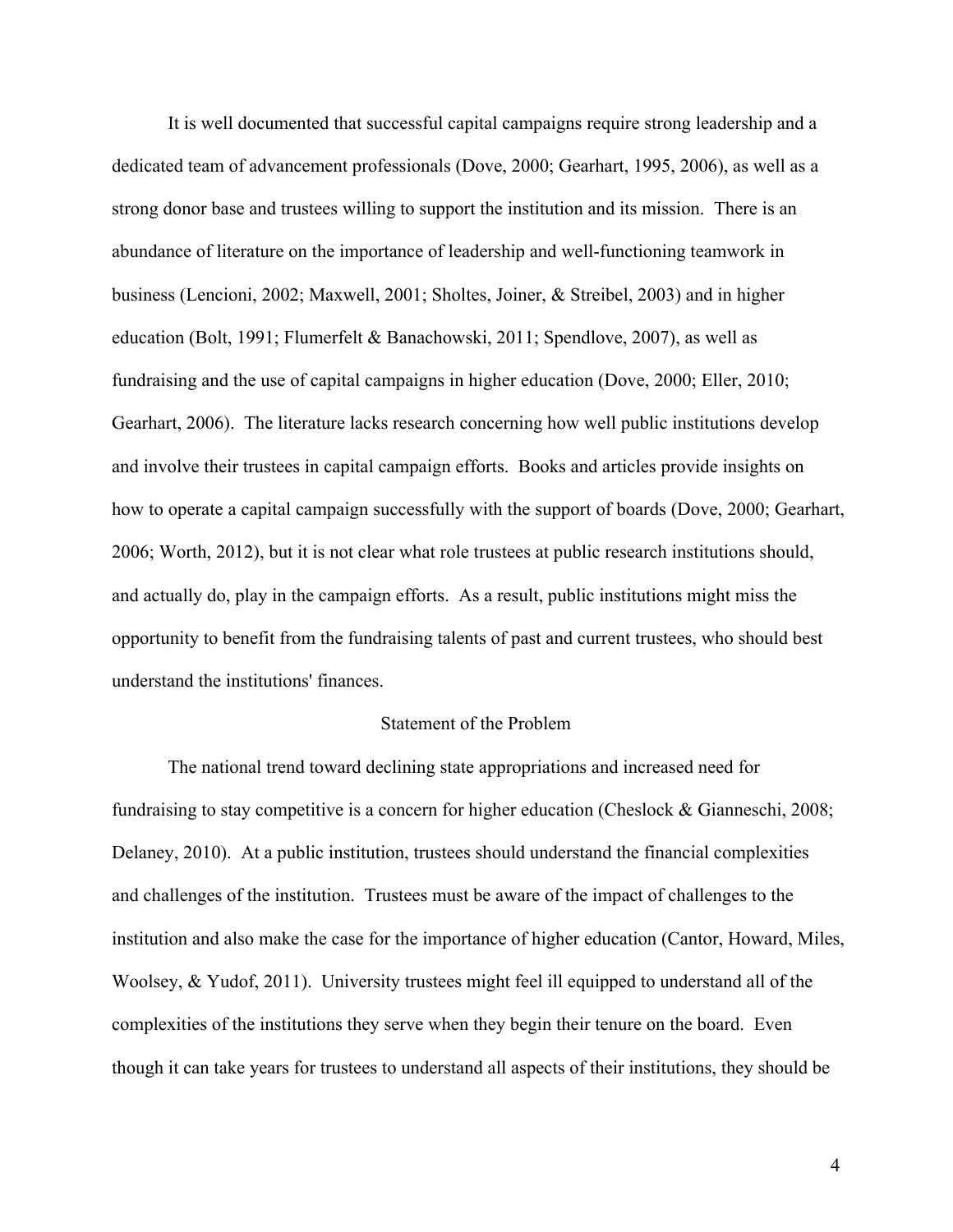It is well documented that successful capital campaigns require strong leadership and a dedicated team of advancement professionals (Dove, 2000; Gearhart, 1995, 2006), as well as a strong donor base and trustees willing to support the institution and its mission. There is an abundance of literature on the importance of leadership and well-functioning teamwork in business (Lencioni, 2002; Maxwell, 2001; Sholtes, Joiner, & Streibel, 2003) and in higher education (Bolt, 1991; Flumerfelt & Banachowski, 2011; Spendlove, 2007), as well as fundraising and the use of capital campaigns in higher education (Dove, 2000; Eller, 2010; Gearhart, 2006). The literature lacks research concerning how well public institutions develop and involve their trustees in capital campaign efforts. Books and articles provide insights on how to operate a capital campaign successfully with the support of boards (Dove, 2000; Gearhart, 2006; Worth, 2012), but it is not clear what role trustees at public research institutions should, and actually do, play in the campaign efforts. As a result, public institutions might miss the opportunity to benefit from the fundraising talents of past and current trustees, who should best understand the institutions' finances.

## Statement of the Problem

The national trend toward declining state appropriations and increased need for fundraising to stay competitive is a concern for higher education (Cheslock & Gianneschi, 2008; Delaney, 2010). At a public institution, trustees should understand the financial complexities and challenges of the institution. Trustees must be aware of the impact of challenges to the institution and also make the case for the importance of higher education (Cantor, Howard, Miles, Woolsey, & Yudof, 2011). University trustees might feel ill equipped to understand all of the complexities of the institutions they serve when they begin their tenure on the board. Even though it can take years for trustees to understand all aspects of their institutions, they should be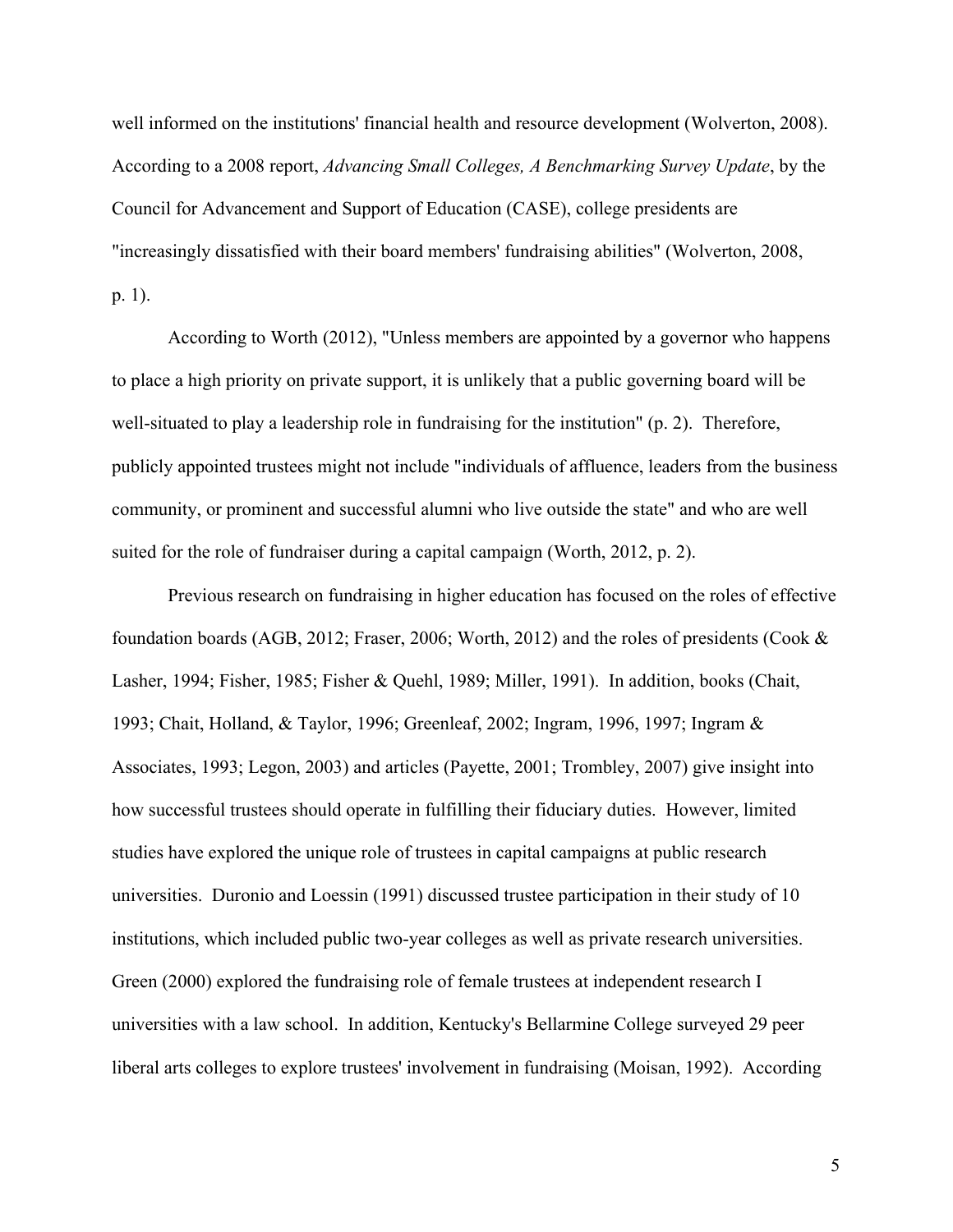well informed on the institutions' financial health and resource development (Wolverton, 2008). According to a 2008 report, *Advancing Small Colleges, A Benchmarking Survey Update*, by the Council for Advancement and Support of Education (CASE), college presidents are "increasingly dissatisfied with their board members' fundraising abilities" (Wolverton, 2008, p. 1).

According to Worth (2012), "Unless members are appointed by a governor who happens to place a high priority on private support, it is unlikely that a public governing board will be well-situated to play a leadership role in fundraising for the institution" (p. 2). Therefore, publicly appointed trustees might not include "individuals of affluence, leaders from the business community, or prominent and successful alumni who live outside the state" and who are well suited for the role of fundraiser during a capital campaign (Worth, 2012, p. 2).

Previous research on fundraising in higher education has focused on the roles of effective foundation boards (AGB, 2012; Fraser, 2006; Worth, 2012) and the roles of presidents (Cook & Lasher, 1994; Fisher, 1985; Fisher & Quehl, 1989; Miller, 1991). In addition, books (Chait, 1993; Chait, Holland, & Taylor, 1996; Greenleaf, 2002; Ingram, 1996, 1997; Ingram & Associates, 1993; Legon, 2003) and articles (Payette, 2001; Trombley, 2007) give insight into how successful trustees should operate in fulfilling their fiduciary duties. However, limited studies have explored the unique role of trustees in capital campaigns at public research universities. Duronio and Loessin (1991) discussed trustee participation in their study of 10 institutions, which included public two-year colleges as well as private research universities. Green (2000) explored the fundraising role of female trustees at independent research I universities with a law school. In addition, Kentucky's Bellarmine College surveyed 29 peer liberal arts colleges to explore trustees' involvement in fundraising (Moisan, 1992). According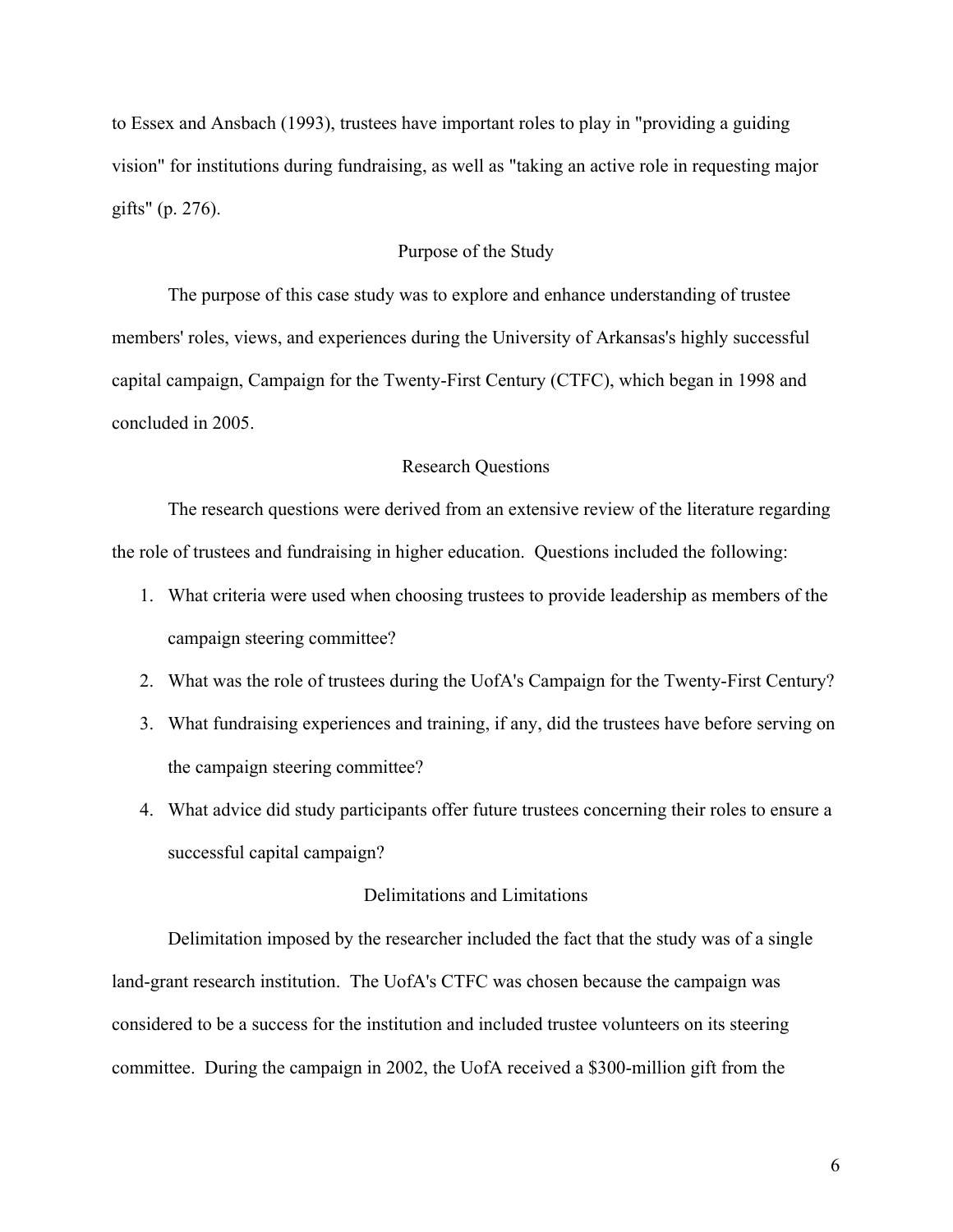to Essex and Ansbach (1993), trustees have important roles to play in "providing a guiding vision" for institutions during fundraising, as well as "taking an active role in requesting major gifts" (p. 276).

## Purpose of the Study

The purpose of this case study was to explore and enhance understanding of trustee members' roles, views, and experiences during the University of Arkansas's highly successful capital campaign, Campaign for the Twenty-First Century (CTFC), which began in 1998 and concluded in 2005.

## Research Questions

The research questions were derived from an extensive review of the literature regarding the role of trustees and fundraising in higher education. Questions included the following:

1. What criteria were used when choosing trustees to provide leadership as members of the campaign steering committee?
2. What was the role of trustees during the UofA's Campaign for the Twenty-First Century?
3. What fundraising experiences and training, if any, did the trustees have before serving on the campaign steering committee?
4. What advice did study participants offer future trustees concerning their roles to ensure a successful capital campaign?

## Delimitations and Limitations

Delimitation imposed by the researcher included the fact that the study was of a single land-grant research institution. The UofA's CTFC was chosen because the campaign was considered to be a success for the institution and included trustee volunteers on its steering committee. During the campaign in 2002, the UofA received a $300-million gift from the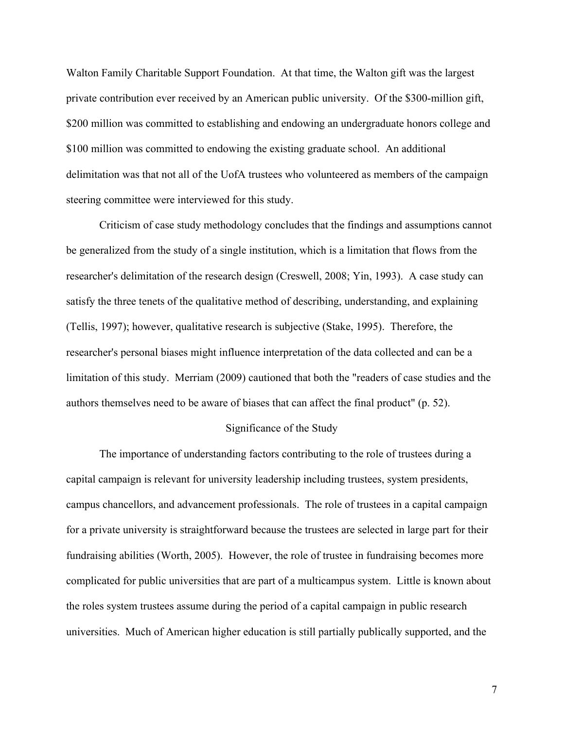Walton Family Charitable Support Foundation. At that time, the Walton gift was the largest private contribution ever received by an American public university. Of the $300-million gift, $200 million was committed to establishing and endowing an undergraduate honors college and $100 million was committed to endowing the existing graduate school. An additional delimitation was that not all of the UofA trustees who volunteered as members of the campaign steering committee were interviewed for this study.

Criticism of case study methodology concludes that the findings and assumptions cannot be generalized from the study of a single institution, which is a limitation that flows from the researcher's delimitation of the research design (Creswell, 2008; Yin, 1993). A case study can satisfy the three tenets of the qualitative method of describing, understanding, and explaining (Tellis, 1997); however, qualitative research is subjective (Stake, 1995). Therefore, the researcher's personal biases might influence interpretation of the data collected and can be a limitation of this study. Merriam (2009) cautioned that both the "readers of case studies and the authors themselves need to be aware of biases that can affect the final product" (p. 52).

## Significance of the Study

The importance of understanding factors contributing to the role of trustees during a capital campaign is relevant for university leadership including trustees, system presidents, campus chancellors, and advancement professionals. The role of trustees in a capital campaign for a private university is straightforward because the trustees are selected in large part for their fundraising abilities (Worth, 2005). However, the role of trustee in fundraising becomes more complicated for public universities that are part of a multicampus system. Little is known about the roles system trustees assume during the period of a capital campaign in public research universities. Much of American higher education is still partially publically supported, and the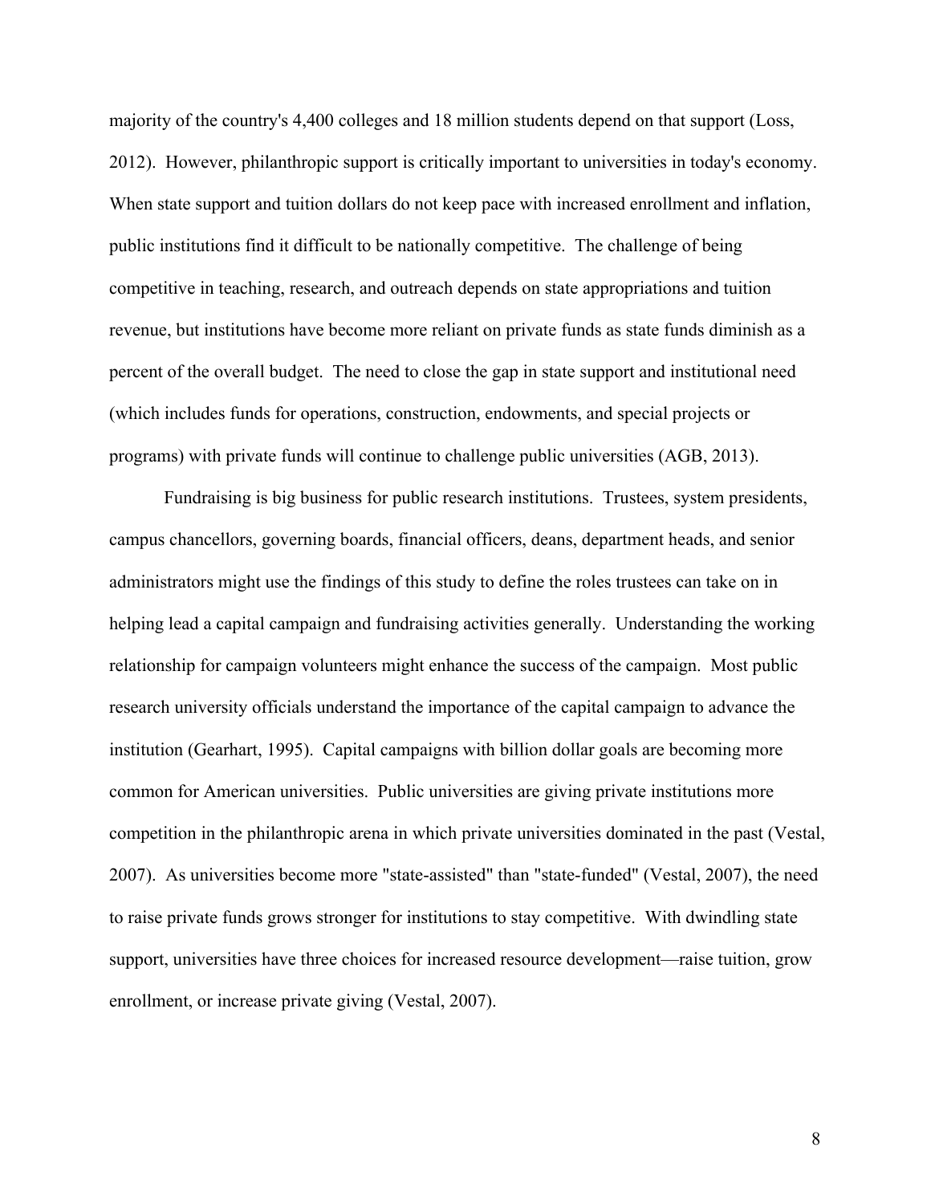majority of the country's 4,400 colleges and 18 million students depend on that support (Loss, 2012). However, philanthropic support is critically important to universities in today's economy. When state support and tuition dollars do not keep pace with increased enrollment and inflation, public institutions find it difficult to be nationally competitive. The challenge of being competitive in teaching, research, and outreach depends on state appropriations and tuition revenue, but institutions have become more reliant on private funds as state funds diminish as a percent of the overall budget. The need to close the gap in state support and institutional need (which includes funds for operations, construction, endowments, and special projects or programs) with private funds will continue to challenge public universities (AGB, 2013).

Fundraising is big business for public research institutions. Trustees, system presidents, campus chancellors, governing boards, financial officers, deans, department heads, and senior administrators might use the findings of this study to define the roles trustees can take on in helping lead a capital campaign and fundraising activities generally. Understanding the working relationship for campaign volunteers might enhance the success of the campaign. Most public research university officials understand the importance of the capital campaign to advance the institution (Gearhart, 1995). Capital campaigns with billion dollar goals are becoming more common for American universities. Public universities are giving private institutions more competition in the philanthropic arena in which private universities dominated in the past (Vestal, 2007). As universities become more "state-assisted" than "state-funded" (Vestal, 2007), the need to raise private funds grows stronger for institutions to stay competitive. With dwindling state support, universities have three choices for increased resource development—raise tuition, grow enrollment, or increase private giving (Vestal, 2007).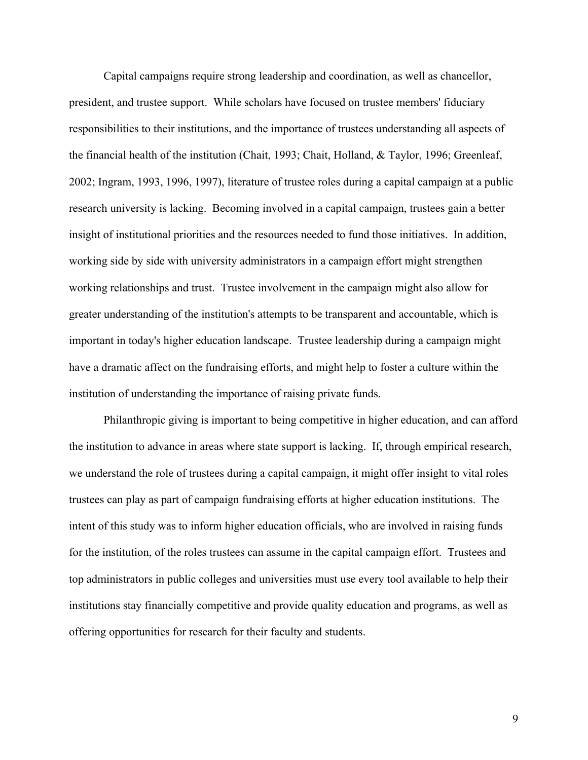Capital campaigns require strong leadership and coordination, as well as chancellor, president, and trustee support. While scholars have focused on trustee members' fiduciary responsibilities to their institutions, and the importance of trustees understanding all aspects of the financial health of the institution (Chait, 1993; Chait, Holland, & Taylor, 1996; Greenleaf, 2002; Ingram, 1993, 1996, 1997), literature of trustee roles during a capital campaign at a public research university is lacking. Becoming involved in a capital campaign, trustees gain a better insight of institutional priorities and the resources needed to fund those initiatives. In addition, working side by side with university administrators in a campaign effort might strengthen working relationships and trust. Trustee involvement in the campaign might also allow for greater understanding of the institution's attempts to be transparent and accountable, which is important in today's higher education landscape. Trustee leadership during a campaign might have a dramatic affect on the fundraising efforts, and might help to foster a culture within the institution of understanding the importance of raising private funds.

Philanthropic giving is important to being competitive in higher education, and can afford the institution to advance in areas where state support is lacking. If, through empirical research, we understand the role of trustees during a capital campaign, it might offer insight to vital roles trustees can play as part of campaign fundraising efforts at higher education institutions. The intent of this study was to inform higher education officials, who are involved in raising funds for the institution, of the roles trustees can assume in the capital campaign effort. Trustees and top administrators in public colleges and universities must use every tool available to help their institutions stay financially competitive and provide quality education and programs, as well as offering opportunities for research for their faculty and students.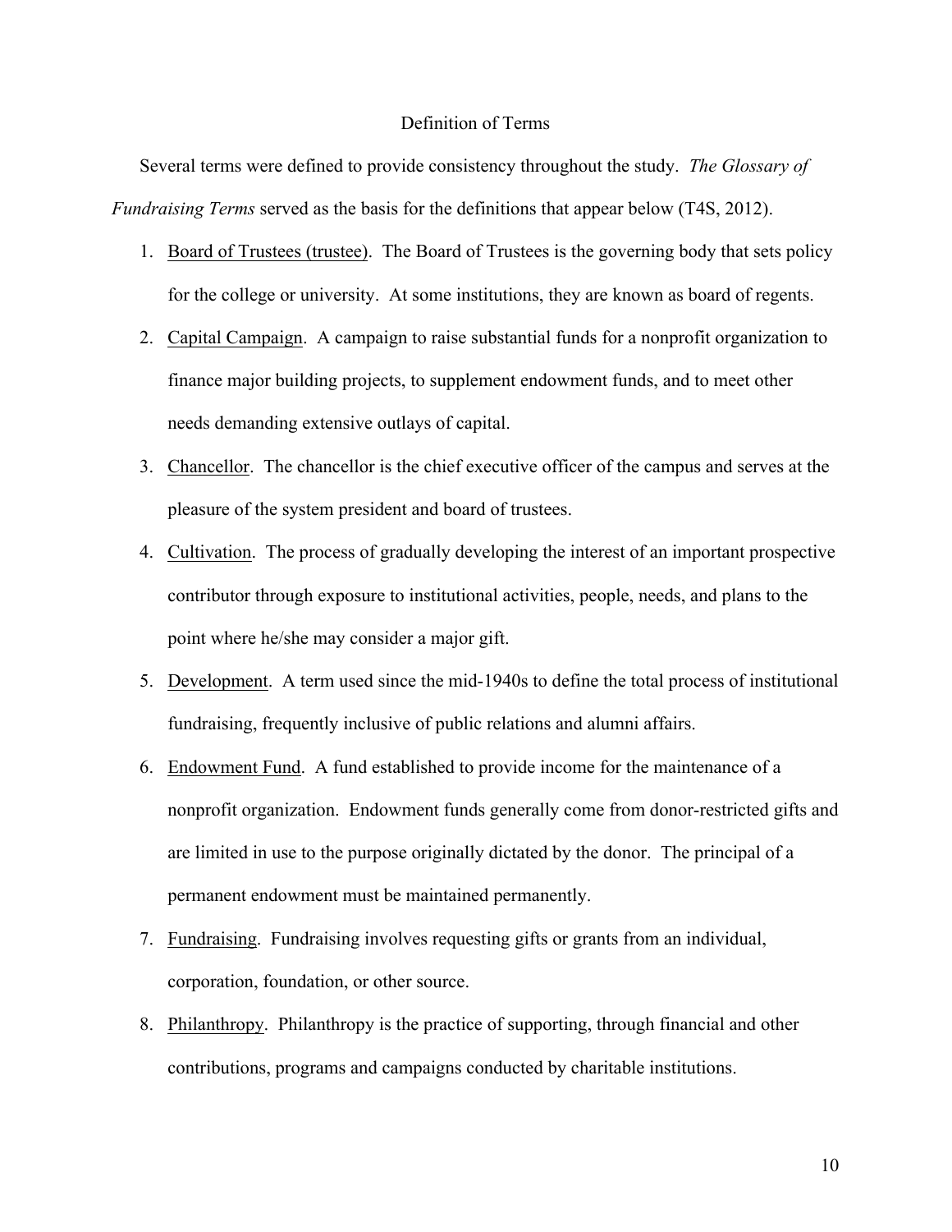## Definition of Terms

Several terms were defined to provide consistency throughout the study. *The Glossary of Fundraising Terms* served as the basis for the definitions that appear below (T4S, 2012).

1. Board of Trustees (trustee). The Board of Trustees is the governing body that sets policy for the college or university. At some institutions, they are known as board of regents.
2. Capital Campaign. A campaign to raise substantial funds for a nonprofit organization to finance major building projects, to supplement endowment funds, and to meet other needs demanding extensive outlays of capital.
3. Chancellor. The chancellor is the chief executive officer of the campus and serves at the pleasure of the system president and board of trustees.
4. Cultivation. The process of gradually developing the interest of an important prospective contributor through exposure to institutional activities, people, needs, and plans to the point where he/she may consider a major gift.
5. Development. A term used since the mid-1940s to define the total process of institutional fundraising, frequently inclusive of public relations and alumni affairs.
6. Endowment Fund. A fund established to provide income for the maintenance of a nonprofit organization. Endowment funds generally come from donor-restricted gifts and are limited in use to the purpose originally dictated by the donor. The principal of a permanent endowment must be maintained permanently.
7. Fundraising. Fundraising involves requesting gifts or grants from an individual, corporation, foundation, or other source.
8. Philanthropy. Philanthropy is the practice of supporting, through financial and other contributions, programs and campaigns conducted by charitable institutions.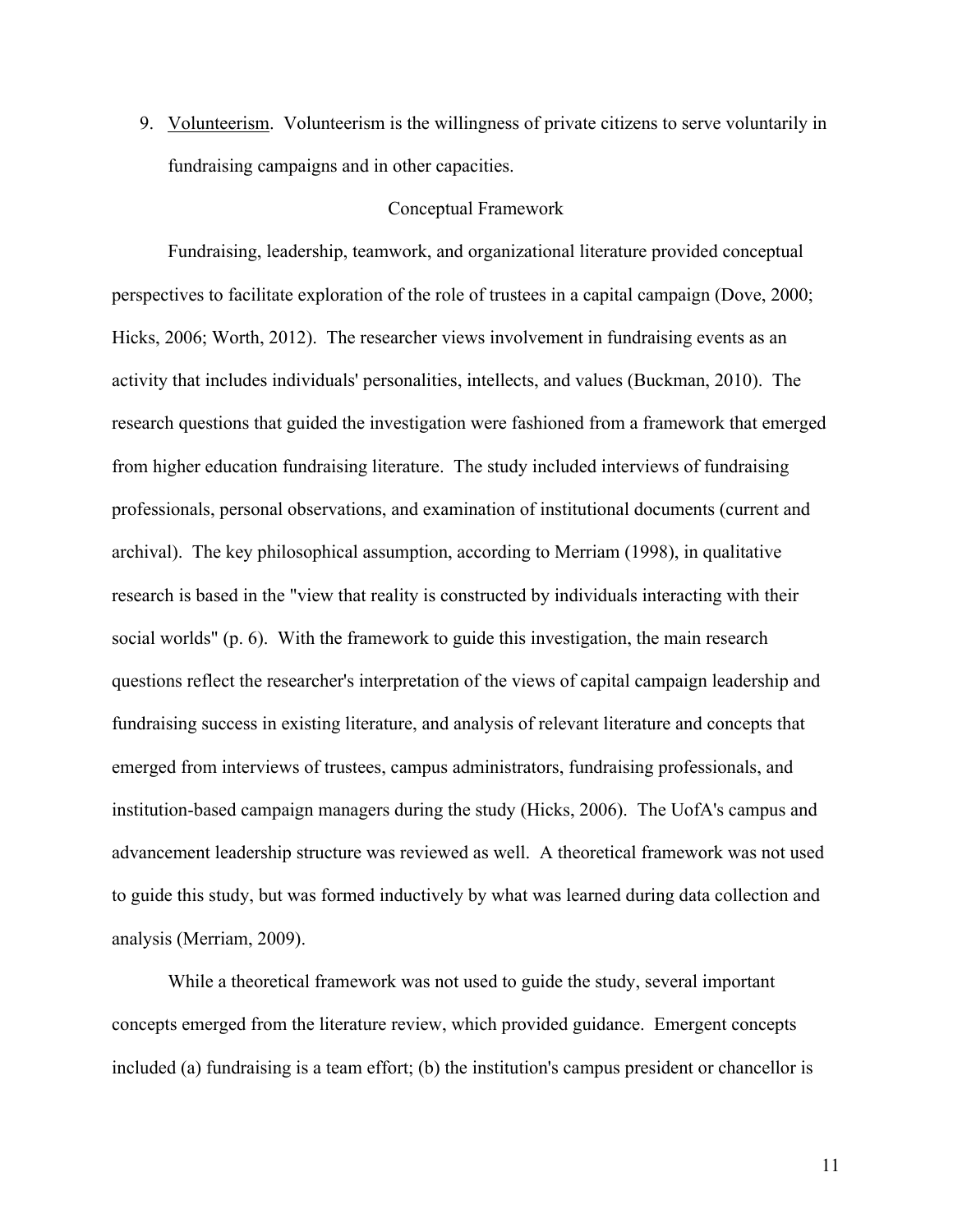9. Volunteerism. Volunteerism is the willingness of private citizens to serve voluntarily in fundraising campaigns and in other capacities.

## Conceptual Framework

Fundraising, leadership, teamwork, and organizational literature provided conceptual perspectives to facilitate exploration of the role of trustees in a capital campaign (Dove, 2000; Hicks, 2006; Worth, 2012). The researcher views involvement in fundraising events as an activity that includes individuals' personalities, intellects, and values (Buckman, 2010). The research questions that guided the investigation were fashioned from a framework that emerged from higher education fundraising literature. The study included interviews of fundraising professionals, personal observations, and examination of institutional documents (current and archival). The key philosophical assumption, according to Merriam (1998), in qualitative research is based in the "view that reality is constructed by individuals interacting with their social worlds" (p. 6). With the framework to guide this investigation, the main research questions reflect the researcher's interpretation of the views of capital campaign leadership and fundraising success in existing literature, and analysis of relevant literature and concepts that emerged from interviews of trustees, campus administrators, fundraising professionals, and institution-based campaign managers during the study (Hicks, 2006). The UofA's campus and advancement leadership structure was reviewed as well. A theoretical framework was not used to guide this study, but was formed inductively by what was learned during data collection and analysis (Merriam, 2009).

While a theoretical framework was not used to guide the study, several important concepts emerged from the literature review, which provided guidance. Emergent concepts included (a) fundraising is a team effort; (b) the institution's campus president or chancellor is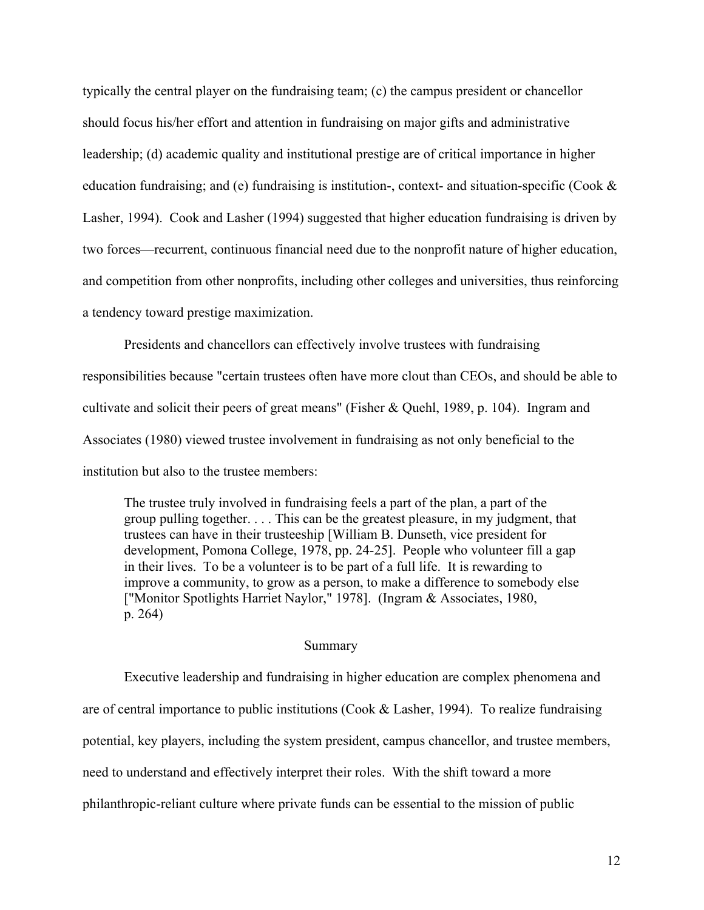typically the central player on the fundraising team; (c) the campus president or chancellor should focus his/her effort and attention in fundraising on major gifts and administrative leadership; (d) academic quality and institutional prestige are of critical importance in higher education fundraising; and (e) fundraising is institution-, context- and situation-specific (Cook & Lasher, 1994). Cook and Lasher (1994) suggested that higher education fundraising is driven by two forces—recurrent, continuous financial need due to the nonprofit nature of higher education, and competition from other nonprofits, including other colleges and universities, thus reinforcing a tendency toward prestige maximization.

Presidents and chancellors can effectively involve trustees with fundraising responsibilities because "certain trustees often have more clout than CEOs, and should be able to cultivate and solicit their peers of great means" (Fisher & Quehl, 1989, p. 104). Ingram and Associates (1980) viewed trustee involvement in fundraising as not only beneficial to the institution but also to the trustee members:

> The trustee truly involved in fundraising feels a part of the plan, a part of the group pulling together. . . . This can be the greatest pleasure, in my judgment, that trustees can have in their trusteeship [William B. Dunseth, vice president for development, Pomona College, 1978, pp. 24-25]. People who volunteer fill a gap in their lives. To be a volunteer is to be part of a full life. It is rewarding to improve a community, to grow as a person, to make a difference to somebody else ["Monitor Spotlights Harriet Naylor," 1978]. (Ingram & Associates, 1980, p. 264)

## Summary

Executive leadership and fundraising in higher education are complex phenomena and are of central importance to public institutions (Cook & Lasher, 1994). To realize fundraising potential, key players, including the system president, campus chancellor, and trustee members, need to understand and effectively interpret their roles. With the shift toward a more philanthropic-reliant culture where private funds can be essential to the mission of public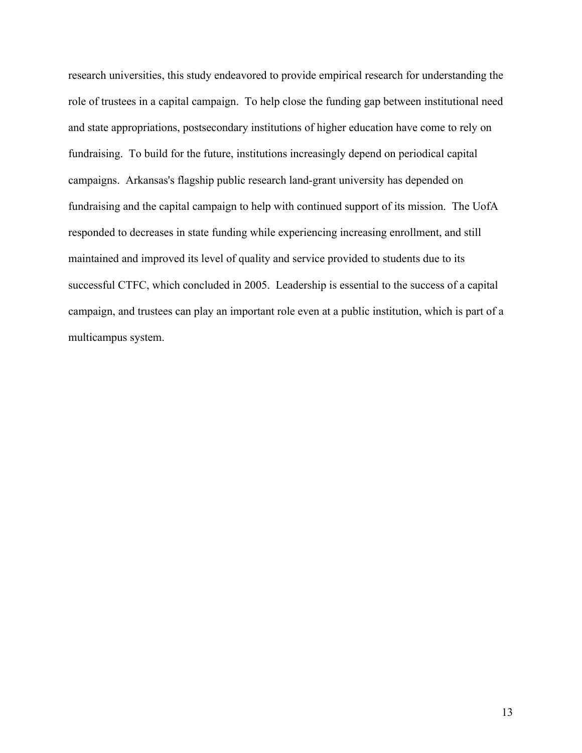research universities, this study endeavored to provide empirical research for understanding the role of trustees in a capital campaign. To help close the funding gap between institutional need and state appropriations, postsecondary institutions of higher education have come to rely on fundraising. To build for the future, institutions increasingly depend on periodical capital campaigns. Arkansas's flagship public research land-grant university has depended on fundraising and the capital campaign to help with continued support of its mission. The UofA responded to decreases in state funding while experiencing increasing enrollment, and still maintained and improved its level of quality and service provided to students due to its successful CTFC, which concluded in 2005. Leadership is essential to the success of a capital campaign, and trustees can play an important role even at a public institution, which is part of a multicampus system.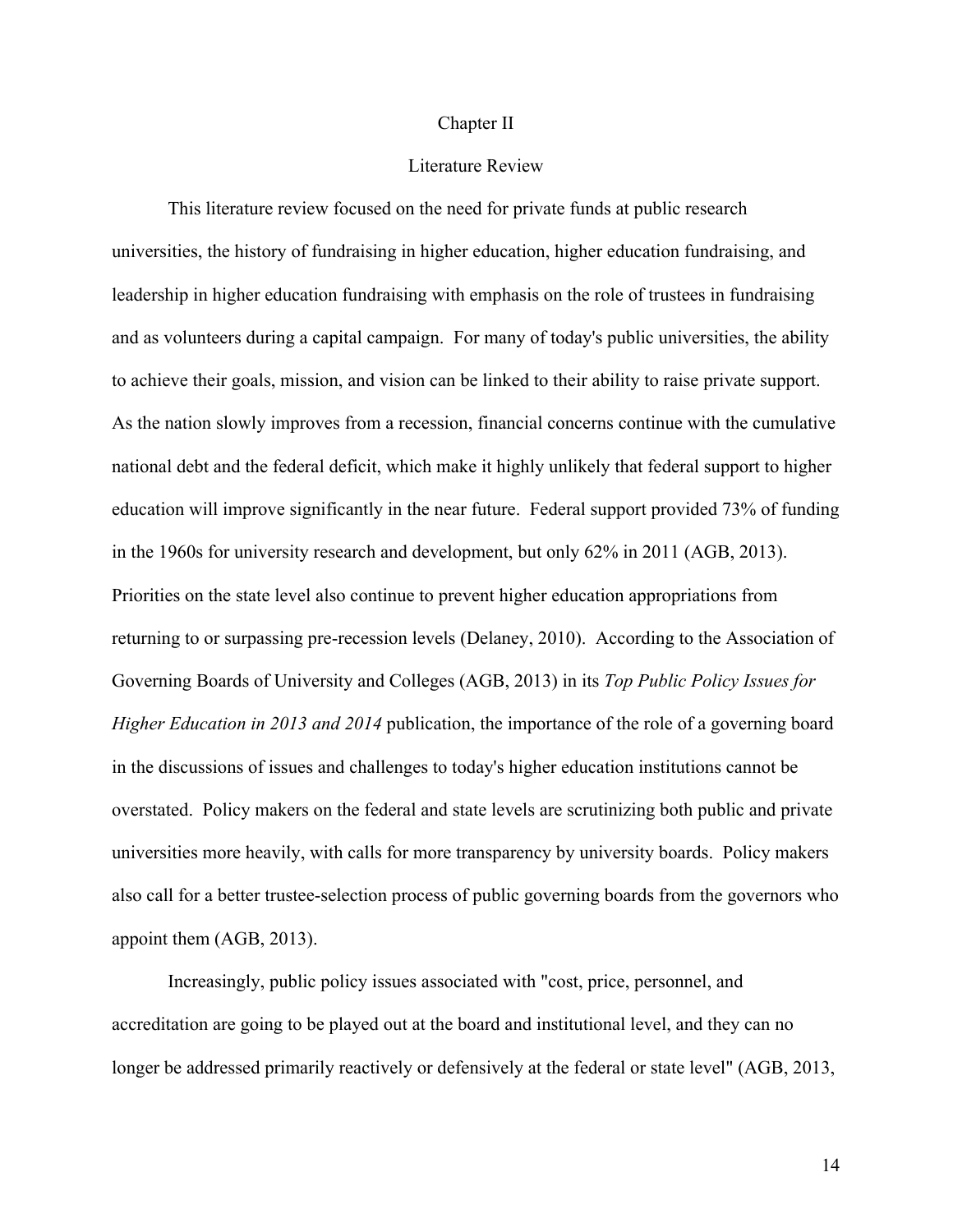# Chapter II

## Literature Review

This literature review focused on the need for private funds at public research universities, the history of fundraising in higher education, higher education fundraising, and leadership in higher education fundraising with emphasis on the role of trustees in fundraising and as volunteers during a capital campaign. For many of today's public universities, the ability to achieve their goals, mission, and vision can be linked to their ability to raise private support. As the nation slowly improves from a recession, financial concerns continue with the cumulative national debt and the federal deficit, which make it highly unlikely that federal support to higher education will improve significantly in the near future. Federal support provided 73% of funding in the 1960s for university research and development, but only 62% in 2011 (AGB, 2013). Priorities on the state level also continue to prevent higher education appropriations from returning to or surpassing pre-recession levels (Delaney, 2010). According to the Association of Governing Boards of University and Colleges (AGB, 2013) in its *Top Public Policy Issues for Higher Education in 2013 and 2014* publication, the importance of the role of a governing board in the discussions of issues and challenges to today's higher education institutions cannot be overstated. Policy makers on the federal and state levels are scrutinizing both public and private universities more heavily, with calls for more transparency by university boards. Policy makers also call for a better trustee-selection process of public governing boards from the governors who appoint them (AGB, 2013).

Increasingly, public policy issues associated with "cost, price, personnel, and accreditation are going to be played out at the board and institutional level, and they can no longer be addressed primarily reactively or defensively at the federal or state level" (AGB, 2013,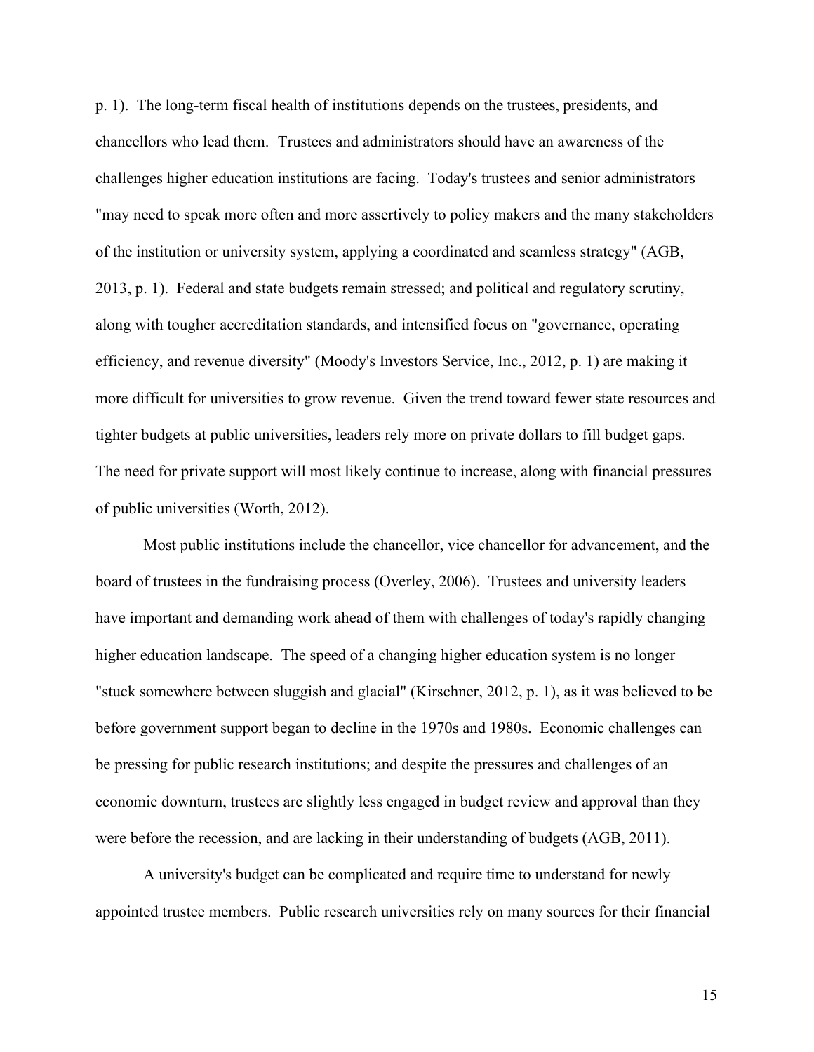p. 1). The long-term fiscal health of institutions depends on the trustees, presidents, and chancellors who lead them. Trustees and administrators should have an awareness of the challenges higher education institutions are facing. Today's trustees and senior administrators "may need to speak more often and more assertively to policy makers and the many stakeholders of the institution or university system, applying a coordinated and seamless strategy" (AGB, 2013, p. 1). Federal and state budgets remain stressed; and political and regulatory scrutiny, along with tougher accreditation standards, and intensified focus on "governance, operating efficiency, and revenue diversity" (Moody's Investors Service, Inc., 2012, p. 1) are making it more difficult for universities to grow revenue. Given the trend toward fewer state resources and tighter budgets at public universities, leaders rely more on private dollars to fill budget gaps. The need for private support will most likely continue to increase, along with financial pressures of public universities (Worth, 2012).

Most public institutions include the chancellor, vice chancellor for advancement, and the board of trustees in the fundraising process (Overley, 2006). Trustees and university leaders have important and demanding work ahead of them with challenges of today's rapidly changing higher education landscape. The speed of a changing higher education system is no longer "stuck somewhere between sluggish and glacial" (Kirschner, 2012, p. 1), as it was believed to be before government support began to decline in the 1970s and 1980s. Economic challenges can be pressing for public research institutions; and despite the pressures and challenges of an economic downturn, trustees are slightly less engaged in budget review and approval than they were before the recession, and are lacking in their understanding of budgets (AGB, 2011).

A university's budget can be complicated and require time to understand for newly appointed trustee members. Public research universities rely on many sources for their financial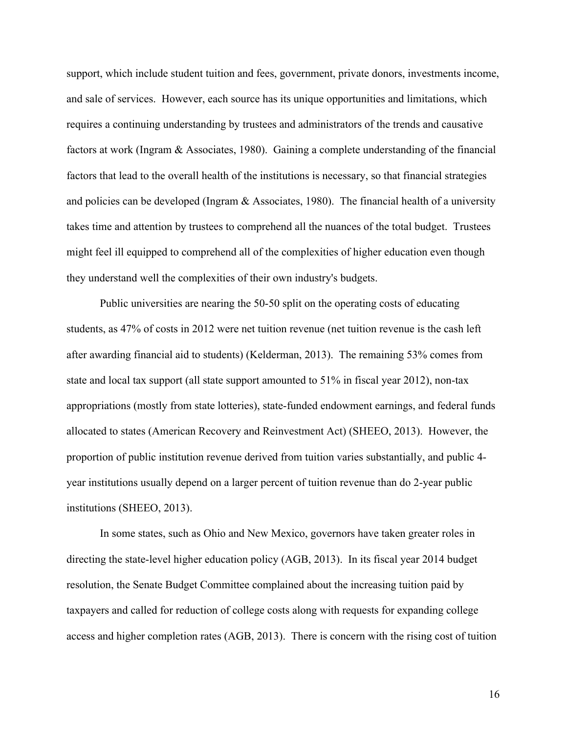support, which include student tuition and fees, government, private donors, investments income, and sale of services. However, each source has its unique opportunities and limitations, which requires a continuing understanding by trustees and administrators of the trends and causative factors at work (Ingram & Associates, 1980). Gaining a complete understanding of the financial factors that lead to the overall health of the institutions is necessary, so that financial strategies and policies can be developed (Ingram & Associates, 1980). The financial health of a university takes time and attention by trustees to comprehend all the nuances of the total budget. Trustees might feel ill equipped to comprehend all of the complexities of higher education even though they understand well the complexities of their own industry's budgets.

Public universities are nearing the 50-50 split on the operating costs of educating students, as 47% of costs in 2012 were net tuition revenue (net tuition revenue is the cash left after awarding financial aid to students) (Kelderman, 2013). The remaining 53% comes from state and local tax support (all state support amounted to 51% in fiscal year 2012), non-tax appropriations (mostly from state lotteries), state-funded endowment earnings, and federal funds allocated to states (American Recovery and Reinvestment Act) (SHEEO, 2013). However, the proportion of public institution revenue derived from tuition varies substantially, and public 4-year institutions usually depend on a larger percent of tuition revenue than do 2-year public institutions (SHEEO, 2013).

In some states, such as Ohio and New Mexico, governors have taken greater roles in directing the state-level higher education policy (AGB, 2013). In its fiscal year 2014 budget resolution, the Senate Budget Committee complained about the increasing tuition paid by taxpayers and called for reduction of college costs along with requests for expanding college access and higher completion rates (AGB, 2013). There is concern with the rising cost of tuition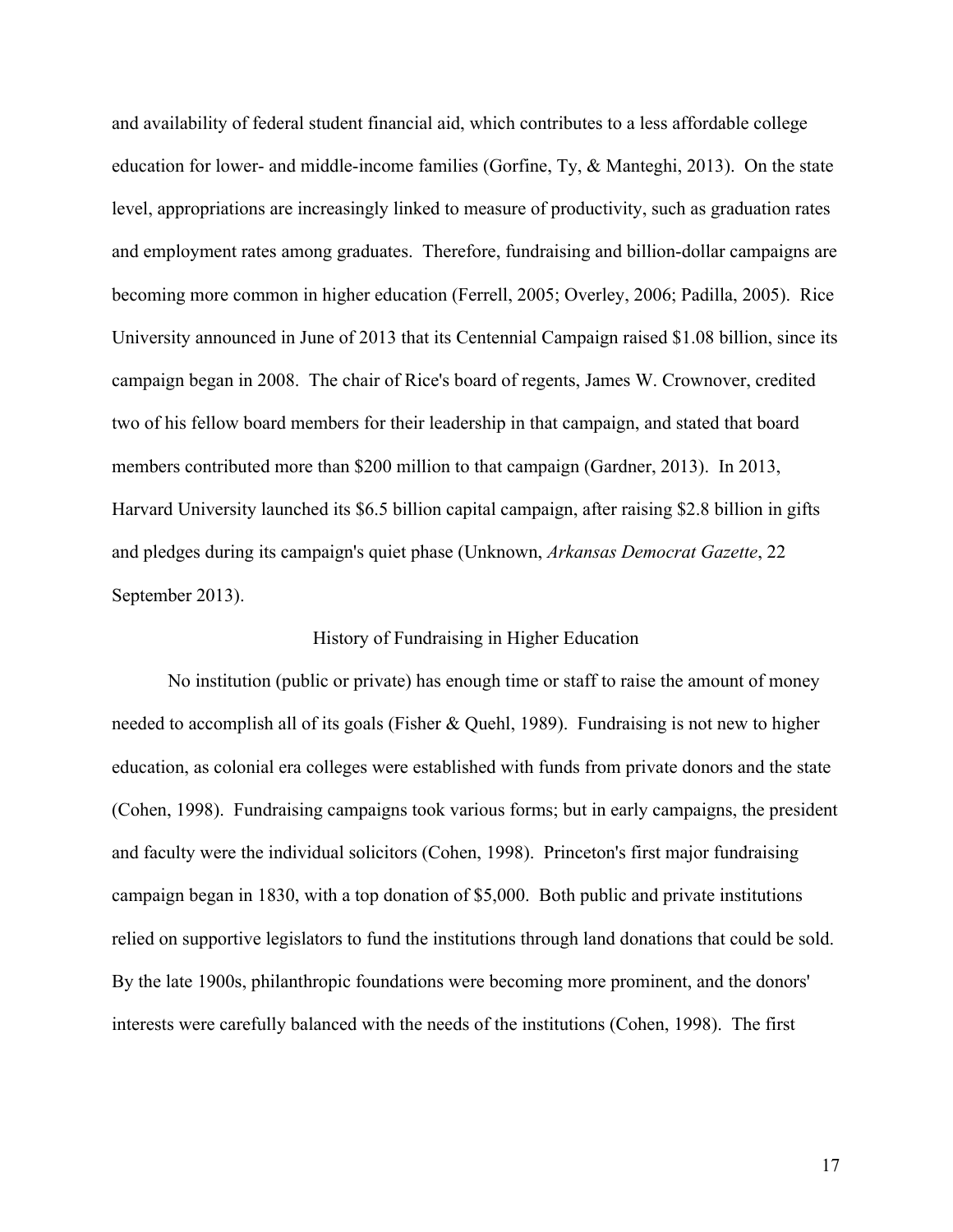and availability of federal student financial aid, which contributes to a less affordable college education for lower- and middle-income families (Gorfine, Ty, & Manteghi, 2013). On the state level, appropriations are increasingly linked to measure of productivity, such as graduation rates and employment rates among graduates. Therefore, fundraising and billion-dollar campaigns are becoming more common in higher education (Ferrell, 2005; Overley, 2006; Padilla, 2005). Rice University announced in June of 2013 that its Centennial Campaign raised $1.08 billion, since its campaign began in 2008. The chair of Rice's board of regents, James W. Crownover, credited two of his fellow board members for their leadership in that campaign, and stated that board members contributed more than $200 million to that campaign (Gardner, 2013). In 2013, Harvard University launched its $6.5 billion capital campaign, after raising $2.8 billion in gifts and pledges during its campaign's quiet phase (Unknown, *Arkansas Democrat Gazette*, 22 September 2013).

## History of Fundraising in Higher Education

No institution (public or private) has enough time or staff to raise the amount of money needed to accomplish all of its goals (Fisher & Quehl, 1989). Fundraising is not new to higher education, as colonial era colleges were established with funds from private donors and the state (Cohen, 1998). Fundraising campaigns took various forms; but in early campaigns, the president and faculty were the individual solicitors (Cohen, 1998). Princeton's first major fundraising campaign began in 1830, with a top donation of $5,000. Both public and private institutions relied on supportive legislators to fund the institutions through land donations that could be sold. By the late 1900s, philanthropic foundations were becoming more prominent, and the donors' interests were carefully balanced with the needs of the institutions (Cohen, 1998). The first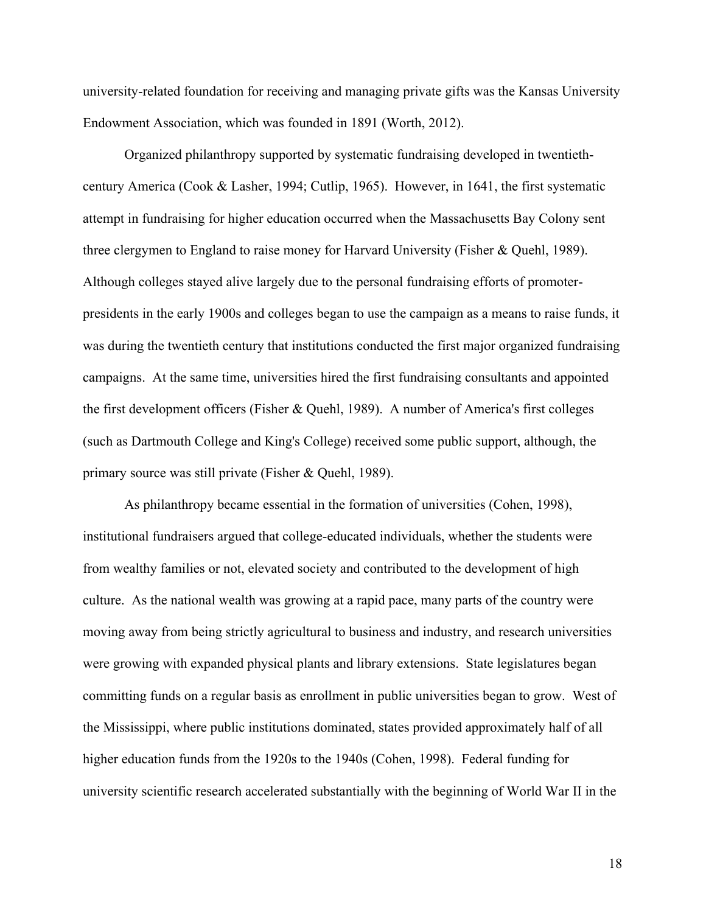university-related foundation for receiving and managing private gifts was the Kansas University Endowment Association, which was founded in 1891 (Worth, 2012).

Organized philanthropy supported by systematic fundraising developed in twentieth-century America (Cook & Lasher, 1994; Cutlip, 1965). However, in 1641, the first systematic attempt in fundraising for higher education occurred when the Massachusetts Bay Colony sent three clergymen to England to raise money for Harvard University (Fisher & Quehl, 1989). Although colleges stayed alive largely due to the personal fundraising efforts of promoter-presidents in the early 1900s and colleges began to use the campaign as a means to raise funds, it was during the twentieth century that institutions conducted the first major organized fundraising campaigns. At the same time, universities hired the first fundraising consultants and appointed the first development officers (Fisher & Quehl, 1989). A number of America's first colleges (such as Dartmouth College and King's College) received some public support, although, the primary source was still private (Fisher & Quehl, 1989).

As philanthropy became essential in the formation of universities (Cohen, 1998), institutional fundraisers argued that college-educated individuals, whether the students were from wealthy families or not, elevated society and contributed to the development of high culture. As the national wealth was growing at a rapid pace, many parts of the country were moving away from being strictly agricultural to business and industry, and research universities were growing with expanded physical plants and library extensions. State legislatures began committing funds on a regular basis as enrollment in public universities began to grow. West of the Mississippi, where public institutions dominated, states provided approximately half of all higher education funds from the 1920s to the 1940s (Cohen, 1998). Federal funding for university scientific research accelerated substantially with the beginning of World War II in the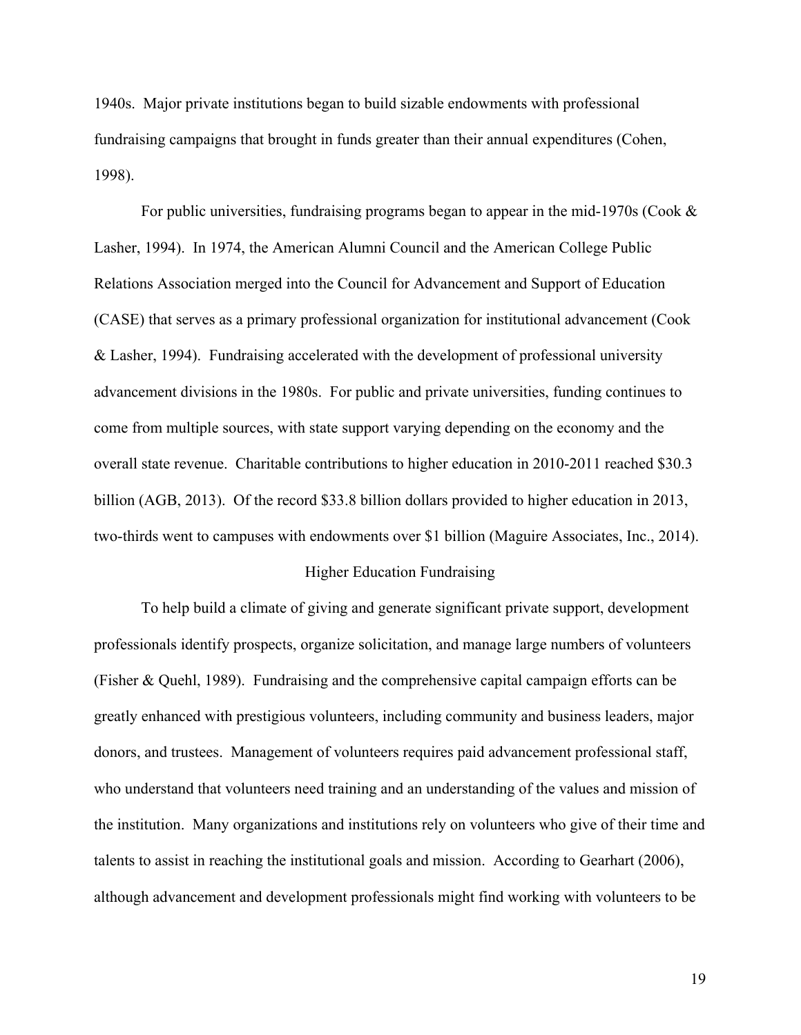1940s. Major private institutions began to build sizable endowments with professional fundraising campaigns that brought in funds greater than their annual expenditures (Cohen, 1998).

For public universities, fundraising programs began to appear in the mid-1970s (Cook & Lasher, 1994). In 1974, the American Alumni Council and the American College Public Relations Association merged into the Council for Advancement and Support of Education (CASE) that serves as a primary professional organization for institutional advancement (Cook & Lasher, 1994). Fundraising accelerated with the development of professional university advancement divisions in the 1980s. For public and private universities, funding continues to come from multiple sources, with state support varying depending on the economy and the overall state revenue. Charitable contributions to higher education in 2010-2011 reached $30.3 billion (AGB, 2013). Of the record $33.8 billion dollars provided to higher education in 2013, two-thirds went to campuses with endowments over $1 billion (Maguire Associates, Inc., 2014).

## Higher Education Fundraising

To help build a climate of giving and generate significant private support, development professionals identify prospects, organize solicitation, and manage large numbers of volunteers (Fisher & Quehl, 1989). Fundraising and the comprehensive capital campaign efforts can be greatly enhanced with prestigious volunteers, including community and business leaders, major donors, and trustees. Management of volunteers requires paid advancement professional staff, who understand that volunteers need training and an understanding of the values and mission of the institution. Many organizations and institutions rely on volunteers who give of their time and talents to assist in reaching the institutional goals and mission. According to Gearhart (2006), although advancement and development professionals might find working with volunteers to be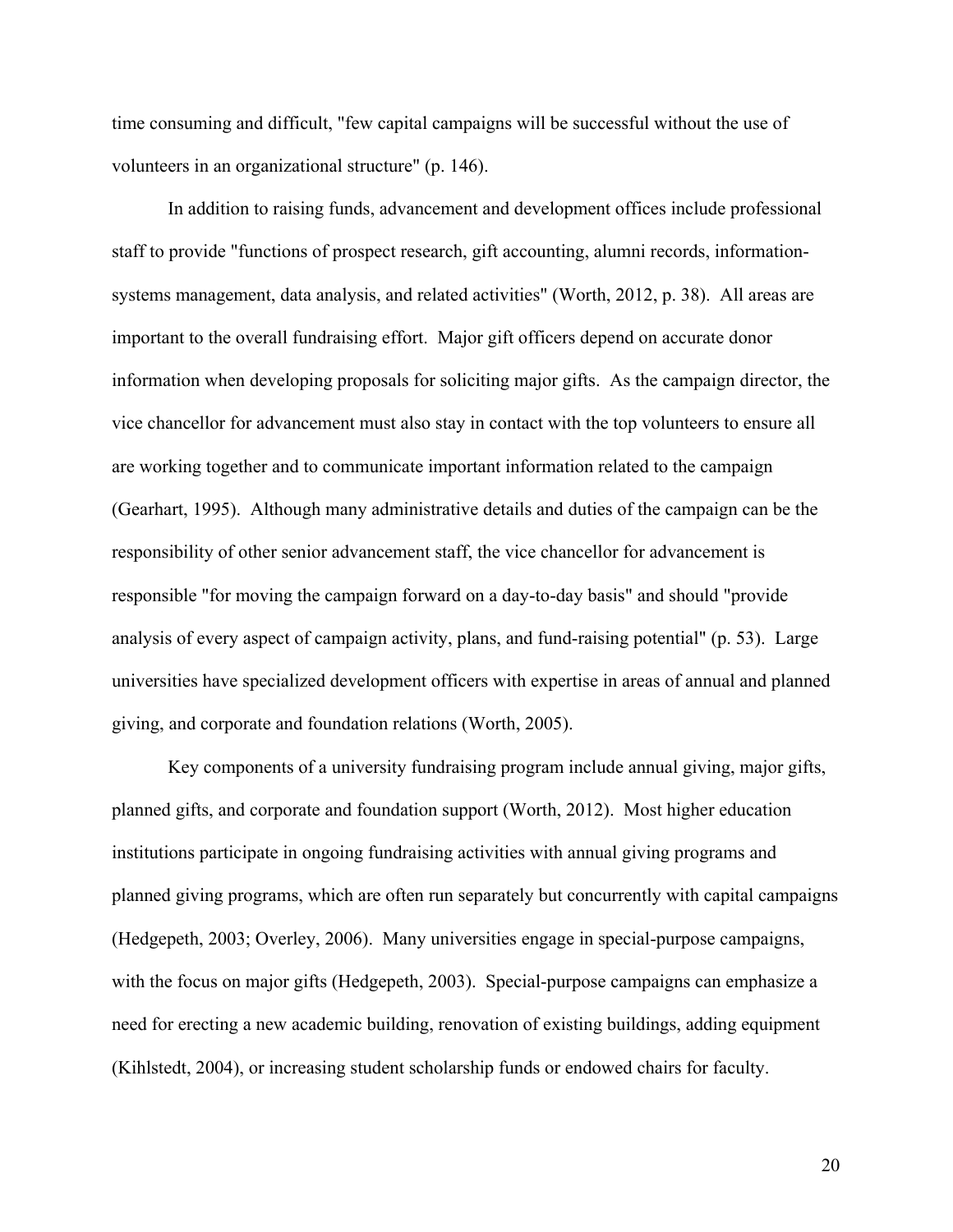time consuming and difficult, "few capital campaigns will be successful without the use of volunteers in an organizational structure" (p. 146).

In addition to raising funds, advancement and development offices include professional staff to provide "functions of prospect research, gift accounting, alumni records, information-systems management, data analysis, and related activities" (Worth, 2012, p. 38). All areas are important to the overall fundraising effort. Major gift officers depend on accurate donor information when developing proposals for soliciting major gifts. As the campaign director, the vice chancellor for advancement must also stay in contact with the top volunteers to ensure all are working together and to communicate important information related to the campaign (Gearhart, 1995). Although many administrative details and duties of the campaign can be the responsibility of other senior advancement staff, the vice chancellor for advancement is responsible "for moving the campaign forward on a day-to-day basis" and should "provide analysis of every aspect of campaign activity, plans, and fund-raising potential" (p. 53). Large universities have specialized development officers with expertise in areas of annual and planned giving, and corporate and foundation relations (Worth, 2005).

Key components of a university fundraising program include annual giving, major gifts, planned gifts, and corporate and foundation support (Worth, 2012). Most higher education institutions participate in ongoing fundraising activities with annual giving programs and planned giving programs, which are often run separately but concurrently with capital campaigns (Hedgepeth, 2003; Overley, 2006). Many universities engage in special-purpose campaigns, with the focus on major gifts (Hedgepeth, 2003). Special-purpose campaigns can emphasize a need for erecting a new academic building, renovation of existing buildings, adding equipment (Kihlstedt, 2004), or increasing student scholarship funds or endowed chairs for faculty.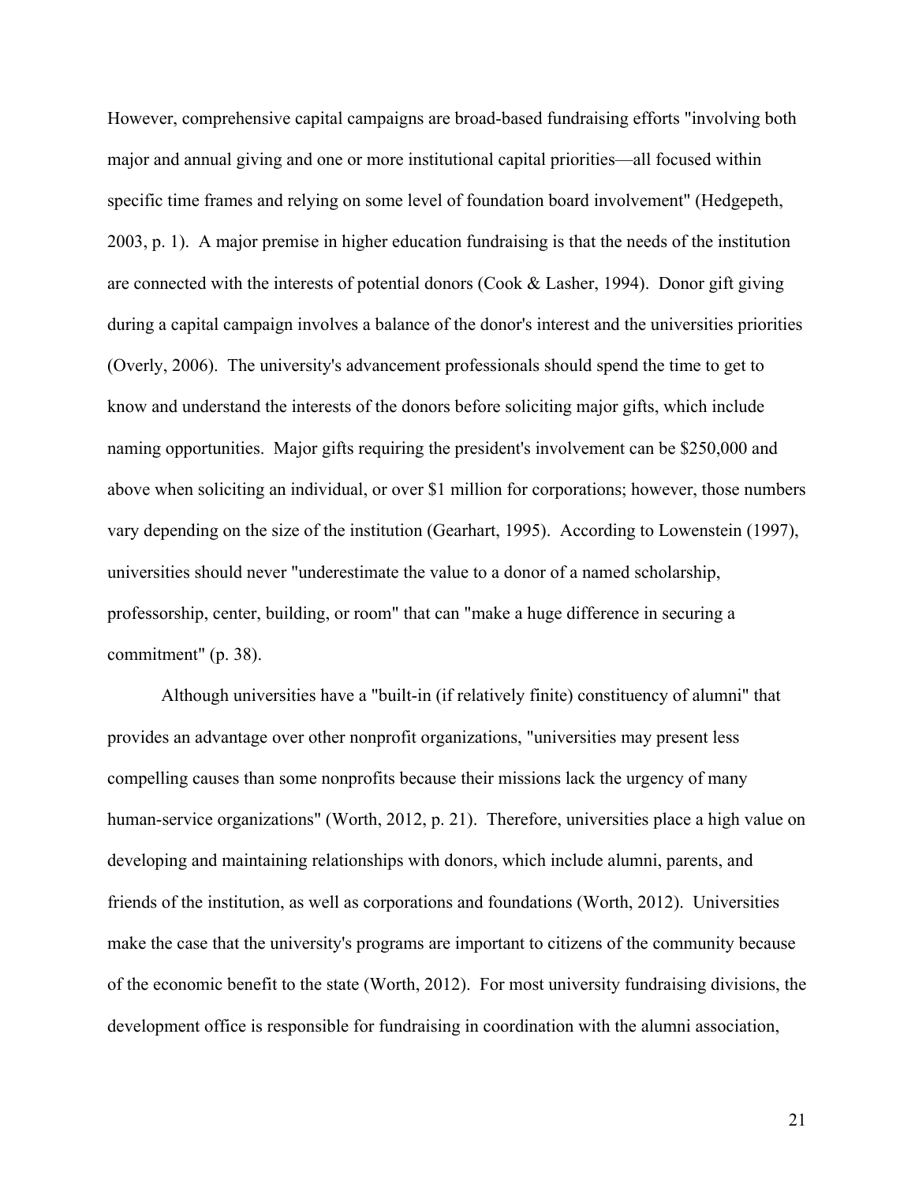However, comprehensive capital campaigns are broad-based fundraising efforts "involving both major and annual giving and one or more institutional capital priorities—all focused within specific time frames and relying on some level of foundation board involvement" (Hedgepeth, 2003, p. 1). A major premise in higher education fundraising is that the needs of the institution are connected with the interests of potential donors (Cook & Lasher, 1994). Donor gift giving during a capital campaign involves a balance of the donor's interest and the universities priorities (Overly, 2006). The university's advancement professionals should spend the time to get to know and understand the interests of the donors before soliciting major gifts, which include naming opportunities. Major gifts requiring the president's involvement can be $250,000 and above when soliciting an individual, or over $1 million for corporations; however, those numbers vary depending on the size of the institution (Gearhart, 1995). According to Lowenstein (1997), universities should never "underestimate the value to a donor of a named scholarship, professorship, center, building, or room" that can "make a huge difference in securing a commitment" (p. 38).

Although universities have a "built-in (if relatively finite) constituency of alumni" that provides an advantage over other nonprofit organizations, "universities may present less compelling causes than some nonprofits because their missions lack the urgency of many human-service organizations" (Worth, 2012, p. 21). Therefore, universities place a high value on developing and maintaining relationships with donors, which include alumni, parents, and friends of the institution, as well as corporations and foundations (Worth, 2012). Universities make the case that the university's programs are important to citizens of the community because of the economic benefit to the state (Worth, 2012). For most university fundraising divisions, the development office is responsible for fundraising in coordination with the alumni association,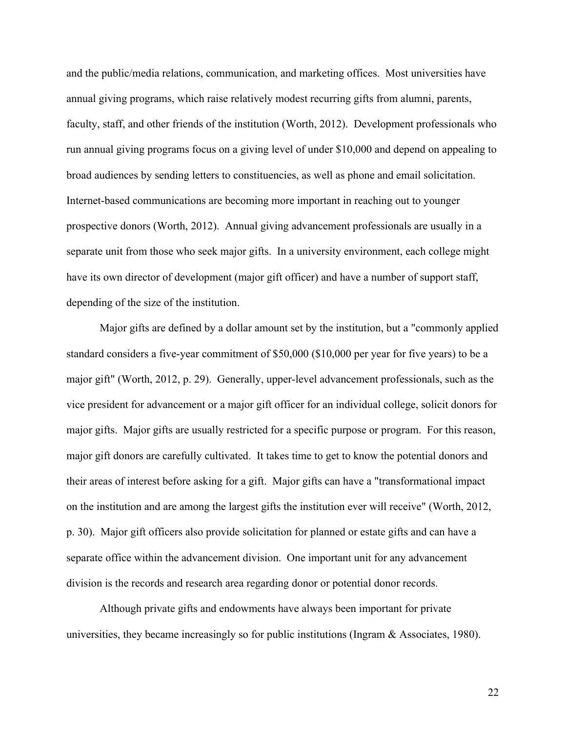and the public/media relations, communication, and marketing offices. Most universities have annual giving programs, which raise relatively modest recurring gifts from alumni, parents, faculty, staff, and other friends of the institution (Worth, 2012). Development professionals who run annual giving programs focus on a giving level of under $10,000 and depend on appealing to broad audiences by sending letters to constituencies, as well as phone and email solicitation. Internet-based communications are becoming more important in reaching out to younger prospective donors (Worth, 2012). Annual giving advancement professionals are usually in a separate unit from those who seek major gifts. In a university environment, each college might have its own director of development (major gift officer) and have a number of support staff, depending of the size of the institution.

Major gifts are defined by a dollar amount set by the institution, but a "commonly applied standard considers a five-year commitment of $50,000 ($10,000 per year for five years) to be a major gift" (Worth, 2012, p. 29). Generally, upper-level advancement professionals, such as the vice president for advancement or a major gift officer for an individual college, solicit donors for major gifts. Major gifts are usually restricted for a specific purpose or program. For this reason, major gift donors are carefully cultivated. It takes time to get to know the potential donors and their areas of interest before asking for a gift. Major gifts can have a "transformational impact on the institution and are among the largest gifts the institution ever will receive" (Worth, 2012, p. 30). Major gift officers also provide solicitation for planned or estate gifts and can have a separate office within the advancement division. One important unit for any advancement division is the records and research area regarding donor or potential donor records.

Although private gifts and endowments have always been important for private universities, they became increasingly so for public institutions (Ingram & Associates, 1980).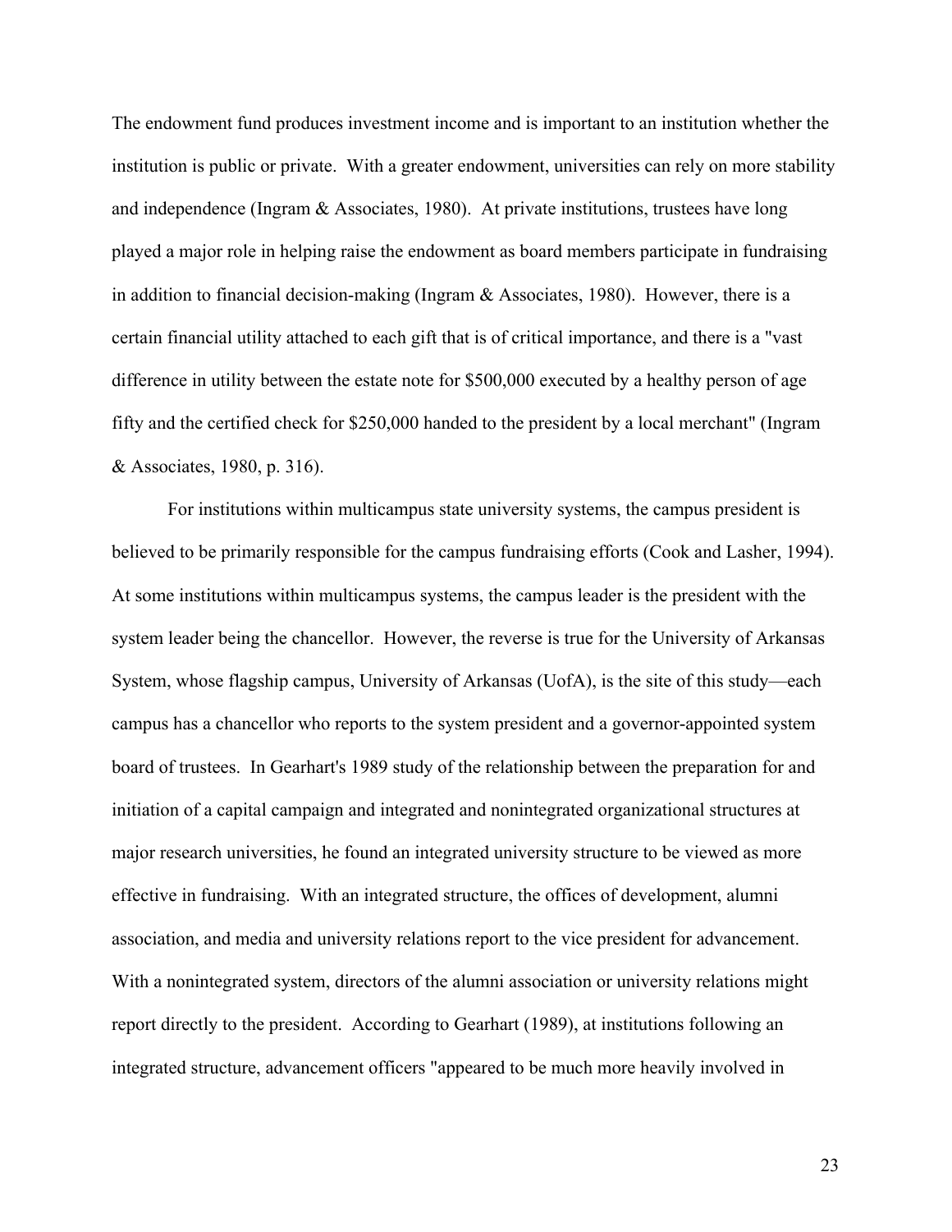The endowment fund produces investment income and is important to an institution whether the institution is public or private. With a greater endowment, universities can rely on more stability and independence (Ingram & Associates, 1980). At private institutions, trustees have long played a major role in helping raise the endowment as board members participate in fundraising in addition to financial decision-making (Ingram & Associates, 1980). However, there is a certain financial utility attached to each gift that is of critical importance, and there is a "vast difference in utility between the estate note for $500,000 executed by a healthy person of age fifty and the certified check for $250,000 handed to the president by a local merchant" (Ingram & Associates, 1980, p. 316).

For institutions within multicampus state university systems, the campus president is believed to be primarily responsible for the campus fundraising efforts (Cook and Lasher, 1994). At some institutions within multicampus systems, the campus leader is the president with the system leader being the chancellor. However, the reverse is true for the University of Arkansas System, whose flagship campus, University of Arkansas (UofA), is the site of this study—each campus has a chancellor who reports to the system president and a governor-appointed system board of trustees. In Gearhart's 1989 study of the relationship between the preparation for and initiation of a capital campaign and integrated and nonintegrated organizational structures at major research universities, he found an integrated university structure to be viewed as more effective in fundraising. With an integrated structure, the offices of development, alumni association, and media and university relations report to the vice president for advancement. With a nonintegrated system, directors of the alumni association or university relations might report directly to the president. According to Gearhart (1989), at institutions following an integrated structure, advancement officers "appeared to be much more heavily involved in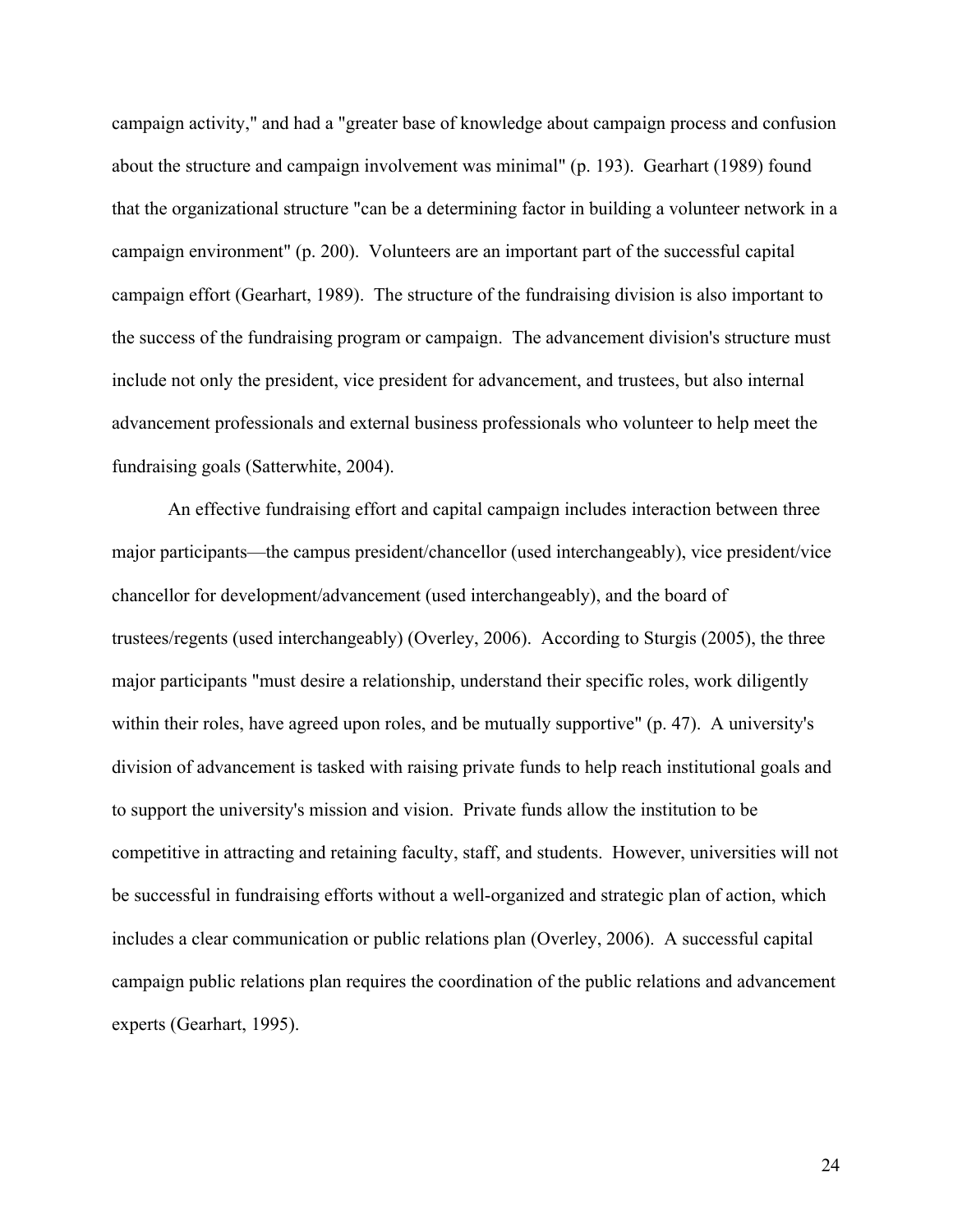campaign activity," and had a "greater base of knowledge about campaign process and confusion about the structure and campaign involvement was minimal" (p. 193). Gearhart (1989) found that the organizational structure "can be a determining factor in building a volunteer network in a campaign environment" (p. 200). Volunteers are an important part of the successful capital campaign effort (Gearhart, 1989). The structure of the fundraising division is also important to the success of the fundraising program or campaign. The advancement division's structure must include not only the president, vice president for advancement, and trustees, but also internal advancement professionals and external business professionals who volunteer to help meet the fundraising goals (Satterwhite, 2004).

An effective fundraising effort and capital campaign includes interaction between three major participants—the campus president/chancellor (used interchangeably), vice president/vice chancellor for development/advancement (used interchangeably), and the board of trustees/regents (used interchangeably) (Overley, 2006). According to Sturgis (2005), the three major participants "must desire a relationship, understand their specific roles, work diligently within their roles, have agreed upon roles, and be mutually supportive" (p. 47). A university's division of advancement is tasked with raising private funds to help reach institutional goals and to support the university's mission and vision. Private funds allow the institution to be competitive in attracting and retaining faculty, staff, and students. However, universities will not be successful in fundraising efforts without a well-organized and strategic plan of action, which includes a clear communication or public relations plan (Overley, 2006). A successful capital campaign public relations plan requires the coordination of the public relations and advancement experts (Gearhart, 1995).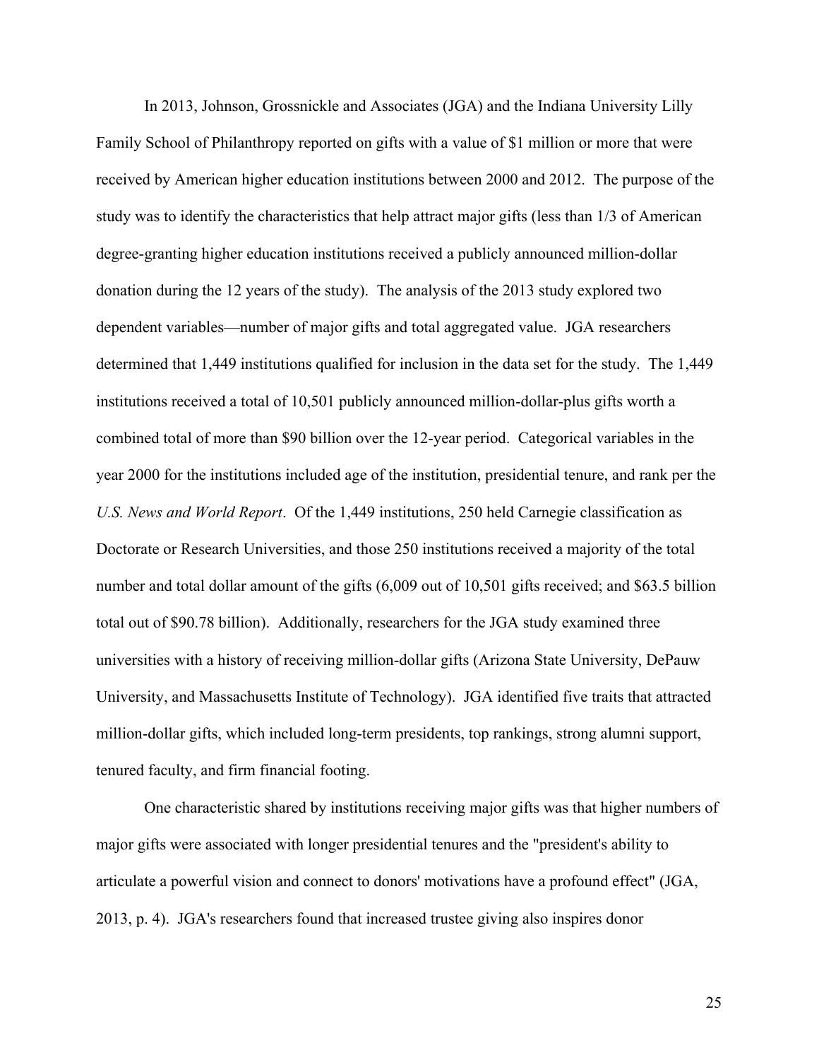In 2013, Johnson, Grossnickle and Associates (JGA) and the Indiana University Lilly Family School of Philanthropy reported on gifts with a value of $1 million or more that were received by American higher education institutions between 2000 and 2012. The purpose of the study was to identify the characteristics that help attract major gifts (less than 1/3 of American degree-granting higher education institutions received a publicly announced million-dollar donation during the 12 years of the study). The analysis of the 2013 study explored two dependent variables—number of major gifts and total aggregated value. JGA researchers determined that 1,449 institutions qualified for inclusion in the data set for the study. The 1,449 institutions received a total of 10,501 publicly announced million-dollar-plus gifts worth a combined total of more than $90 billion over the 12-year period. Categorical variables in the year 2000 for the institutions included age of the institution, presidential tenure, and rank per the *U.S. News and World Report*. Of the 1,449 institutions, 250 held Carnegie classification as Doctorate or Research Universities, and those 250 institutions received a majority of the total number and total dollar amount of the gifts (6,009 out of 10,501 gifts received; and $63.5 billion total out of $90.78 billion). Additionally, researchers for the JGA study examined three universities with a history of receiving million-dollar gifts (Arizona State University, DePauw University, and Massachusetts Institute of Technology). JGA identified five traits that attracted million-dollar gifts, which included long-term presidents, top rankings, strong alumni support, tenured faculty, and firm financial footing.

One characteristic shared by institutions receiving major gifts was that higher numbers of major gifts were associated with longer presidential tenures and the "president's ability to articulate a powerful vision and connect to donors' motivations have a profound effect" (JGA, 2013, p. 4). JGA's researchers found that increased trustee giving also inspires donor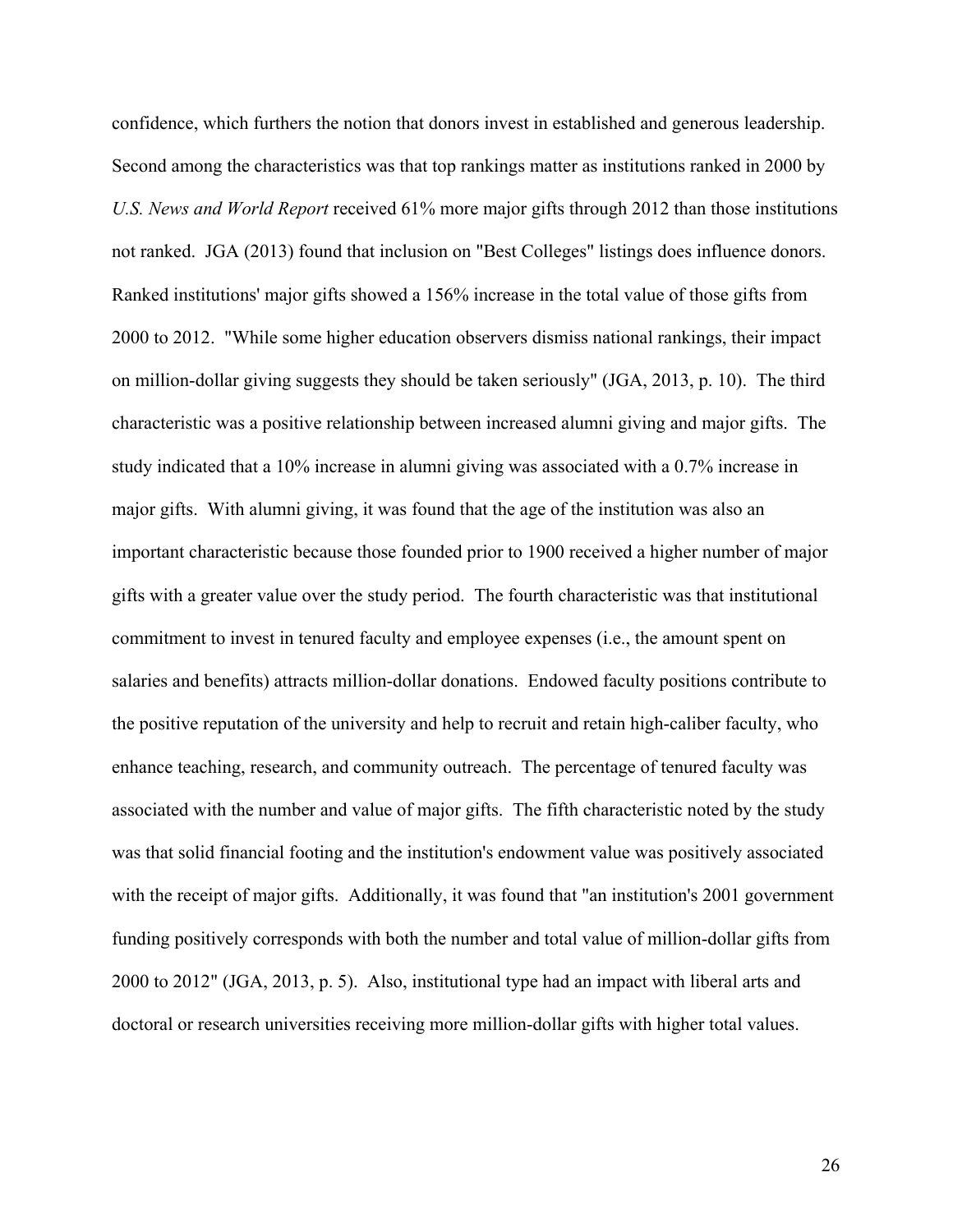confidence, which furthers the notion that donors invest in established and generous leadership. Second among the characteristics was that top rankings matter as institutions ranked in 2000 by *U.S. News and World Report* received 61% more major gifts through 2012 than those institutions not ranked. JGA (2013) found that inclusion on "Best Colleges" listings does influence donors. Ranked institutions' major gifts showed a 156% increase in the total value of those gifts from 2000 to 2012. "While some higher education observers dismiss national rankings, their impact on million-dollar giving suggests they should be taken seriously" (JGA, 2013, p. 10). The third characteristic was a positive relationship between increased alumni giving and major gifts. The study indicated that a 10% increase in alumni giving was associated with a 0.7% increase in major gifts. With alumni giving, it was found that the age of the institution was also an important characteristic because those founded prior to 1900 received a higher number of major gifts with a greater value over the study period. The fourth characteristic was that institutional commitment to invest in tenured faculty and employee expenses (i.e., the amount spent on salaries and benefits) attracts million-dollar donations. Endowed faculty positions contribute to the positive reputation of the university and help to recruit and retain high-caliber faculty, who enhance teaching, research, and community outreach. The percentage of tenured faculty was associated with the number and value of major gifts. The fifth characteristic noted by the study was that solid financial footing and the institution's endowment value was positively associated with the receipt of major gifts. Additionally, it was found that "an institution's 2001 government funding positively corresponds with both the number and total value of million-dollar gifts from 2000 to 2012" (JGA, 2013, p. 5). Also, institutional type had an impact with liberal arts and doctoral or research universities receiving more million-dollar gifts with higher total values.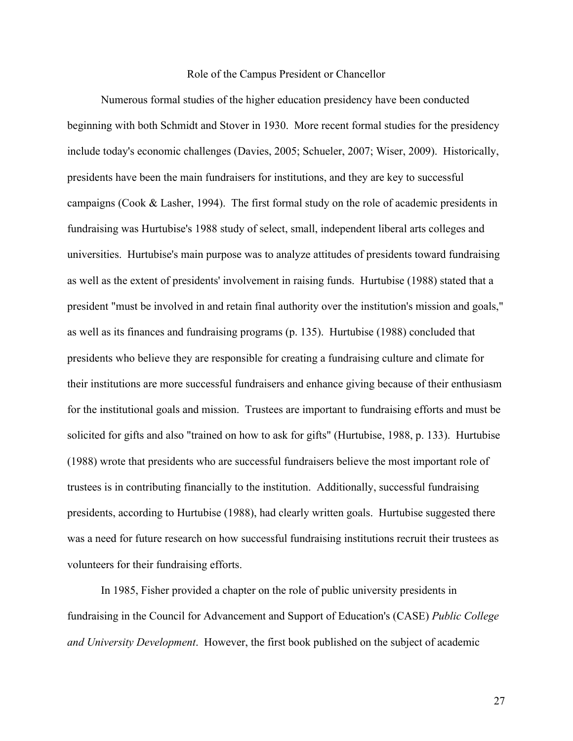## Role of the Campus President or Chancellor

Numerous formal studies of the higher education presidency have been conducted beginning with both Schmidt and Stover in 1930. More recent formal studies for the presidency include today's economic challenges (Davies, 2005; Schueler, 2007; Wiser, 2009). Historically, presidents have been the main fundraisers for institutions, and they are key to successful campaigns (Cook & Lasher, 1994). The first formal study on the role of academic presidents in fundraising was Hurtubise's 1988 study of select, small, independent liberal arts colleges and universities. Hurtubise's main purpose was to analyze attitudes of presidents toward fundraising as well as the extent of presidents' involvement in raising funds. Hurtubise (1988) stated that a president "must be involved in and retain final authority over the institution's mission and goals," as well as its finances and fundraising programs (p. 135). Hurtubise (1988) concluded that presidents who believe they are responsible for creating a fundraising culture and climate for their institutions are more successful fundraisers and enhance giving because of their enthusiasm for the institutional goals and mission. Trustees are important to fundraising efforts and must be solicited for gifts and also "trained on how to ask for gifts" (Hurtubise, 1988, p. 133). Hurtubise (1988) wrote that presidents who are successful fundraisers believe the most important role of trustees is in contributing financially to the institution. Additionally, successful fundraising presidents, according to Hurtubise (1988), had clearly written goals. Hurtubise suggested there was a need for future research on how successful fundraising institutions recruit their trustees as volunteers for their fundraising efforts.

In 1985, Fisher provided a chapter on the role of public university presidents in fundraising in the Council for Advancement and Support of Education's (CASE) *Public College and University Development*. However, the first book published on the subject of academic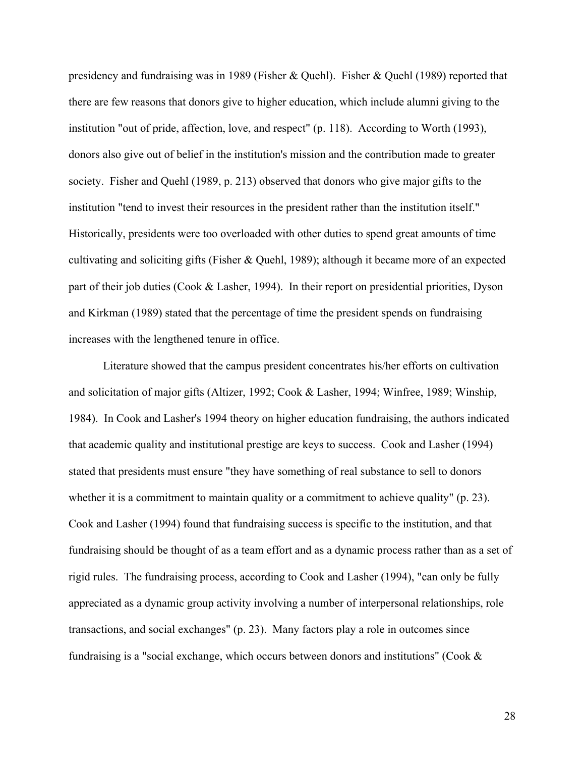presidency and fundraising was in 1989 (Fisher & Quehl). Fisher & Quehl (1989) reported that there are few reasons that donors give to higher education, which include alumni giving to the institution "out of pride, affection, love, and respect" (p. 118). According to Worth (1993), donors also give out of belief in the institution's mission and the contribution made to greater society. Fisher and Quehl (1989, p. 213) observed that donors who give major gifts to the institution "tend to invest their resources in the president rather than the institution itself." Historically, presidents were too overloaded with other duties to spend great amounts of time cultivating and soliciting gifts (Fisher & Quehl, 1989); although it became more of an expected part of their job duties (Cook & Lasher, 1994). In their report on presidential priorities, Dyson and Kirkman (1989) stated that the percentage of time the president spends on fundraising increases with the lengthened tenure in office.

Literature showed that the campus president concentrates his/her efforts on cultivation and solicitation of major gifts (Altizer, 1992; Cook & Lasher, 1994; Winfree, 1989; Winship, 1984). In Cook and Lasher's 1994 theory on higher education fundraising, the authors indicated that academic quality and institutional prestige are keys to success. Cook and Lasher (1994) stated that presidents must ensure "they have something of real substance to sell to donors whether it is a commitment to maintain quality or a commitment to achieve quality" (p. 23). Cook and Lasher (1994) found that fundraising success is specific to the institution, and that fundraising should be thought of as a team effort and as a dynamic process rather than as a set of rigid rules. The fundraising process, according to Cook and Lasher (1994), "can only be fully appreciated as a dynamic group activity involving a number of interpersonal relationships, role transactions, and social exchanges" (p. 23). Many factors play a role in outcomes since fundraising is a "social exchange, which occurs between donors and institutions" (Cook &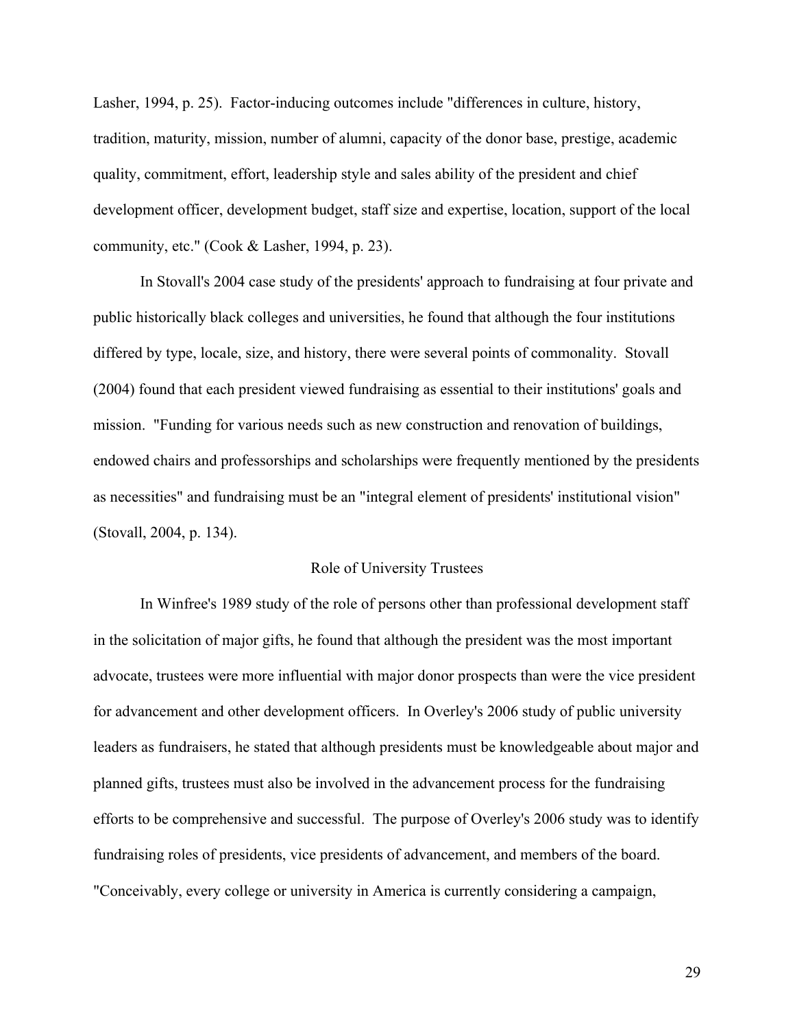Lasher, 1994, p. 25). Factor-inducing outcomes include "differences in culture, history, tradition, maturity, mission, number of alumni, capacity of the donor base, prestige, academic quality, commitment, effort, leadership style and sales ability of the president and chief development officer, development budget, staff size and expertise, location, support of the local community, etc." (Cook & Lasher, 1994, p. 23).

In Stovall's 2004 case study of the presidents' approach to fundraising at four private and public historically black colleges and universities, he found that although the four institutions differed by type, locale, size, and history, there were several points of commonality. Stovall (2004) found that each president viewed fundraising as essential to their institutions' goals and mission. "Funding for various needs such as new construction and renovation of buildings, endowed chairs and professorships and scholarships were frequently mentioned by the presidents as necessities" and fundraising must be an "integral element of presidents' institutional vision" (Stovall, 2004, p. 134).

## Role of University Trustees

In Winfree's 1989 study of the role of persons other than professional development staff in the solicitation of major gifts, he found that although the president was the most important advocate, trustees were more influential with major donor prospects than were the vice president for advancement and other development officers. In Overley's 2006 study of public university leaders as fundraisers, he stated that although presidents must be knowledgeable about major and planned gifts, trustees must also be involved in the advancement process for the fundraising efforts to be comprehensive and successful. The purpose of Overley's 2006 study was to identify fundraising roles of presidents, vice presidents of advancement, and members of the board. "Conceivably, every college or university in America is currently considering a campaign,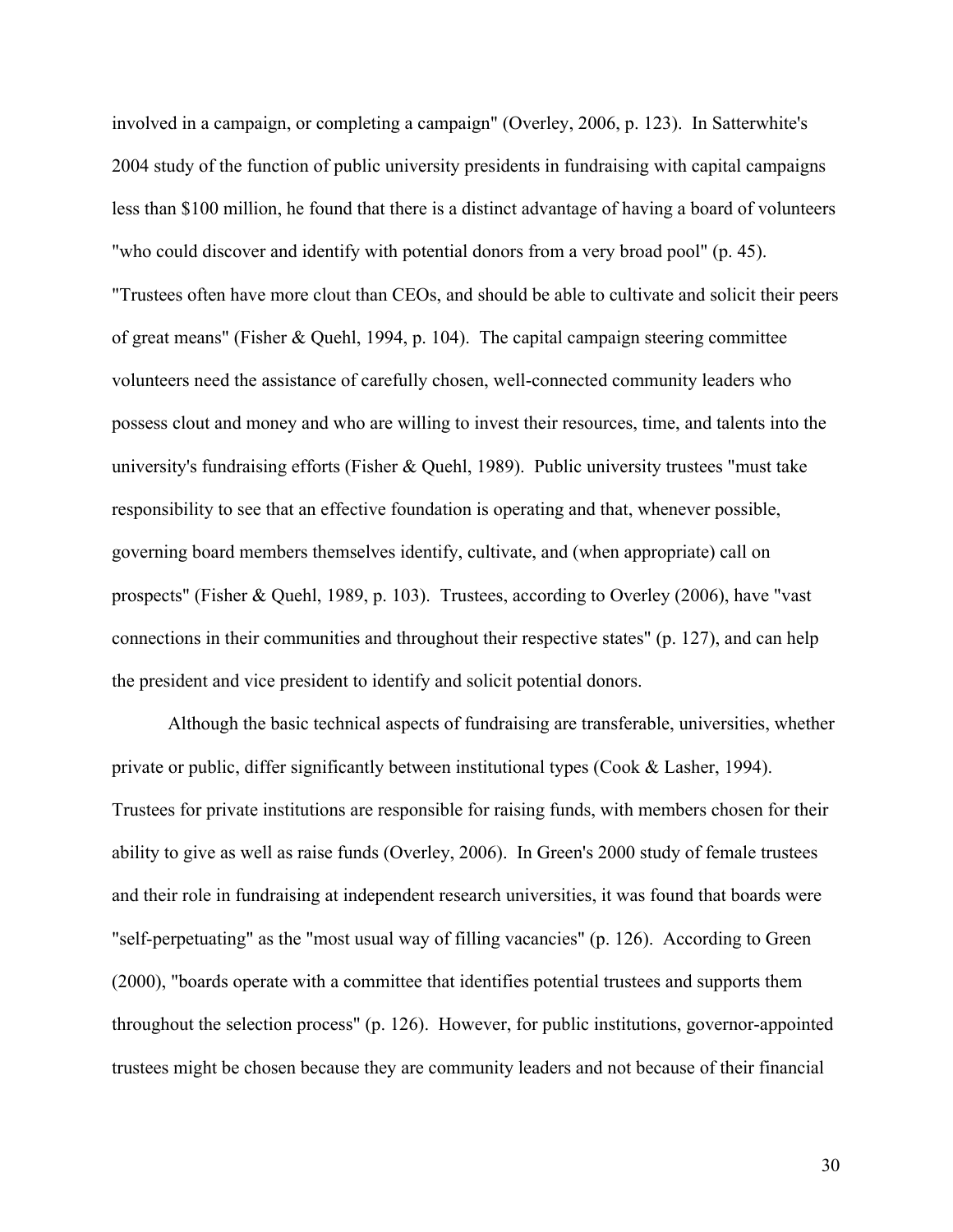involved in a campaign, or completing a campaign" (Overley, 2006, p. 123). In Satterwhite's 2004 study of the function of public university presidents in fundraising with capital campaigns less than $100 million, he found that there is a distinct advantage of having a board of volunteers "who could discover and identify with potential donors from a very broad pool" (p. 45). "Trustees often have more clout than CEOs, and should be able to cultivate and solicit their peers of great means" (Fisher & Quehl, 1994, p. 104). The capital campaign steering committee volunteers need the assistance of carefully chosen, well-connected community leaders who possess clout and money and who are willing to invest their resources, time, and talents into the university's fundraising efforts (Fisher & Quehl, 1989). Public university trustees "must take responsibility to see that an effective foundation is operating and that, whenever possible, governing board members themselves identify, cultivate, and (when appropriate) call on prospects" (Fisher & Quehl, 1989, p. 103). Trustees, according to Overley (2006), have "vast connections in their communities and throughout their respective states" (p. 127), and can help the president and vice president to identify and solicit potential donors.

Although the basic technical aspects of fundraising are transferable, universities, whether private or public, differ significantly between institutional types (Cook & Lasher, 1994). Trustees for private institutions are responsible for raising funds, with members chosen for their ability to give as well as raise funds (Overley, 2006). In Green's 2000 study of female trustees and their role in fundraising at independent research universities, it was found that boards were "self-perpetuating" as the "most usual way of filling vacancies" (p. 126). According to Green (2000), "boards operate with a committee that identifies potential trustees and supports them throughout the selection process" (p. 126). However, for public institutions, governor-appointed trustees might be chosen because they are community leaders and not because of their financial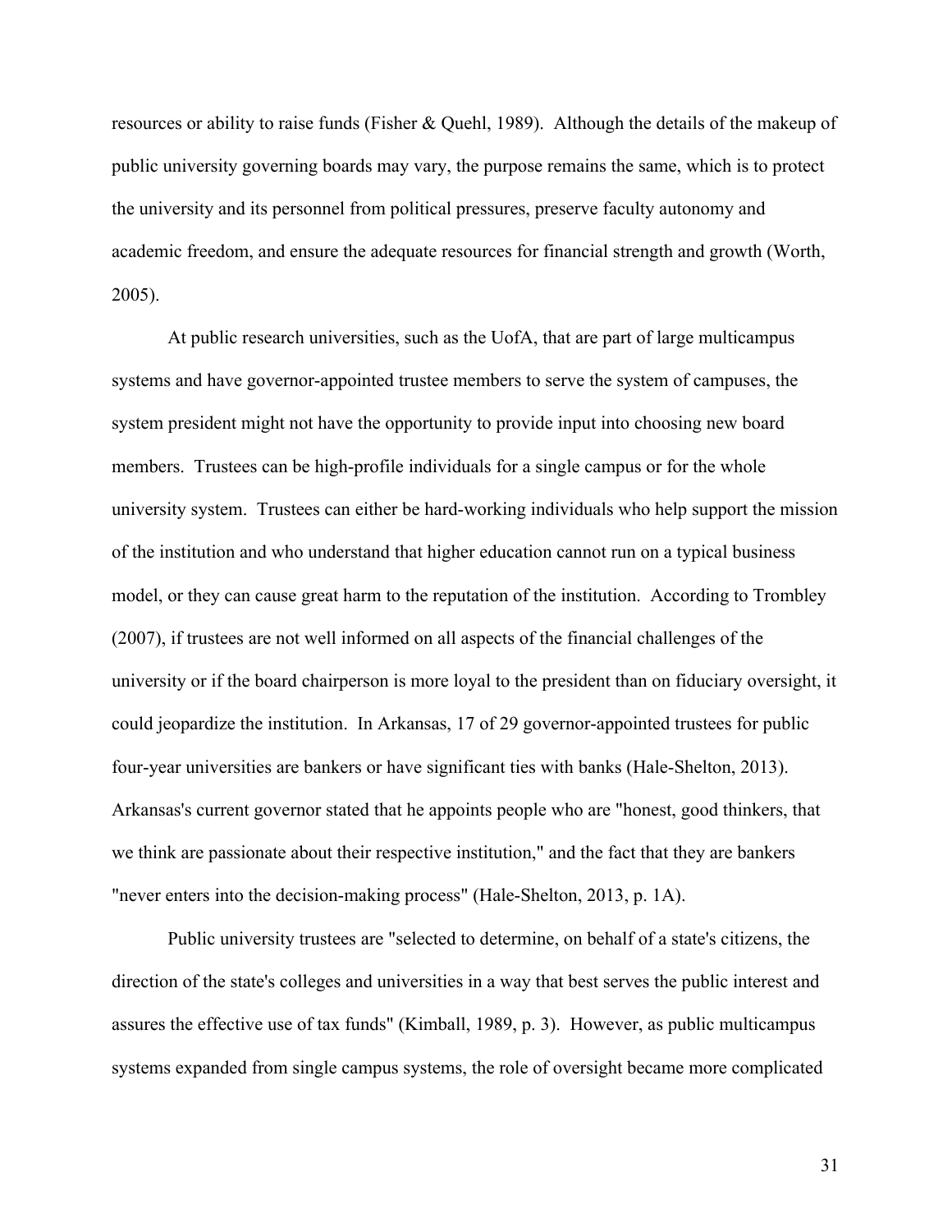resources or ability to raise funds (Fisher & Quehl, 1989). Although the details of the makeup of public university governing boards may vary, the purpose remains the same, which is to protect the university and its personnel from political pressures, preserve faculty autonomy and academic freedom, and ensure the adequate resources for financial strength and growth (Worth, 2005).

At public research universities, such as the UofA, that are part of large multicampus systems and have governor-appointed trustee members to serve the system of campuses, the system president might not have the opportunity to provide input into choosing new board members. Trustees can be high-profile individuals for a single campus or for the whole university system. Trustees can either be hard-working individuals who help support the mission of the institution and who understand that higher education cannot run on a typical business model, or they can cause great harm to the reputation of the institution. According to Trombley (2007), if trustees are not well informed on all aspects of the financial challenges of the university or if the board chairperson is more loyal to the president than on fiduciary oversight, it could jeopardize the institution. In Arkansas, 17 of 29 governor-appointed trustees for public four-year universities are bankers or have significant ties with banks (Hale-Shelton, 2013). Arkansas's current governor stated that he appoints people who are "honest, good thinkers, that we think are passionate about their respective institution," and the fact that they are bankers "never enters into the decision-making process" (Hale-Shelton, 2013, p. 1A).

Public university trustees are "selected to determine, on behalf of a state's citizens, the direction of the state's colleges and universities in a way that best serves the public interest and assures the effective use of tax funds" (Kimball, 1989, p. 3). However, as public multicampus systems expanded from single campus systems, the role of oversight became more complicated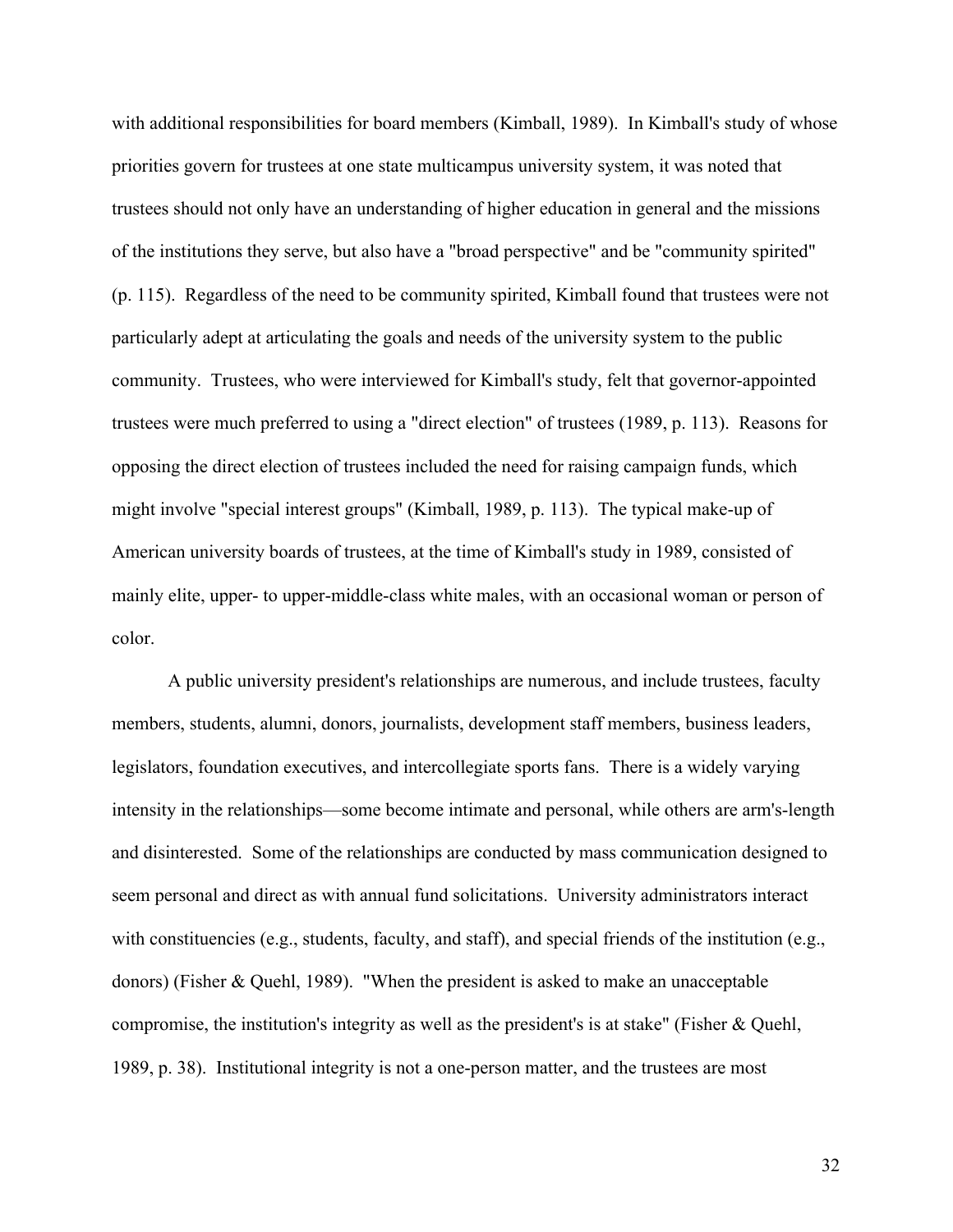with additional responsibilities for board members (Kimball, 1989). In Kimball's study of whose priorities govern for trustees at one state multicampus university system, it was noted that trustees should not only have an understanding of higher education in general and the missions of the institutions they serve, but also have a "broad perspective" and be "community spirited" (p. 115). Regardless of the need to be community spirited, Kimball found that trustees were not particularly adept at articulating the goals and needs of the university system to the public community. Trustees, who were interviewed for Kimball's study, felt that governor-appointed trustees were much preferred to using a "direct election" of trustees (1989, p. 113). Reasons for opposing the direct election of trustees included the need for raising campaign funds, which might involve "special interest groups" (Kimball, 1989, p. 113). The typical make-up of American university boards of trustees, at the time of Kimball's study in 1989, consisted of mainly elite, upper- to upper-middle-class white males, with an occasional woman or person of color.

A public university president's relationships are numerous, and include trustees, faculty members, students, alumni, donors, journalists, development staff members, business leaders, legislators, foundation executives, and intercollegiate sports fans. There is a widely varying intensity in the relationships—some become intimate and personal, while others are arm's-length and disinterested. Some of the relationships are conducted by mass communication designed to seem personal and direct as with annual fund solicitations. University administrators interact with constituencies (e.g., students, faculty, and staff), and special friends of the institution (e.g., donors) (Fisher & Quehl, 1989). "When the president is asked to make an unacceptable compromise, the institution's integrity as well as the president's is at stake" (Fisher & Quehl, 1989, p. 38). Institutional integrity is not a one-person matter, and the trustees are most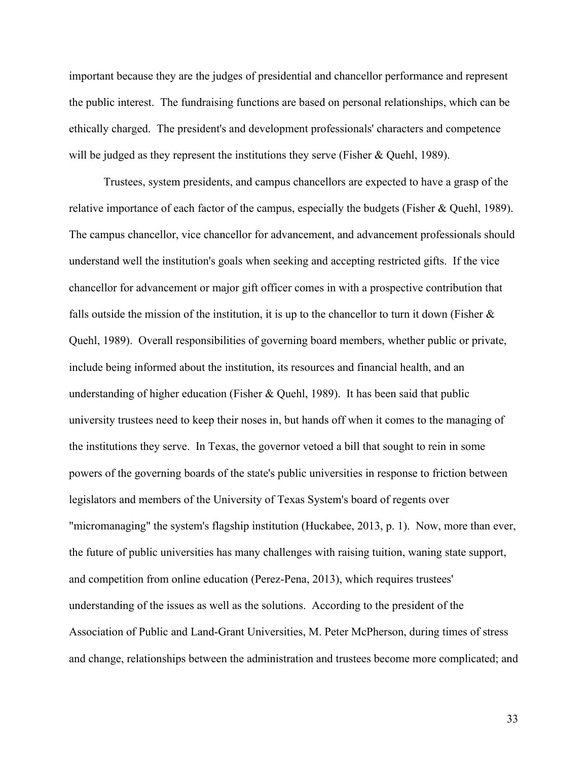important because they are the judges of presidential and chancellor performance and represent the public interest. The fundraising functions are based on personal relationships, which can be ethically charged. The president's and development professionals' characters and competence will be judged as they represent the institutions they serve (Fisher & Quehl, 1989).

Trustees, system presidents, and campus chancellors are expected to have a grasp of the relative importance of each factor of the campus, especially the budgets (Fisher & Quehl, 1989). The campus chancellor, vice chancellor for advancement, and advancement professionals should understand well the institution's goals when seeking and accepting restricted gifts. If the vice chancellor for advancement or major gift officer comes in with a prospective contribution that falls outside the mission of the institution, it is up to the chancellor to turn it down (Fisher & Quehl, 1989). Overall responsibilities of governing board members, whether public or private, include being informed about the institution, its resources and financial health, and an understanding of higher education (Fisher & Quehl, 1989). It has been said that public university trustees need to keep their noses in, but hands off when it comes to the managing of the institutions they serve. In Texas, the governor vetoed a bill that sought to rein in some powers of the governing boards of the state's public universities in response to friction between legislators and members of the University of Texas System's board of regents over "micromanaging" the system's flagship institution (Huckabee, 2013, p. 1). Now, more than ever, the future of public universities has many challenges with raising tuition, waning state support, and competition from online education (Perez-Pena, 2013), which requires trustees' understanding of the issues as well as the solutions. According to the president of the Association of Public and Land-Grant Universities, M. Peter McPherson, during times of stress and change, relationships between the administration and trustees become more complicated; and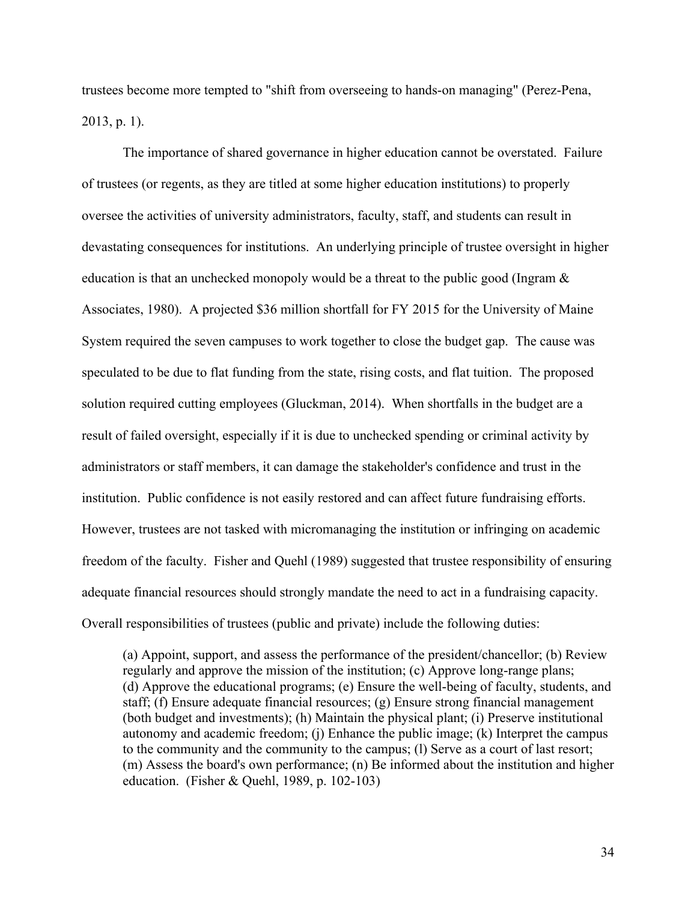trustees become more tempted to "shift from overseeing to hands-on managing" (Perez-Pena, 2013, p. 1).

The importance of shared governance in higher education cannot be overstated. Failure of trustees (or regents, as they are titled at some higher education institutions) to properly oversee the activities of university administrators, faculty, staff, and students can result in devastating consequences for institutions. An underlying principle of trustee oversight in higher education is that an unchecked monopoly would be a threat to the public good (Ingram & Associates, 1980). A projected $36 million shortfall for FY 2015 for the University of Maine System required the seven campuses to work together to close the budget gap. The cause was speculated to be due to flat funding from the state, rising costs, and flat tuition. The proposed solution required cutting employees (Gluckman, 2014). When shortfalls in the budget are a result of failed oversight, especially if it is due to unchecked spending or criminal activity by administrators or staff members, it can damage the stakeholder's confidence and trust in the institution. Public confidence is not easily restored and can affect future fundraising efforts. However, trustees are not tasked with micromanaging the institution or infringing on academic freedom of the faculty. Fisher and Quehl (1989) suggested that trustee responsibility of ensuring adequate financial resources should strongly mandate the need to act in a fundraising capacity. Overall responsibilities of trustees (public and private) include the following duties:

> (a) Appoint, support, and assess the performance of the president/chancellor; (b) Review regularly and approve the mission of the institution; (c) Approve long-range plans; (d) Approve the educational programs; (e) Ensure the well-being of faculty, students, and staff; (f) Ensure adequate financial resources; (g) Ensure strong financial management (both budget and investments); (h) Maintain the physical plant; (i) Preserve institutional autonomy and academic freedom; (j) Enhance the public image; (k) Interpret the campus to the community and the community to the campus; (l) Serve as a court of last resort; (m) Assess the board's own performance; (n) Be informed about the institution and higher education. (Fisher & Quehl, 1989, p. 102-103)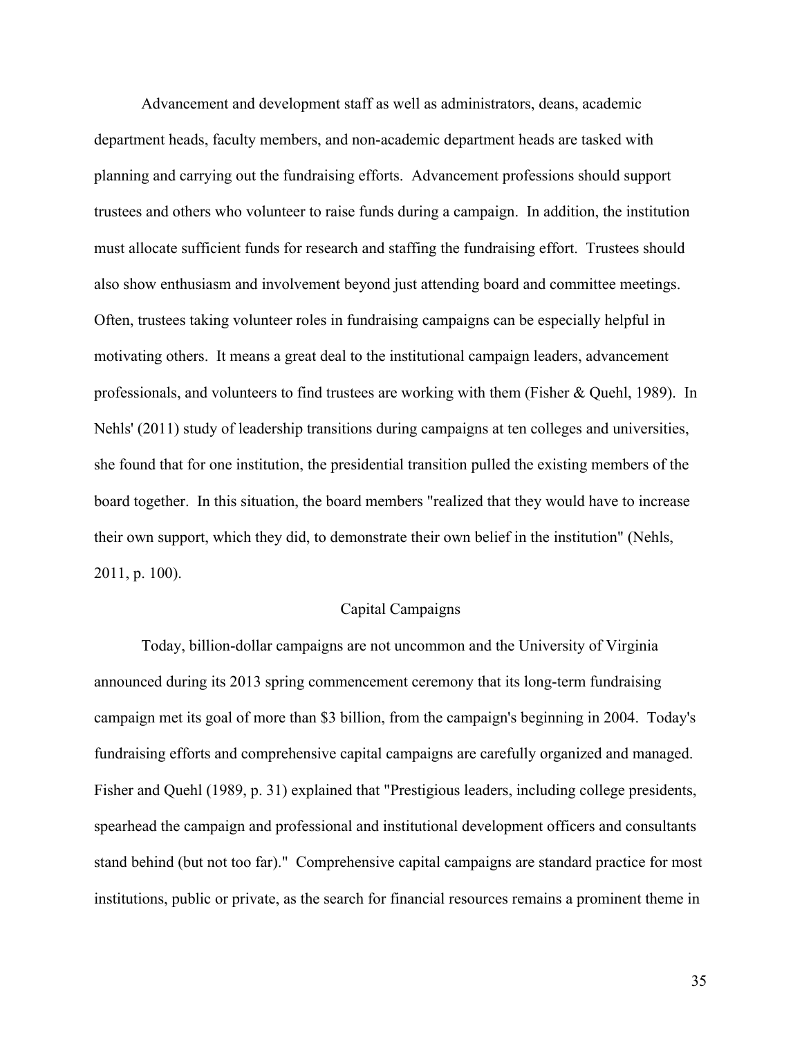Advancement and development staff as well as administrators, deans, academic department heads, faculty members, and non-academic department heads are tasked with planning and carrying out the fundraising efforts. Advancement professions should support trustees and others who volunteer to raise funds during a campaign. In addition, the institution must allocate sufficient funds for research and staffing the fundraising effort. Trustees should also show enthusiasm and involvement beyond just attending board and committee meetings. Often, trustees taking volunteer roles in fundraising campaigns can be especially helpful in motivating others. It means a great deal to the institutional campaign leaders, advancement professionals, and volunteers to find trustees are working with them (Fisher & Quehl, 1989). In Nehls' (2011) study of leadership transitions during campaigns at ten colleges and universities, she found that for one institution, the presidential transition pulled the existing members of the board together. In this situation, the board members "realized that they would have to increase their own support, which they did, to demonstrate their own belief in the institution" (Nehls, 2011, p. 100).

## Capital Campaigns

Today, billion-dollar campaigns are not uncommon and the University of Virginia announced during its 2013 spring commencement ceremony that its long-term fundraising campaign met its goal of more than $3 billion, from the campaign's beginning in 2004. Today's fundraising efforts and comprehensive capital campaigns are carefully organized and managed. Fisher and Quehl (1989, p. 31) explained that "Prestigious leaders, including college presidents, spearhead the campaign and professional and institutional development officers and consultants stand behind (but not too far)." Comprehensive capital campaigns are standard practice for most institutions, public or private, as the search for financial resources remains a prominent theme in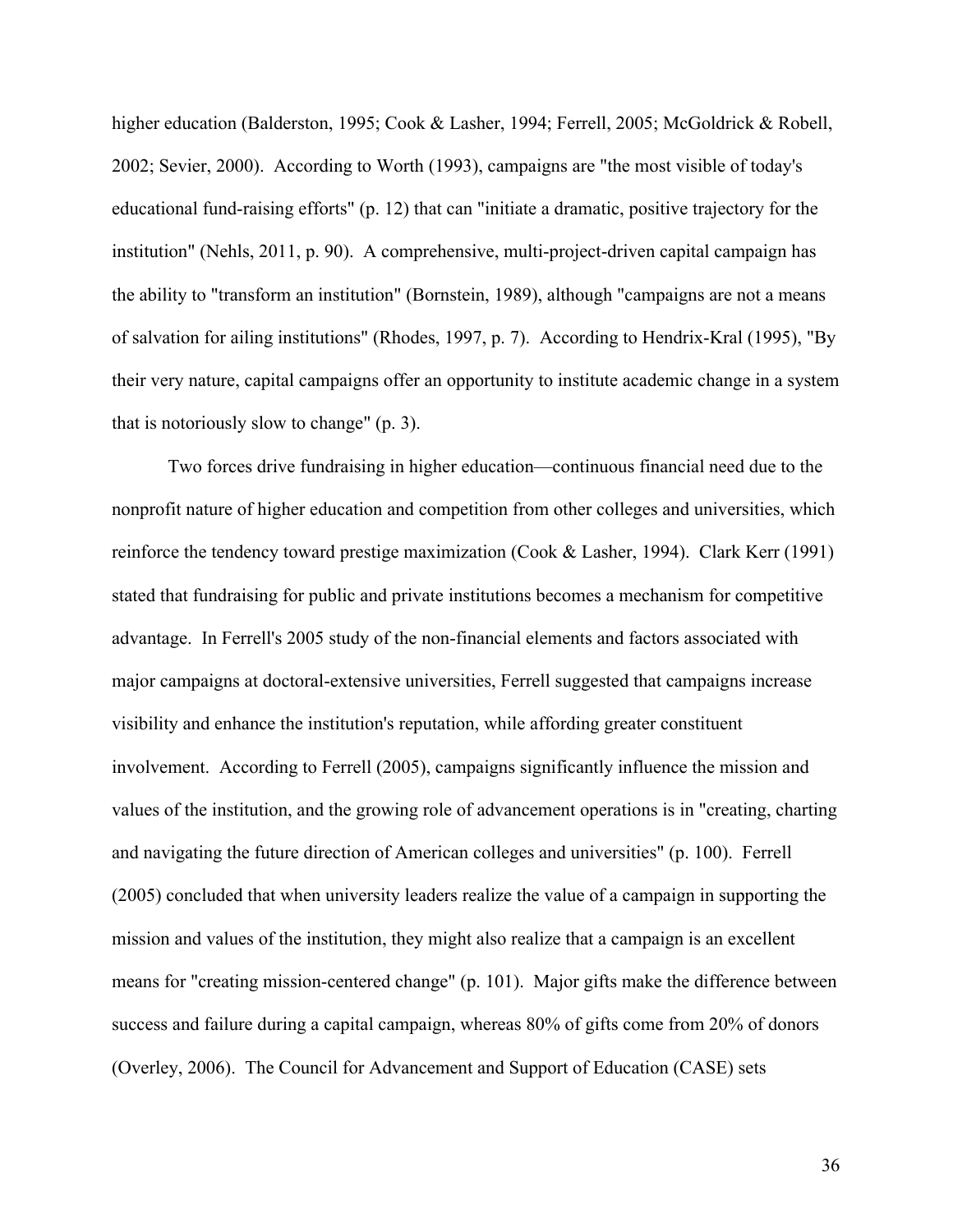higher education (Balderston, 1995; Cook & Lasher, 1994; Ferrell, 2005; McGoldrick & Robell, 2002; Sevier, 2000). According to Worth (1993), campaigns are "the most visible of today's educational fund-raising efforts" (p. 12) that can "initiate a dramatic, positive trajectory for the institution" (Nehls, 2011, p. 90). A comprehensive, multi-project-driven capital campaign has the ability to "transform an institution" (Bornstein, 1989), although "campaigns are not a means of salvation for ailing institutions" (Rhodes, 1997, p. 7). According to Hendrix-Kral (1995), "By their very nature, capital campaigns offer an opportunity to institute academic change in a system that is notoriously slow to change" (p. 3).

Two forces drive fundraising in higher education—continuous financial need due to the nonprofit nature of higher education and competition from other colleges and universities, which reinforce the tendency toward prestige maximization (Cook & Lasher, 1994). Clark Kerr (1991) stated that fundraising for public and private institutions becomes a mechanism for competitive advantage. In Ferrell's 2005 study of the non-financial elements and factors associated with major campaigns at doctoral-extensive universities, Ferrell suggested that campaigns increase visibility and enhance the institution's reputation, while affording greater constituent involvement. According to Ferrell (2005), campaigns significantly influence the mission and values of the institution, and the growing role of advancement operations is in "creating, charting and navigating the future direction of American colleges and universities" (p. 100). Ferrell (2005) concluded that when university leaders realize the value of a campaign in supporting the mission and values of the institution, they might also realize that a campaign is an excellent means for "creating mission-centered change" (p. 101). Major gifts make the difference between success and failure during a capital campaign, whereas 80% of gifts come from 20% of donors (Overley, 2006). The Council for Advancement and Support of Education (CASE) sets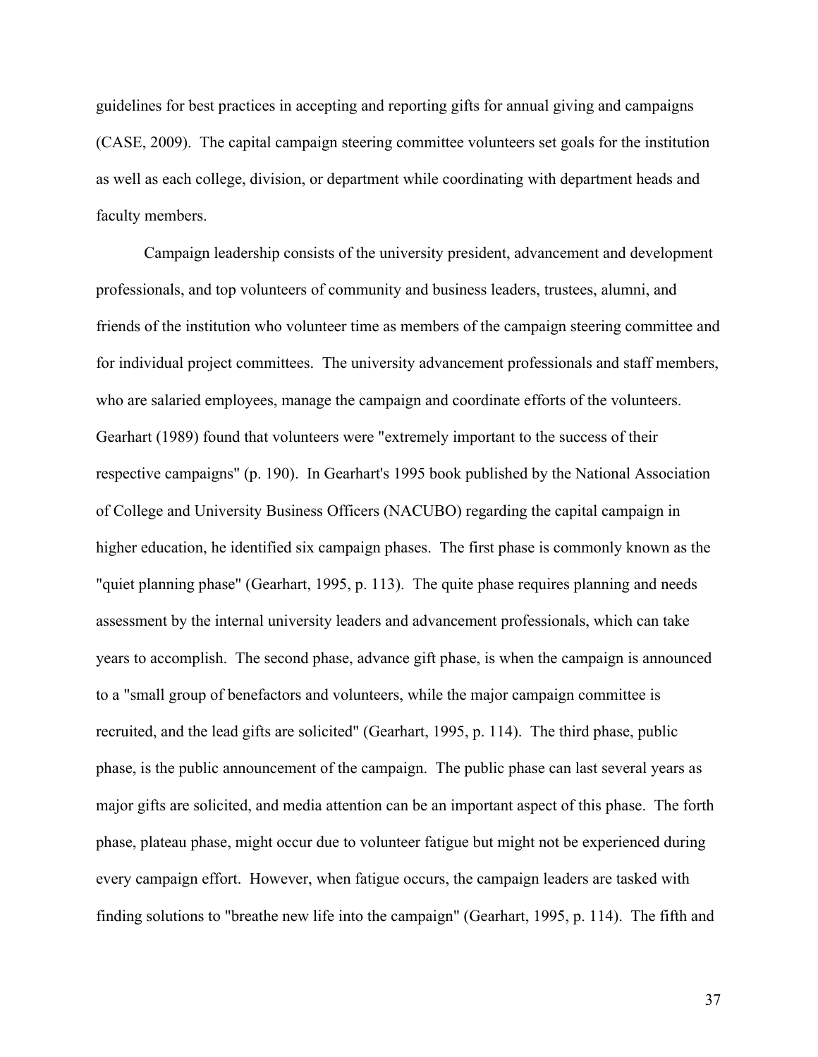guidelines for best practices in accepting and reporting gifts for annual giving and campaigns (CASE, 2009). The capital campaign steering committee volunteers set goals for the institution as well as each college, division, or department while coordinating with department heads and faculty members.

Campaign leadership consists of the university president, advancement and development professionals, and top volunteers of community and business leaders, trustees, alumni, and friends of the institution who volunteer time as members of the campaign steering committee and for individual project committees. The university advancement professionals and staff members, who are salaried employees, manage the campaign and coordinate efforts of the volunteers. Gearhart (1989) found that volunteers were "extremely important to the success of their respective campaigns" (p. 190). In Gearhart's 1995 book published by the National Association of College and University Business Officers (NACUBO) regarding the capital campaign in higher education, he identified six campaign phases. The first phase is commonly known as the "quiet planning phase" (Gearhart, 1995, p. 113). The quite phase requires planning and needs assessment by the internal university leaders and advancement professionals, which can take years to accomplish. The second phase, advance gift phase, is when the campaign is announced to a "small group of benefactors and volunteers, while the major campaign committee is recruited, and the lead gifts are solicited" (Gearhart, 1995, p. 114). The third phase, public phase, is the public announcement of the campaign. The public phase can last several years as major gifts are solicited, and media attention can be an important aspect of this phase. The forth phase, plateau phase, might occur due to volunteer fatigue but might not be experienced during every campaign effort. However, when fatigue occurs, the campaign leaders are tasked with finding solutions to "breathe new life into the campaign" (Gearhart, 1995, p. 114). The fifth and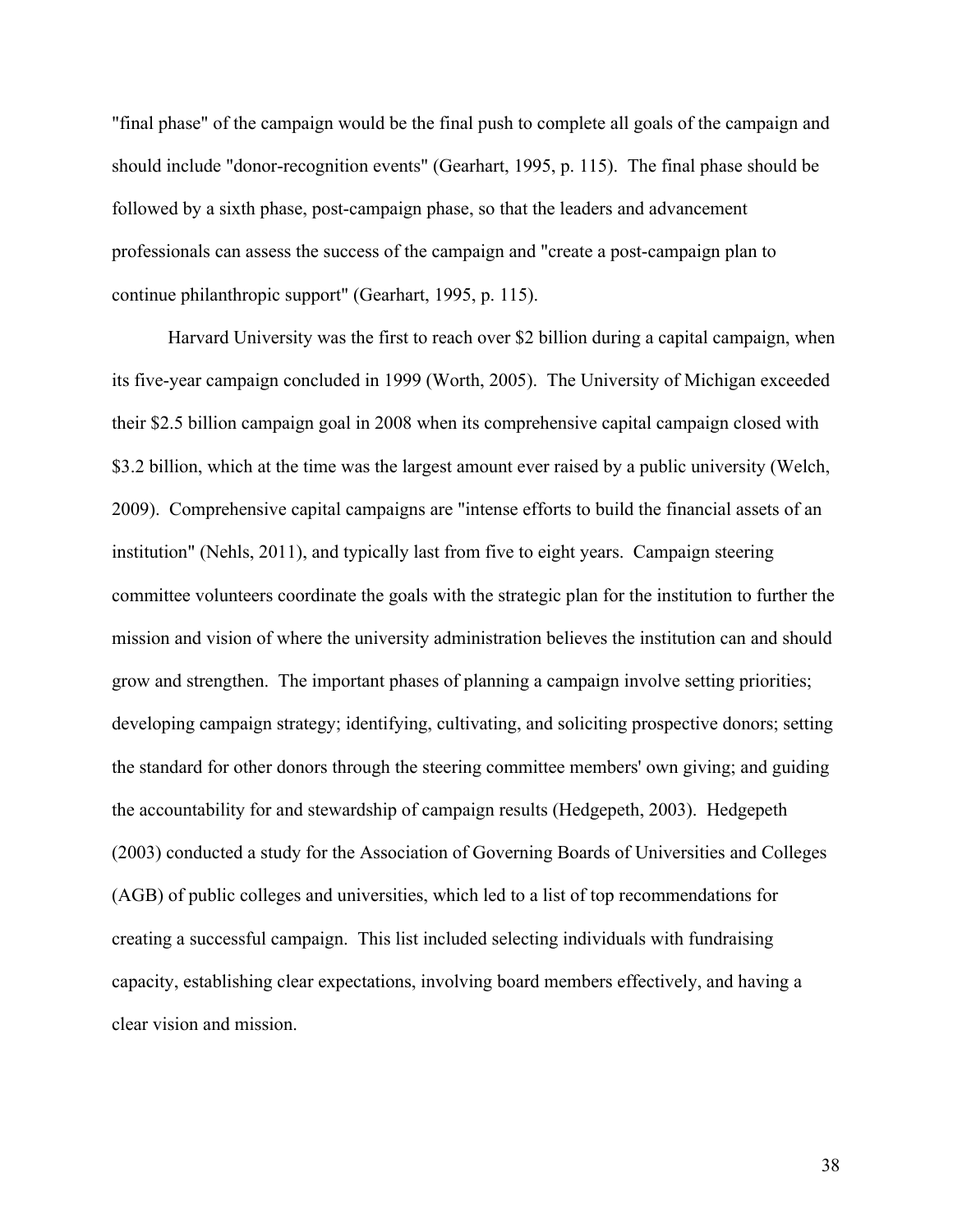"final phase" of the campaign would be the final push to complete all goals of the campaign and should include "donor-recognition events" (Gearhart, 1995, p. 115). The final phase should be followed by a sixth phase, post-campaign phase, so that the leaders and advancement professionals can assess the success of the campaign and "create a post-campaign plan to continue philanthropic support" (Gearhart, 1995, p. 115).

Harvard University was the first to reach over $2 billion during a capital campaign, when its five-year campaign concluded in 1999 (Worth, 2005). The University of Michigan exceeded their $2.5 billion campaign goal in 2008 when its comprehensive capital campaign closed with $3.2 billion, which at the time was the largest amount ever raised by a public university (Welch, 2009). Comprehensive capital campaigns are "intense efforts to build the financial assets of an institution" (Nehls, 2011), and typically last from five to eight years. Campaign steering committee volunteers coordinate the goals with the strategic plan for the institution to further the mission and vision of where the university administration believes the institution can and should grow and strengthen. The important phases of planning a campaign involve setting priorities; developing campaign strategy; identifying, cultivating, and soliciting prospective donors; setting the standard for other donors through the steering committee members' own giving; and guiding the accountability for and stewardship of campaign results (Hedgepeth, 2003). Hedgepeth (2003) conducted a study for the Association of Governing Boards of Universities and Colleges (AGB) of public colleges and universities, which led to a list of top recommendations for creating a successful campaign. This list included selecting individuals with fundraising capacity, establishing clear expectations, involving board members effectively, and having a clear vision and mission.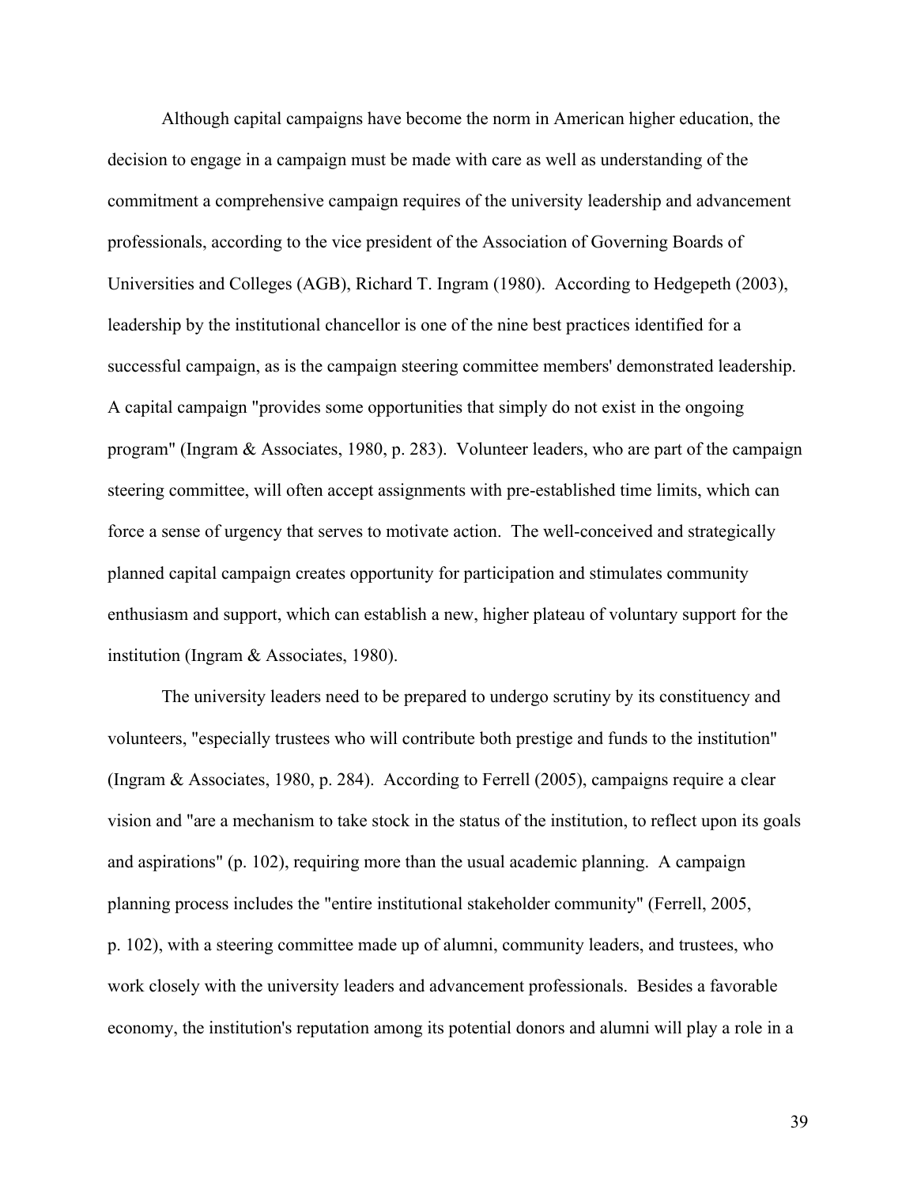Although capital campaigns have become the norm in American higher education, the decision to engage in a campaign must be made with care as well as understanding of the commitment a comprehensive campaign requires of the university leadership and advancement professionals, according to the vice president of the Association of Governing Boards of Universities and Colleges (AGB), Richard T. Ingram (1980). According to Hedgepeth (2003), leadership by the institutional chancellor is one of the nine best practices identified for a successful campaign, as is the campaign steering committee members' demonstrated leadership. A capital campaign "provides some opportunities that simply do not exist in the ongoing program" (Ingram & Associates, 1980, p. 283). Volunteer leaders, who are part of the campaign steering committee, will often accept assignments with pre-established time limits, which can force a sense of urgency that serves to motivate action. The well-conceived and strategically planned capital campaign creates opportunity for participation and stimulates community enthusiasm and support, which can establish a new, higher plateau of voluntary support for the institution (Ingram & Associates, 1980).

The university leaders need to be prepared to undergo scrutiny by its constituency and volunteers, "especially trustees who will contribute both prestige and funds to the institution" (Ingram & Associates, 1980, p. 284). According to Ferrell (2005), campaigns require a clear vision and "are a mechanism to take stock in the status of the institution, to reflect upon its goals and aspirations" (p. 102), requiring more than the usual academic planning. A campaign planning process includes the "entire institutional stakeholder community" (Ferrell, 2005, p. 102), with a steering committee made up of alumni, community leaders, and trustees, who work closely with the university leaders and advancement professionals. Besides a favorable economy, the institution's reputation among its potential donors and alumni will play a role in a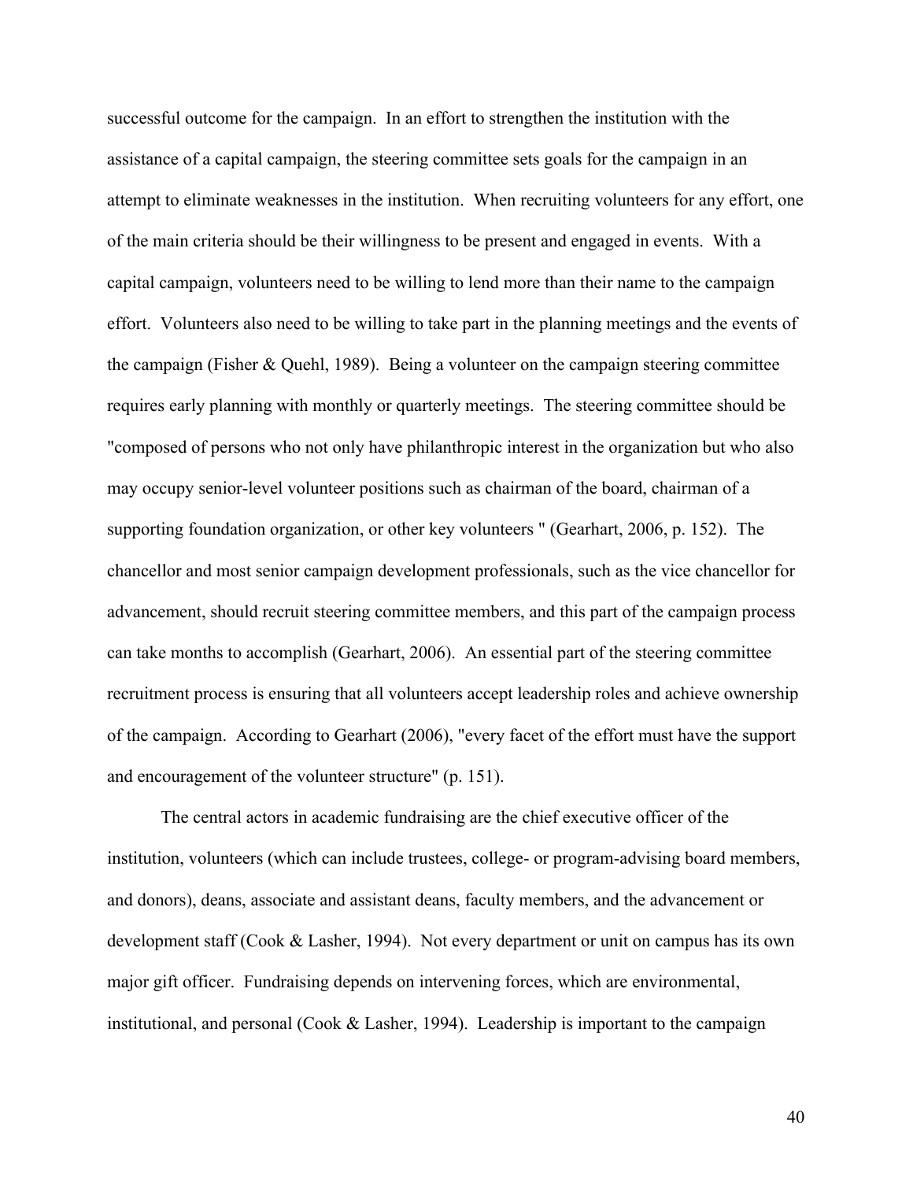successful outcome for the campaign. In an effort to strengthen the institution with the assistance of a capital campaign, the steering committee sets goals for the campaign in an attempt to eliminate weaknesses in the institution. When recruiting volunteers for any effort, one of the main criteria should be their willingness to be present and engaged in events. With a capital campaign, volunteers need to be willing to lend more than their name to the campaign effort. Volunteers also need to be willing to take part in the planning meetings and the events of the campaign (Fisher & Quehl, 1989). Being a volunteer on the campaign steering committee requires early planning with monthly or quarterly meetings. The steering committee should be "composed of persons who not only have philanthropic interest in the organization but who also may occupy senior-level volunteer positions such as chairman of the board, chairman of a supporting foundation organization, or other key volunteers " (Gearhart, 2006, p. 152). The chancellor and most senior campaign development professionals, such as the vice chancellor for advancement, should recruit steering committee members, and this part of the campaign process can take months to accomplish (Gearhart, 2006). An essential part of the steering committee recruitment process is ensuring that all volunteers accept leadership roles and achieve ownership of the campaign. According to Gearhart (2006), "every facet of the effort must have the support and encouragement of the volunteer structure" (p. 151).

The central actors in academic fundraising are the chief executive officer of the institution, volunteers (which can include trustees, college- or program-advising board members, and donors), deans, associate and assistant deans, faculty members, and the advancement or development staff (Cook & Lasher, 1994). Not every department or unit on campus has its own major gift officer. Fundraising depends on intervening forces, which are environmental, institutional, and personal (Cook & Lasher, 1994). Leadership is important to the campaign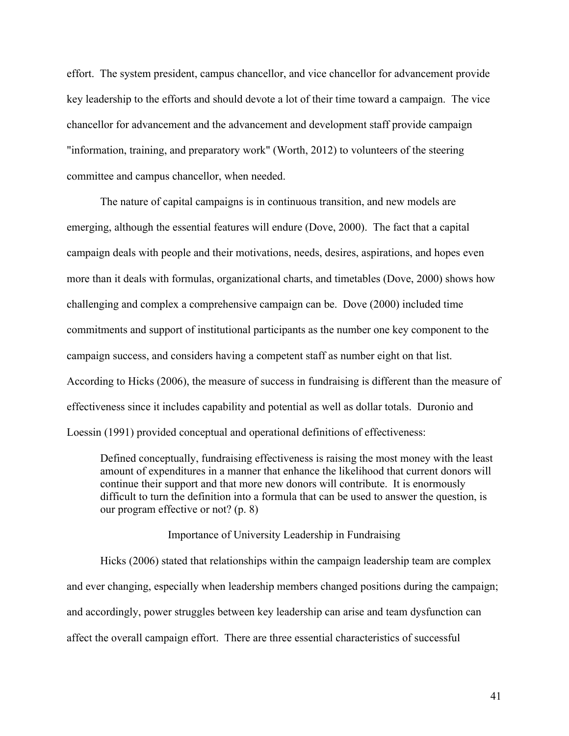effort. The system president, campus chancellor, and vice chancellor for advancement provide key leadership to the efforts and should devote a lot of their time toward a campaign. The vice chancellor for advancement and the advancement and development staff provide campaign "information, training, and preparatory work" (Worth, 2012) to volunteers of the steering committee and campus chancellor, when needed.

The nature of capital campaigns is in continuous transition, and new models are emerging, although the essential features will endure (Dove, 2000). The fact that a capital campaign deals with people and their motivations, needs, desires, aspirations, and hopes even more than it deals with formulas, organizational charts, and timetables (Dove, 2000) shows how challenging and complex a comprehensive campaign can be. Dove (2000) included time commitments and support of institutional participants as the number one key component to the campaign success, and considers having a competent staff as number eight on that list. According to Hicks (2006), the measure of success in fundraising is different than the measure of effectiveness since it includes capability and potential as well as dollar totals. Duronio and Loessin (1991) provided conceptual and operational definitions of effectiveness:

> Defined conceptually, fundraising effectiveness is raising the most money with the least amount of expenditures in a manner that enhance the likelihood that current donors will continue their support and that more new donors will contribute. It is enormously difficult to turn the definition into a formula that can be used to answer the question, is our program effective or not? (p. 8)

## Importance of University Leadership in Fundraising

Hicks (2006) stated that relationships within the campaign leadership team are complex and ever changing, especially when leadership members changed positions during the campaign; and accordingly, power struggles between key leadership can arise and team dysfunction can affect the overall campaign effort. There are three essential characteristics of successful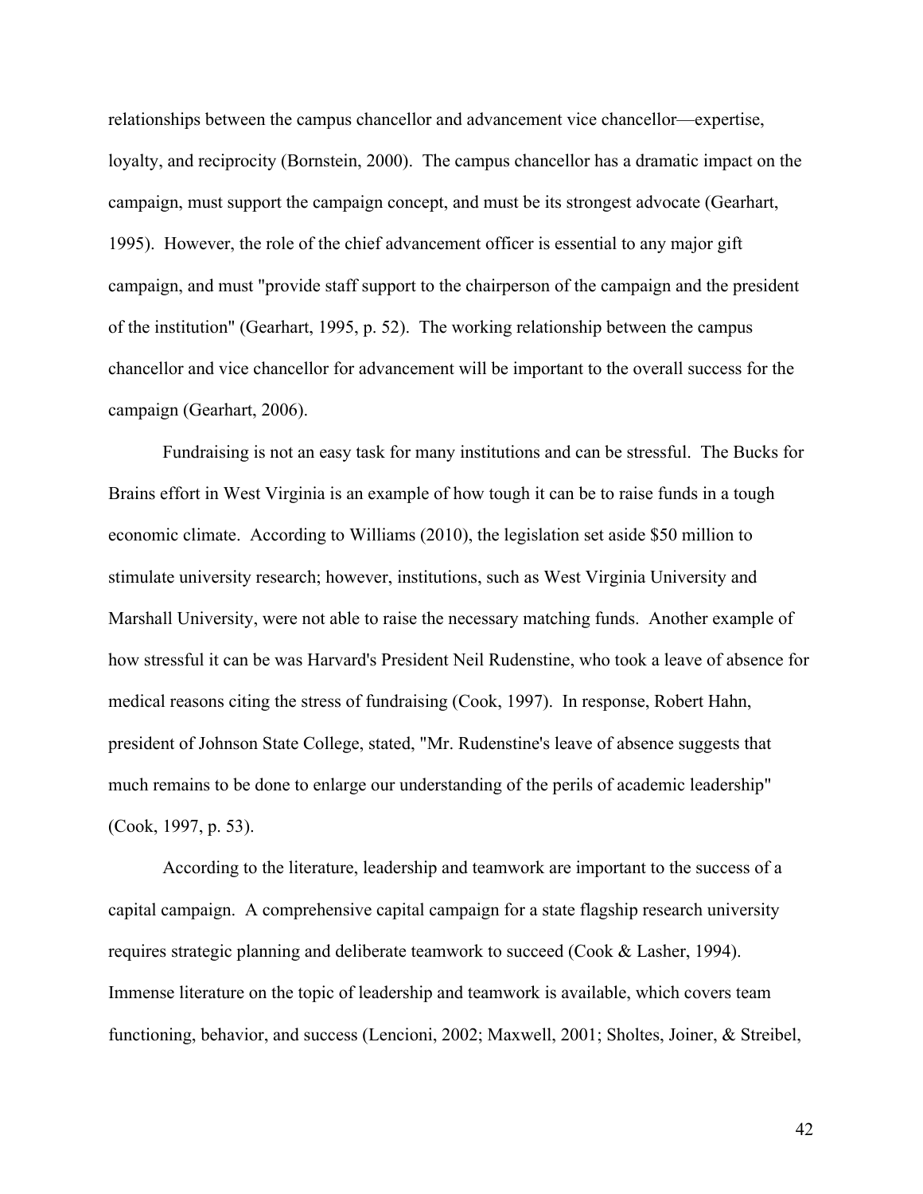relationships between the campus chancellor and advancement vice chancellor—expertise, loyalty, and reciprocity (Bornstein, 2000). The campus chancellor has a dramatic impact on the campaign, must support the campaign concept, and must be its strongest advocate (Gearhart, 1995). However, the role of the chief advancement officer is essential to any major gift campaign, and must "provide staff support to the chairperson of the campaign and the president of the institution" (Gearhart, 1995, p. 52). The working relationship between the campus chancellor and vice chancellor for advancement will be important to the overall success for the campaign (Gearhart, 2006).

Fundraising is not an easy task for many institutions and can be stressful. The Bucks for Brains effort in West Virginia is an example of how tough it can be to raise funds in a tough economic climate. According to Williams (2010), the legislation set aside $50 million to stimulate university research; however, institutions, such as West Virginia University and Marshall University, were not able to raise the necessary matching funds. Another example of how stressful it can be was Harvard's President Neil Rudenstine, who took a leave of absence for medical reasons citing the stress of fundraising (Cook, 1997). In response, Robert Hahn, president of Johnson State College, stated, "Mr. Rudenstine's leave of absence suggests that much remains to be done to enlarge our understanding of the perils of academic leadership" (Cook, 1997, p. 53).

According to the literature, leadership and teamwork are important to the success of a capital campaign. A comprehensive capital campaign for a state flagship research university requires strategic planning and deliberate teamwork to succeed (Cook & Lasher, 1994). Immense literature on the topic of leadership and teamwork is available, which covers team functioning, behavior, and success (Lencioni, 2002; Maxwell, 2001; Sholtes, Joiner, & Streibel,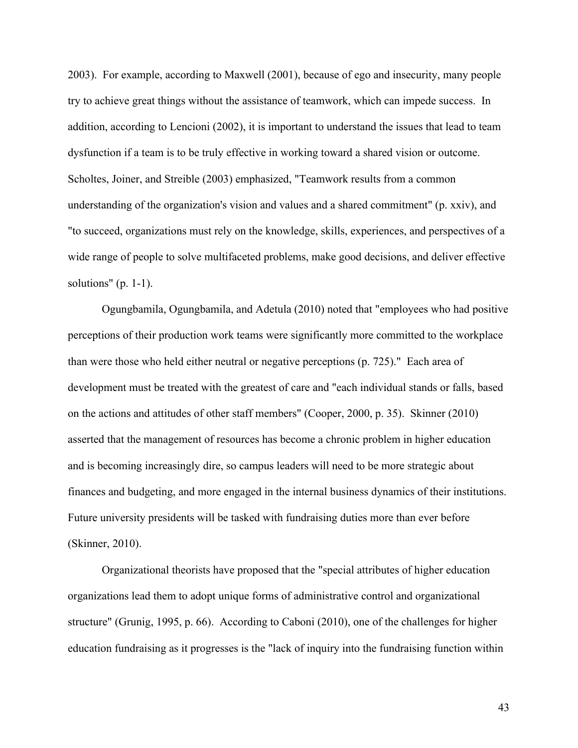2003). For example, according to Maxwell (2001), because of ego and insecurity, many people try to achieve great things without the assistance of teamwork, which can impede success. In addition, according to Lencioni (2002), it is important to understand the issues that lead to team dysfunction if a team is to be truly effective in working toward a shared vision or outcome. Scholtes, Joiner, and Streible (2003) emphasized, "Teamwork results from a common understanding of the organization's vision and values and a shared commitment" (p. xxiv), and "to succeed, organizations must rely on the knowledge, skills, experiences, and perspectives of a wide range of people to solve multifaceted problems, make good decisions, and deliver effective solutions" (p. 1-1).

Ogungbamila, Ogungbamila, and Adetula (2010) noted that "employees who had positive perceptions of their production work teams were significantly more committed to the workplace than were those who held either neutral or negative perceptions (p. 725)." Each area of development must be treated with the greatest of care and "each individual stands or falls, based on the actions and attitudes of other staff members" (Cooper, 2000, p. 35). Skinner (2010) asserted that the management of resources has become a chronic problem in higher education and is becoming increasingly dire, so campus leaders will need to be more strategic about finances and budgeting, and more engaged in the internal business dynamics of their institutions. Future university presidents will be tasked with fundraising duties more than ever before (Skinner, 2010).

Organizational theorists have proposed that the "special attributes of higher education organizations lead them to adopt unique forms of administrative control and organizational structure" (Grunig, 1995, p. 66). According to Caboni (2010), one of the challenges for higher education fundraising as it progresses is the "lack of inquiry into the fundraising function within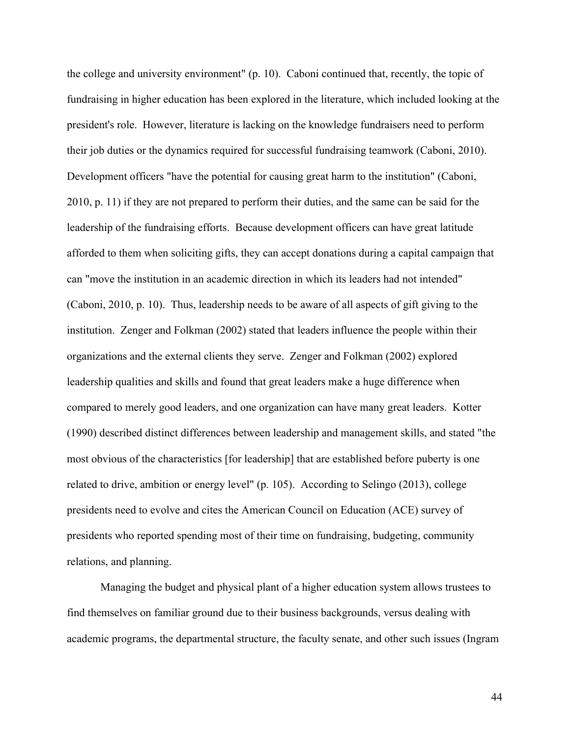the college and university environment" (p. 10). Caboni continued that, recently, the topic of fundraising in higher education has been explored in the literature, which included looking at the president's role. However, literature is lacking on the knowledge fundraisers need to perform their job duties or the dynamics required for successful fundraising teamwork (Caboni, 2010). Development officers "have the potential for causing great harm to the institution" (Caboni, 2010, p. 11) if they are not prepared to perform their duties, and the same can be said for the leadership of the fundraising efforts. Because development officers can have great latitude afforded to them when soliciting gifts, they can accept donations during a capital campaign that can "move the institution in an academic direction in which its leaders had not intended" (Caboni, 2010, p. 10). Thus, leadership needs to be aware of all aspects of gift giving to the institution. Zenger and Folkman (2002) stated that leaders influence the people within their organizations and the external clients they serve. Zenger and Folkman (2002) explored leadership qualities and skills and found that great leaders make a huge difference when compared to merely good leaders, and one organization can have many great leaders. Kotter (1990) described distinct differences between leadership and management skills, and stated "the most obvious of the characteristics [for leadership] that are established before puberty is one related to drive, ambition or energy level" (p. 105). According to Selingo (2013), college presidents need to evolve and cites the American Council on Education (ACE) survey of presidents who reported spending most of their time on fundraising, budgeting, community relations, and planning.

Managing the budget and physical plant of a higher education system allows trustees to find themselves on familiar ground due to their business backgrounds, versus dealing with academic programs, the departmental structure, the faculty senate, and other such issues (Ingram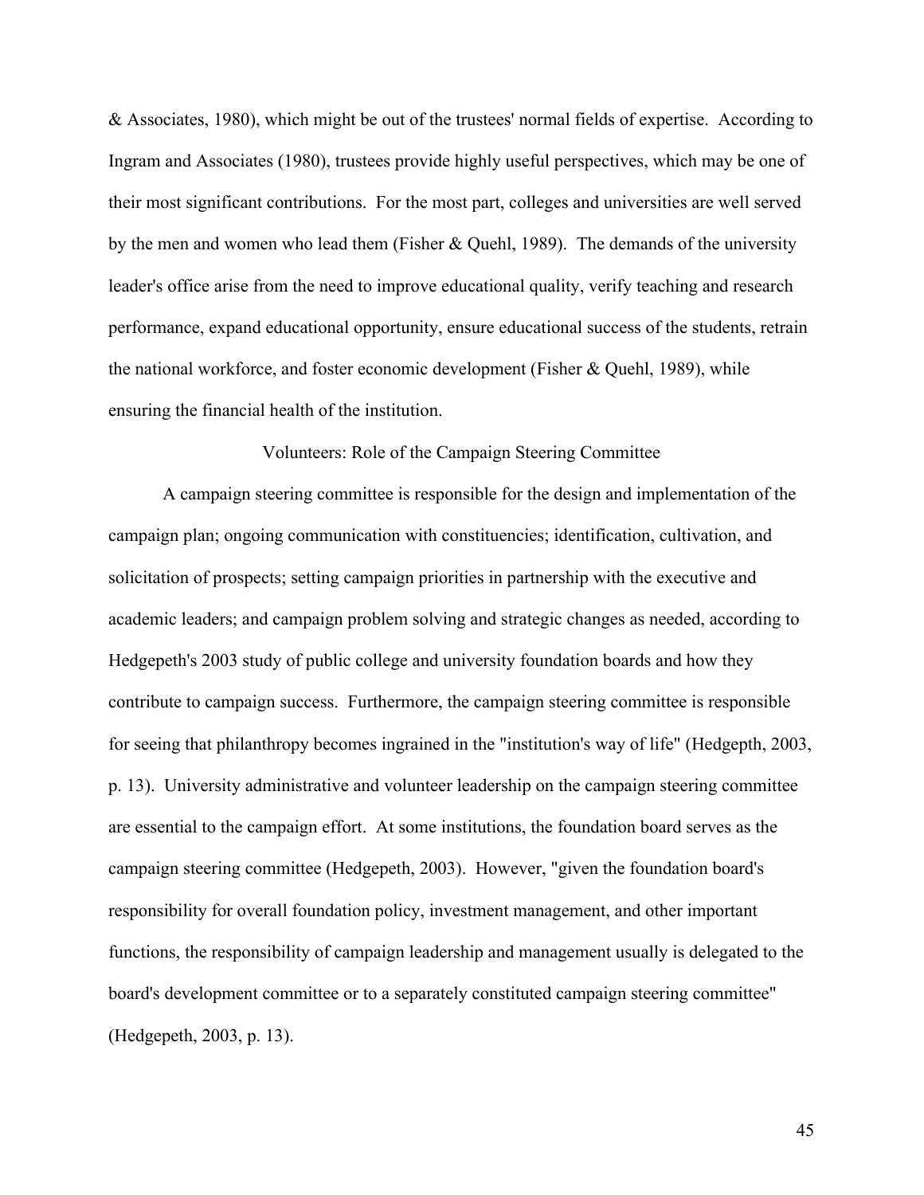& Associates, 1980), which might be out of the trustees' normal fields of expertise. According to Ingram and Associates (1980), trustees provide highly useful perspectives, which may be one of their most significant contributions. For the most part, colleges and universities are well served by the men and women who lead them (Fisher & Quehl, 1989). The demands of the university leader's office arise from the need to improve educational quality, verify teaching and research performance, expand educational opportunity, ensure educational success of the students, retrain the national workforce, and foster economic development (Fisher & Quehl, 1989), while ensuring the financial health of the institution.

### Volunteers: Role of the Campaign Steering Committee

A campaign steering committee is responsible for the design and implementation of the campaign plan; ongoing communication with constituencies; identification, cultivation, and solicitation of prospects; setting campaign priorities in partnership with the executive and academic leaders; and campaign problem solving and strategic changes as needed, according to Hedgepeth's 2003 study of public college and university foundation boards and how they contribute to campaign success. Furthermore, the campaign steering committee is responsible for seeing that philanthropy becomes ingrained in the "institution's way of life" (Hedgepth, 2003, p. 13). University administrative and volunteer leadership on the campaign steering committee are essential to the campaign effort. At some institutions, the foundation board serves as the campaign steering committee (Hedgepeth, 2003). However, "given the foundation board's responsibility for overall foundation policy, investment management, and other important functions, the responsibility of campaign leadership and management usually is delegated to the board's development committee or to a separately constituted campaign steering committee" (Hedgepeth, 2003, p. 13).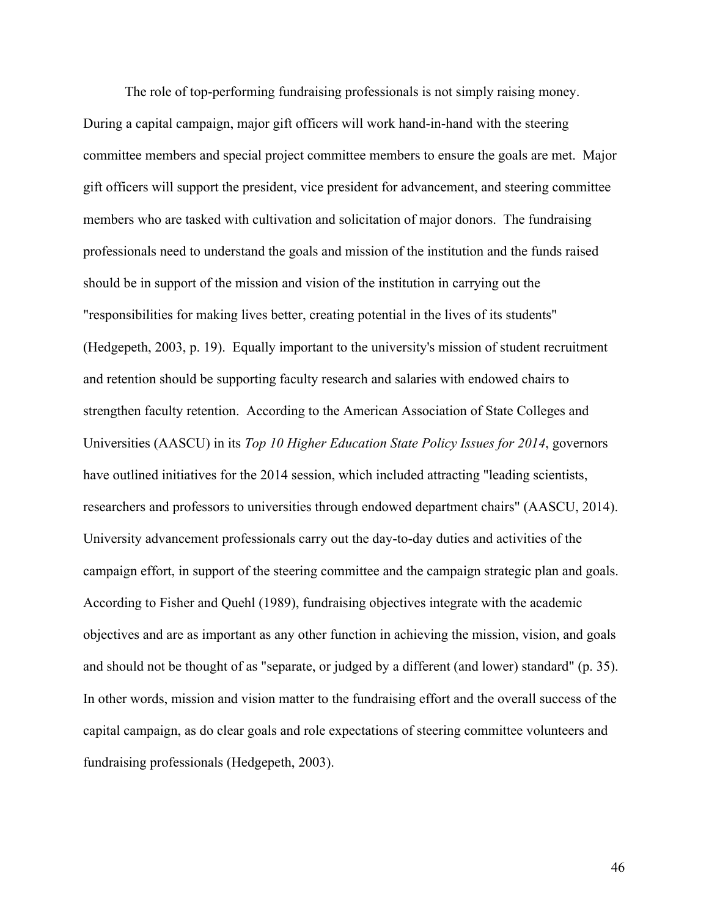The role of top-performing fundraising professionals is not simply raising money. During a capital campaign, major gift officers will work hand-in-hand with the steering committee members and special project committee members to ensure the goals are met. Major gift officers will support the president, vice president for advancement, and steering committee members who are tasked with cultivation and solicitation of major donors. The fundraising professionals need to understand the goals and mission of the institution and the funds raised should be in support of the mission and vision of the institution in carrying out the "responsibilities for making lives better, creating potential in the lives of its students" (Hedgepeth, 2003, p. 19). Equally important to the university's mission of student recruitment and retention should be supporting faculty research and salaries with endowed chairs to strengthen faculty retention. According to the American Association of State Colleges and Universities (AASCU) in its *Top 10 Higher Education State Policy Issues for 2014*, governors have outlined initiatives for the 2014 session, which included attracting "leading scientists, researchers and professors to universities through endowed department chairs" (AASCU, 2014). University advancement professionals carry out the day-to-day duties and activities of the campaign effort, in support of the steering committee and the campaign strategic plan and goals. According to Fisher and Quehl (1989), fundraising objectives integrate with the academic objectives and are as important as any other function in achieving the mission, vision, and goals and should not be thought of as "separate, or judged by a different (and lower) standard" (p. 35). In other words, mission and vision matter to the fundraising effort and the overall success of the capital campaign, as do clear goals and role expectations of steering committee volunteers and fundraising professionals (Hedgepeth, 2003).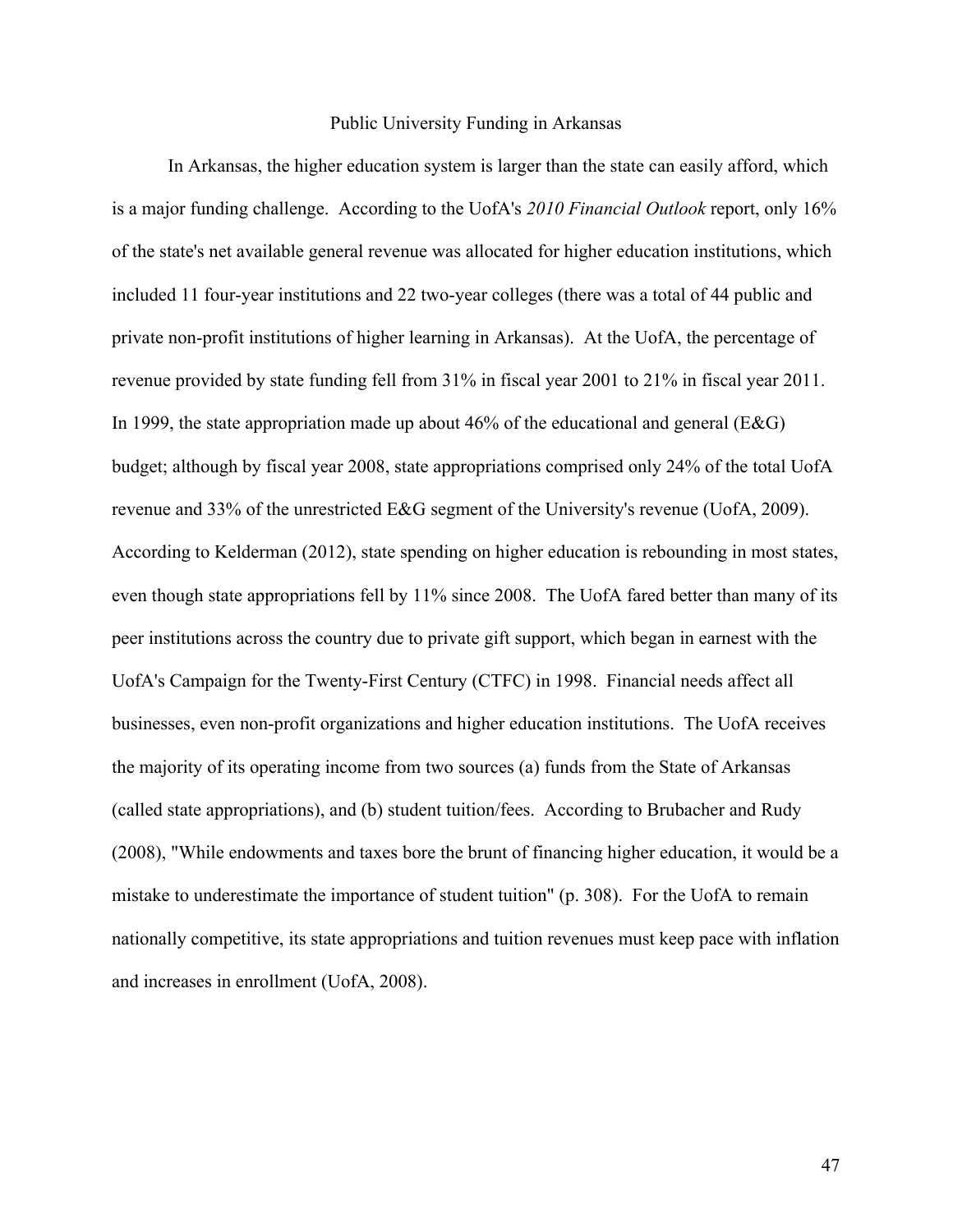## Public University Funding in Arkansas

In Arkansas, the higher education system is larger than the state can easily afford, which is a major funding challenge. According to the UofA's *2010 Financial Outlook* report, only 16% of the state's net available general revenue was allocated for higher education institutions, which included 11 four-year institutions and 22 two-year colleges (there was a total of 44 public and private non-profit institutions of higher learning in Arkansas). At the UofA, the percentage of revenue provided by state funding fell from 31% in fiscal year 2001 to 21% in fiscal year 2011. In 1999, the state appropriation made up about 46% of the educational and general (E&G) budget; although by fiscal year 2008, state appropriations comprised only 24% of the total UofA revenue and 33% of the unrestricted E&G segment of the University's revenue (UofA, 2009). According to Kelderman (2012), state spending on higher education is rebounding in most states, even though state appropriations fell by 11% since 2008. The UofA fared better than many of its peer institutions across the country due to private gift support, which began in earnest with the UofA's Campaign for the Twenty-First Century (CTFC) in 1998. Financial needs affect all businesses, even non-profit organizations and higher education institutions. The UofA receives the majority of its operating income from two sources (a) funds from the State of Arkansas (called state appropriations), and (b) student tuition/fees. According to Brubacher and Rudy (2008), "While endowments and taxes bore the brunt of financing higher education, it would be a mistake to underestimate the importance of student tuition" (p. 308). For the UofA to remain nationally competitive, its state appropriations and tuition revenues must keep pace with inflation and increases in enrollment (UofA, 2008).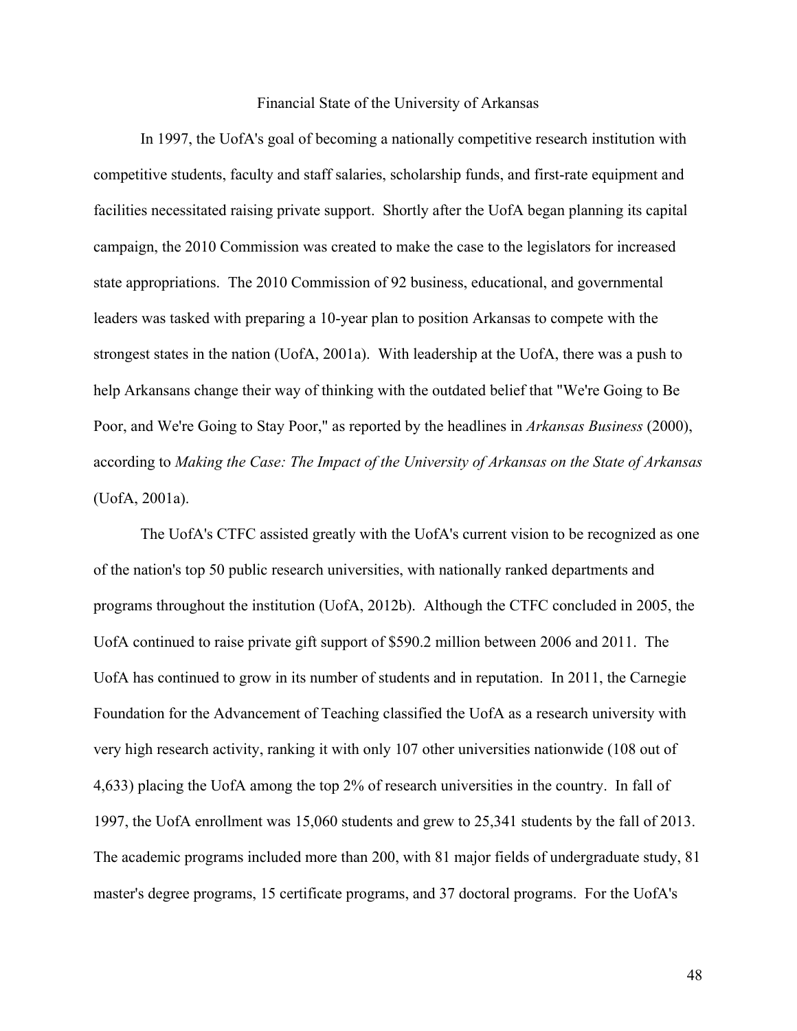## Financial State of the University of Arkansas

In 1997, the UofA's goal of becoming a nationally competitive research institution with competitive students, faculty and staff salaries, scholarship funds, and first-rate equipment and facilities necessitated raising private support. Shortly after the UofA began planning its capital campaign, the 2010 Commission was created to make the case to the legislators for increased state appropriations. The 2010 Commission of 92 business, educational, and governmental leaders was tasked with preparing a 10-year plan to position Arkansas to compete with the strongest states in the nation (UofA, 2001a). With leadership at the UofA, there was a push to help Arkansans change their way of thinking with the outdated belief that "We're Going to Be Poor, and We're Going to Stay Poor," as reported by the headlines in *Arkansas Business* (2000), according to *Making the Case: The Impact of the University of Arkansas on the State of Arkansas* (UofA, 2001a).

The UofA's CTFC assisted greatly with the UofA's current vision to be recognized as one of the nation's top 50 public research universities, with nationally ranked departments and programs throughout the institution (UofA, 2012b). Although the CTFC concluded in 2005, the UofA continued to raise private gift support of $590.2 million between 2006 and 2011. The UofA has continued to grow in its number of students and in reputation. In 2011, the Carnegie Foundation for the Advancement of Teaching classified the UofA as a research university with very high research activity, ranking it with only 107 other universities nationwide (108 out of 4,633) placing the UofA among the top 2% of research universities in the country. In fall of 1997, the UofA enrollment was 15,060 students and grew to 25,341 students by the fall of 2013. The academic programs included more than 200, with 81 major fields of undergraduate study, 81 master's degree programs, 15 certificate programs, and 37 doctoral programs. For the UofA's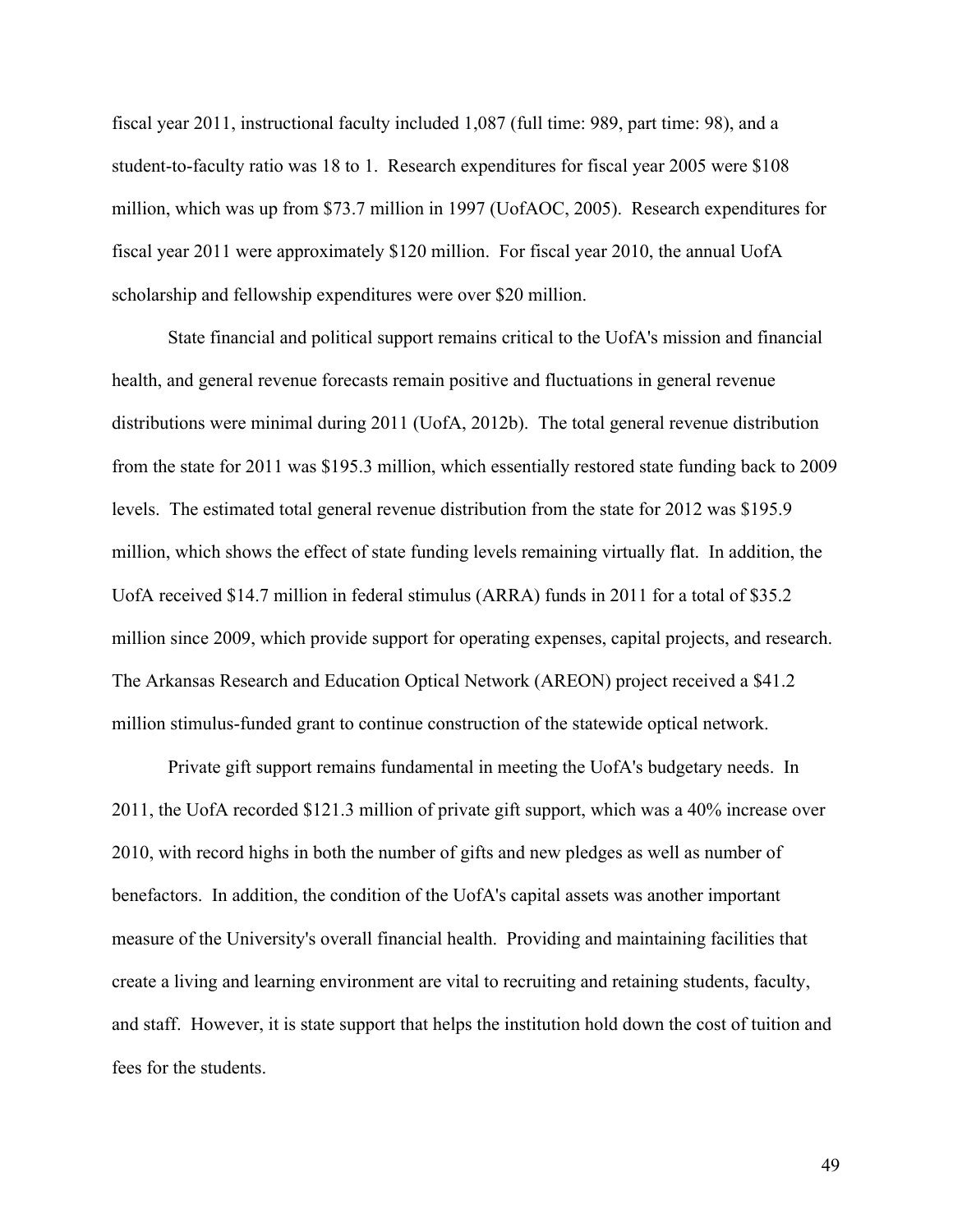fiscal year 2011, instructional faculty included 1,087 (full time: 989, part time: 98), and a student-to-faculty ratio was 18 to 1. Research expenditures for fiscal year 2005 were $108 million, which was up from $73.7 million in 1997 (UofAOC, 2005). Research expenditures for fiscal year 2011 were approximately $120 million. For fiscal year 2010, the annual UofA scholarship and fellowship expenditures were over $20 million.

State financial and political support remains critical to the UofA's mission and financial health, and general revenue forecasts remain positive and fluctuations in general revenue distributions were minimal during 2011 (UofA, 2012b). The total general revenue distribution from the state for 2011 was $195.3 million, which essentially restored state funding back to 2009 levels. The estimated total general revenue distribution from the state for 2012 was $195.9 million, which shows the effect of state funding levels remaining virtually flat. In addition, the UofA received $14.7 million in federal stimulus (ARRA) funds in 2011 for a total of $35.2 million since 2009, which provide support for operating expenses, capital projects, and research. The Arkansas Research and Education Optical Network (AREON) project received a $41.2 million stimulus-funded grant to continue construction of the statewide optical network.

Private gift support remains fundamental in meeting the UofA's budgetary needs. In 2011, the UofA recorded $121.3 million of private gift support, which was a 40% increase over 2010, with record highs in both the number of gifts and new pledges as well as number of benefactors. In addition, the condition of the UofA's capital assets was another important measure of the University's overall financial health. Providing and maintaining facilities that create a living and learning environment are vital to recruiting and retaining students, faculty, and staff. However, it is state support that helps the institution hold down the cost of tuition and fees for the students.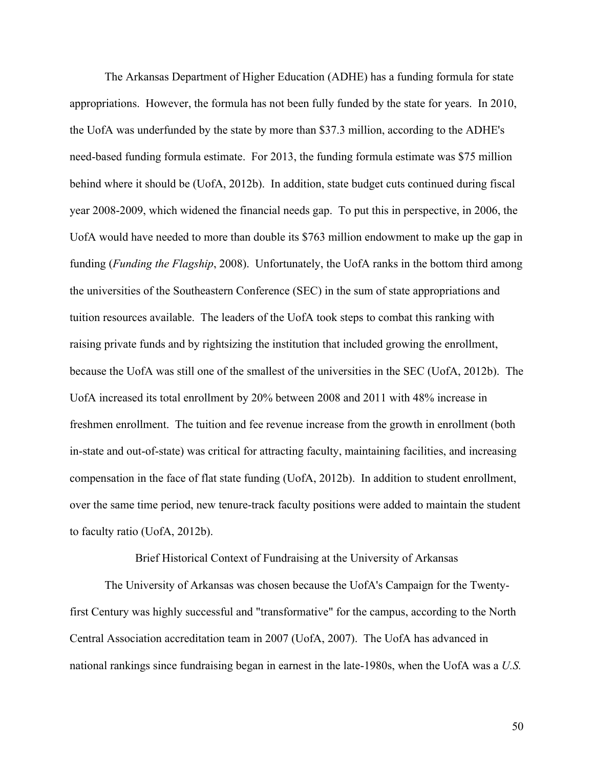The Arkansas Department of Higher Education (ADHE) has a funding formula for state appropriations. However, the formula has not been fully funded by the state for years. In 2010, the UofA was underfunded by the state by more than $37.3 million, according to the ADHE's need-based funding formula estimate. For 2013, the funding formula estimate was $75 million behind where it should be (UofA, 2012b). In addition, state budget cuts continued during fiscal year 2008-2009, which widened the financial needs gap. To put this in perspective, in 2006, the UofA would have needed to more than double its $763 million endowment to make up the gap in funding (*Funding the Flagship*, 2008). Unfortunately, the UofA ranks in the bottom third among the universities of the Southeastern Conference (SEC) in the sum of state appropriations and tuition resources available. The leaders of the UofA took steps to combat this ranking with raising private funds and by rightsizing the institution that included growing the enrollment, because the UofA was still one of the smallest of the universities in the SEC (UofA, 2012b). The UofA increased its total enrollment by 20% between 2008 and 2011 with 48% increase in freshmen enrollment. The tuition and fee revenue increase from the growth in enrollment (both in-state and out-of-state) was critical for attracting faculty, maintaining facilities, and increasing compensation in the face of flat state funding (UofA, 2012b). In addition to student enrollment, over the same time period, new tenure-track faculty positions were added to maintain the student to faculty ratio (UofA, 2012b).

## Brief Historical Context of Fundraising at the University of Arkansas

The University of Arkansas was chosen because the UofA's Campaign for the Twenty-first Century was highly successful and "transformative" for the campus, according to the North Central Association accreditation team in 2007 (UofA, 2007). The UofA has advanced in national rankings since fundraising began in earnest in the late-1980s, when the UofA was a *U.S.*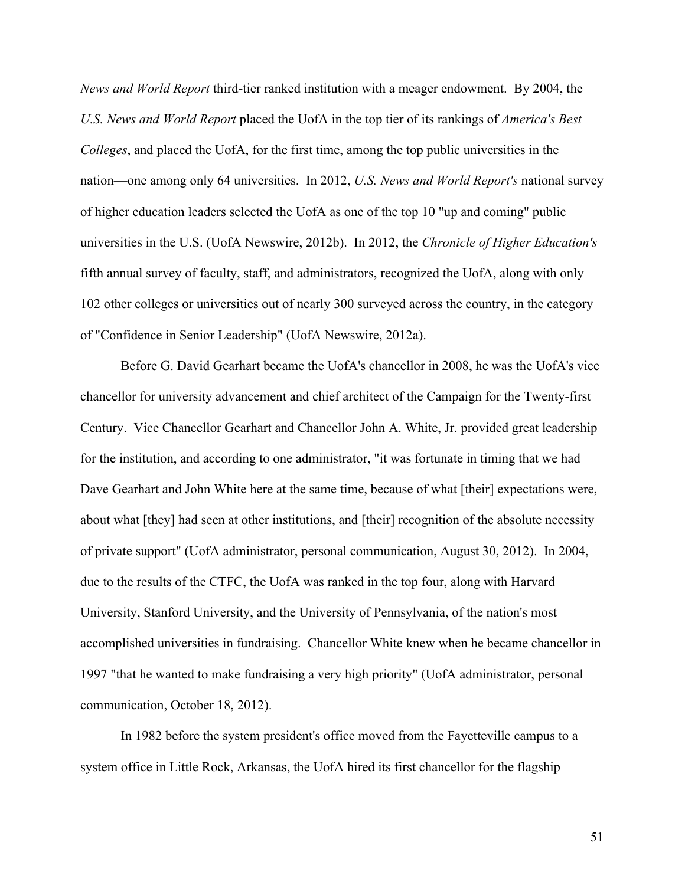*News and World Report* third-tier ranked institution with a meager endowment. By 2004, the *U.S. News and World Report* placed the UofA in the top tier of its rankings of *America's Best Colleges*, and placed the UofA, for the first time, among the top public universities in the nation—one among only 64 universities. In 2012, *U.S. News and World Report's* national survey of higher education leaders selected the UofA as one of the top 10 "up and coming" public universities in the U.S. (UofA Newswire, 2012b). In 2012, the *Chronicle of Higher Education's* fifth annual survey of faculty, staff, and administrators, recognized the UofA, along with only 102 other colleges or universities out of nearly 300 surveyed across the country, in the category of "Confidence in Senior Leadership" (UofA Newswire, 2012a).

Before G. David Gearhart became the UofA's chancellor in 2008, he was the UofA's vice chancellor for university advancement and chief architect of the Campaign for the Twenty-first Century. Vice Chancellor Gearhart and Chancellor John A. White, Jr. provided great leadership for the institution, and according to one administrator, "it was fortunate in timing that we had Dave Gearhart and John White here at the same time, because of what [their] expectations were, about what [they] had seen at other institutions, and [their] recognition of the absolute necessity of private support" (UofA administrator, personal communication, August 30, 2012). In 2004, due to the results of the CTFC, the UofA was ranked in the top four, along with Harvard University, Stanford University, and the University of Pennsylvania, of the nation's most accomplished universities in fundraising. Chancellor White knew when he became chancellor in 1997 "that he wanted to make fundraising a very high priority" (UofA administrator, personal communication, October 18, 2012).

In 1982 before the system president's office moved from the Fayetteville campus to a system office in Little Rock, Arkansas, the UofA hired its first chancellor for the flagship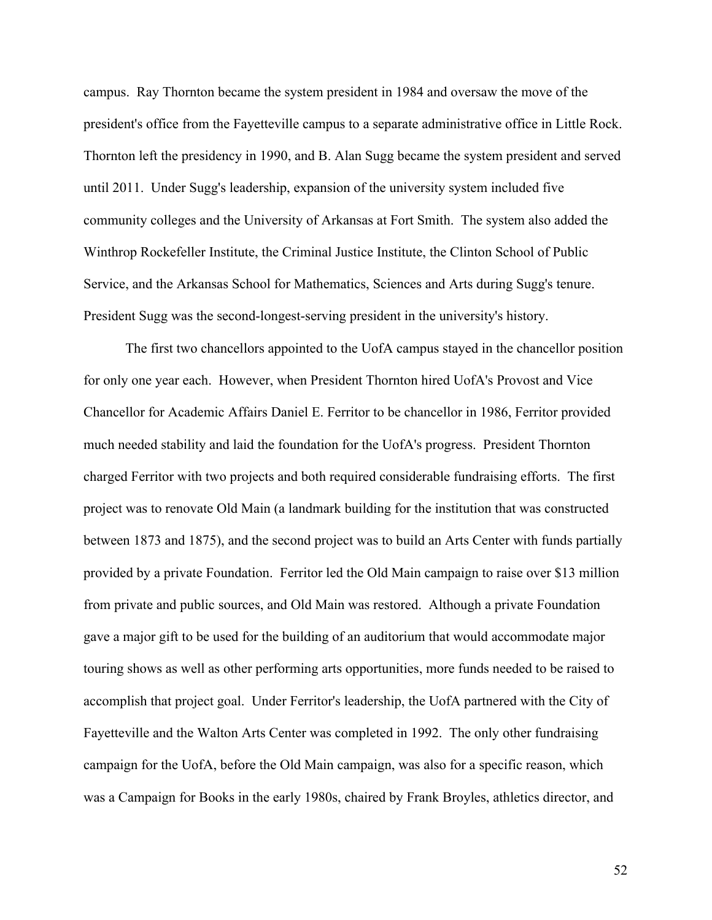campus. Ray Thornton became the system president in 1984 and oversaw the move of the president's office from the Fayetteville campus to a separate administrative office in Little Rock. Thornton left the presidency in 1990, and B. Alan Sugg became the system president and served until 2011. Under Sugg's leadership, expansion of the university system included five community colleges and the University of Arkansas at Fort Smith. The system also added the Winthrop Rockefeller Institute, the Criminal Justice Institute, the Clinton School of Public Service, and the Arkansas School for Mathematics, Sciences and Arts during Sugg's tenure. President Sugg was the second-longest-serving president in the university's history.

The first two chancellors appointed to the UofA campus stayed in the chancellor position for only one year each. However, when President Thornton hired UofA's Provost and Vice Chancellor for Academic Affairs Daniel E. Ferritor to be chancellor in 1986, Ferritor provided much needed stability and laid the foundation for the UofA's progress. President Thornton charged Ferritor with two projects and both required considerable fundraising efforts. The first project was to renovate Old Main (a landmark building for the institution that was constructed between 1873 and 1875), and the second project was to build an Arts Center with funds partially provided by a private Foundation. Ferritor led the Old Main campaign to raise over $13 million from private and public sources, and Old Main was restored. Although a private Foundation gave a major gift to be used for the building of an auditorium that would accommodate major touring shows as well as other performing arts opportunities, more funds needed to be raised to accomplish that project goal. Under Ferritor's leadership, the UofA partnered with the City of Fayetteville and the Walton Arts Center was completed in 1992. The only other fundraising campaign for the UofA, before the Old Main campaign, was also for a specific reason, which was a Campaign for Books in the early 1980s, chaired by Frank Broyles, athletics director, and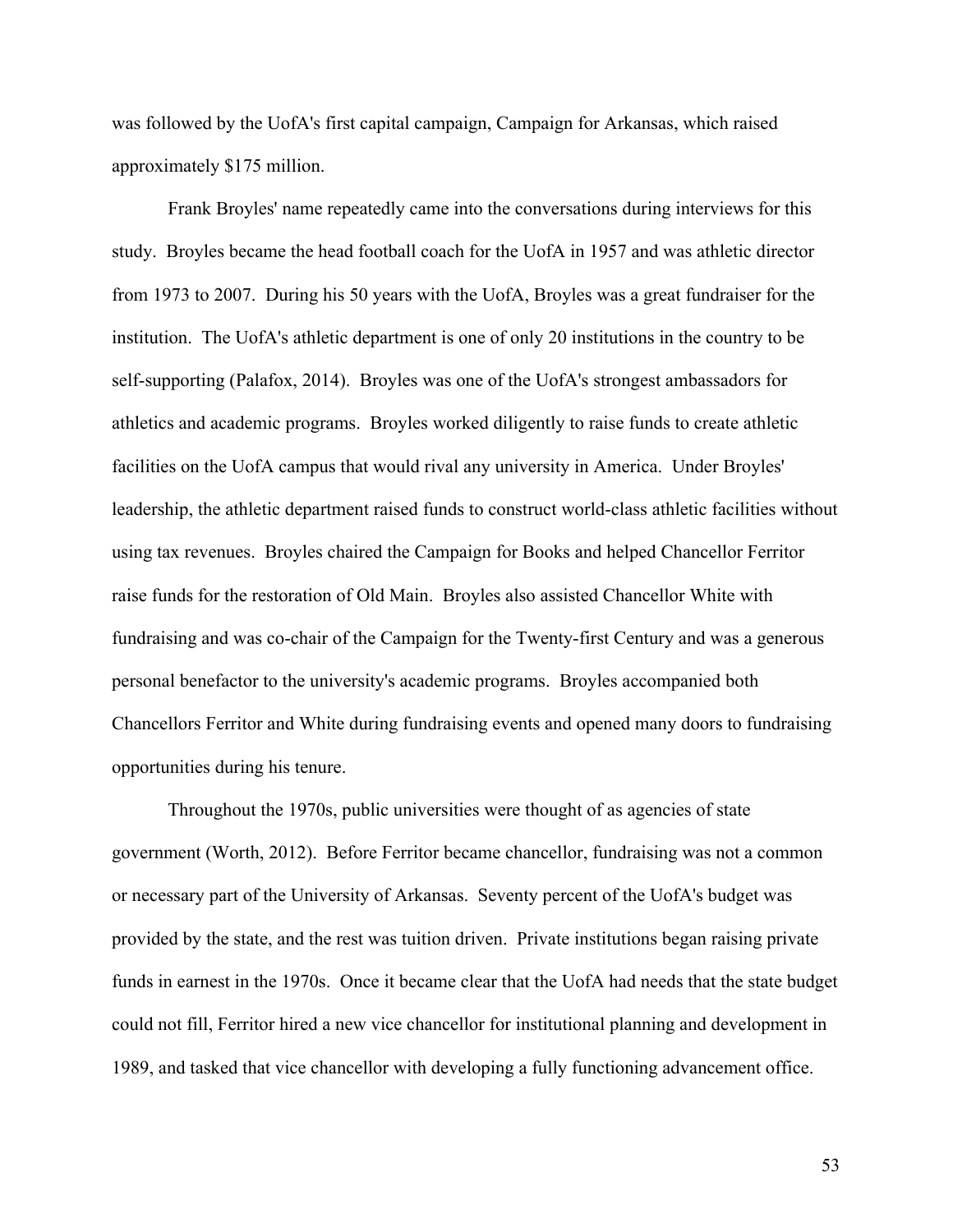was followed by the UofA's first capital campaign, Campaign for Arkansas, which raised approximately $175 million.

Frank Broyles' name repeatedly came into the conversations during interviews for this study. Broyles became the head football coach for the UofA in 1957 and was athletic director from 1973 to 2007. During his 50 years with the UofA, Broyles was a great fundraiser for the institution. The UofA's athletic department is one of only 20 institutions in the country to be self-supporting (Palafox, 2014). Broyles was one of the UofA's strongest ambassadors for athletics and academic programs. Broyles worked diligently to raise funds to create athletic facilities on the UofA campus that would rival any university in America. Under Broyles' leadership, the athletic department raised funds to construct world-class athletic facilities without using tax revenues. Broyles chaired the Campaign for Books and helped Chancellor Ferritor raise funds for the restoration of Old Main. Broyles also assisted Chancellor White with fundraising and was co-chair of the Campaign for the Twenty-first Century and was a generous personal benefactor to the university's academic programs. Broyles accompanied both Chancellors Ferritor and White during fundraising events and opened many doors to fundraising opportunities during his tenure.

Throughout the 1970s, public universities were thought of as agencies of state government (Worth, 2012). Before Ferritor became chancellor, fundraising was not a common or necessary part of the University of Arkansas. Seventy percent of the UofA's budget was provided by the state, and the rest was tuition driven. Private institutions began raising private funds in earnest in the 1970s. Once it became clear that the UofA had needs that the state budget could not fill, Ferritor hired a new vice chancellor for institutional planning and development in 1989, and tasked that vice chancellor with developing a fully functioning advancement office.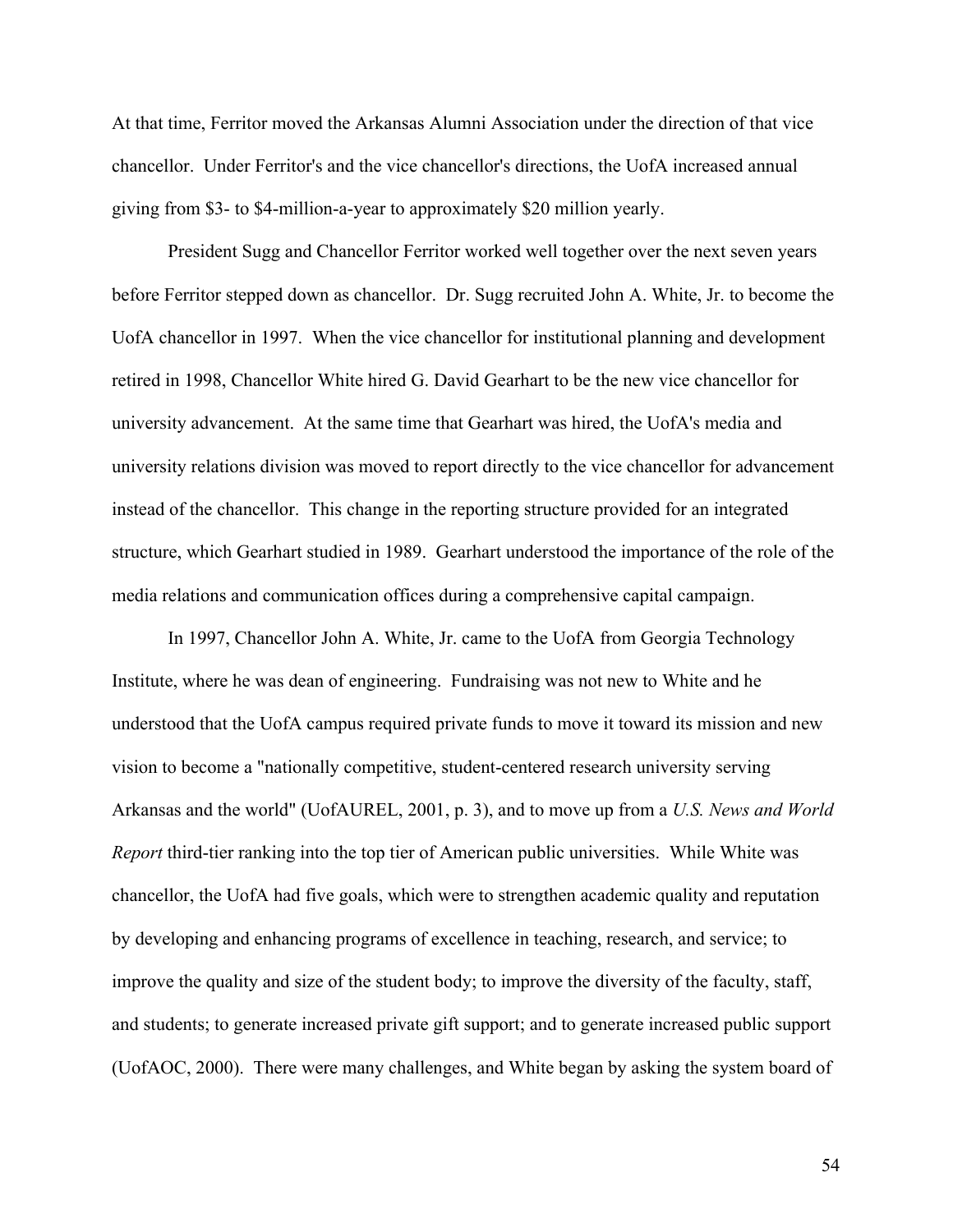At that time, Ferritor moved the Arkansas Alumni Association under the direction of that vice chancellor. Under Ferritor's and the vice chancellor's directions, the UofA increased annual giving from $3- to $4-million-a-year to approximately $20 million yearly.

President Sugg and Chancellor Ferritor worked well together over the next seven years before Ferritor stepped down as chancellor. Dr. Sugg recruited John A. White, Jr. to become the UofA chancellor in 1997. When the vice chancellor for institutional planning and development retired in 1998, Chancellor White hired G. David Gearhart to be the new vice chancellor for university advancement. At the same time that Gearhart was hired, the UofA's media and university relations division was moved to report directly to the vice chancellor for advancement instead of the chancellor. This change in the reporting structure provided for an integrated structure, which Gearhart studied in 1989. Gearhart understood the importance of the role of the media relations and communication offices during a comprehensive capital campaign.

In 1997, Chancellor John A. White, Jr. came to the UofA from Georgia Technology Institute, where he was dean of engineering. Fundraising was not new to White and he understood that the UofA campus required private funds to move it toward its mission and new vision to become a "nationally competitive, student-centered research university serving Arkansas and the world" (UofAUREL, 2001, p. 3), and to move up from a *U.S. News and World Report* third-tier ranking into the top tier of American public universities. While White was chancellor, the UofA had five goals, which were to strengthen academic quality and reputation by developing and enhancing programs of excellence in teaching, research, and service; to improve the quality and size of the student body; to improve the diversity of the faculty, staff, and students; to generate increased private gift support; and to generate increased public support (UofAOC, 2000). There were many challenges, and White began by asking the system board of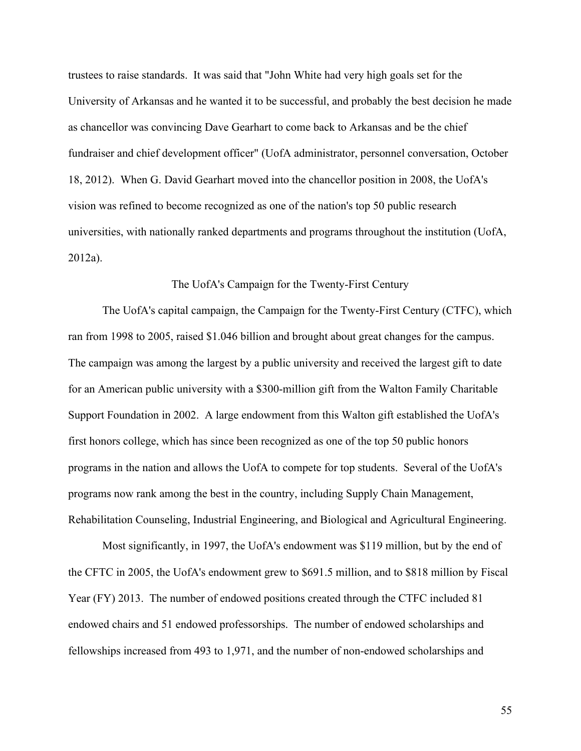trustees to raise standards. It was said that "John White had very high goals set for the University of Arkansas and he wanted it to be successful, and probably the best decision he made as chancellor was convincing Dave Gearhart to come back to Arkansas and be the chief fundraiser and chief development officer" (UofA administrator, personnel conversation, October 18, 2012). When G. David Gearhart moved into the chancellor position in 2008, the UofA's vision was refined to become recognized as one of the nation's top 50 public research universities, with nationally ranked departments and programs throughout the institution (UofA, 2012a).

## The UofA's Campaign for the Twenty-First Century

The UofA's capital campaign, the Campaign for the Twenty-First Century (CTFC), which ran from 1998 to 2005, raised $1.046 billion and brought about great changes for the campus. The campaign was among the largest by a public university and received the largest gift to date for an American public university with a $300-million gift from the Walton Family Charitable Support Foundation in 2002. A large endowment from this Walton gift established the UofA's first honors college, which has since been recognized as one of the top 50 public honors programs in the nation and allows the UofA to compete for top students. Several of the UofA's programs now rank among the best in the country, including Supply Chain Management, Rehabilitation Counseling, Industrial Engineering, and Biological and Agricultural Engineering.

Most significantly, in 1997, the UofA's endowment was $119 million, but by the end of the CFTC in 2005, the UofA's endowment grew to $691.5 million, and to $818 million by Fiscal Year (FY) 2013. The number of endowed positions created through the CTFC included 81 endowed chairs and 51 endowed professorships. The number of endowed scholarships and fellowships increased from 493 to 1,971, and the number of non-endowed scholarships and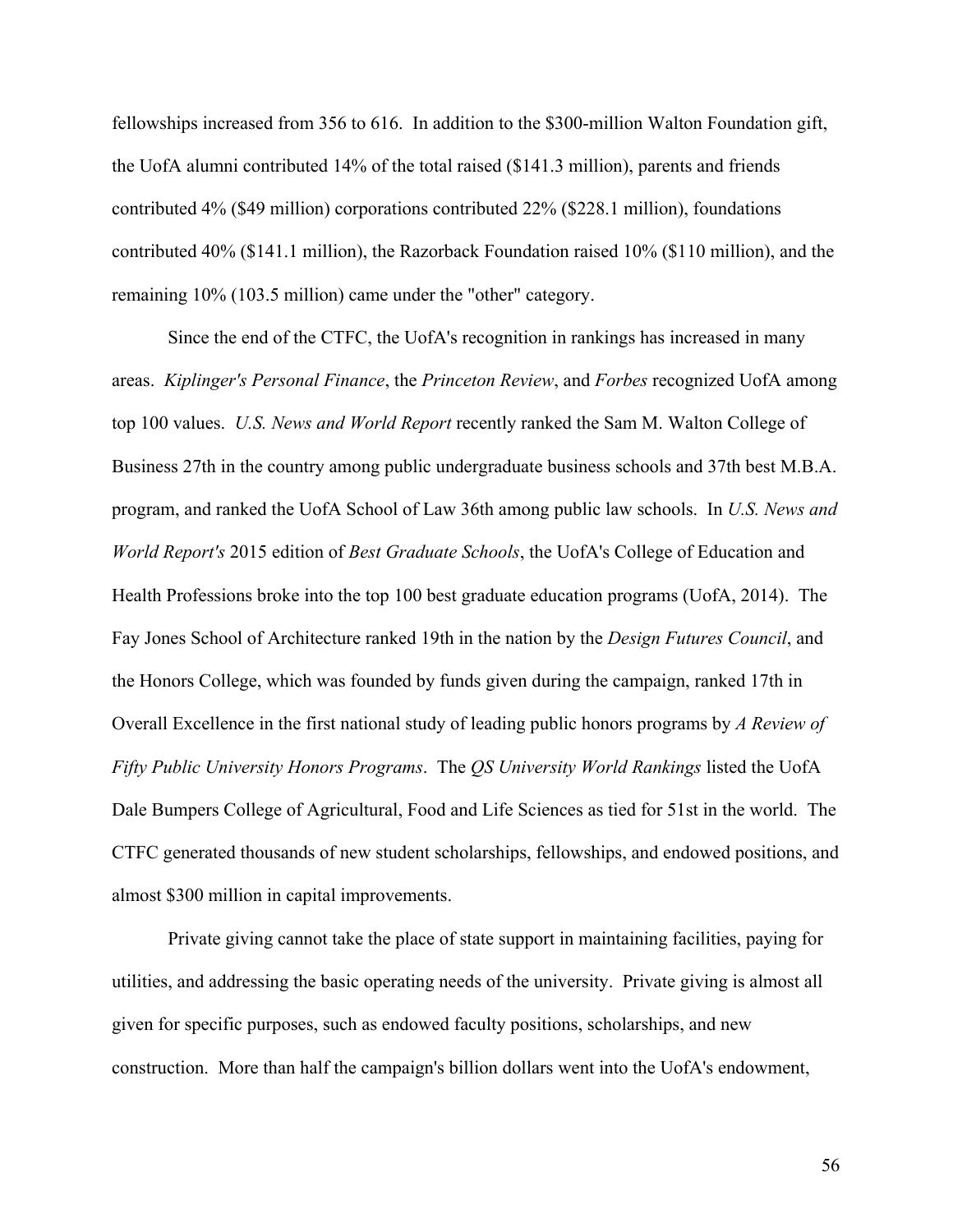fellowships increased from 356 to 616. In addition to the $300-million Walton Foundation gift, the UofA alumni contributed 14% of the total raised ($141.3 million), parents and friends contributed 4% ($49 million) corporations contributed 22% ($228.1 million), foundations contributed 40% ($141.1 million), the Razorback Foundation raised 10% ($110 million), and the remaining 10% (103.5 million) came under the "other" category.

Since the end of the CTFC, the UofA's recognition in rankings has increased in many areas. *Kiplinger's Personal Finance*, the *Princeton Review*, and *Forbes* recognized UofA among top 100 values. *U.S. News and World Report* recently ranked the Sam M. Walton College of Business 27th in the country among public undergraduate business schools and 37th best M.B.A. program, and ranked the UofA School of Law 36th among public law schools. In *U.S. News and World Report's* 2015 edition of *Best Graduate Schools*, the UofA's College of Education and Health Professions broke into the top 100 best graduate education programs (UofA, 2014). The Fay Jones School of Architecture ranked 19th in the nation by the *Design Futures Council*, and the Honors College, which was founded by funds given during the campaign, ranked 17th in Overall Excellence in the first national study of leading public honors programs by *A Review of Fifty Public University Honors Programs*. The *QS University World Rankings* listed the UofA Dale Bumpers College of Agricultural, Food and Life Sciences as tied for 51st in the world. The CTFC generated thousands of new student scholarships, fellowships, and endowed positions, and almost $300 million in capital improvements.

Private giving cannot take the place of state support in maintaining facilities, paying for utilities, and addressing the basic operating needs of the university. Private giving is almost all given for specific purposes, such as endowed faculty positions, scholarships, and new construction. More than half the campaign's billion dollars went into the UofA's endowment,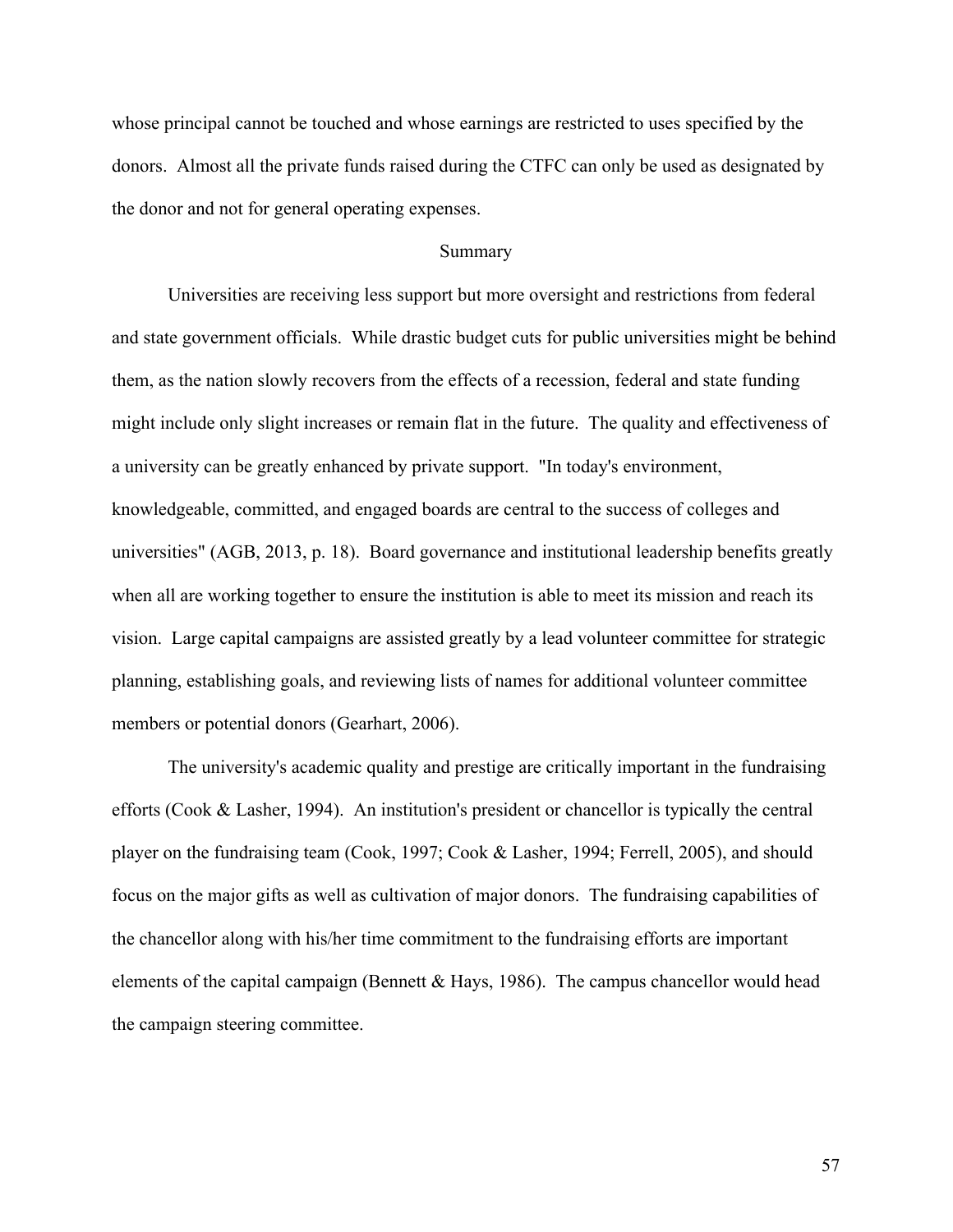whose principal cannot be touched and whose earnings are restricted to uses specified by the donors. Almost all the private funds raised during the CTFC can only be used as designated by the donor and not for general operating expenses.

## Summary

Universities are receiving less support but more oversight and restrictions from federal and state government officials. While drastic budget cuts for public universities might be behind them, as the nation slowly recovers from the effects of a recession, federal and state funding might include only slight increases or remain flat in the future. The quality and effectiveness of a university can be greatly enhanced by private support. "In today's environment, knowledgeable, committed, and engaged boards are central to the success of colleges and universities" (AGB, 2013, p. 18). Board governance and institutional leadership benefits greatly when all are working together to ensure the institution is able to meet its mission and reach its vision. Large capital campaigns are assisted greatly by a lead volunteer committee for strategic planning, establishing goals, and reviewing lists of names for additional volunteer committee members or potential donors (Gearhart, 2006).

The university's academic quality and prestige are critically important in the fundraising efforts (Cook & Lasher, 1994). An institution's president or chancellor is typically the central player on the fundraising team (Cook, 1997; Cook & Lasher, 1994; Ferrell, 2005), and should focus on the major gifts as well as cultivation of major donors. The fundraising capabilities of the chancellor along with his/her time commitment to the fundraising efforts are important elements of the capital campaign (Bennett & Hays, 1986). The campus chancellor would head the campaign steering committee.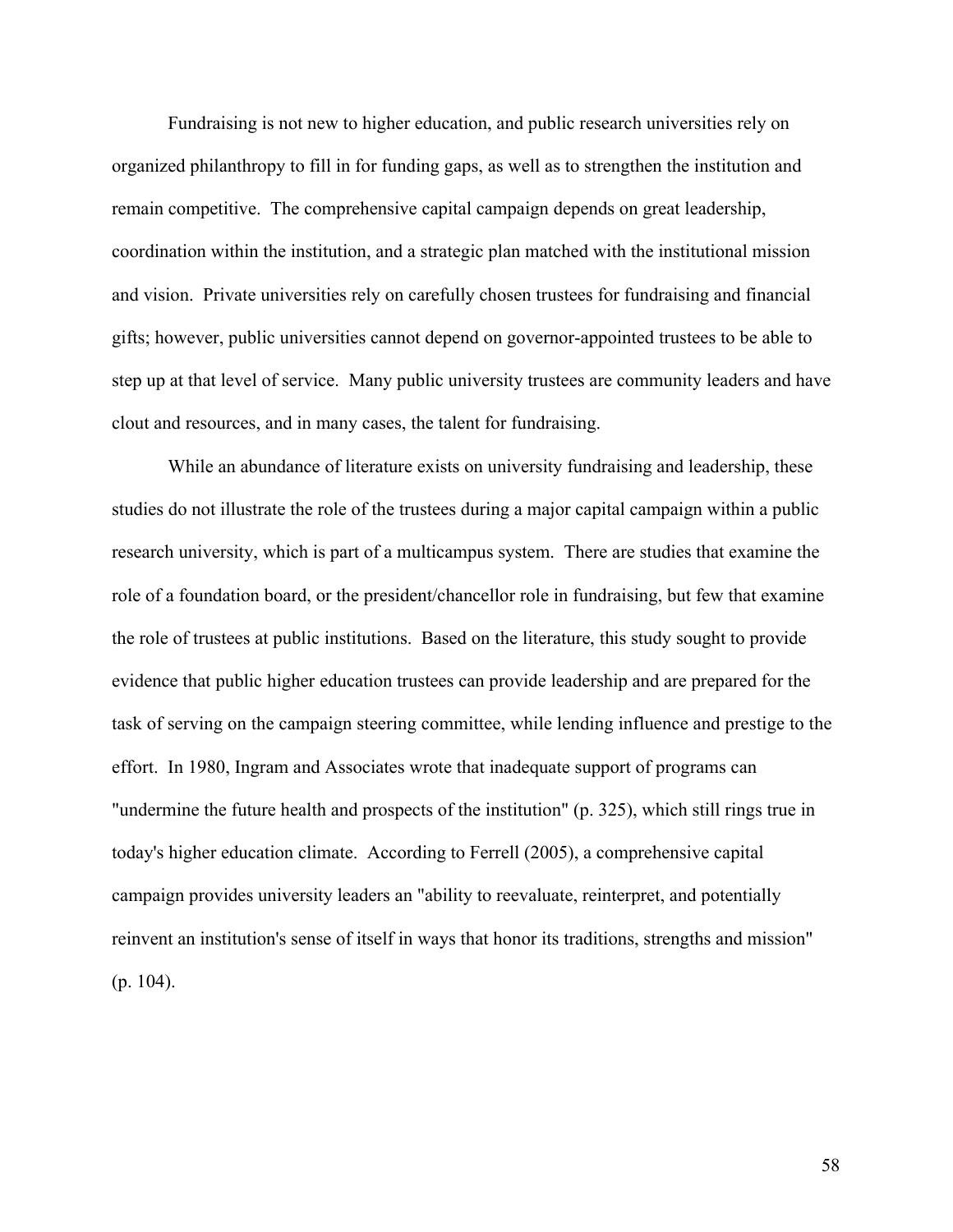Fundraising is not new to higher education, and public research universities rely on organized philanthropy to fill in for funding gaps, as well as to strengthen the institution and remain competitive. The comprehensive capital campaign depends on great leadership, coordination within the institution, and a strategic plan matched with the institutional mission and vision. Private universities rely on carefully chosen trustees for fundraising and financial gifts; however, public universities cannot depend on governor-appointed trustees to be able to step up at that level of service. Many public university trustees are community leaders and have clout and resources, and in many cases, the talent for fundraising.

While an abundance of literature exists on university fundraising and leadership, these studies do not illustrate the role of the trustees during a major capital campaign within a public research university, which is part of a multicampus system. There are studies that examine the role of a foundation board, or the president/chancellor role in fundraising, but few that examine the role of trustees at public institutions. Based on the literature, this study sought to provide evidence that public higher education trustees can provide leadership and are prepared for the task of serving on the campaign steering committee, while lending influence and prestige to the effort. In 1980, Ingram and Associates wrote that inadequate support of programs can "undermine the future health and prospects of the institution" (p. 325), which still rings true in today's higher education climate. According to Ferrell (2005), a comprehensive capital campaign provides university leaders an "ability to reevaluate, reinterpret, and potentially reinvent an institution's sense of itself in ways that honor its traditions, strengths and mission" (p. 104).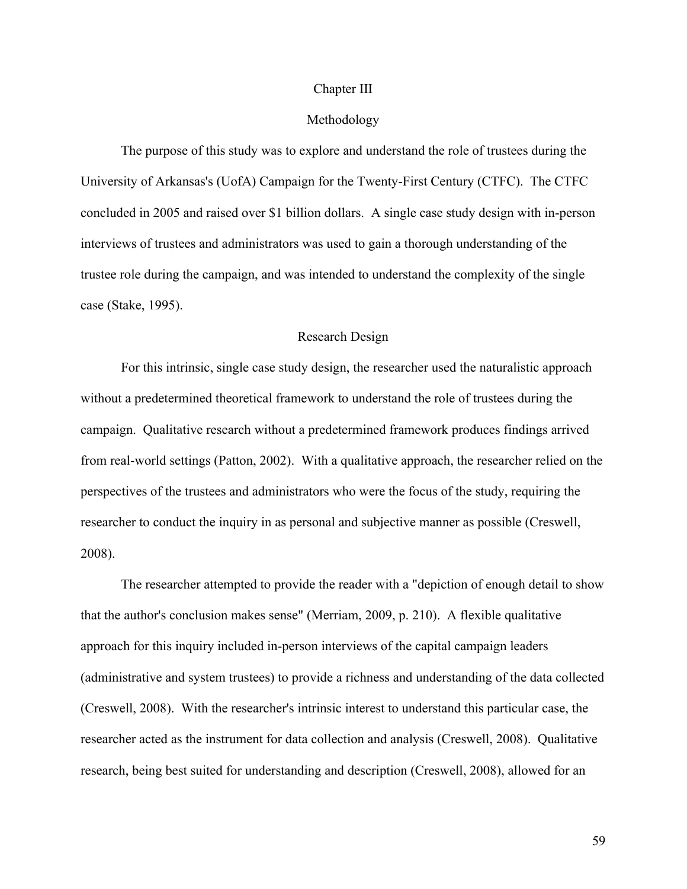# Chapter III

# Methodology

The purpose of this study was to explore and understand the role of trustees during the University of Arkansas's (UofA) Campaign for the Twenty-First Century (CTFC). The CTFC concluded in 2005 and raised over $1 billion dollars. A single case study design with in-person interviews of trustees and administrators was used to gain a thorough understanding of the trustee role during the campaign, and was intended to understand the complexity of the single case (Stake, 1995).

## Research Design

For this intrinsic, single case study design, the researcher used the naturalistic approach without a predetermined theoretical framework to understand the role of trustees during the campaign. Qualitative research without a predetermined framework produces findings arrived from real-world settings (Patton, 2002). With a qualitative approach, the researcher relied on the perspectives of the trustees and administrators who were the focus of the study, requiring the researcher to conduct the inquiry in as personal and subjective manner as possible (Creswell, 2008).

The researcher attempted to provide the reader with a "depiction of enough detail to show that the author's conclusion makes sense" (Merriam, 2009, p. 210). A flexible qualitative approach for this inquiry included in-person interviews of the capital campaign leaders (administrative and system trustees) to provide a richness and understanding of the data collected (Creswell, 2008). With the researcher's intrinsic interest to understand this particular case, the researcher acted as the instrument for data collection and analysis (Creswell, 2008). Qualitative research, being best suited for understanding and description (Creswell, 2008), allowed for an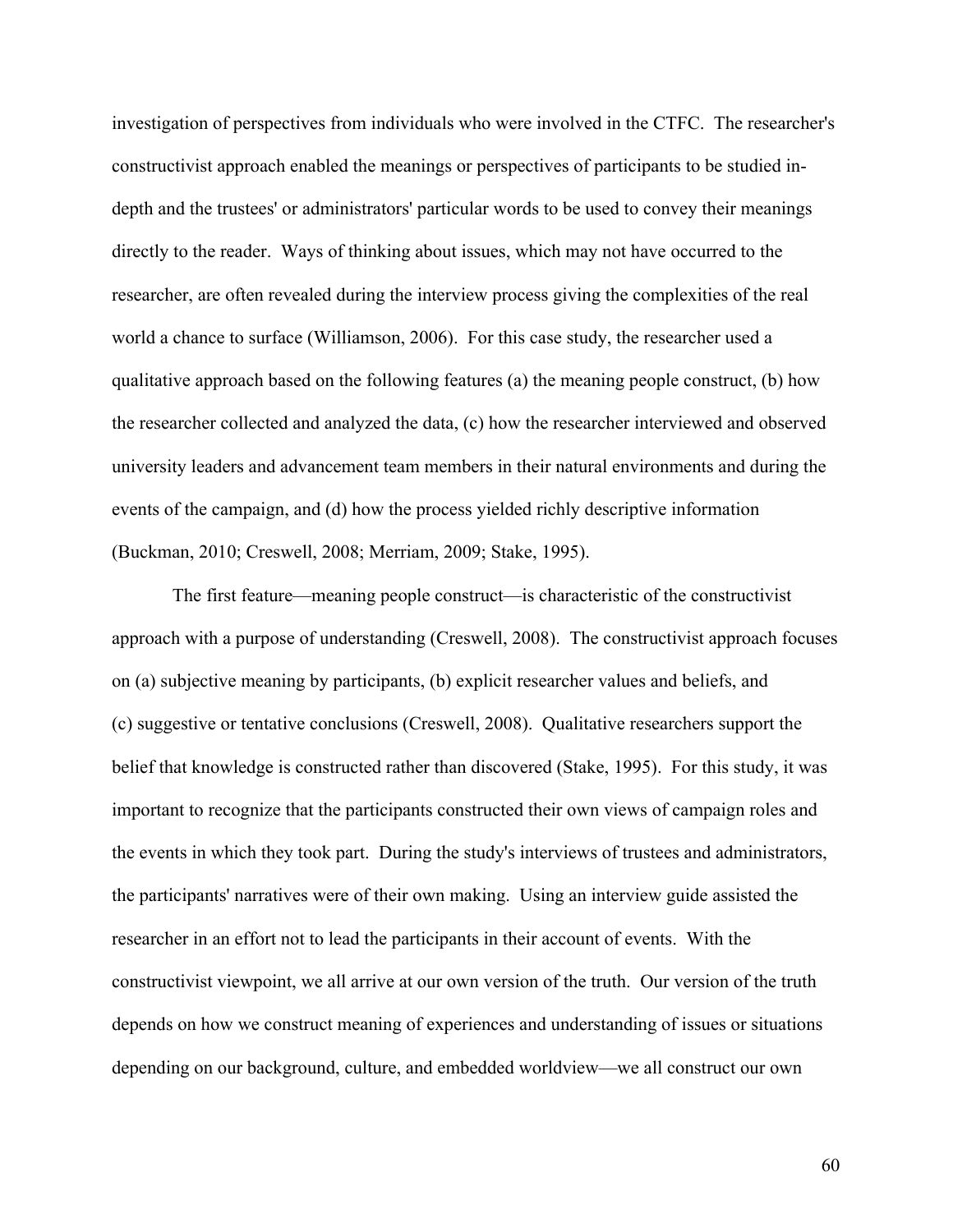investigation of perspectives from individuals who were involved in the CTFC. The researcher's constructivist approach enabled the meanings or perspectives of participants to be studied in-depth and the trustees' or administrators' particular words to be used to convey their meanings directly to the reader. Ways of thinking about issues, which may not have occurred to the researcher, are often revealed during the interview process giving the complexities of the real world a chance to surface (Williamson, 2006). For this case study, the researcher used a qualitative approach based on the following features (a) the meaning people construct, (b) how the researcher collected and analyzed the data, (c) how the researcher interviewed and observed university leaders and advancement team members in their natural environments and during the events of the campaign, and (d) how the process yielded richly descriptive information (Buckman, 2010; Creswell, 2008; Merriam, 2009; Stake, 1995).

The first feature—meaning people construct—is characteristic of the constructivist approach with a purpose of understanding (Creswell, 2008). The constructivist approach focuses on (a) subjective meaning by participants, (b) explicit researcher values and beliefs, and (c) suggestive or tentative conclusions (Creswell, 2008). Qualitative researchers support the belief that knowledge is constructed rather than discovered (Stake, 1995). For this study, it was important to recognize that the participants constructed their own views of campaign roles and the events in which they took part. During the study's interviews of trustees and administrators, the participants' narratives were of their own making. Using an interview guide assisted the researcher in an effort not to lead the participants in their account of events. With the constructivist viewpoint, we all arrive at our own version of the truth. Our version of the truth depends on how we construct meaning of experiences and understanding of issues or situations depending on our background, culture, and embedded worldview—we all construct our own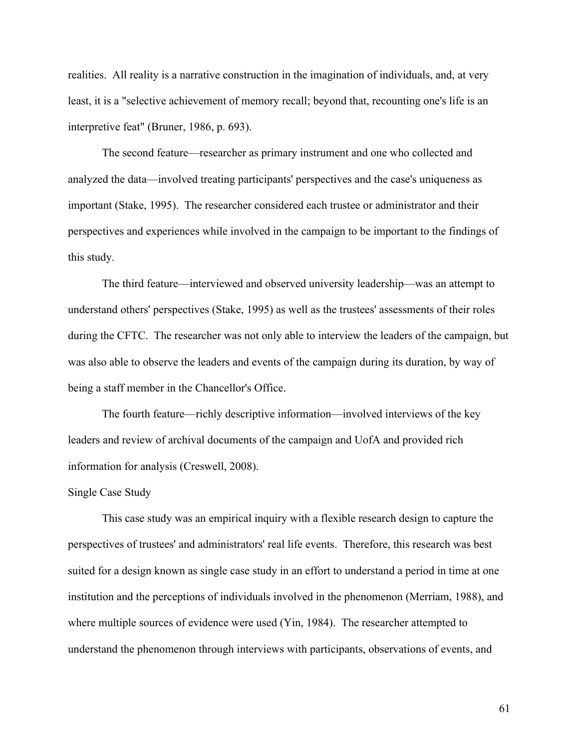realities. All reality is a narrative construction in the imagination of individuals, and, at very least, it is a "selective achievement of memory recall; beyond that, recounting one's life is an interpretive feat" (Bruner, 1986, p. 693).

The second feature—researcher as primary instrument and one who collected and analyzed the data—involved treating participants' perspectives and the case's uniqueness as important (Stake, 1995). The researcher considered each trustee or administrator and their perspectives and experiences while involved in the campaign to be important to the findings of this study.

The third feature—interviewed and observed university leadership—was an attempt to understand others' perspectives (Stake, 1995) as well as the trustees' assessments of their roles during the CFTC. The researcher was not only able to interview the leaders of the campaign, but was also able to observe the leaders and events of the campaign during its duration, by way of being a staff member in the Chancellor's Office.

The fourth feature—richly descriptive information—involved interviews of the key leaders and review of archival documents of the campaign and UofA and provided rich information for analysis (Creswell, 2008).

## Single Case Study

This case study was an empirical inquiry with a flexible research design to capture the perspectives of trustees' and administrators' real life events. Therefore, this research was best suited for a design known as single case study in an effort to understand a period in time at one institution and the perceptions of individuals involved in the phenomenon (Merriam, 1988), and where multiple sources of evidence were used (Yin, 1984). The researcher attempted to understand the phenomenon through interviews with participants, observations of events, and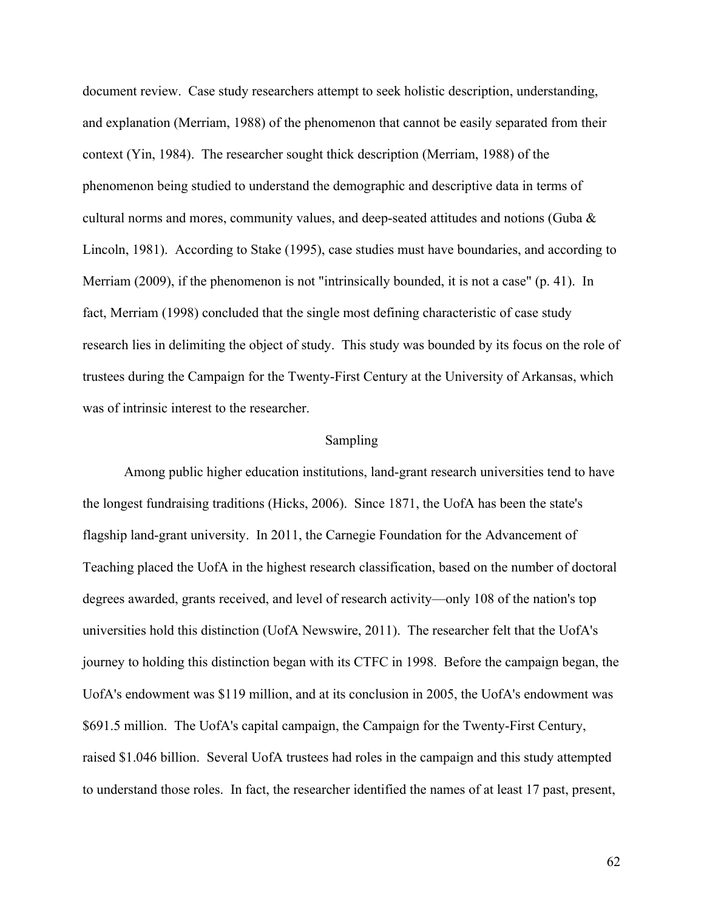document review. Case study researchers attempt to seek holistic description, understanding, and explanation (Merriam, 1988) of the phenomenon that cannot be easily separated from their context (Yin, 1984). The researcher sought thick description (Merriam, 1988) of the phenomenon being studied to understand the demographic and descriptive data in terms of cultural norms and mores, community values, and deep-seated attitudes and notions (Guba & Lincoln, 1981). According to Stake (1995), case studies must have boundaries, and according to Merriam (2009), if the phenomenon is not "intrinsically bounded, it is not a case" (p. 41). In fact, Merriam (1998) concluded that the single most defining characteristic of case study research lies in delimiting the object of study. This study was bounded by its focus on the role of trustees during the Campaign for the Twenty-First Century at the University of Arkansas, which was of intrinsic interest to the researcher.

## Sampling

Among public higher education institutions, land-grant research universities tend to have the longest fundraising traditions (Hicks, 2006). Since 1871, the UofA has been the state's flagship land-grant university. In 2011, the Carnegie Foundation for the Advancement of Teaching placed the UofA in the highest research classification, based on the number of doctoral degrees awarded, grants received, and level of research activity—only 108 of the nation's top universities hold this distinction (UofA Newswire, 2011). The researcher felt that the UofA's journey to holding this distinction began with its CTFC in 1998. Before the campaign began, the UofA's endowment was $119 million, and at its conclusion in 2005, the UofA's endowment was $691.5 million. The UofA's capital campaign, the Campaign for the Twenty-First Century, raised $1.046 billion. Several UofA trustees had roles in the campaign and this study attempted to understand those roles. In fact, the researcher identified the names of at least 17 past, present,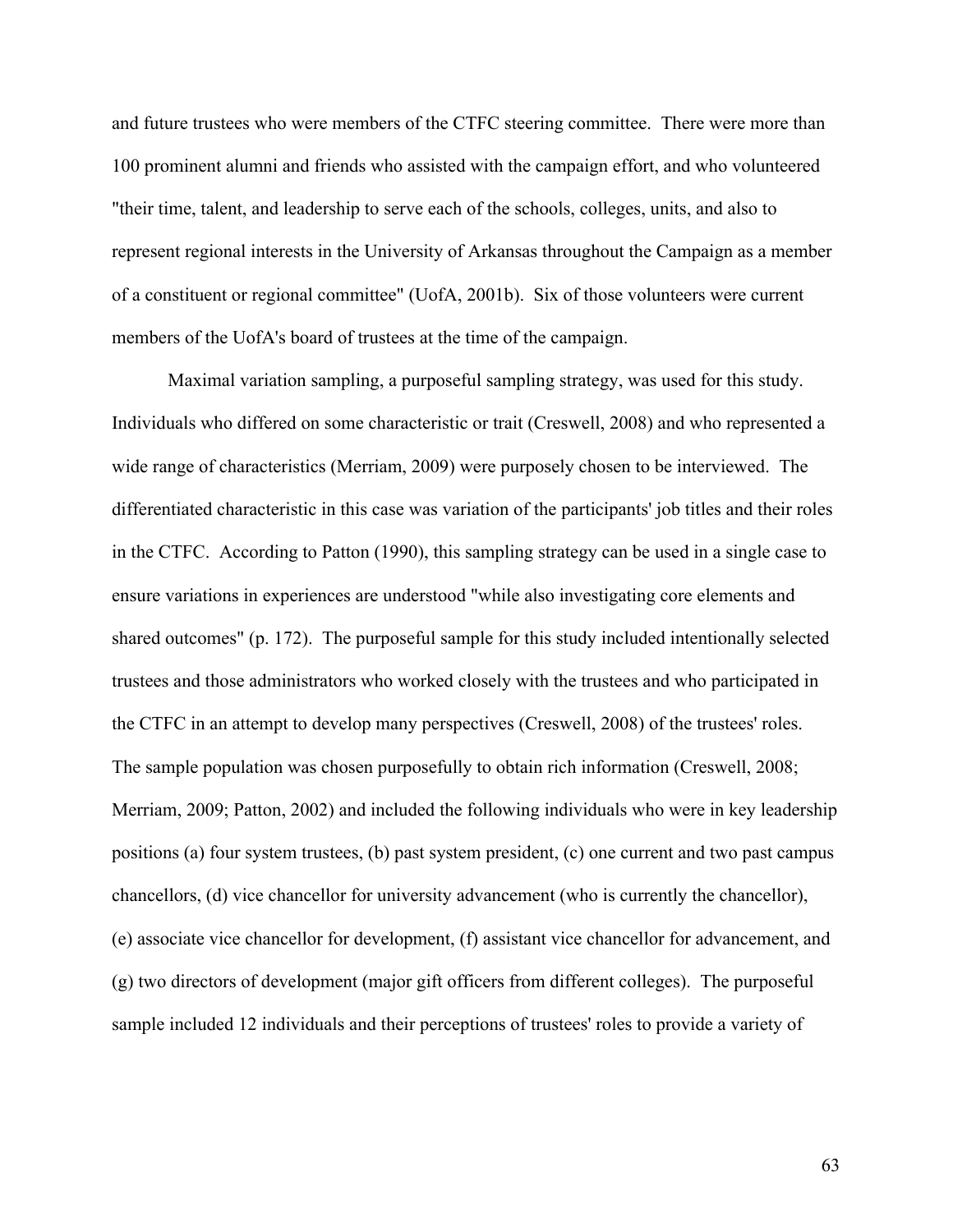and future trustees who were members of the CTFC steering committee. There were more than 100 prominent alumni and friends who assisted with the campaign effort, and who volunteered "their time, talent, and leadership to serve each of the schools, colleges, units, and also to represent regional interests in the University of Arkansas throughout the Campaign as a member of a constituent or regional committee" (UofA, 2001b). Six of those volunteers were current members of the UofA's board of trustees at the time of the campaign.

Maximal variation sampling, a purposeful sampling strategy, was used for this study. Individuals who differed on some characteristic or trait (Creswell, 2008) and who represented a wide range of characteristics (Merriam, 2009) were purposely chosen to be interviewed. The differentiated characteristic in this case was variation of the participants' job titles and their roles in the CTFC. According to Patton (1990), this sampling strategy can be used in a single case to ensure variations in experiences are understood "while also investigating core elements and shared outcomes" (p. 172). The purposeful sample for this study included intentionally selected trustees and those administrators who worked closely with the trustees and who participated in the CTFC in an attempt to develop many perspectives (Creswell, 2008) of the trustees' roles. The sample population was chosen purposefully to obtain rich information (Creswell, 2008; Merriam, 2009; Patton, 2002) and included the following individuals who were in key leadership positions (a) four system trustees, (b) past system president, (c) one current and two past campus chancellors, (d) vice chancellor for university advancement (who is currently the chancellor), (e) associate vice chancellor for development, (f) assistant vice chancellor for advancement, and (g) two directors of development (major gift officers from different colleges). The purposeful sample included 12 individuals and their perceptions of trustees' roles to provide a variety of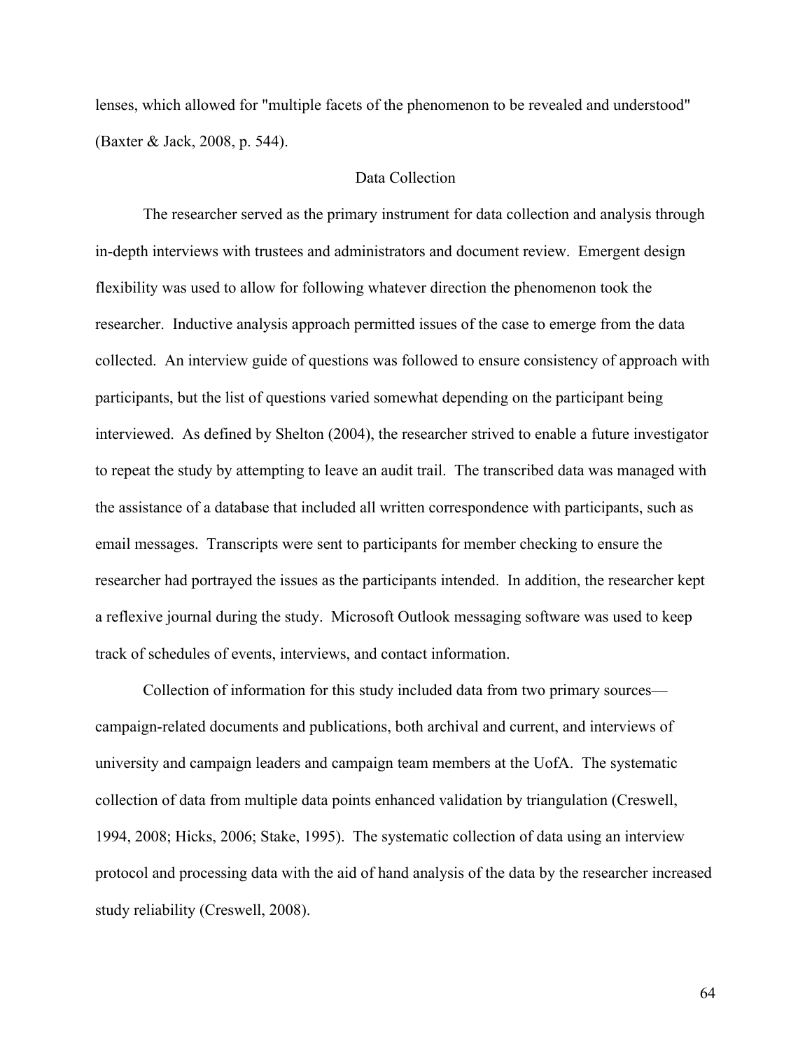lenses, which allowed for "multiple facets of the phenomenon to be revealed and understood" (Baxter & Jack, 2008, p. 544).

## Data Collection

The researcher served as the primary instrument for data collection and analysis through in-depth interviews with trustees and administrators and document review. Emergent design flexibility was used to allow for following whatever direction the phenomenon took the researcher. Inductive analysis approach permitted issues of the case to emerge from the data collected. An interview guide of questions was followed to ensure consistency of approach with participants, but the list of questions varied somewhat depending on the participant being interviewed. As defined by Shelton (2004), the researcher strived to enable a future investigator to repeat the study by attempting to leave an audit trail. The transcribed data was managed with the assistance of a database that included all written correspondence with participants, such as email messages. Transcripts were sent to participants for member checking to ensure the researcher had portrayed the issues as the participants intended. In addition, the researcher kept a reflexive journal during the study. Microsoft Outlook messaging software was used to keep track of schedules of events, interviews, and contact information.

Collection of information for this study included data from two primary sources—campaign-related documents and publications, both archival and current, and interviews of university and campaign leaders and campaign team members at the UofA. The systematic collection of data from multiple data points enhanced validation by triangulation (Creswell, 1994, 2008; Hicks, 2006; Stake, 1995). The systematic collection of data using an interview protocol and processing data with the aid of hand analysis of the data by the researcher increased study reliability (Creswell, 2008).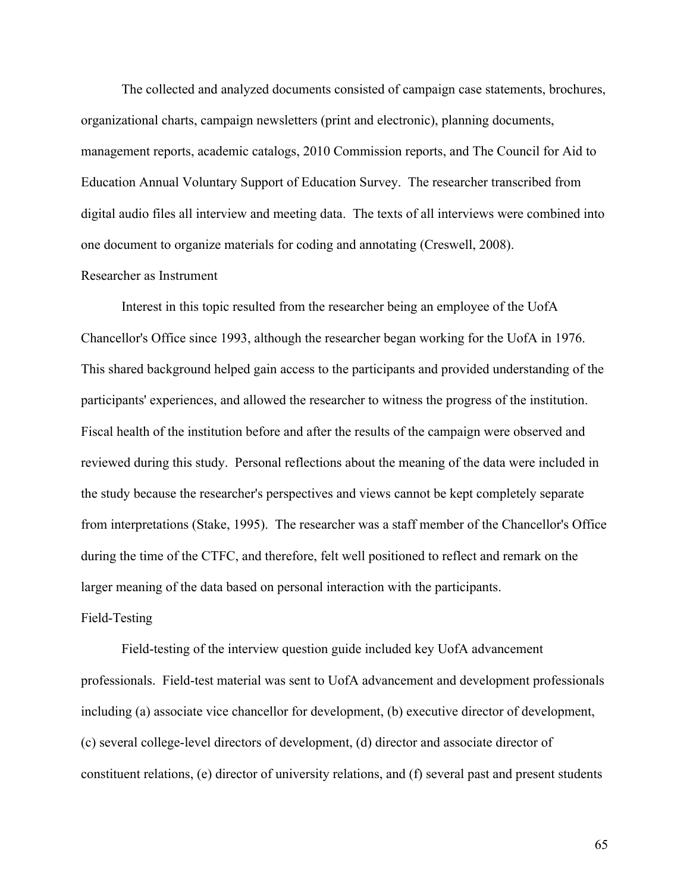The collected and analyzed documents consisted of campaign case statements, brochures, organizational charts, campaign newsletters (print and electronic), planning documents, management reports, academic catalogs, 2010 Commission reports, and The Council for Aid to Education Annual Voluntary Support of Education Survey. The researcher transcribed from digital audio files all interview and meeting data. The texts of all interviews were combined into one document to organize materials for coding and annotating (Creswell, 2008).

### Researcher as Instrument

Interest in this topic resulted from the researcher being an employee of the UofA Chancellor's Office since 1993, although the researcher began working for the UofA in 1976. This shared background helped gain access to the participants and provided understanding of the participants' experiences, and allowed the researcher to witness the progress of the institution. Fiscal health of the institution before and after the results of the campaign were observed and reviewed during this study. Personal reflections about the meaning of the data were included in the study because the researcher's perspectives and views cannot be kept completely separate from interpretations (Stake, 1995). The researcher was a staff member of the Chancellor's Office during the time of the CTFC, and therefore, felt well positioned to reflect and remark on the larger meaning of the data based on personal interaction with the participants.

### Field-Testing

Field-testing of the interview question guide included key UofA advancement professionals. Field-test material was sent to UofA advancement and development professionals including (a) associate vice chancellor for development, (b) executive director of development, (c) several college-level directors of development, (d) director and associate director of constituent relations, (e) director of university relations, and (f) several past and present students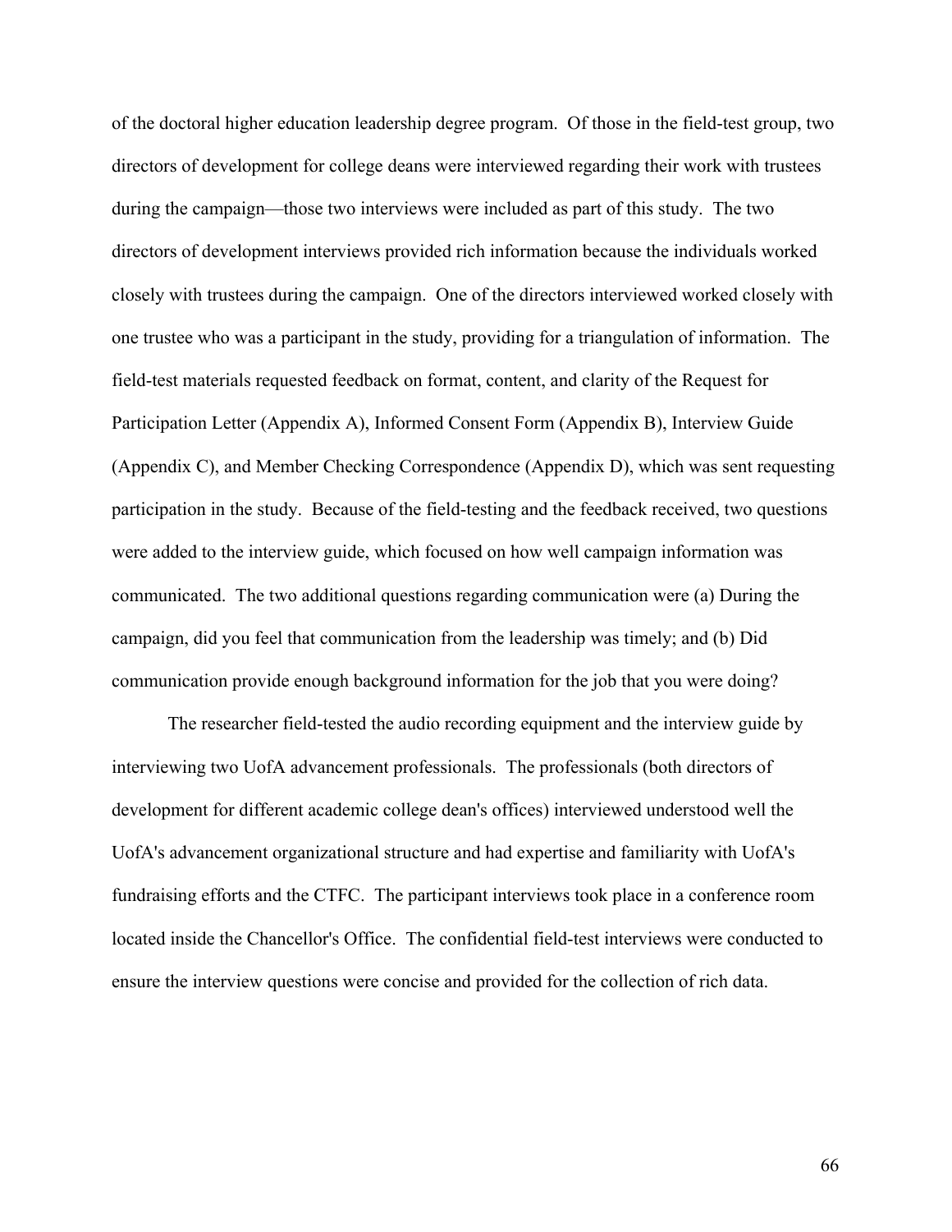of the doctoral higher education leadership degree program. Of those in the field-test group, two directors of development for college deans were interviewed regarding their work with trustees during the campaign—those two interviews were included as part of this study. The two directors of development interviews provided rich information because the individuals worked closely with trustees during the campaign. One of the directors interviewed worked closely with one trustee who was a participant in the study, providing for a triangulation of information. The field-test materials requested feedback on format, content, and clarity of the Request for Participation Letter (Appendix A), Informed Consent Form (Appendix B), Interview Guide (Appendix C), and Member Checking Correspondence (Appendix D), which was sent requesting participation in the study. Because of the field-testing and the feedback received, two questions were added to the interview guide, which focused on how well campaign information was communicated. The two additional questions regarding communication were (a) During the campaign, did you feel that communication from the leadership was timely; and (b) Did communication provide enough background information for the job that you were doing?

The researcher field-tested the audio recording equipment and the interview guide by interviewing two UofA advancement professionals. The professionals (both directors of development for different academic college dean's offices) interviewed understood well the UofA's advancement organizational structure and had expertise and familiarity with UofA's fundraising efforts and the CTFC. The participant interviews took place in a conference room located inside the Chancellor's Office. The confidential field-test interviews were conducted to ensure the interview questions were concise and provided for the collection of rich data.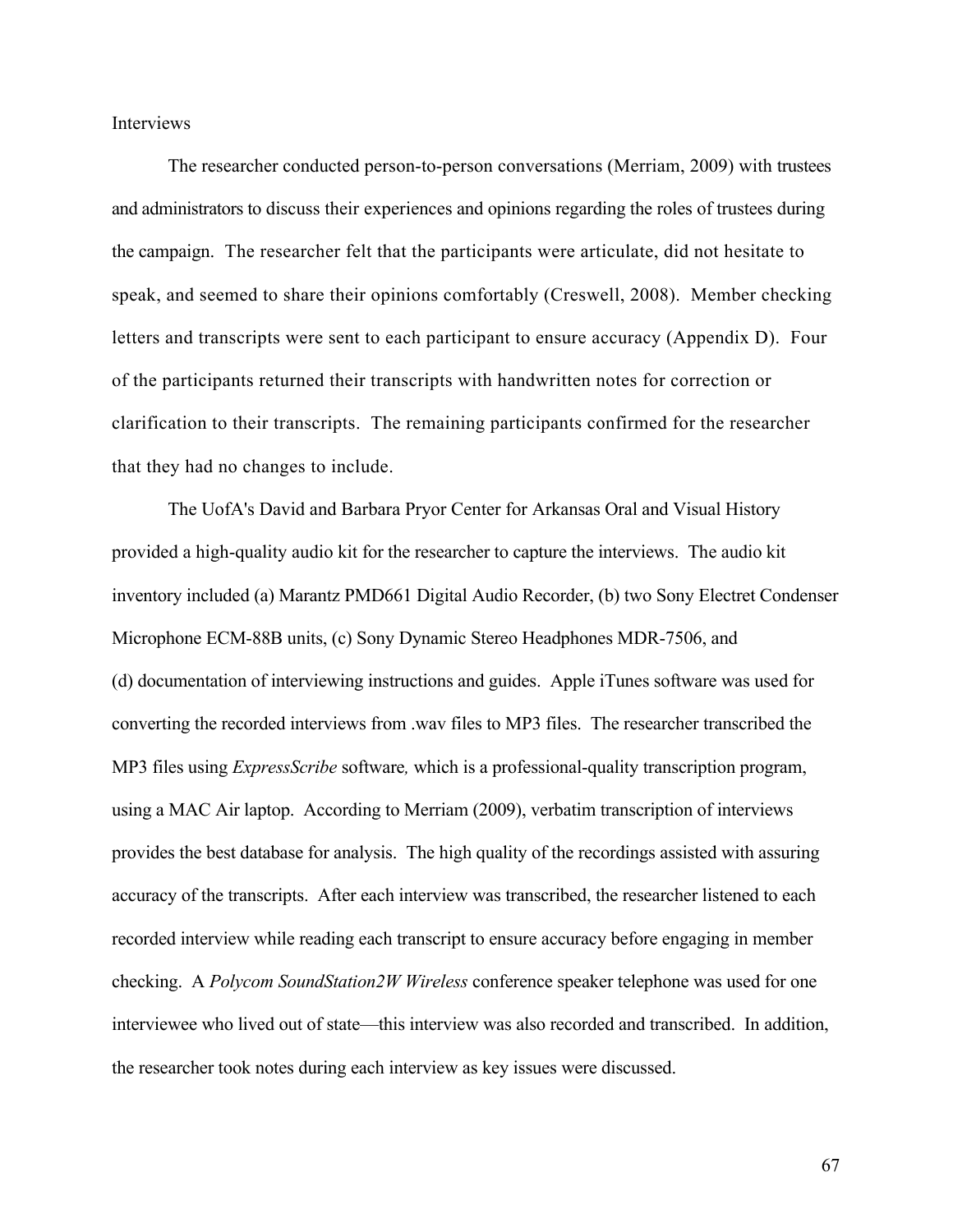Interviews

The researcher conducted person-to-person conversations (Merriam, 2009) with trustees and administrators to discuss their experiences and opinions regarding the roles of trustees during the campaign. The researcher felt that the participants were articulate, did not hesitate to speak, and seemed to share their opinions comfortably (Creswell, 2008). Member checking letters and transcripts were sent to each participant to ensure accuracy (Appendix D). Four of the participants returned their transcripts with handwritten notes for correction or clarification to their transcripts. The remaining participants confirmed for the researcher that they had no changes to include.

The UofA's David and Barbara Pryor Center for Arkansas Oral and Visual History provided a high-quality audio kit for the researcher to capture the interviews. The audio kit inventory included (a) Marantz PMD661 Digital Audio Recorder, (b) two Sony Electret Condenser Microphone ECM-88B units, (c) Sony Dynamic Stereo Headphones MDR-7506, and (d) documentation of interviewing instructions and guides. Apple iTunes software was used for converting the recorded interviews from .wav files to MP3 files. The researcher transcribed the MP3 files using *ExpressScribe* software*,* which is a professional-quality transcription program, using a MAC Air laptop. According to Merriam (2009), verbatim transcription of interviews provides the best database for analysis. The high quality of the recordings assisted with assuring accuracy of the transcripts. After each interview was transcribed, the researcher listened to each recorded interview while reading each transcript to ensure accuracy before engaging in member checking. A *Polycom SoundStation2W Wireless* conference speaker telephone was used for one interviewee who lived out of state—this interview was also recorded and transcribed. In addition, the researcher took notes during each interview as key issues were discussed.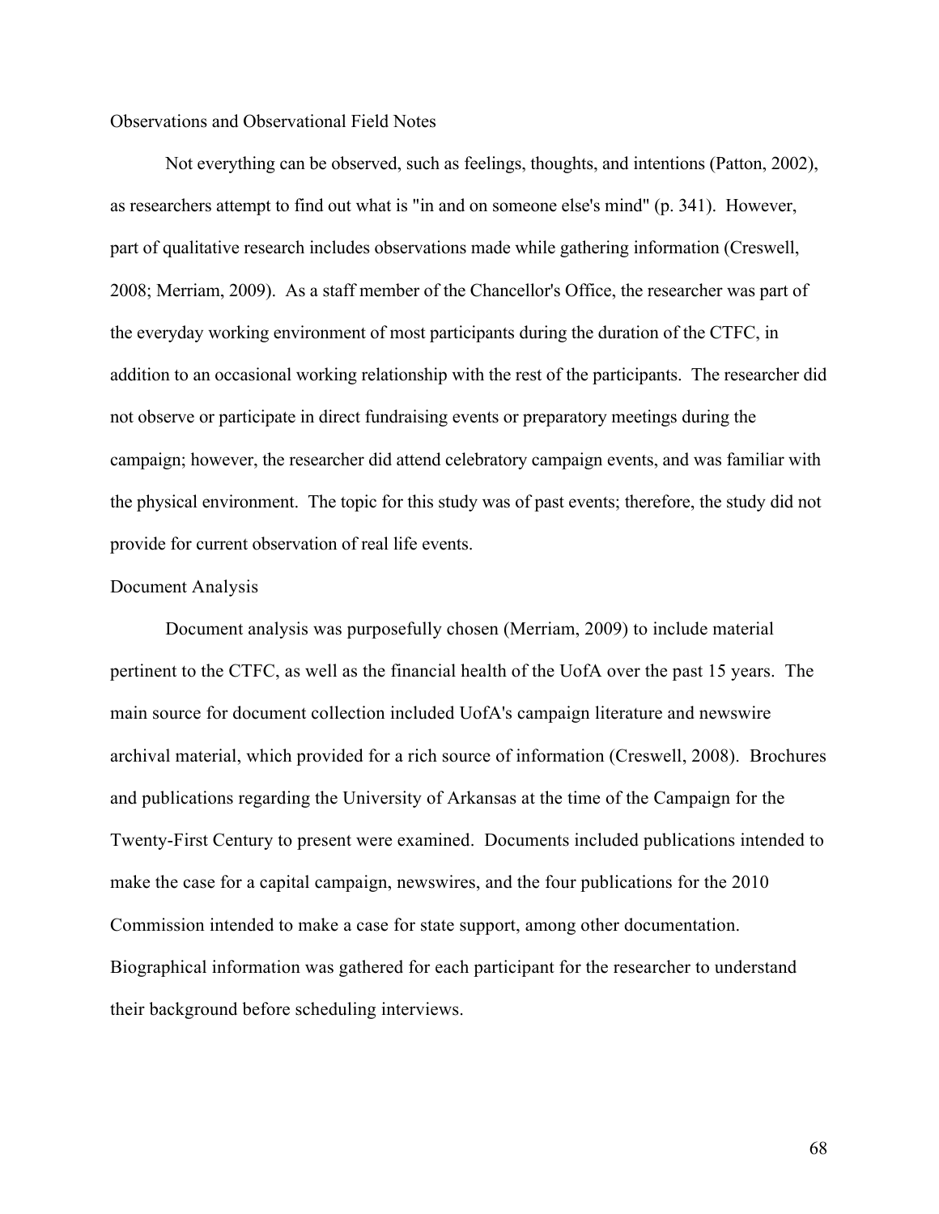### Observations and Observational Field Notes

Not everything can be observed, such as feelings, thoughts, and intentions (Patton, 2002), as researchers attempt to find out what is "in and on someone else's mind" (p. 341). However, part of qualitative research includes observations made while gathering information (Creswell, 2008; Merriam, 2009). As a staff member of the Chancellor's Office, the researcher was part of the everyday working environment of most participants during the duration of the CTFC, in addition to an occasional working relationship with the rest of the participants. The researcher did not observe or participate in direct fundraising events or preparatory meetings during the campaign; however, the researcher did attend celebratory campaign events, and was familiar with the physical environment. The topic for this study was of past events; therefore, the study did not provide for current observation of real life events.

### Document Analysis

Document analysis was purposefully chosen (Merriam, 2009) to include material pertinent to the CTFC, as well as the financial health of the UofA over the past 15 years. The main source for document collection included UofA's campaign literature and newswire archival material, which provided for a rich source of information (Creswell, 2008). Brochures and publications regarding the University of Arkansas at the time of the Campaign for the Twenty-First Century to present were examined. Documents included publications intended to make the case for a capital campaign, newswires, and the four publications for the 2010 Commission intended to make a case for state support, among other documentation. Biographical information was gathered for each participant for the researcher to understand their background before scheduling interviews.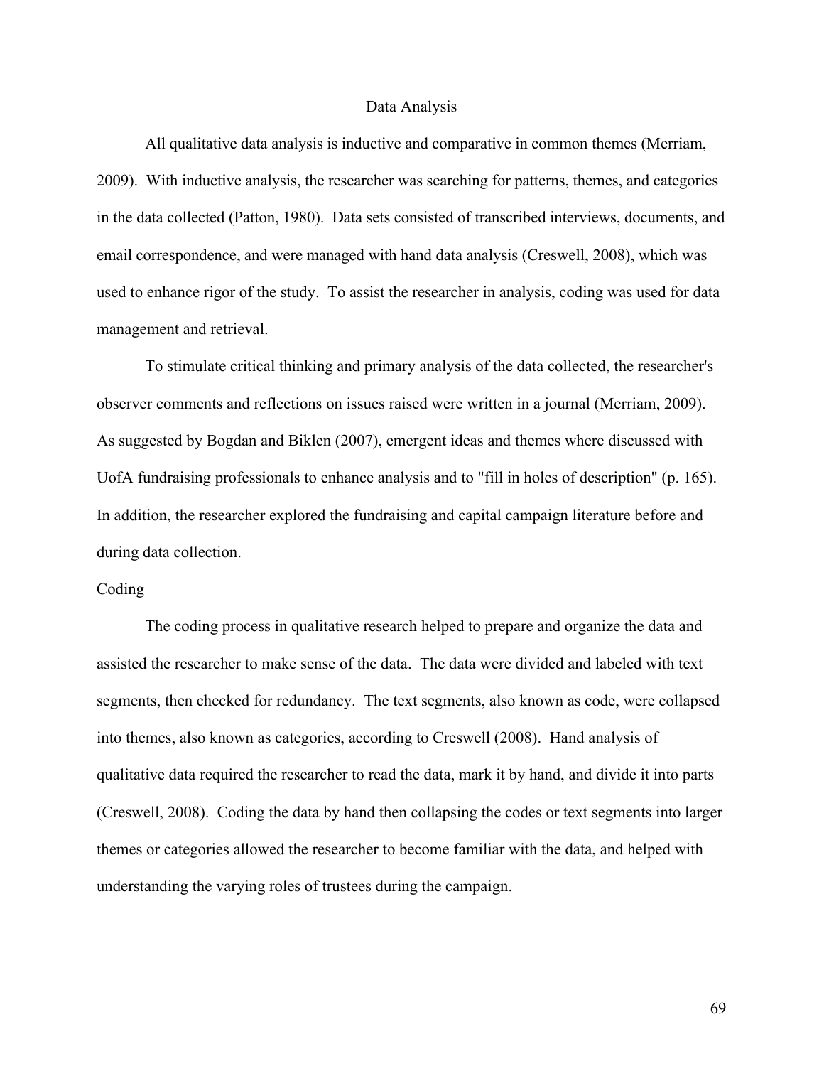## Data Analysis

All qualitative data analysis is inductive and comparative in common themes (Merriam, 2009). With inductive analysis, the researcher was searching for patterns, themes, and categories in the data collected (Patton, 1980). Data sets consisted of transcribed interviews, documents, and email correspondence, and were managed with hand data analysis (Creswell, 2008), which was used to enhance rigor of the study. To assist the researcher in analysis, coding was used for data management and retrieval.

To stimulate critical thinking and primary analysis of the data collected, the researcher's observer comments and reflections on issues raised were written in a journal (Merriam, 2009). As suggested by Bogdan and Biklen (2007), emergent ideas and themes where discussed with UofA fundraising professionals to enhance analysis and to "fill in holes of description" (p. 165). In addition, the researcher explored the fundraising and capital campaign literature before and during data collection.

### Coding

The coding process in qualitative research helped to prepare and organize the data and assisted the researcher to make sense of the data. The data were divided and labeled with text segments, then checked for redundancy. The text segments, also known as code, were collapsed into themes, also known as categories, according to Creswell (2008). Hand analysis of qualitative data required the researcher to read the data, mark it by hand, and divide it into parts (Creswell, 2008). Coding the data by hand then collapsing the codes or text segments into larger themes or categories allowed the researcher to become familiar with the data, and helped with understanding the varying roles of trustees during the campaign.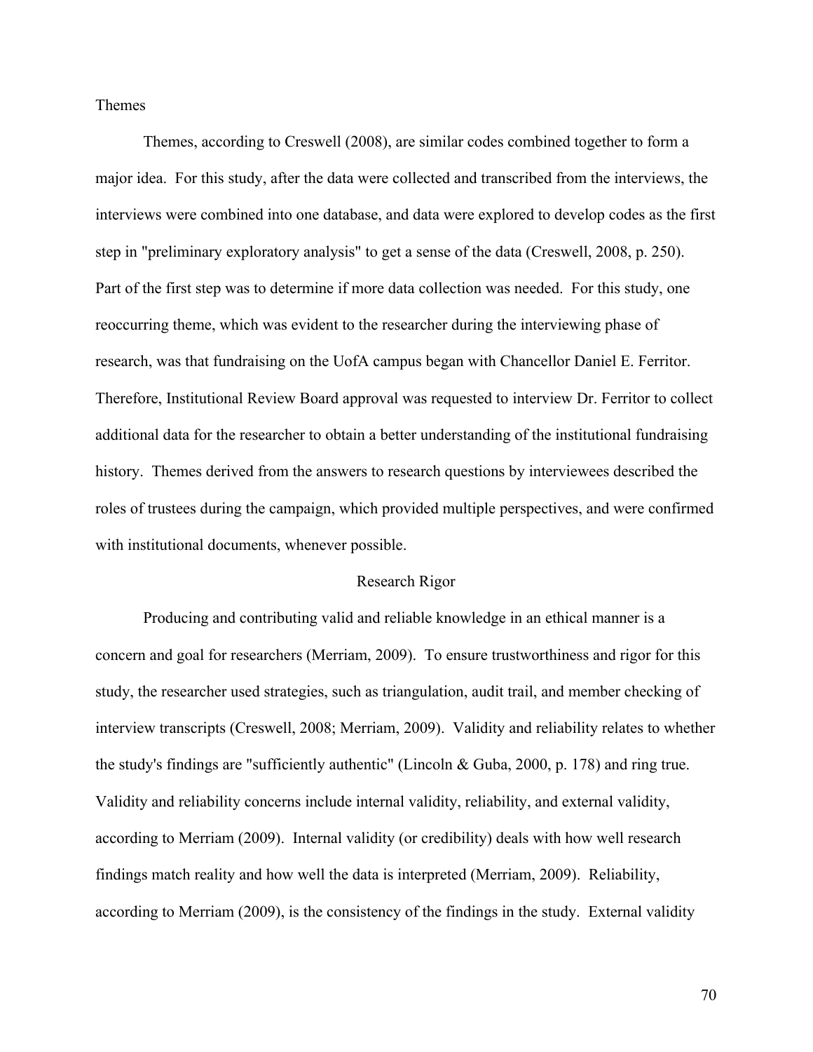### Themes

Themes, according to Creswell (2008), are similar codes combined together to form a major idea. For this study, after the data were collected and transcribed from the interviews, the interviews were combined into one database, and data were explored to develop codes as the first step in "preliminary exploratory analysis" to get a sense of the data (Creswell, 2008, p. 250). Part of the first step was to determine if more data collection was needed. For this study, one reoccurring theme, which was evident to the researcher during the interviewing phase of research, was that fundraising on the UofA campus began with Chancellor Daniel E. Ferritor. Therefore, Institutional Review Board approval was requested to interview Dr. Ferritor to collect additional data for the researcher to obtain a better understanding of the institutional fundraising history. Themes derived from the answers to research questions by interviewees described the roles of trustees during the campaign, which provided multiple perspectives, and were confirmed with institutional documents, whenever possible.

## Research Rigor

Producing and contributing valid and reliable knowledge in an ethical manner is a concern and goal for researchers (Merriam, 2009). To ensure trustworthiness and rigor for this study, the researcher used strategies, such as triangulation, audit trail, and member checking of interview transcripts (Creswell, 2008; Merriam, 2009). Validity and reliability relates to whether the study's findings are "sufficiently authentic" (Lincoln & Guba, 2000, p. 178) and ring true. Validity and reliability concerns include internal validity, reliability, and external validity, according to Merriam (2009). Internal validity (or credibility) deals with how well research findings match reality and how well the data is interpreted (Merriam, 2009). Reliability, according to Merriam (2009), is the consistency of the findings in the study. External validity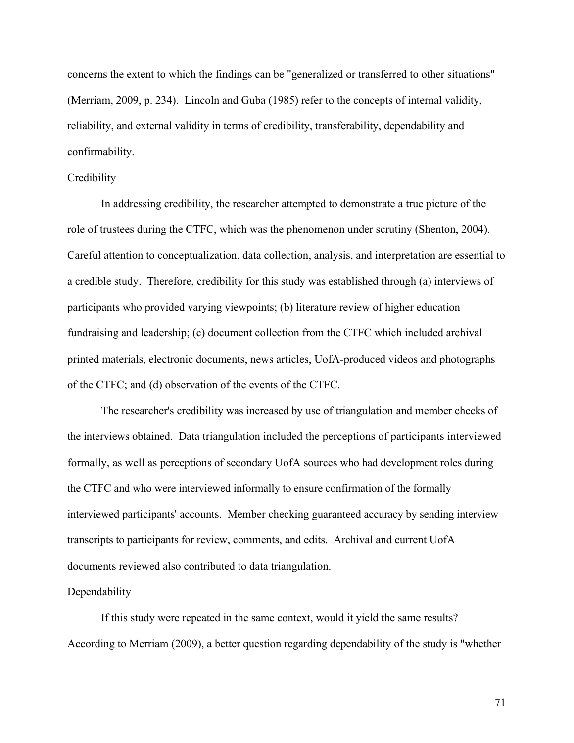concerns the extent to which the findings can be "generalized or transferred to other situations" (Merriam, 2009, p. 234). Lincoln and Guba (1985) refer to the concepts of internal validity, reliability, and external validity in terms of credibility, transferability, dependability and confirmability.

### Credibility

In addressing credibility, the researcher attempted to demonstrate a true picture of the role of trustees during the CTFC, which was the phenomenon under scrutiny (Shenton, 2004). Careful attention to conceptualization, data collection, analysis, and interpretation are essential to a credible study. Therefore, credibility for this study was established through (a) interviews of participants who provided varying viewpoints; (b) literature review of higher education fundraising and leadership; (c) document collection from the CTFC which included archival printed materials, electronic documents, news articles, UofA-produced videos and photographs of the CTFC; and (d) observation of the events of the CTFC.

The researcher's credibility was increased by use of triangulation and member checks of the interviews obtained. Data triangulation included the perceptions of participants interviewed formally, as well as perceptions of secondary UofA sources who had development roles during the CTFC and who were interviewed informally to ensure confirmation of the formally interviewed participants' accounts. Member checking guaranteed accuracy by sending interview transcripts to participants for review, comments, and edits. Archival and current UofA documents reviewed also contributed to data triangulation.

### Dependability

If this study were repeated in the same context, would it yield the same results? According to Merriam (2009), a better question regarding dependability of the study is "whether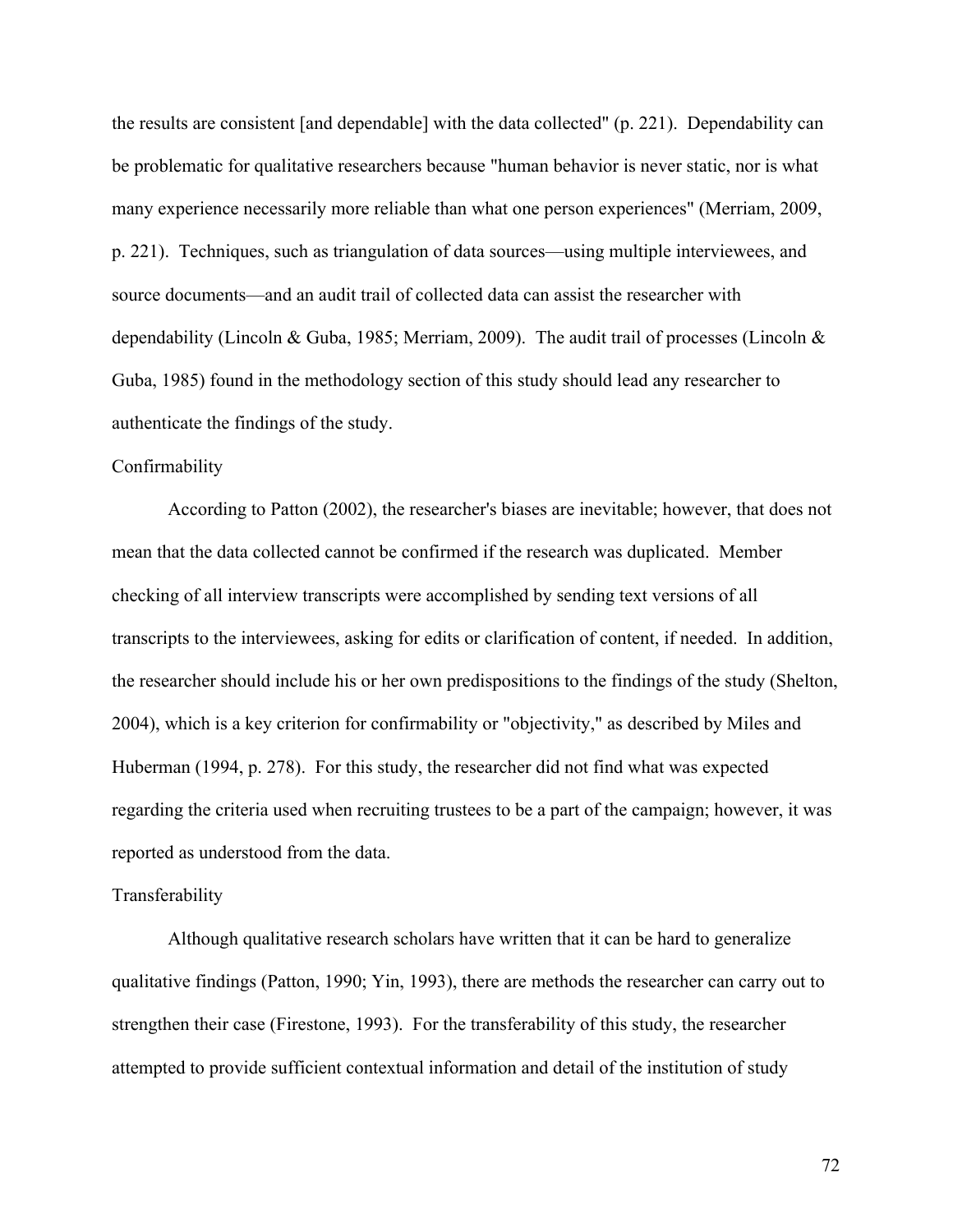the results are consistent [and dependable] with the data collected" (p. 221). Dependability can be problematic for qualitative researchers because "human behavior is never static, nor is what many experience necessarily more reliable than what one person experiences" (Merriam, 2009, p. 221). Techniques, such as triangulation of data sources—using multiple interviewees, and source documents—and an audit trail of collected data can assist the researcher with dependability (Lincoln & Guba, 1985; Merriam, 2009). The audit trail of processes (Lincoln & Guba, 1985) found in the methodology section of this study should lead any researcher to authenticate the findings of the study.

### Confirmability

According to Patton (2002), the researcher's biases are inevitable; however, that does not mean that the data collected cannot be confirmed if the research was duplicated. Member checking of all interview transcripts were accomplished by sending text versions of all transcripts to the interviewees, asking for edits or clarification of content, if needed. In addition, the researcher should include his or her own predispositions to the findings of the study (Shelton, 2004), which is a key criterion for confirmability or "objectivity," as described by Miles and Huberman (1994, p. 278). For this study, the researcher did not find what was expected regarding the criteria used when recruiting trustees to be a part of the campaign; however, it was reported as understood from the data.

### Transferability

Although qualitative research scholars have written that it can be hard to generalize qualitative findings (Patton, 1990; Yin, 1993), there are methods the researcher can carry out to strengthen their case (Firestone, 1993). For the transferability of this study, the researcher attempted to provide sufficient contextual information and detail of the institution of study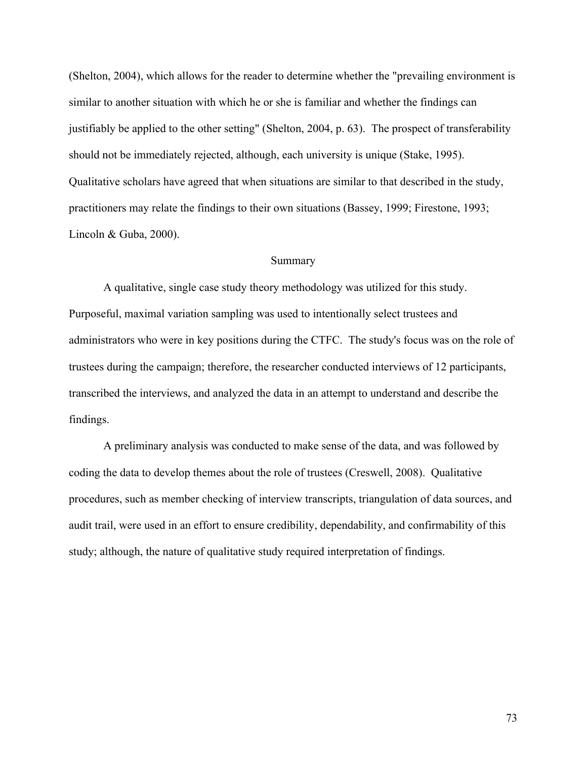(Shelton, 2004), which allows for the reader to determine whether the "prevailing environment is similar to another situation with which he or she is familiar and whether the findings can justifiably be applied to the other setting" (Shelton, 2004, p. 63). The prospect of transferability should not be immediately rejected, although, each university is unique (Stake, 1995). Qualitative scholars have agreed that when situations are similar to that described in the study, practitioners may relate the findings to their own situations (Bassey, 1999; Firestone, 1993; Lincoln & Guba, 2000).

## Summary

A qualitative, single case study theory methodology was utilized for this study. Purposeful, maximal variation sampling was used to intentionally select trustees and administrators who were in key positions during the CTFC. The study's focus was on the role of trustees during the campaign; therefore, the researcher conducted interviews of 12 participants, transcribed the interviews, and analyzed the data in an attempt to understand and describe the findings.

A preliminary analysis was conducted to make sense of the data, and was followed by coding the data to develop themes about the role of trustees (Creswell, 2008). Qualitative procedures, such as member checking of interview transcripts, triangulation of data sources, and audit trail, were used in an effort to ensure credibility, dependability, and confirmability of this study; although, the nature of qualitative study required interpretation of findings.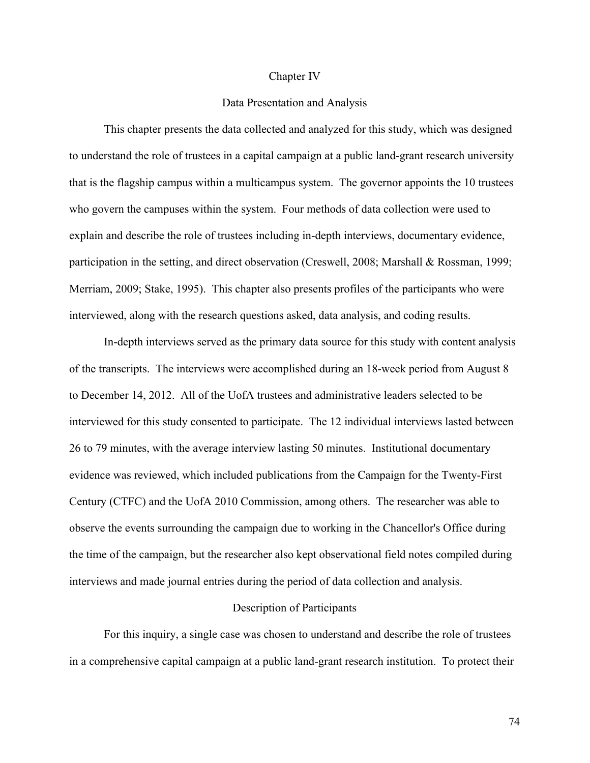# Chapter IV

## Data Presentation and Analysis

This chapter presents the data collected and analyzed for this study, which was designed to understand the role of trustees in a capital campaign at a public land-grant research university that is the flagship campus within a multicampus system. The governor appoints the 10 trustees who govern the campuses within the system. Four methods of data collection were used to explain and describe the role of trustees including in-depth interviews, documentary evidence, participation in the setting, and direct observation (Creswell, 2008; Marshall & Rossman, 1999; Merriam, 2009; Stake, 1995). This chapter also presents profiles of the participants who were interviewed, along with the research questions asked, data analysis, and coding results.

In-depth interviews served as the primary data source for this study with content analysis of the transcripts. The interviews were accomplished during an 18-week period from August 8 to December 14, 2012. All of the UofA trustees and administrative leaders selected to be interviewed for this study consented to participate. The 12 individual interviews lasted between 26 to 79 minutes, with the average interview lasting 50 minutes. Institutional documentary evidence was reviewed, which included publications from the Campaign for the Twenty-First Century (CTFC) and the UofA 2010 Commission, among others. The researcher was able to observe the events surrounding the campaign due to working in the Chancellor's Office during the time of the campaign, but the researcher also kept observational field notes compiled during interviews and made journal entries during the period of data collection and analysis.

### Description of Participants

For this inquiry, a single case was chosen to understand and describe the role of trustees in a comprehensive capital campaign at a public land-grant research institution. To protect their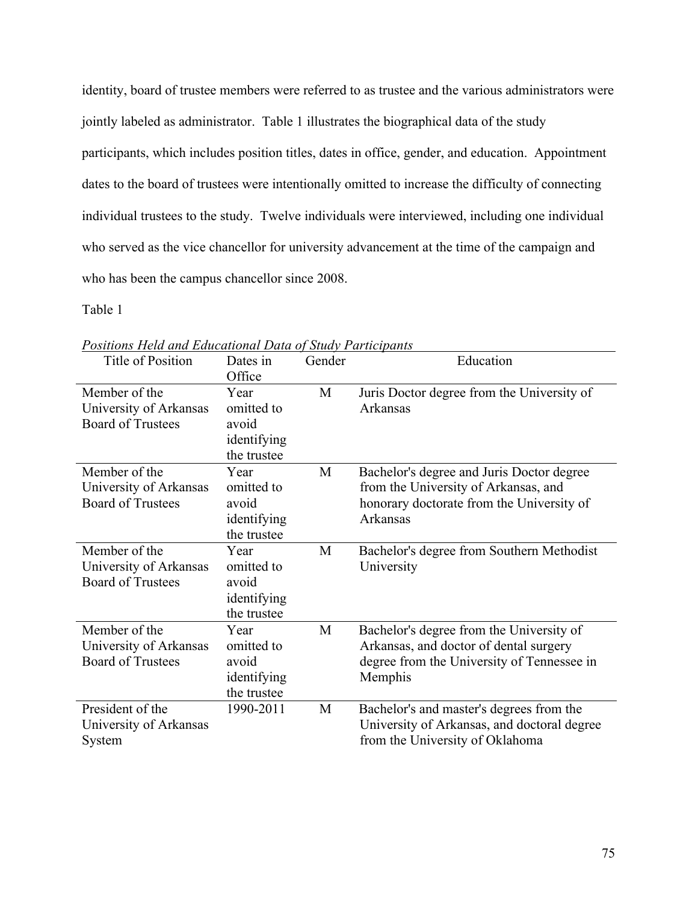identity, board of trustee members were referred to as trustee and the various administrators were jointly labeled as administrator. Table 1 illustrates the biographical data of the study participants, which includes position titles, dates in office, gender, and education. Appointment dates to the board of trustees were intentionally omitted to increase the difficulty of connecting individual trustees to the study. Twelve individuals were interviewed, including one individual who served as the vice chancellor for university advancement at the time of the campaign and who has been the campus chancellor since 2008.

Table 1

*Positions Held and Educational Data of Study Participants*

| Title of Position | Dates in Office | Gender | Education |
|---|---|---|---|
| Member of the University of Arkansas Board of Trustees | Year omitted to avoid identifying the trustee | M | Juris Doctor degree from the University of Arkansas |
| Member of the University of Arkansas Board of Trustees | Year omitted to avoid identifying the trustee | M | Bachelor's degree and Juris Doctor degree from the University of Arkansas, and honorary doctorate from the University of Arkansas |
| Member of the University of Arkansas Board of Trustees | Year omitted to avoid identifying the trustee | M | Bachelor's degree from Southern Methodist University |
| Member of the University of Arkansas Board of Trustees | Year omitted to avoid identifying the trustee | M | Bachelor's degree from the University of Arkansas, and doctor of dental surgery degree from the University of Tennessee in Memphis |
| President of the University of Arkansas System | 1990-2011 | M | Bachelor's and master's degrees from the University of Arkansas, and doctoral degree from the University of Oklahoma |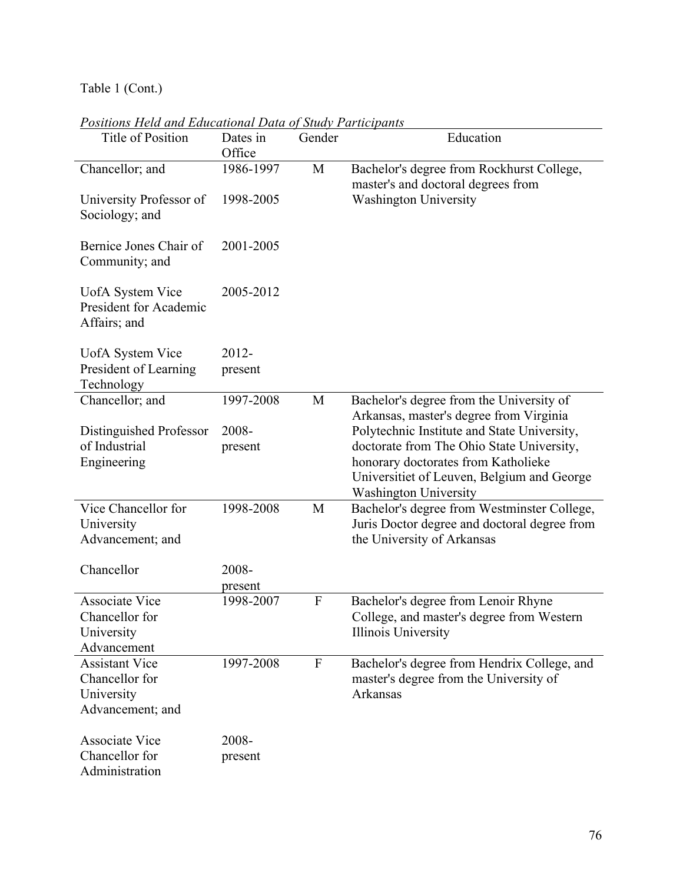Table 1 (Cont.)

*Positions Held and Educational Data of Study Participants*

| Title of Position | Dates in Office | Gender | Education |
|---|---|---|---|
| Chancellor; and | 1986-1997 | M | Bachelor's degree from Rockhurst College, master's and doctoral degrees from Washington University |
| University Professor of Sociology; and | 1998-2005 | | |
| Bernice Jones Chair of Community; and | 2001-2005 | | |
| UofA System Vice President for Academic Affairs; and | 2005-2012 | | |
| UofA System Vice President of Learning Technology | 2012-present | | |
| Chancellor; and | 1997-2008 | M | Bachelor's degree from the University of Arkansas, master's degree from Virginia Polytechnic Institute and State University, doctorate from The Ohio State University, honorary doctorates from Katholieke Universitiet of Leuven, Belgium and George Washington University |
| Distinguished Professor of Industrial Engineering | 2008-present | | |
| Vice Chancellor for University Advancement; and | 1998-2008 | M | Bachelor's degree from Westminster College, Juris Doctor degree and doctoral degree from the University of Arkansas |
| Chancellor | 2008-present | | |
| Associate Vice Chancellor for University Advancement | 1998-2007 | F | Bachelor's degree from Lenoir Rhyne College, and master's degree from Western Illinois University |
| Assistant Vice Chancellor for University Advancement; and | 1997-2008 | F | Bachelor's degree from Hendrix College, and master's degree from the University of Arkansas |
| Associate Vice Chancellor for Administration | 2008-present | | |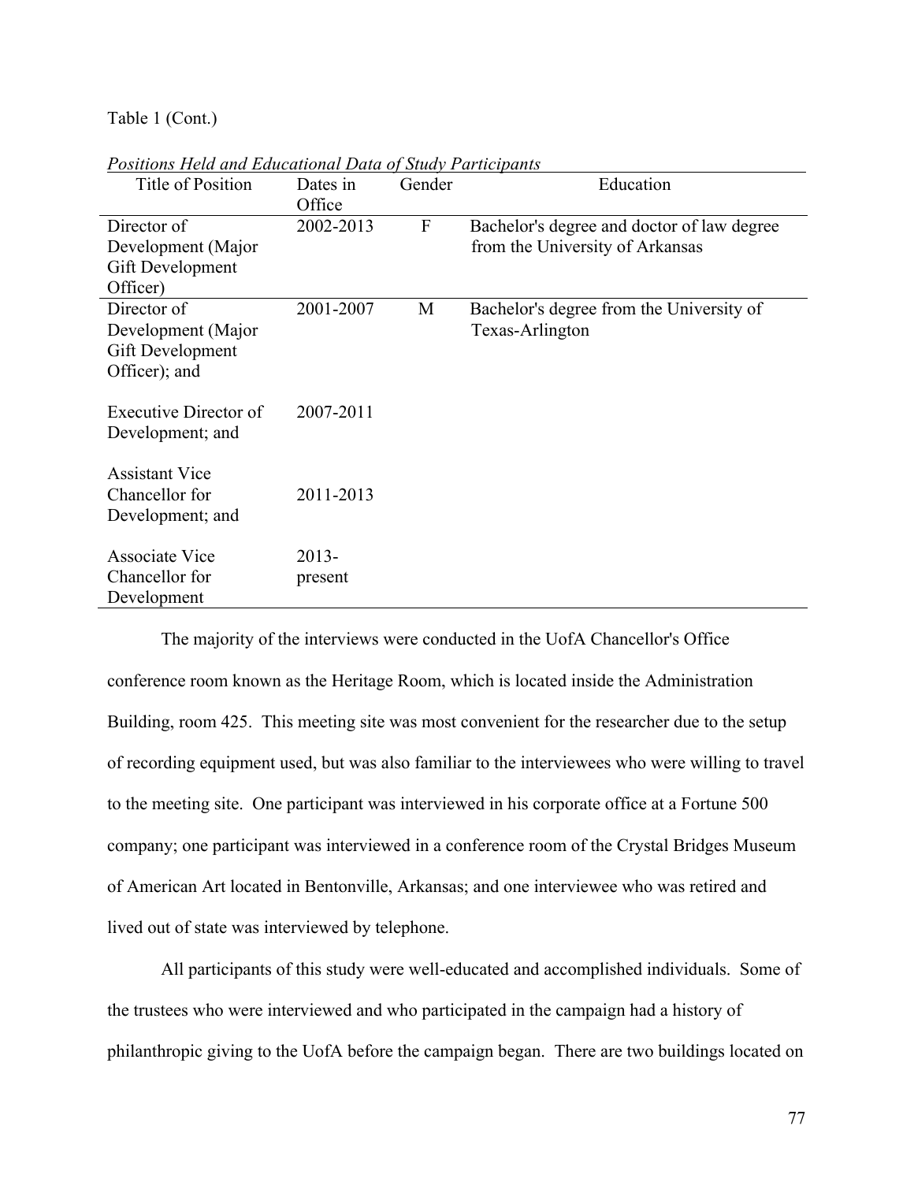Table 1 (Cont.)

*Positions Held and Educational Data of Study Participants*

| Title of Position | Dates in Office | Gender | Education |
|---|---|---|---|
| Director of Development (Major Gift Development Officer) | 2002-2013 | F | Bachelor's degree and doctor of law degree from the University of Arkansas |
| Director of Development (Major Gift Development Officer); and<br><br>Executive Director of Development; and<br><br>Assistant Vice Chancellor for Development; and<br><br>Associate Vice Chancellor for Development | 2001-2007<br><br>2007-2011<br><br>2011-2013<br><br>2013-present | M | Bachelor's degree from the University of Texas-Arlington |

The majority of the interviews were conducted in the UofA Chancellor's Office conference room known as the Heritage Room, which is located inside the Administration Building, room 425. This meeting site was most convenient for the researcher due to the setup of recording equipment used, but was also familiar to the interviewees who were willing to travel to the meeting site. One participant was interviewed in his corporate office at a Fortune 500 company; one participant was interviewed in a conference room of the Crystal Bridges Museum of American Art located in Bentonville, Arkansas; and one interviewee who was retired and lived out of state was interviewed by telephone.

All participants of this study were well-educated and accomplished individuals. Some of the trustees who were interviewed and who participated in the campaign had a history of philanthropic giving to the UofA before the campaign began. There are two buildings located on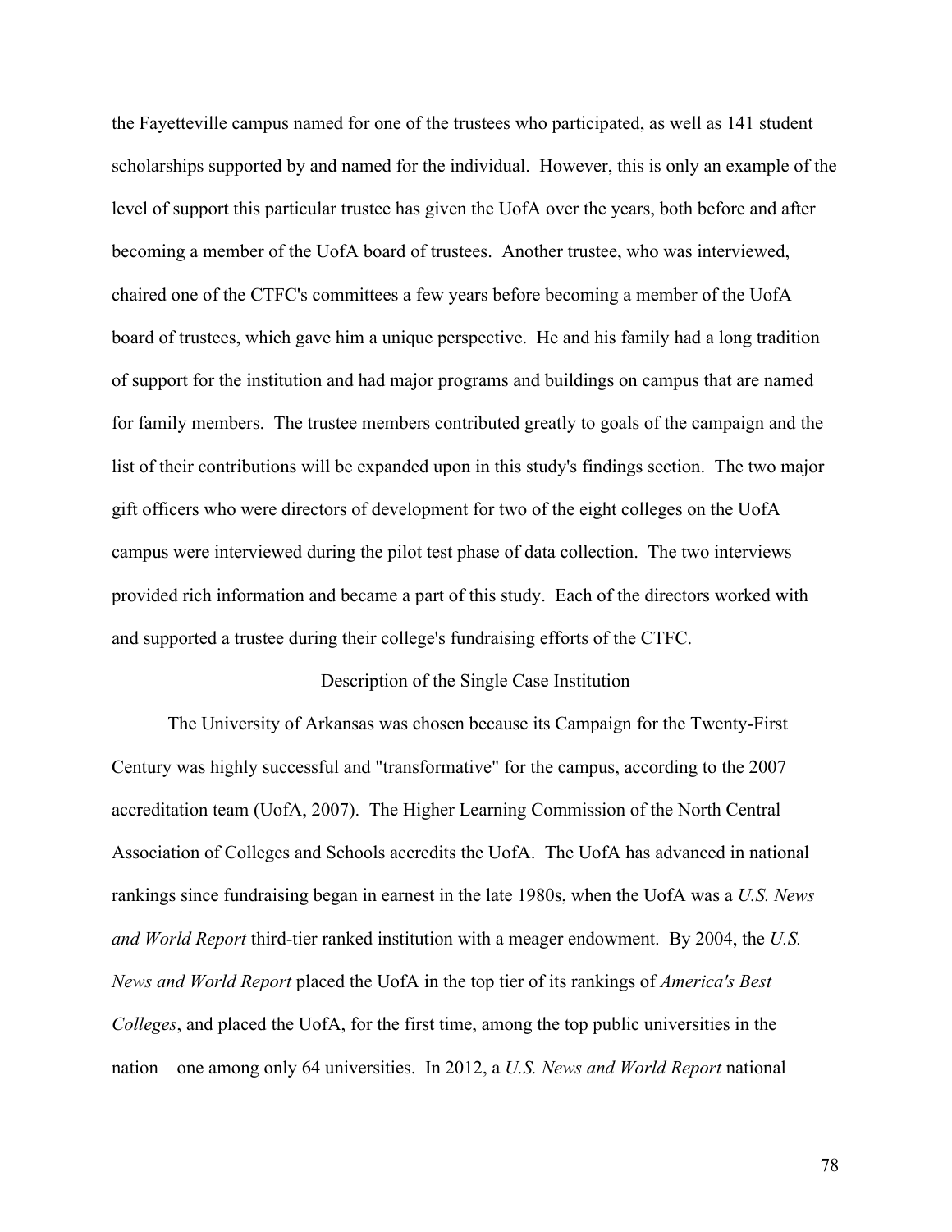the Fayetteville campus named for one of the trustees who participated, as well as 141 student scholarships supported by and named for the individual. However, this is only an example of the level of support this particular trustee has given the UofA over the years, both before and after becoming a member of the UofA board of trustees. Another trustee, who was interviewed, chaired one of the CTFC's committees a few years before becoming a member of the UofA board of trustees, which gave him a unique perspective. He and his family had a long tradition of support for the institution and had major programs and buildings on campus that are named for family members. The trustee members contributed greatly to goals of the campaign and the list of their contributions will be expanded upon in this study's findings section. The two major gift officers who were directors of development for two of the eight colleges on the UofA campus were interviewed during the pilot test phase of data collection. The two interviews provided rich information and became a part of this study. Each of the directors worked with and supported a trustee during their college's fundraising efforts of the CTFC.

## Description of the Single Case Institution

The University of Arkansas was chosen because its Campaign for the Twenty-First Century was highly successful and "transformative" for the campus, according to the 2007 accreditation team (UofA, 2007). The Higher Learning Commission of the North Central Association of Colleges and Schools accredits the UofA. The UofA has advanced in national rankings since fundraising began in earnest in the late 1980s, when the UofA was a *U.S. News and World Report* third-tier ranked institution with a meager endowment. By 2004, the *U.S. News and World Report* placed the UofA in the top tier of its rankings of *America's Best Colleges*, and placed the UofA, for the first time, among the top public universities in the nation—one among only 64 universities. In 2012, a *U.S. News and World Report* national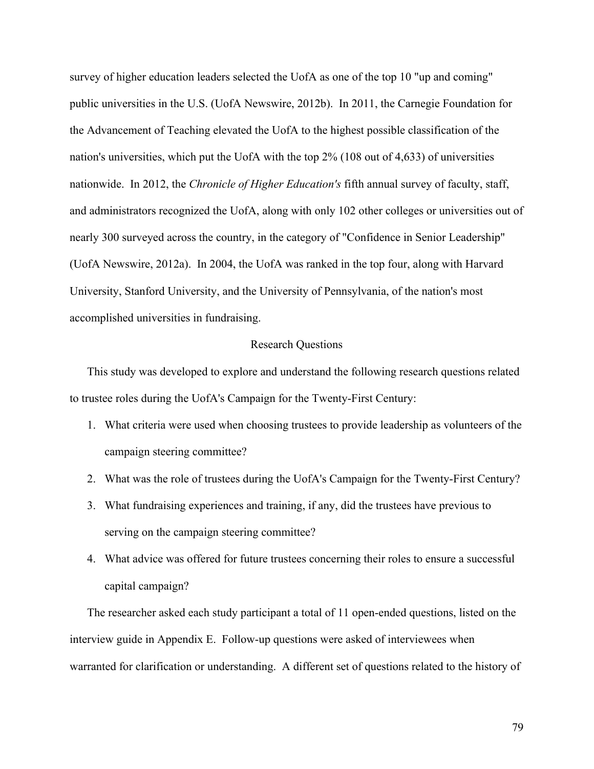survey of higher education leaders selected the UofA as one of the top 10 "up and coming" public universities in the U.S. (UofA Newswire, 2012b). In 2011, the Carnegie Foundation for the Advancement of Teaching elevated the UofA to the highest possible classification of the nation's universities, which put the UofA with the top 2% (108 out of 4,633) of universities nationwide. In 2012, the *Chronicle of Higher Education's* fifth annual survey of faculty, staff, and administrators recognized the UofA, along with only 102 other colleges or universities out of nearly 300 surveyed across the country, in the category of "Confidence in Senior Leadership" (UofA Newswire, 2012a). In 2004, the UofA was ranked in the top four, along with Harvard University, Stanford University, and the University of Pennsylvania, of the nation's most accomplished universities in fundraising.

## Research Questions

This study was developed to explore and understand the following research questions related to trustee roles during the UofA's Campaign for the Twenty-First Century:

1. What criteria were used when choosing trustees to provide leadership as volunteers of the campaign steering committee?
2. What was the role of trustees during the UofA's Campaign for the Twenty-First Century?
3. What fundraising experiences and training, if any, did the trustees have previous to serving on the campaign steering committee?
4. What advice was offered for future trustees concerning their roles to ensure a successful capital campaign?

The researcher asked each study participant a total of 11 open-ended questions, listed on the interview guide in Appendix E. Follow-up questions were asked of interviewees when warranted for clarification or understanding. A different set of questions related to the history of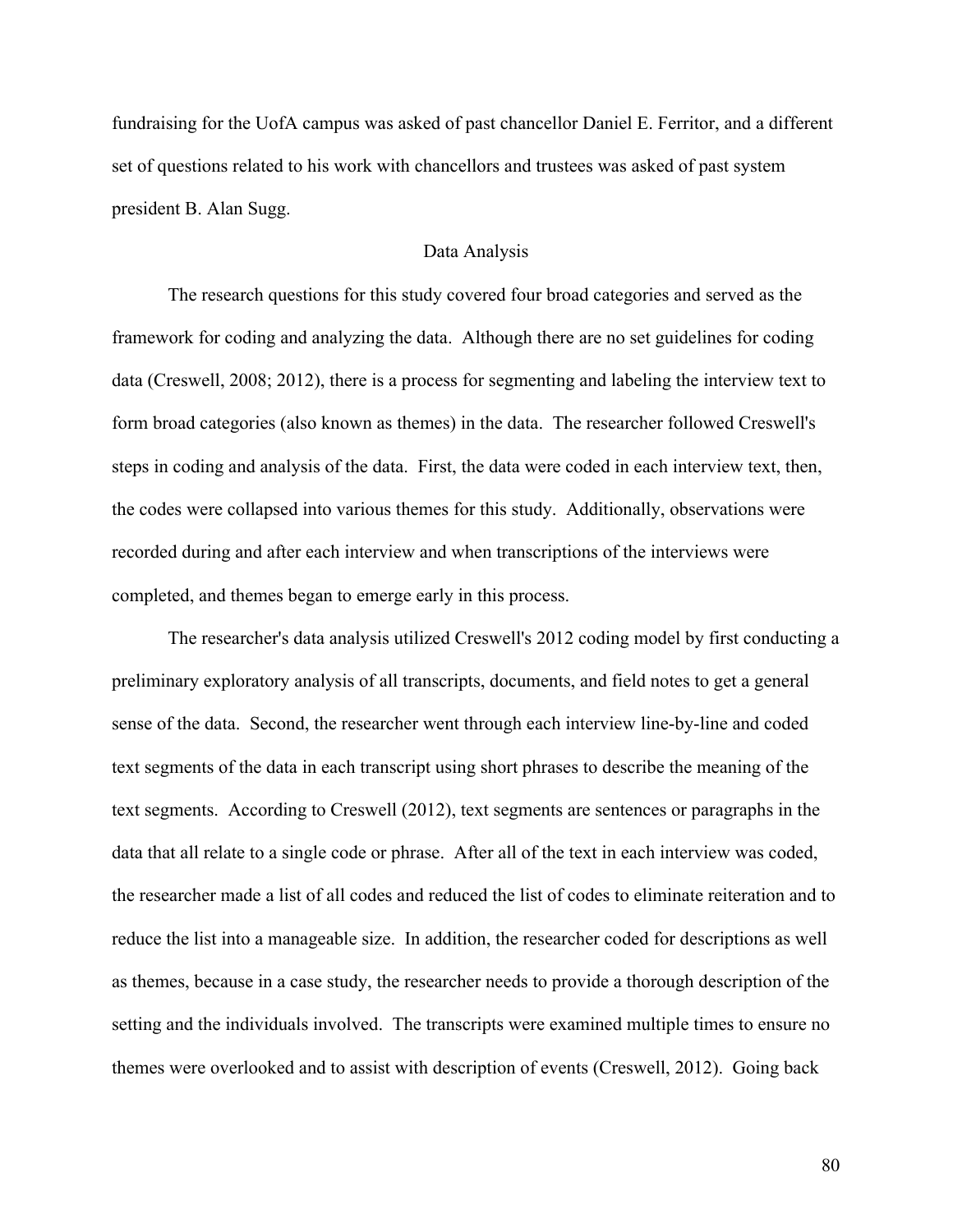fundraising for the UofA campus was asked of past chancellor Daniel E. Ferritor, and a different set of questions related to his work with chancellors and trustees was asked of past system president B. Alan Sugg.

## Data Analysis

The research questions for this study covered four broad categories and served as the framework for coding and analyzing the data. Although there are no set guidelines for coding data (Creswell, 2008; 2012), there is a process for segmenting and labeling the interview text to form broad categories (also known as themes) in the data. The researcher followed Creswell's steps in coding and analysis of the data. First, the data were coded in each interview text, then, the codes were collapsed into various themes for this study. Additionally, observations were recorded during and after each interview and when transcriptions of the interviews were completed, and themes began to emerge early in this process.

The researcher's data analysis utilized Creswell's 2012 coding model by first conducting a preliminary exploratory analysis of all transcripts, documents, and field notes to get a general sense of the data. Second, the researcher went through each interview line-by-line and coded text segments of the data in each transcript using short phrases to describe the meaning of the text segments. According to Creswell (2012), text segments are sentences or paragraphs in the data that all relate to a single code or phrase. After all of the text in each interview was coded, the researcher made a list of all codes and reduced the list of codes to eliminate reiteration and to reduce the list into a manageable size. In addition, the researcher coded for descriptions as well as themes, because in a case study, the researcher needs to provide a thorough description of the setting and the individuals involved. The transcripts were examined multiple times to ensure no themes were overlooked and to assist with description of events (Creswell, 2012). Going back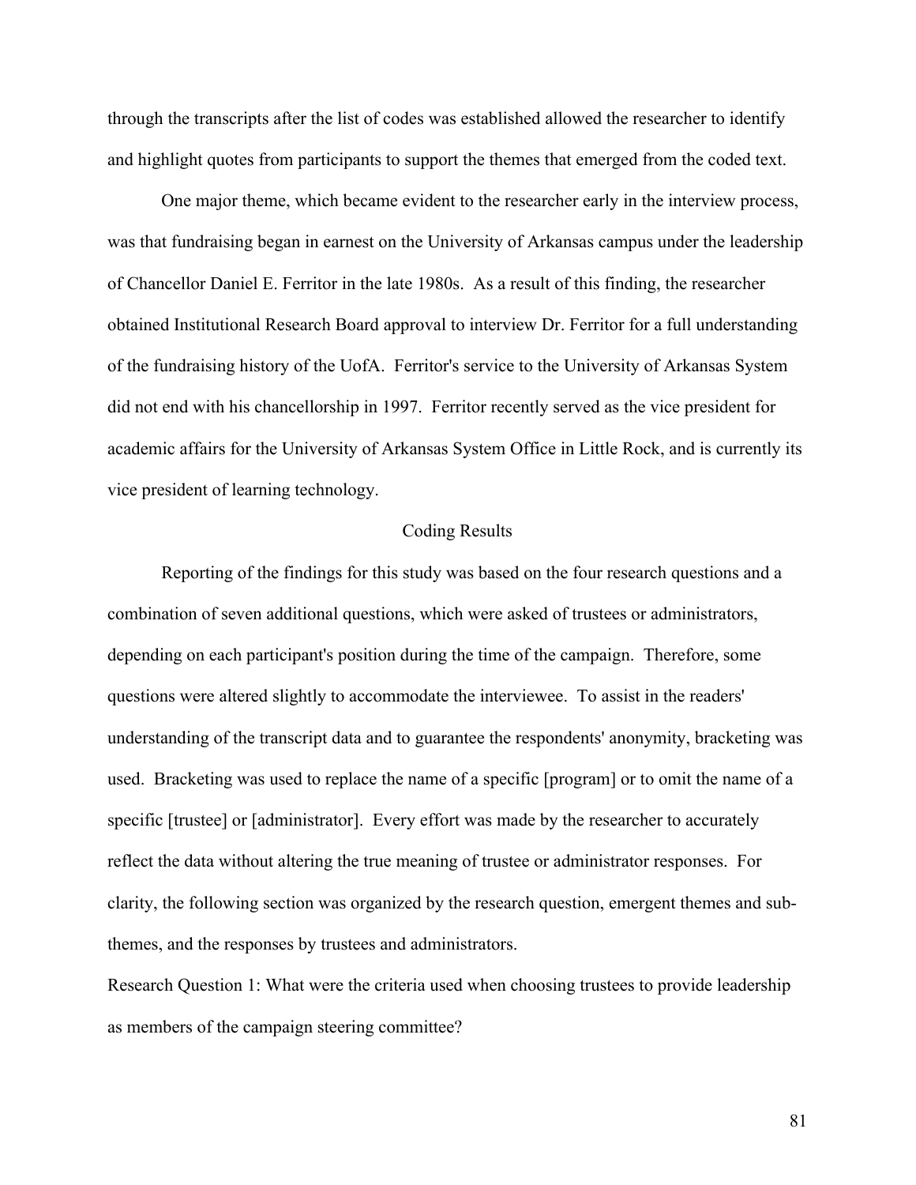through the transcripts after the list of codes was established allowed the researcher to identify and highlight quotes from participants to support the themes that emerged from the coded text.

One major theme, which became evident to the researcher early in the interview process, was that fundraising began in earnest on the University of Arkansas campus under the leadership of Chancellor Daniel E. Ferritor in the late 1980s. As a result of this finding, the researcher obtained Institutional Research Board approval to interview Dr. Ferritor for a full understanding of the fundraising history of the UofA. Ferritor's service to the University of Arkansas System did not end with his chancellorship in 1997. Ferritor recently served as the vice president for academic affairs for the University of Arkansas System Office in Little Rock, and is currently its vice president of learning technology.

## Coding Results

Reporting of the findings for this study was based on the four research questions and a combination of seven additional questions, which were asked of trustees or administrators, depending on each participant's position during the time of the campaign. Therefore, some questions were altered slightly to accommodate the interviewee. To assist in the readers' understanding of the transcript data and to guarantee the respondents' anonymity, bracketing was used. Bracketing was used to replace the name of a specific [program] or to omit the name of a specific [trustee] or [administrator]. Every effort was made by the researcher to accurately reflect the data without altering the true meaning of trustee or administrator responses. For clarity, the following section was organized by the research question, emergent themes and sub-themes, and the responses by trustees and administrators.

Research Question 1: What were the criteria used when choosing trustees to provide leadership as members of the campaign steering committee?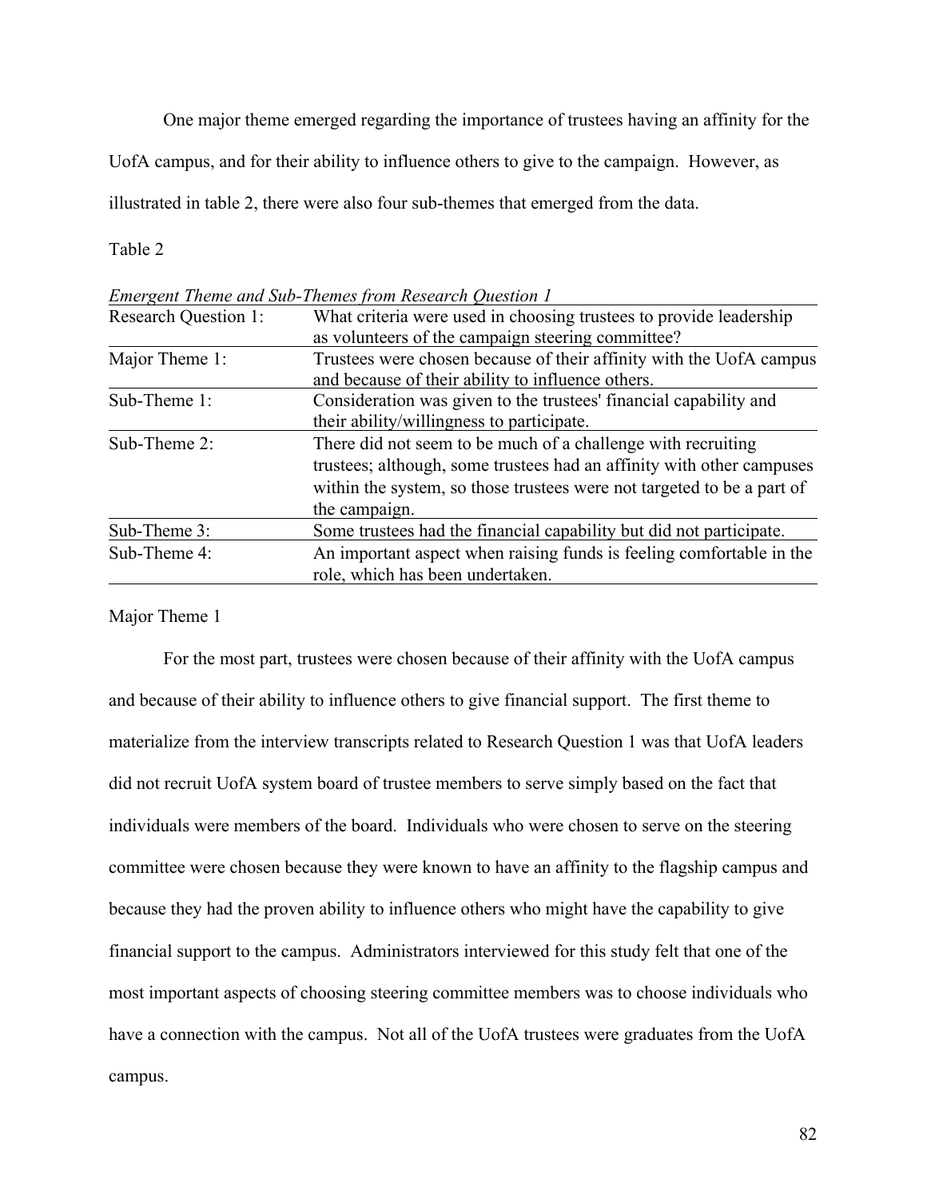One major theme emerged regarding the importance of trustees having an affinity for the UofA campus, and for their ability to influence others to give to the campaign. However, as illustrated in table 2, there were also four sub-themes that emerged from the data.

Table 2

*Emergent Theme and Sub-Themes from Research Question 1*

| Research Question 1: | What criteria were used in choosing trustees to provide leadership as volunteers of the campaign steering committee? |
|---|---|
| Major Theme 1: | Trustees were chosen because of their affinity with the UofA campus and because of their ability to influence others. |
| Sub-Theme 1: | Consideration was given to the trustees' financial capability and their ability/willingness to participate. |
| Sub-Theme 2: | There did not seem to be much of a challenge with recruiting trustees; although, some trustees had an affinity with other campuses within the system, so those trustees were not targeted to be a part of the campaign. |
| Sub-Theme 3: | Some trustees had the financial capability but did not participate. |
| Sub-Theme 4: | An important aspect when raising funds is feeling comfortable in the role, which has been undertaken. |

Major Theme 1

For the most part, trustees were chosen because of their affinity with the UofA campus and because of their ability to influence others to give financial support. The first theme to materialize from the interview transcripts related to Research Question 1 was that UofA leaders did not recruit UofA system board of trustee members to serve simply based on the fact that individuals were members of the board. Individuals who were chosen to serve on the steering committee were chosen because they were known to have an affinity to the flagship campus and because they had the proven ability to influence others who might have the capability to give financial support to the campus. Administrators interviewed for this study felt that one of the most important aspects of choosing steering committee members was to choose individuals who have a connection with the campus. Not all of the UofA trustees were graduates from the UofA campus.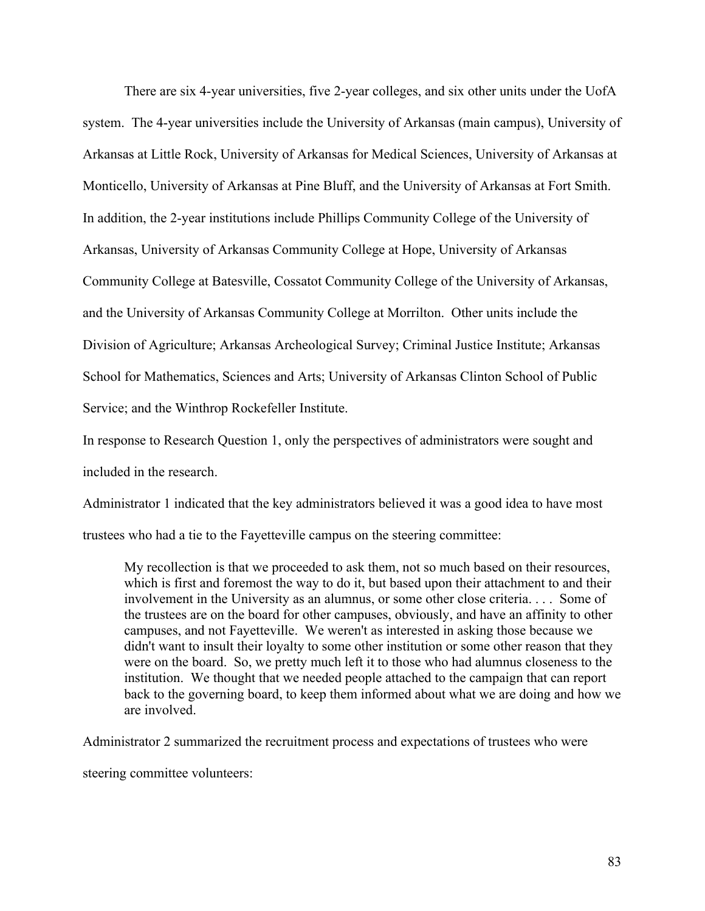There are six 4-year universities, five 2-year colleges, and six other units under the UofA system. The 4-year universities include the University of Arkansas (main campus), University of Arkansas at Little Rock, University of Arkansas for Medical Sciences, University of Arkansas at Monticello, University of Arkansas at Pine Bluff, and the University of Arkansas at Fort Smith. In addition, the 2-year institutions include Phillips Community College of the University of Arkansas, University of Arkansas Community College at Hope, University of Arkansas Community College at Batesville, Cossatot Community College of the University of Arkansas, and the University of Arkansas Community College at Morrilton. Other units include the Division of Agriculture; Arkansas Archeological Survey; Criminal Justice Institute; Arkansas School for Mathematics, Sciences and Arts; University of Arkansas Clinton School of Public Service; and the Winthrop Rockefeller Institute.

In response to Research Question 1, only the perspectives of administrators were sought and included in the research.

Administrator 1 indicated that the key administrators believed it was a good idea to have most trustees who had a tie to the Fayetteville campus on the steering committee:

> My recollection is that we proceeded to ask them, not so much based on their resources, which is first and foremost the way to do it, but based upon their attachment to and their involvement in the University as an alumnus, or some other close criteria. . . . Some of the trustees are on the board for other campuses, obviously, and have an affinity to other campuses, and not Fayetteville. We weren't as interested in asking those because we didn't want to insult their loyalty to some other institution or some other reason that they were on the board. So, we pretty much left it to those who had alumnus closeness to the institution. We thought that we needed people attached to the campaign that can report back to the governing board, to keep them informed about what we are doing and how we are involved.

Administrator 2 summarized the recruitment process and expectations of trustees who were steering committee volunteers: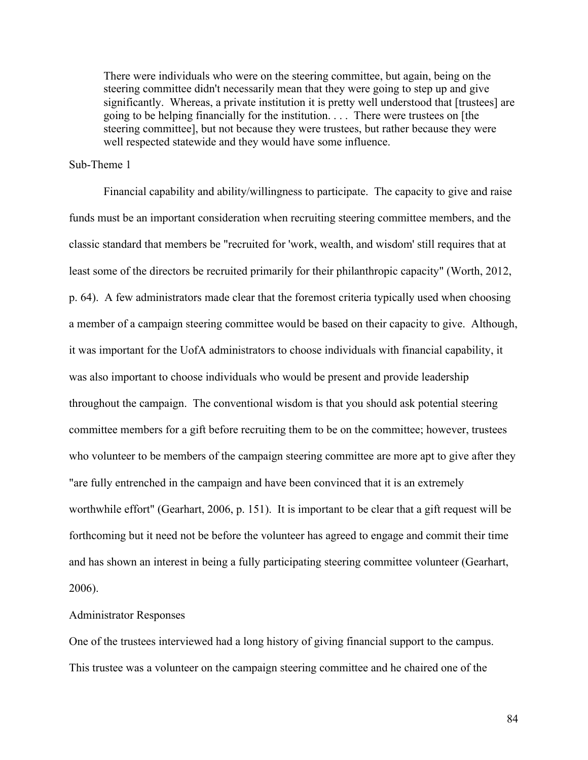> There were individuals who were on the steering committee, but again, being on the steering committee didn't necessarily mean that they were going to step up and give significantly. Whereas, a private institution it is pretty well understood that [trustees] are going to be helping financially for the institution. . . . There were trustees on [the steering committee], but not because they were trustees, but rather because they were well respected statewide and they would have some influence.

Sub-Theme 1

Financial capability and ability/willingness to participate. The capacity to give and raise funds must be an important consideration when recruiting steering committee members, and the classic standard that members be "recruited for 'work, wealth, and wisdom' still requires that at least some of the directors be recruited primarily for their philanthropic capacity" (Worth, 2012, p. 64). A few administrators made clear that the foremost criteria typically used when choosing a member of a campaign steering committee would be based on their capacity to give. Although, it was important for the UofA administrators to choose individuals with financial capability, it was also important to choose individuals who would be present and provide leadership throughout the campaign. The conventional wisdom is that you should ask potential steering committee members for a gift before recruiting them to be on the committee; however, trustees who volunteer to be members of the campaign steering committee are more apt to give after they "are fully entrenched in the campaign and have been convinced that it is an extremely worthwhile effort" (Gearhart, 2006, p. 151). It is important to be clear that a gift request will be forthcoming but it need not be before the volunteer has agreed to engage and commit their time and has shown an interest in being a fully participating steering committee volunteer (Gearhart, 2006).

Administrator Responses

One of the trustees interviewed had a long history of giving financial support to the campus. This trustee was a volunteer on the campaign steering committee and he chaired one of the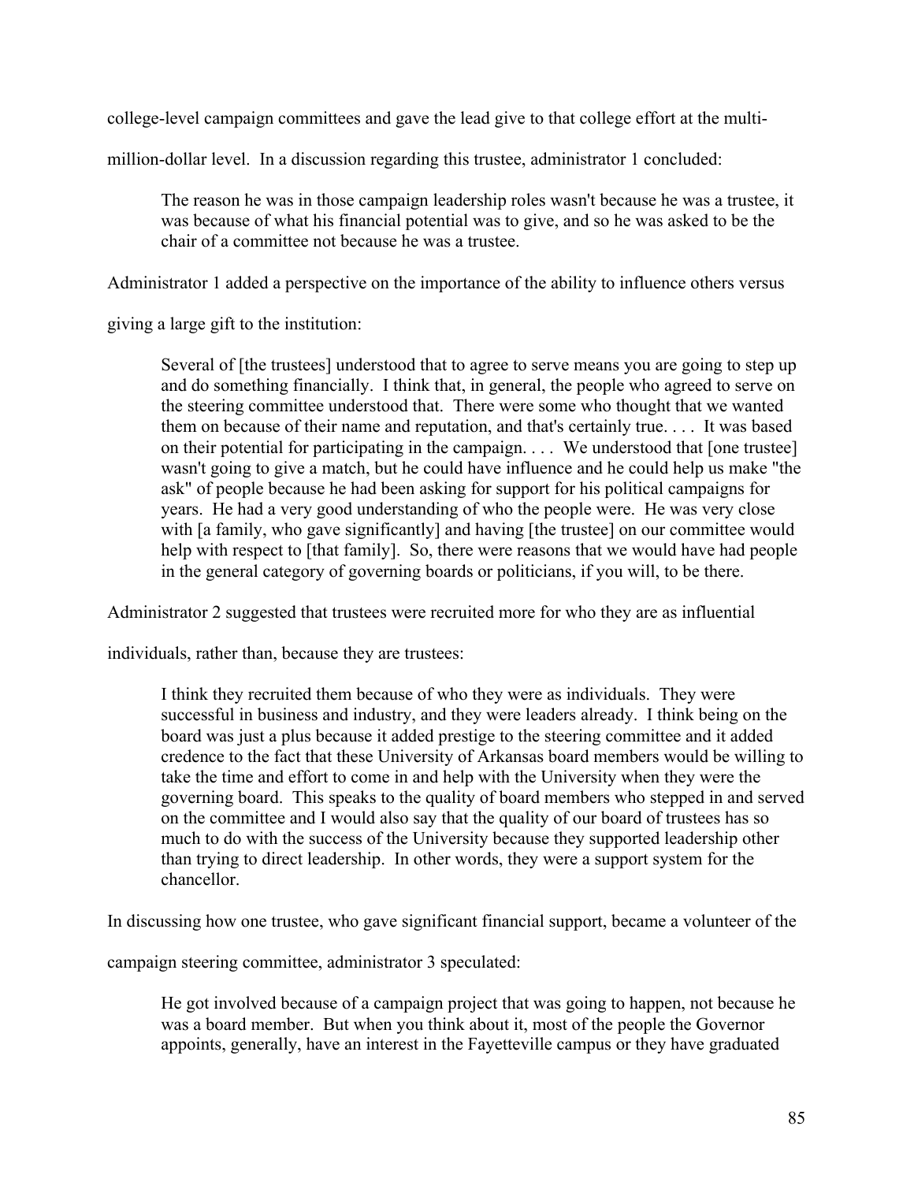college-level campaign committees and gave the lead give to that college effort at the multi-million-dollar level. In a discussion regarding this trustee, administrator 1 concluded:

> The reason he was in those campaign leadership roles wasn't because he was a trustee, it was because of what his financial potential was to give, and so he was asked to be the chair of a committee not because he was a trustee.

Administrator 1 added a perspective on the importance of the ability to influence others versus giving a large gift to the institution:

> Several of [the trustees] understood that to agree to serve means you are going to step up and do something financially. I think that, in general, the people who agreed to serve on the steering committee understood that. There were some who thought that we wanted them on because of their name and reputation, and that's certainly true. . . . It was based on their potential for participating in the campaign. . . . We understood that [one trustee] wasn't going to give a match, but he could have influence and he could help us make "the ask" of people because he had been asking for support for his political campaigns for years. He had a very good understanding of who the people were. He was very close with [a family, who gave significantly] and having [the trustee] on our committee would help with respect to [that family]. So, there were reasons that we would have had people in the general category of governing boards or politicians, if you will, to be there.

Administrator 2 suggested that trustees were recruited more for who they are as influential individuals, rather than, because they are trustees:

> I think they recruited them because of who they were as individuals. They were successful in business and industry, and they were leaders already. I think being on the board was just a plus because it added prestige to the steering committee and it added credence to the fact that these University of Arkansas board members would be willing to take the time and effort to come in and help with the University when they were the governing board. This speaks to the quality of board members who stepped in and served on the committee and I would also say that the quality of our board of trustees has so much to do with the success of the University because they supported leadership other than trying to direct leadership. In other words, they were a support system for the chancellor.

In discussing how one trustee, who gave significant financial support, became a volunteer of the campaign steering committee, administrator 3 speculated:

> He got involved because of a campaign project that was going to happen, not because he was a board member. But when you think about it, most of the people the Governor appoints, generally, have an interest in the Fayetteville campus or they have graduated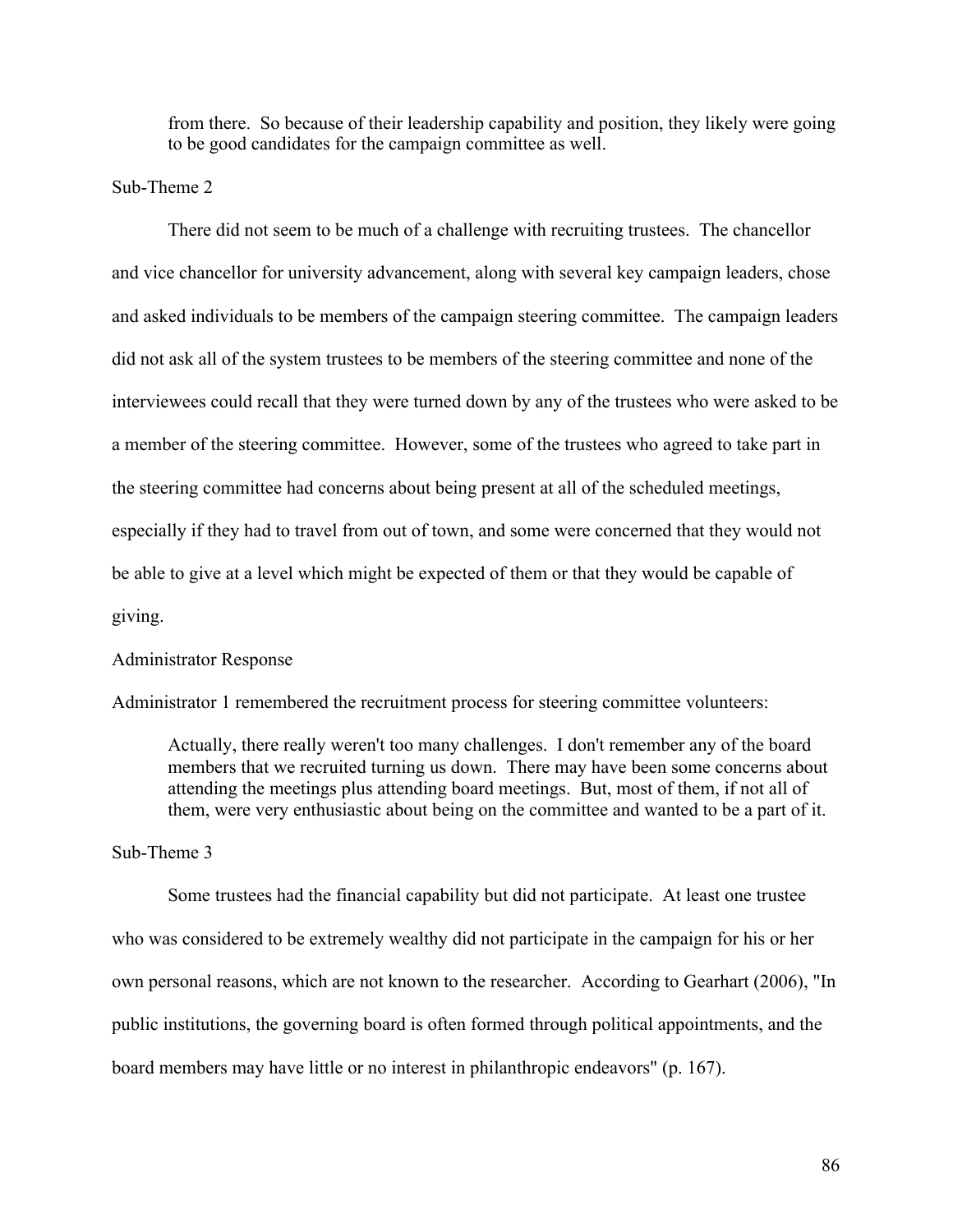> from there. So because of their leadership capability and position, they likely were going to be good candidates for the campaign committee as well.

Sub-Theme 2

There did not seem to be much of a challenge with recruiting trustees. The chancellor and vice chancellor for university advancement, along with several key campaign leaders, chose and asked individuals to be members of the campaign steering committee. The campaign leaders did not ask all of the system trustees to be members of the steering committee and none of the interviewees could recall that they were turned down by any of the trustees who were asked to be a member of the steering committee. However, some of the trustees who agreed to take part in the steering committee had concerns about being present at all of the scheduled meetings, especially if they had to travel from out of town, and some were concerned that they would not be able to give at a level which might be expected of them or that they would be capable of giving.

Administrator Response

Administrator 1 remembered the recruitment process for steering committee volunteers:

> Actually, there really weren't too many challenges. I don't remember any of the board members that we recruited turning us down. There may have been some concerns about attending the meetings plus attending board meetings. But, most of them, if not all of them, were very enthusiastic about being on the committee and wanted to be a part of it.

Sub-Theme 3

Some trustees had the financial capability but did not participate. At least one trustee who was considered to be extremely wealthy did not participate in the campaign for his or her own personal reasons, which are not known to the researcher. According to Gearhart (2006), "In public institutions, the governing board is often formed through political appointments, and the board members may have little or no interest in philanthropic endeavors" (p. 167).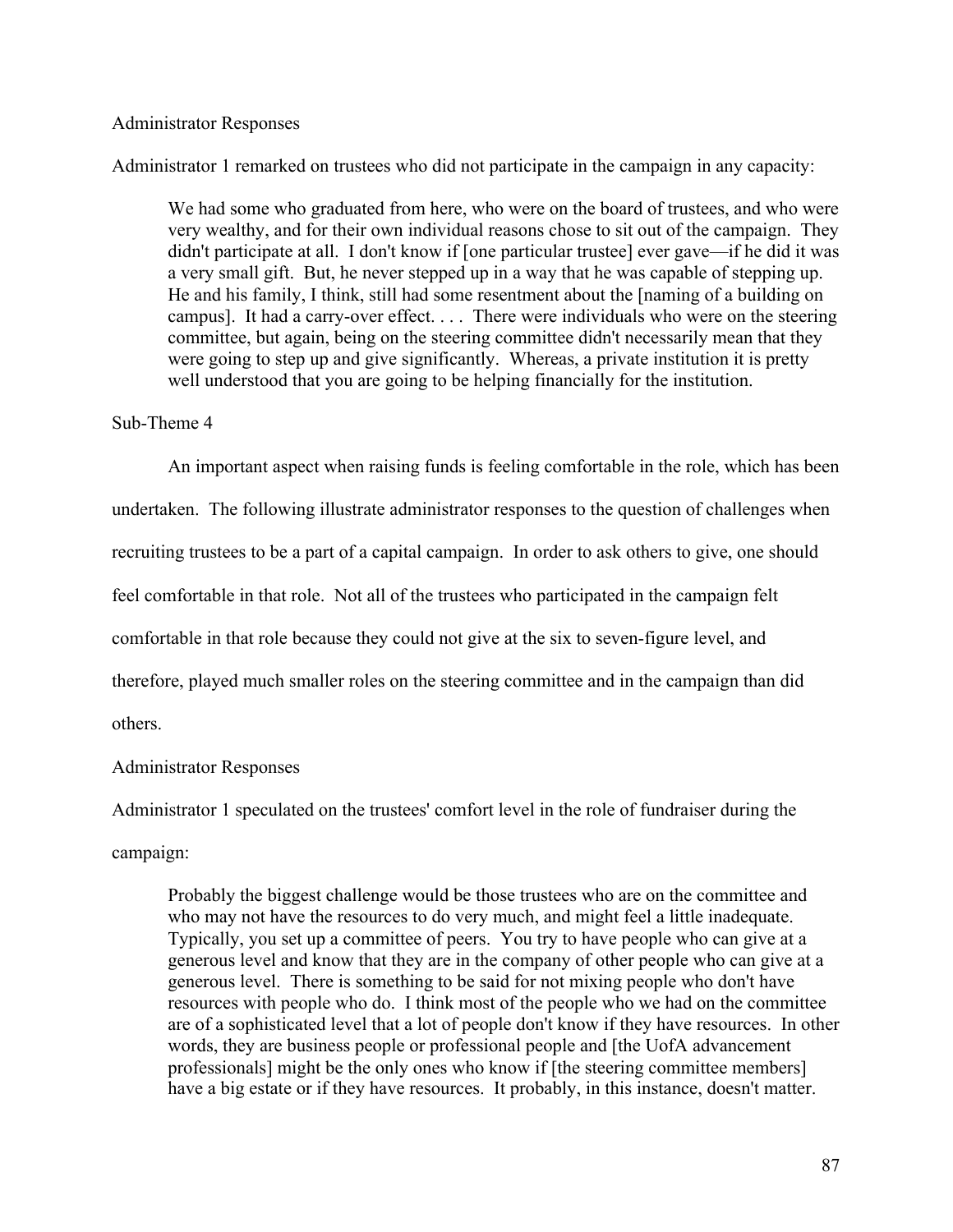Administrator Responses

Administrator 1 remarked on trustees who did not participate in the campaign in any capacity:

> We had some who graduated from here, who were on the board of trustees, and who were very wealthy, and for their own individual reasons chose to sit out of the campaign. They didn't participate at all. I don't know if [one particular trustee] ever gave—if he did it was a very small gift. But, he never stepped up in a way that he was capable of stepping up. He and his family, I think, still had some resentment about the [naming of a building on campus]. It had a carry-over effect. . . . There were individuals who were on the steering committee, but again, being on the steering committee didn't necessarily mean that they were going to step up and give significantly. Whereas, a private institution it is pretty well understood that you are going to be helping financially for the institution.

Sub-Theme 4

An important aspect when raising funds is feeling comfortable in the role, which has been undertaken. The following illustrate administrator responses to the question of challenges when recruiting trustees to be a part of a capital campaign. In order to ask others to give, one should feel comfortable in that role. Not all of the trustees who participated in the campaign felt comfortable in that role because they could not give at the six to seven-figure level, and therefore, played much smaller roles on the steering committee and in the campaign than did others.

Administrator Responses

Administrator 1 speculated on the trustees' comfort level in the role of fundraiser during the campaign:

> Probably the biggest challenge would be those trustees who are on the committee and who may not have the resources to do very much, and might feel a little inadequate. Typically, you set up a committee of peers. You try to have people who can give at a generous level and know that they are in the company of other people who can give at a generous level. There is something to be said for not mixing people who don't have resources with people who do. I think most of the people who we had on the committee are of a sophisticated level that a lot of people don't know if they have resources. In other words, they are business people or professional people and [the UofA advancement professionals] might be the only ones who know if [the steering committee members] have a big estate or if they have resources. It probably, in this instance, doesn't matter.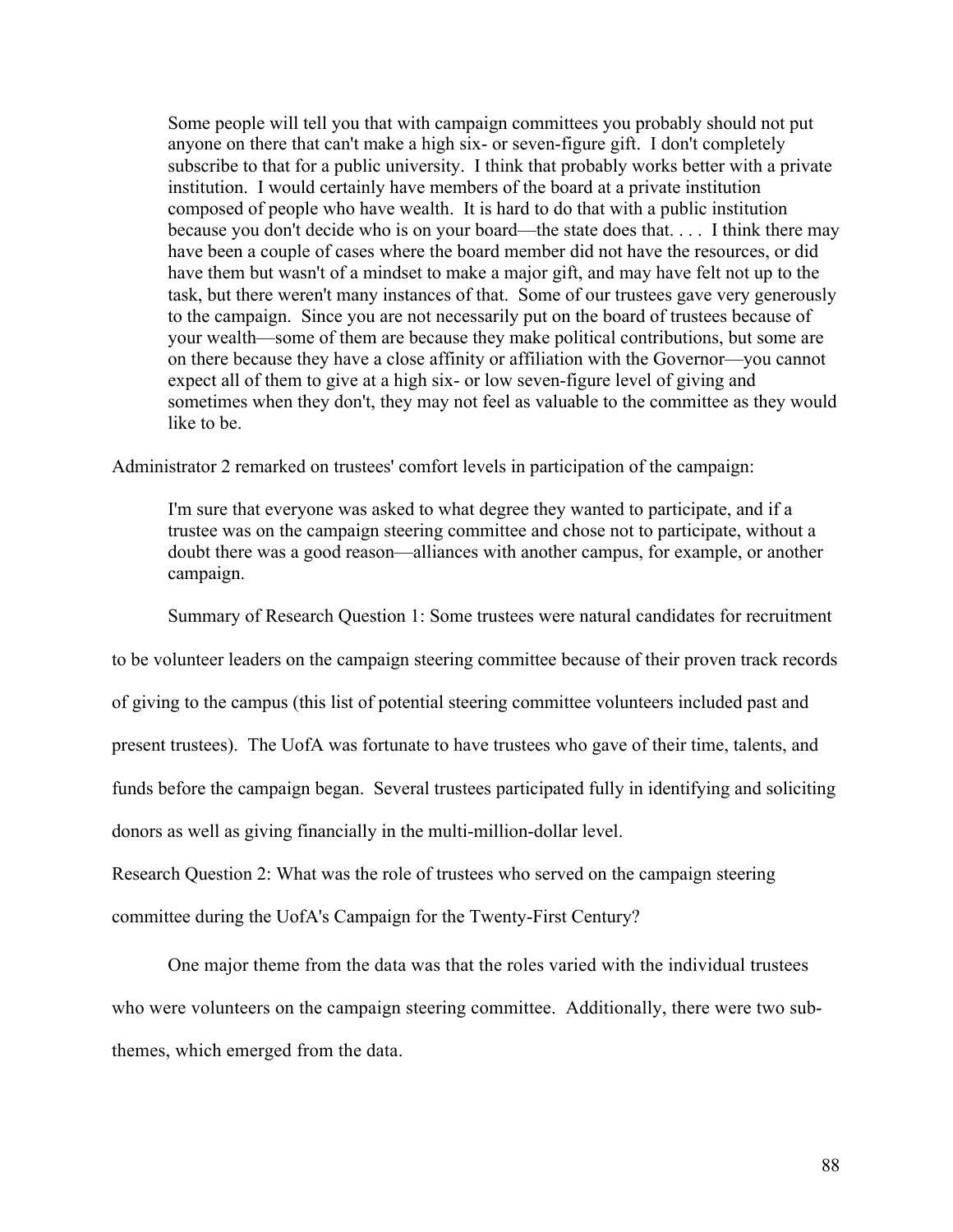> Some people will tell you that with campaign committees you probably should not put anyone on there that can't make a high six- or seven-figure gift. I don't completely subscribe to that for a public university. I think that probably works better with a private institution. I would certainly have members of the board at a private institution composed of people who have wealth. It is hard to do that with a public institution because you don't decide who is on your board—the state does that. . . . I think there may have been a couple of cases where the board member did not have the resources, or did have them but wasn't of a mindset to make a major gift, and may have felt not up to the task, but there weren't many instances of that. Some of our trustees gave very generously to the campaign. Since you are not necessarily put on the board of trustees because of your wealth—some of them are because they make political contributions, but some are on there because they have a close affinity or affiliation with the Governor—you cannot expect all of them to give at a high six- or low seven-figure level of giving and sometimes when they don't, they may not feel as valuable to the committee as they would like to be.

Administrator 2 remarked on trustees' comfort levels in participation of the campaign:

> I'm sure that everyone was asked to what degree they wanted to participate, and if a trustee was on the campaign steering committee and chose not to participate, without a doubt there was a good reason—alliances with another campus, for example, or another campaign.

Summary of Research Question 1: Some trustees were natural candidates for recruitment to be volunteer leaders on the campaign steering committee because of their proven track records of giving to the campus (this list of potential steering committee volunteers included past and present trustees). The UofA was fortunate to have trustees who gave of their time, talents, and funds before the campaign began. Several trustees participated fully in identifying and soliciting donors as well as giving financially in the multi-million-dollar level.

Research Question 2: What was the role of trustees who served on the campaign steering committee during the UofA's Campaign for the Twenty-First Century?

One major theme from the data was that the roles varied with the individual trustees who were volunteers on the campaign steering committee. Additionally, there were two sub-themes, which emerged from the data.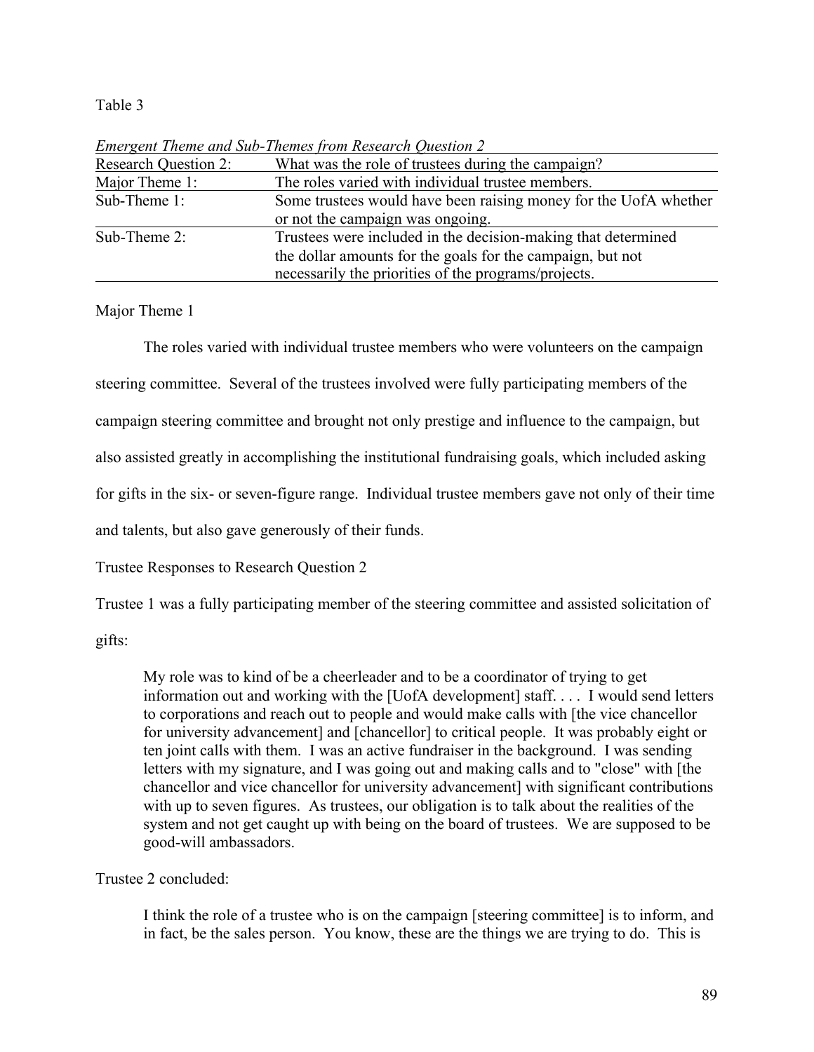Table 3

*Emergent Theme and Sub-Themes from Research Question 2*

| Research Question 2: | What was the role of trustees during the campaign? |
|---|---|
| Major Theme 1: | The roles varied with individual trustee members. |
| Sub-Theme 1: | Some trustees would have been raising money for the UofA whether or not the campaign was ongoing. |
| Sub-Theme 2: | Trustees were included in the decision-making that determined the dollar amounts for the goals for the campaign, but not necessarily the priorities of the programs/projects. |

Major Theme 1

The roles varied with individual trustee members who were volunteers on the campaign steering committee. Several of the trustees involved were fully participating members of the campaign steering committee and brought not only prestige and influence to the campaign, but also assisted greatly in accomplishing the institutional fundraising goals, which included asking for gifts in the six- or seven-figure range. Individual trustee members gave not only of their time and talents, but also gave generously of their funds.

Trustee Responses to Research Question 2

Trustee 1 was a fully participating member of the steering committee and assisted solicitation of gifts:

> My role was to kind of be a cheerleader and to be a coordinator of trying to get information out and working with the [UofA development] staff. . . . I would send letters to corporations and reach out to people and would make calls with [the vice chancellor for university advancement] and [chancellor] to critical people. It was probably eight or ten joint calls with them. I was an active fundraiser in the background. I was sending letters with my signature, and I was going out and making calls and to "close" with [the chancellor and vice chancellor for university advancement] with significant contributions with up to seven figures. As trustees, our obligation is to talk about the realities of the system and not get caught up with being on the board of trustees. We are supposed to be good-will ambassadors.

Trustee 2 concluded:

> I think the role of a trustee who is on the campaign [steering committee] is to inform, and in fact, be the sales person. You know, these are the things we are trying to do. This is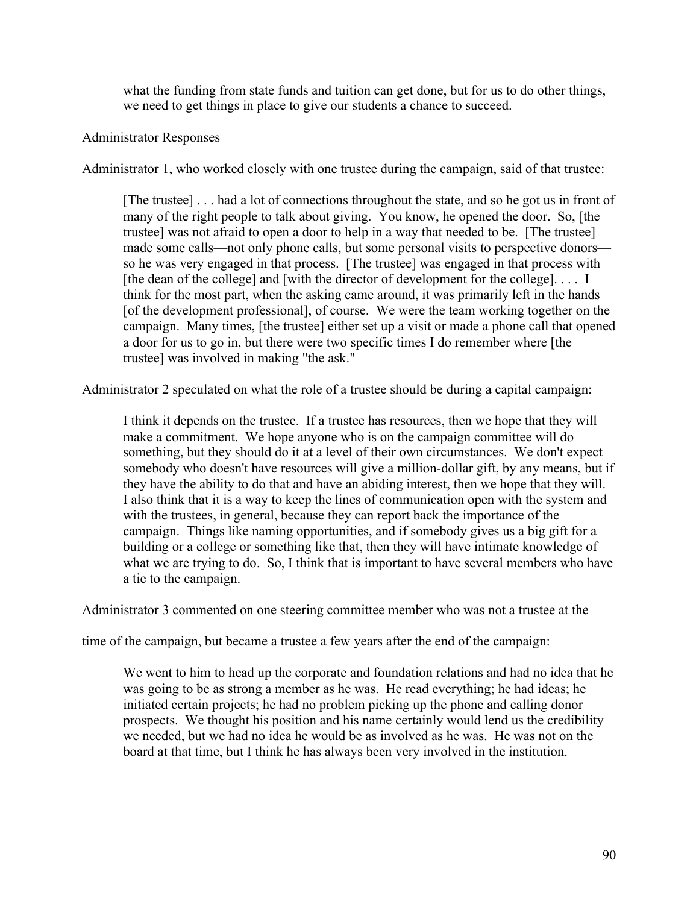> what the funding from state funds and tuition can get done, but for us to do other things, we need to get things in place to give our students a chance to succeed.

Administrator Responses

Administrator 1, who worked closely with one trustee during the campaign, said of that trustee:

> [The trustee] . . . had a lot of connections throughout the state, and so he got us in front of many of the right people to talk about giving. You know, he opened the door. So, [the trustee] was not afraid to open a door to help in a way that needed to be. [The trustee] made some calls—not only phone calls, but some personal visits to perspective donors—so he was very engaged in that process. [The trustee] was engaged in that process with [the dean of the college] and [with the director of development for the college]. . . . I think for the most part, when the asking came around, it was primarily left in the hands [of the development professional], of course. We were the team working together on the campaign. Many times, [the trustee] either set up a visit or made a phone call that opened a door for us to go in, but there were two specific times I do remember where [the trustee] was involved in making "the ask."

Administrator 2 speculated on what the role of a trustee should be during a capital campaign:

> I think it depends on the trustee. If a trustee has resources, then we hope that they will make a commitment. We hope anyone who is on the campaign committee will do something, but they should do it at a level of their own circumstances. We don't expect somebody who doesn't have resources will give a million-dollar gift, by any means, but if they have the ability to do that and have an abiding interest, then we hope that they will. I also think that it is a way to keep the lines of communication open with the system and with the trustees, in general, because they can report back the importance of the campaign. Things like naming opportunities, and if somebody gives us a big gift for a building or a college or something like that, then they will have intimate knowledge of what we are trying to do. So, I think that is important to have several members who have a tie to the campaign.

Administrator 3 commented on one steering committee member who was not a trustee at the time of the campaign, but became a trustee a few years after the end of the campaign:

> We went to him to head up the corporate and foundation relations and had no idea that he was going to be as strong a member as he was. He read everything; he had ideas; he initiated certain projects; he had no problem picking up the phone and calling donor prospects. We thought his position and his name certainly would lend us the credibility we needed, but we had no idea he would be as involved as he was. He was not on the board at that time, but I think he has always been very involved in the institution.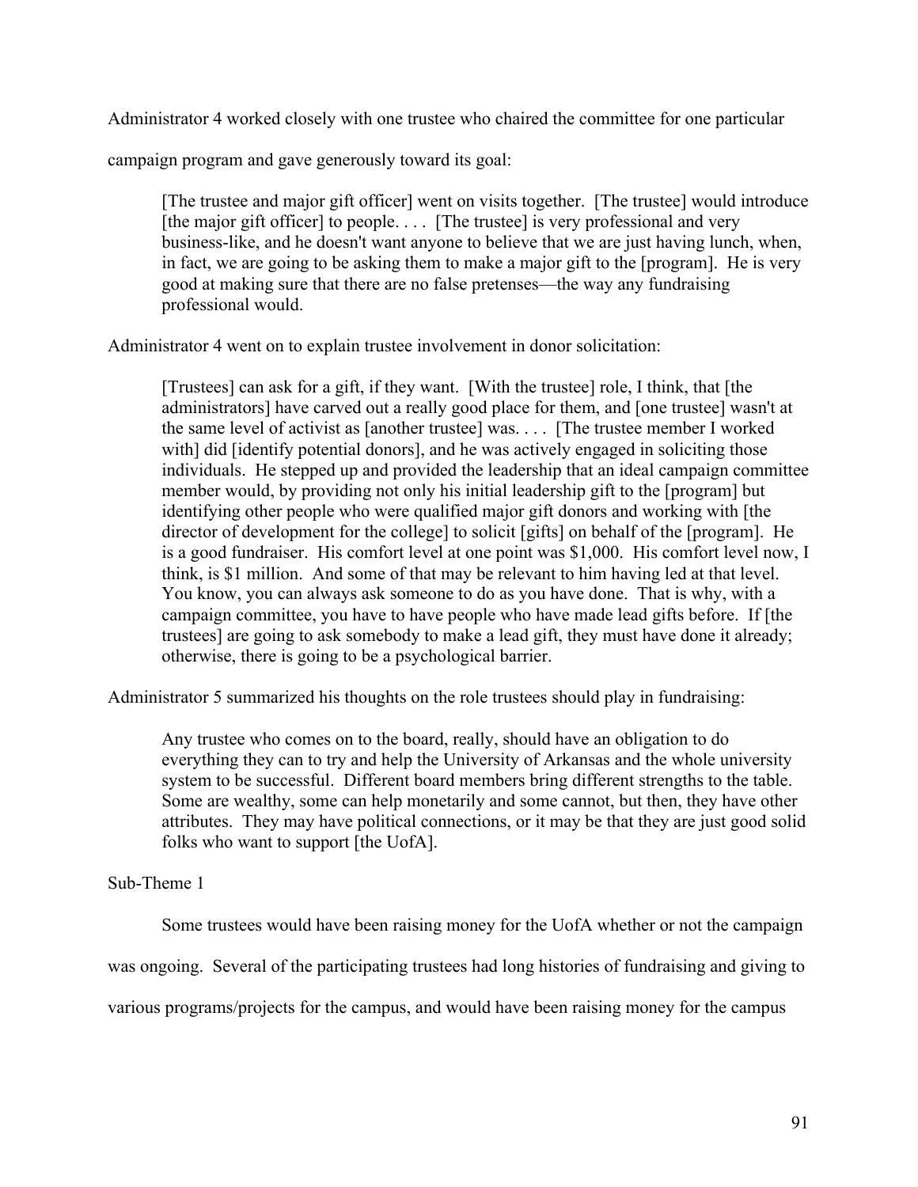Administrator 4 worked closely with one trustee who chaired the committee for one particular campaign program and gave generously toward its goal:

> [The trustee and major gift officer] went on visits together. [The trustee] would introduce [the major gift officer] to people. . . . [The trustee] is very professional and very business-like, and he doesn't want anyone to believe that we are just having lunch, when, in fact, we are going to be asking them to make a major gift to the [program]. He is very good at making sure that there are no false pretenses—the way any fundraising professional would.

Administrator 4 went on to explain trustee involvement in donor solicitation:

> [Trustees] can ask for a gift, if they want. [With the trustee] role, I think, that [the administrators] have carved out a really good place for them, and [one trustee] wasn't at the same level of activist as [another trustee] was. . . . [The trustee member I worked with] did [identify potential donors], and he was actively engaged in soliciting those individuals. He stepped up and provided the leadership that an ideal campaign committee member would, by providing not only his initial leadership gift to the [program] but identifying other people who were qualified major gift donors and working with [the director of development for the college] to solicit [gifts] on behalf of the [program]. He is a good fundraiser. His comfort level at one point was $1,000. His comfort level now, I think, is $1 million. And some of that may be relevant to him having led at that level. You know, you can always ask someone to do as you have done. That is why, with a campaign committee, you have to have people who have made lead gifts before. If [the trustees] are going to ask somebody to make a lead gift, they must have done it already; otherwise, there is going to be a psychological barrier.

Administrator 5 summarized his thoughts on the role trustees should play in fundraising:

> Any trustee who comes on to the board, really, should have an obligation to do everything they can to try and help the University of Arkansas and the whole university system to be successful. Different board members bring different strengths to the table. Some are wealthy, some can help monetarily and some cannot, but then, they have other attributes. They may have political connections, or it may be that they are just good solid folks who want to support [the UofA].

Sub-Theme 1

Some trustees would have been raising money for the UofA whether or not the campaign was ongoing. Several of the participating trustees had long histories of fundraising and giving to various programs/projects for the campus, and would have been raising money for the campus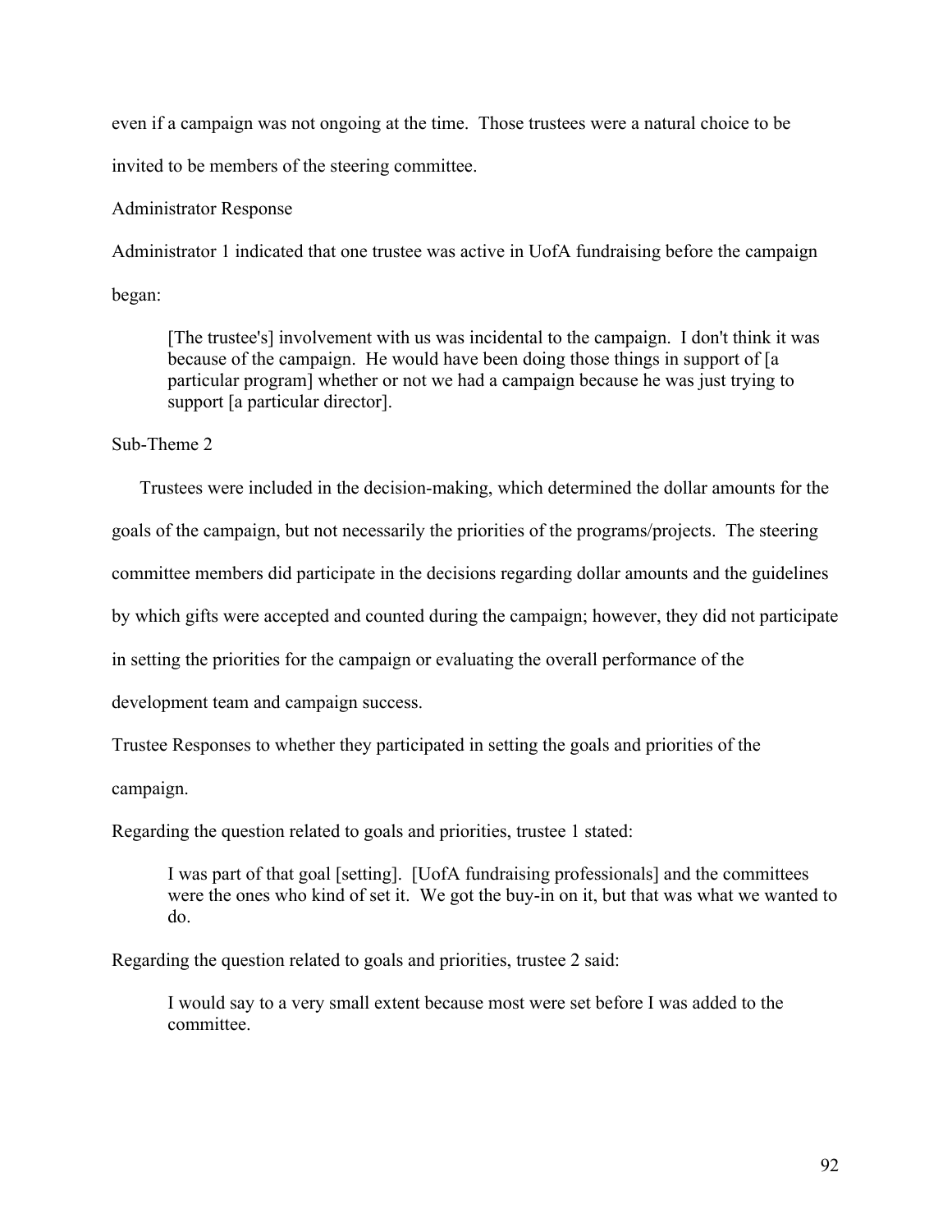even if a campaign was not ongoing at the time. Those trustees were a natural choice to be invited to be members of the steering committee.

Administrator Response

Administrator 1 indicated that one trustee was active in UofA fundraising before the campaign began:

> [The trustee's] involvement with us was incidental to the campaign. I don't think it was because of the campaign. He would have been doing those things in support of [a particular program] whether or not we had a campaign because he was just trying to support [a particular director].

Sub-Theme 2

Trustees were included in the decision-making, which determined the dollar amounts for the goals of the campaign, but not necessarily the priorities of the programs/projects. The steering committee members did participate in the decisions regarding dollar amounts and the guidelines by which gifts were accepted and counted during the campaign; however, they did not participate in setting the priorities for the campaign or evaluating the overall performance of the development team and campaign success.

Trustee Responses to whether they participated in setting the goals and priorities of the campaign.

Regarding the question related to goals and priorities, trustee 1 stated:

> I was part of that goal [setting]. [UofA fundraising professionals] and the committees were the ones who kind of set it. We got the buy-in on it, but that was what we wanted to do.

Regarding the question related to goals and priorities, trustee 2 said:

> I would say to a very small extent because most were set before I was added to the committee.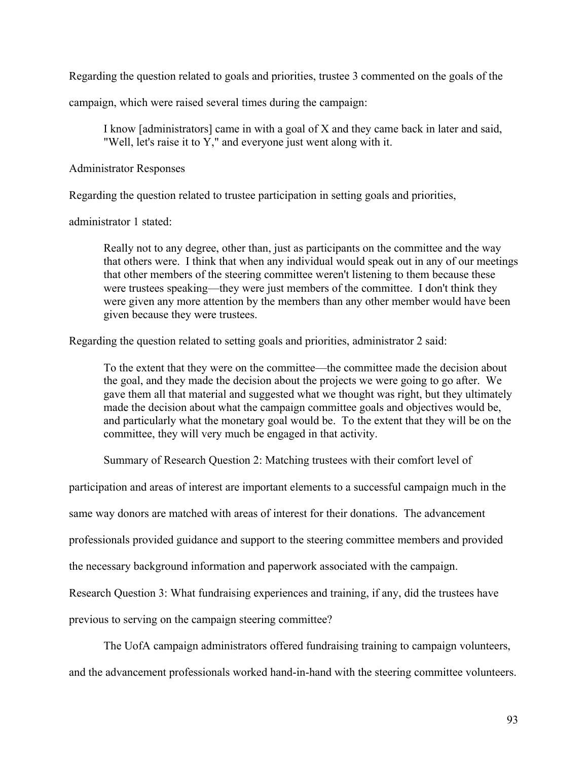Regarding the question related to goals and priorities, trustee 3 commented on the goals of the campaign, which were raised several times during the campaign:

> I know [administrators] came in with a goal of X and they came back in later and said, "Well, let's raise it to Y," and everyone just went along with it.

Administrator Responses

Regarding the question related to trustee participation in setting goals and priorities, administrator 1 stated:

> Really not to any degree, other than, just as participants on the committee and the way that others were. I think that when any individual would speak out in any of our meetings that other members of the steering committee weren't listening to them because these were trustees speaking—they were just members of the committee. I don't think they were given any more attention by the members than any other member would have been given because they were trustees.

Regarding the question related to setting goals and priorities, administrator 2 said:

> To the extent that they were on the committee—the committee made the decision about the goal, and they made the decision about the projects we were going to go after. We gave them all that material and suggested what we thought was right, but they ultimately made the decision about what the campaign committee goals and objectives would be, and particularly what the monetary goal would be. To the extent that they will be on the committee, they will very much be engaged in that activity.

Summary of Research Question 2: Matching trustees with their comfort level of participation and areas of interest are important elements to a successful campaign much in the same way donors are matched with areas of interest for their donations. The advancement professionals provided guidance and support to the steering committee members and provided the necessary background information and paperwork associated with the campaign.

Research Question 3: What fundraising experiences and training, if any, did the trustees have previous to serving on the campaign steering committee?

The UofA campaign administrators offered fundraising training to campaign volunteers, and the advancement professionals worked hand-in-hand with the steering committee volunteers.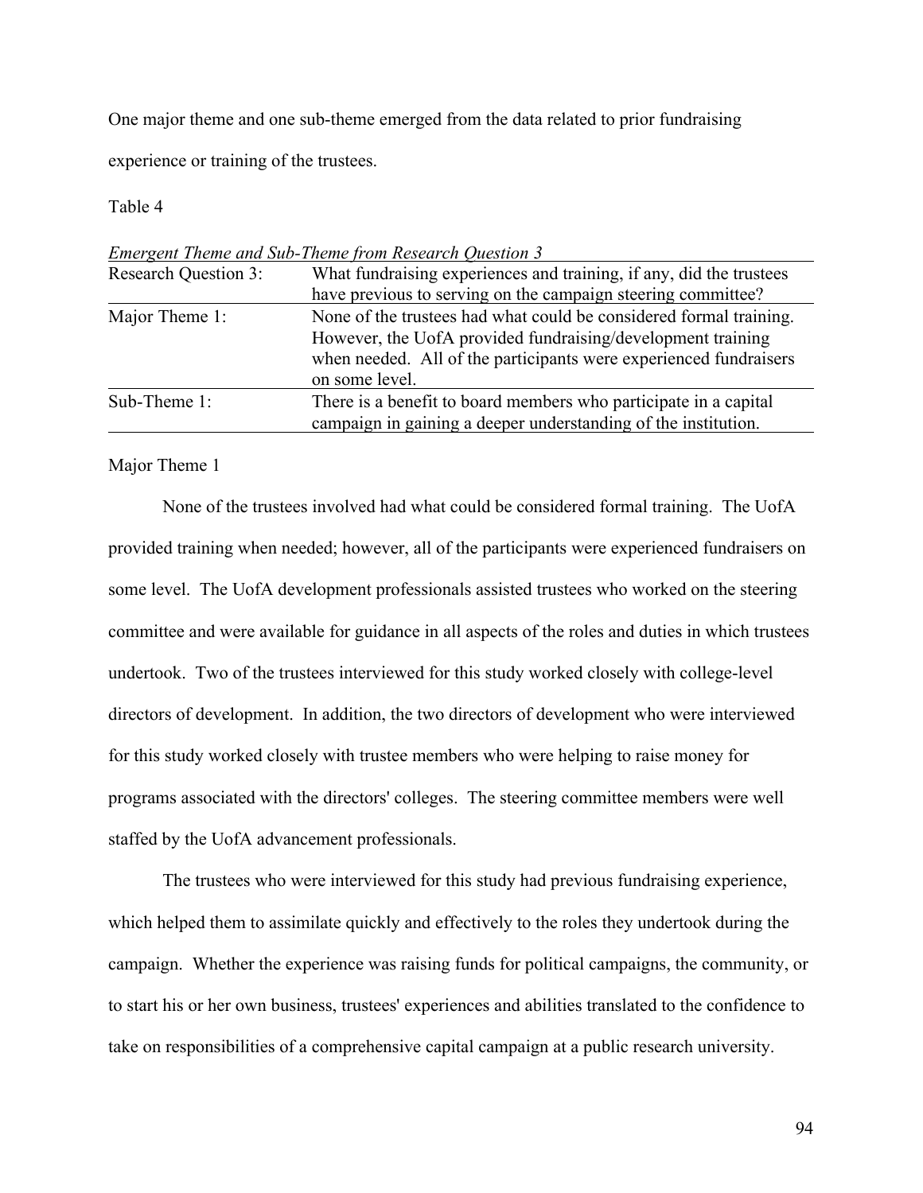One major theme and one sub-theme emerged from the data related to prior fundraising experience or training of the trustees.

Table 4

*Emergent Theme and Sub-Theme from Research Question 3*

| Research Question 3: | What fundraising experiences and training, if any, did the trustees have previous to serving on the campaign steering committee? |
| --- | --- |
| Major Theme 1: | None of the trustees had what could be considered formal training. However, the UofA provided fundraising/development training when needed. All of the participants were experienced fundraisers on some level. |
| Sub-Theme 1: | There is a benefit to board members who participate in a capital campaign in gaining a deeper understanding of the institution. |

Major Theme 1

None of the trustees involved had what could be considered formal training. The UofA provided training when needed; however, all of the participants were experienced fundraisers on some level. The UofA development professionals assisted trustees who worked on the steering committee and were available for guidance in all aspects of the roles and duties in which trustees undertook. Two of the trustees interviewed for this study worked closely with college-level directors of development. In addition, the two directors of development who were interviewed for this study worked closely with trustee members who were helping to raise money for programs associated with the directors' colleges. The steering committee members were well staffed by the UofA advancement professionals.

The trustees who were interviewed for this study had previous fundraising experience, which helped them to assimilate quickly and effectively to the roles they undertook during the campaign. Whether the experience was raising funds for political campaigns, the community, or to start his or her own business, trustees' experiences and abilities translated to the confidence to take on responsibilities of a comprehensive capital campaign at a public research university.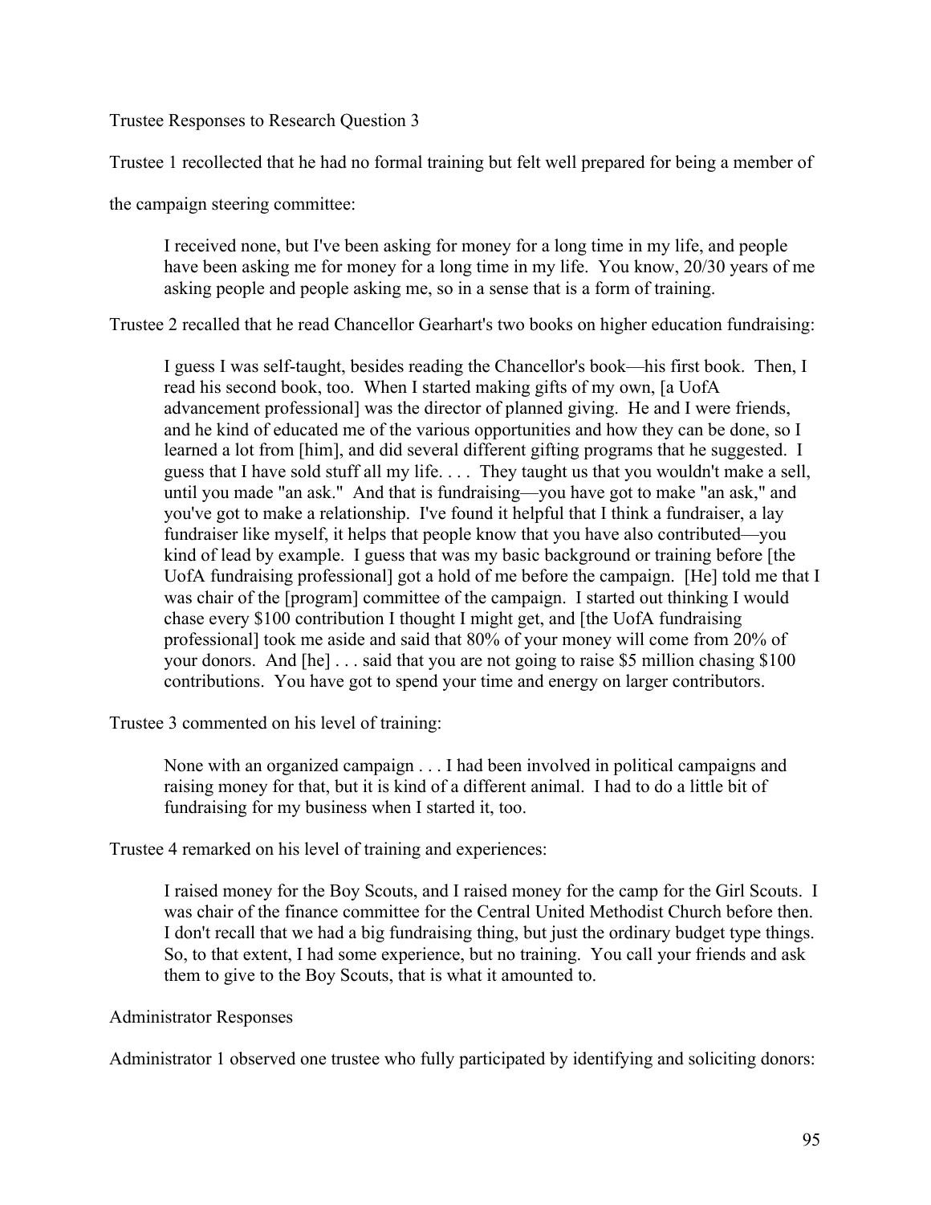Trustee Responses to Research Question 3

Trustee 1 recollected that he had no formal training but felt well prepared for being a member of the campaign steering committee:

> I received none, but I've been asking for money for a long time in my life, and people have been asking me for money for a long time in my life. You know, 20/30 years of me asking people and people asking me, so in a sense that is a form of training.

Trustee 2 recalled that he read Chancellor Gearhart's two books on higher education fundraising:

> I guess I was self-taught, besides reading the Chancellor's book—his first book. Then, I read his second book, too. When I started making gifts of my own, [a UofA advancement professional] was the director of planned giving. He and I were friends, and he kind of educated me of the various opportunities and how they can be done, so I learned a lot from [him], and did several different gifting programs that he suggested. I guess that I have sold stuff all my life. . . . They taught us that you wouldn't make a sell, until you made "an ask." And that is fundraising—you have got to make "an ask," and you've got to make a relationship. I've found it helpful that I think a fundraiser, a lay fundraiser like myself, it helps that people know that you have also contributed—you kind of lead by example. I guess that was my basic background or training before [the UofA fundraising professional] got a hold of me before the campaign. [He] told me that I was chair of the [program] committee of the campaign. I started out thinking I would chase every $100 contribution I thought I might get, and [the UofA fundraising professional] took me aside and said that 80% of your money will come from 20% of your donors. And [he] . . . said that you are not going to raise $5 million chasing $100 contributions. You have got to spend your time and energy on larger contributors.

Trustee 3 commented on his level of training:

> None with an organized campaign . . . I had been involved in political campaigns and raising money for that, but it is kind of a different animal. I had to do a little bit of fundraising for my business when I started it, too.

Trustee 4 remarked on his level of training and experiences:

> I raised money for the Boy Scouts, and I raised money for the camp for the Girl Scouts. I was chair of the finance committee for the Central United Methodist Church before then. I don't recall that we had a big fundraising thing, but just the ordinary budget type things. So, to that extent, I had some experience, but no training. You call your friends and ask them to give to the Boy Scouts, that is what it amounted to.

Administrator Responses

Administrator 1 observed one trustee who fully participated by identifying and soliciting donors: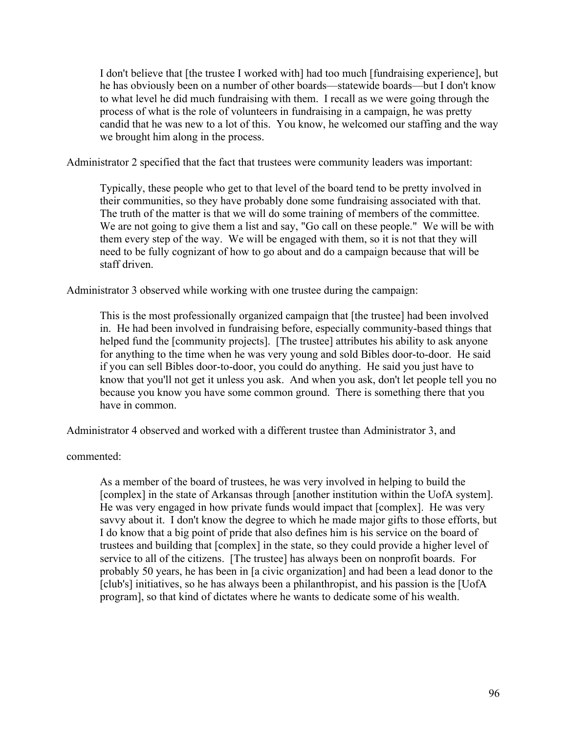> I don't believe that [the trustee I worked with] had too much [fundraising experience], but he has obviously been on a number of other boards—statewide boards—but I don't know to what level he did much fundraising with them. I recall as we were going through the process of what is the role of volunteers in fundraising in a campaign, he was pretty candid that he was new to a lot of this. You know, he welcomed our staffing and the way we brought him along in the process.

Administrator 2 specified that the fact that trustees were community leaders was important:

> Typically, these people who get to that level of the board tend to be pretty involved in their communities, so they have probably done some fundraising associated with that. The truth of the matter is that we will do some training of members of the committee. We are not going to give them a list and say, "Go call on these people." We will be with them every step of the way. We will be engaged with them, so it is not that they will need to be fully cognizant of how to go about and do a campaign because that will be staff driven.

Administrator 3 observed while working with one trustee during the campaign:

> This is the most professionally organized campaign that [the trustee] had been involved in. He had been involved in fundraising before, especially community-based things that helped fund the [community projects]. [The trustee] attributes his ability to ask anyone for anything to the time when he was very young and sold Bibles door-to-door. He said if you can sell Bibles door-to-door, you could do anything. He said you just have to know that you'll not get it unless you ask. And when you ask, don't let people tell you no because you know you have some common ground. There is something there that you have in common.

Administrator 4 observed and worked with a different trustee than Administrator 3, and commented:

> As a member of the board of trustees, he was very involved in helping to build the [complex] in the state of Arkansas through [another institution within the UofA system]. He was very engaged in how private funds would impact that [complex]. He was very savvy about it. I don't know the degree to which he made major gifts to those efforts, but I do know that a big point of pride that also defines him is his service on the board of trustees and building that [complex] in the state, so they could provide a higher level of service to all of the citizens. [The trustee] has always been on nonprofit boards. For probably 50 years, he has been in [a civic organization] and had been a lead donor to the [club's] initiatives, so he has always been a philanthropist, and his passion is the [UofA program], so that kind of dictates where he wants to dedicate some of his wealth.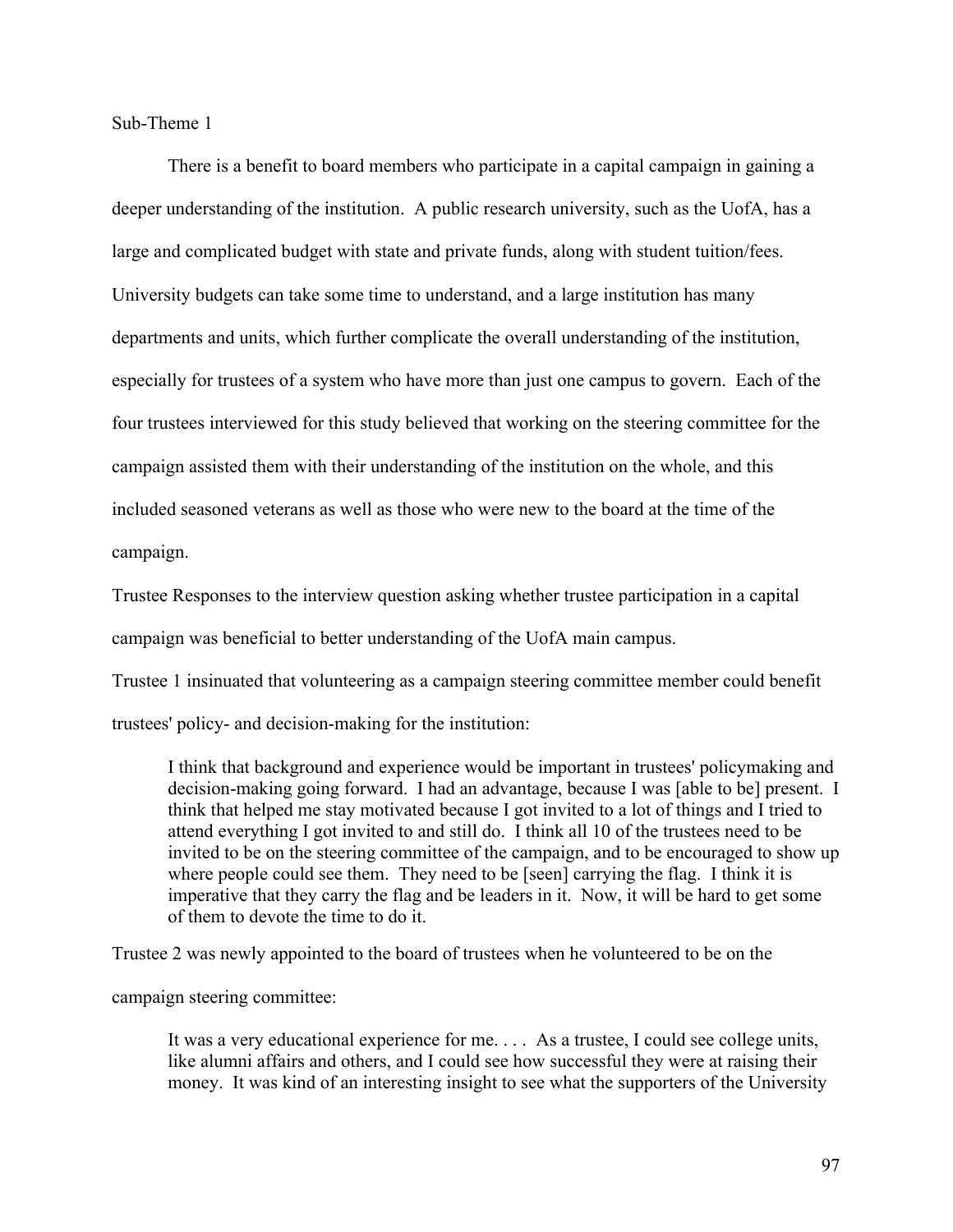Sub-Theme 1

There is a benefit to board members who participate in a capital campaign in gaining a deeper understanding of the institution. A public research university, such as the UofA, has a large and complicated budget with state and private funds, along with student tuition/fees. University budgets can take some time to understand, and a large institution has many departments and units, which further complicate the overall understanding of the institution, especially for trustees of a system who have more than just one campus to govern. Each of the four trustees interviewed for this study believed that working on the steering committee for the campaign assisted them with their understanding of the institution on the whole, and this included seasoned veterans as well as those who were new to the board at the time of the campaign.

Trustee Responses to the interview question asking whether trustee participation in a capital campaign was beneficial to better understanding of the UofA main campus.

Trustee 1 insinuated that volunteering as a campaign steering committee member could benefit trustees' policy- and decision-making for the institution:

> I think that background and experience would be important in trustees' policymaking and decision-making going forward. I had an advantage, because I was [able to be] present. I think that helped me stay motivated because I got invited to a lot of things and I tried to attend everything I got invited to and still do. I think all 10 of the trustees need to be invited to be on the steering committee of the campaign, and to be encouraged to show up where people could see them. They need to be [seen] carrying the flag. I think it is imperative that they carry the flag and be leaders in it. Now, it will be hard to get some of them to devote the time to do it.

Trustee 2 was newly appointed to the board of trustees when he volunteered to be on the campaign steering committee:

> It was a very educational experience for me. . . . As a trustee, I could see college units, like alumni affairs and others, and I could see how successful they were at raising their money. It was kind of an interesting insight to see what the supporters of the University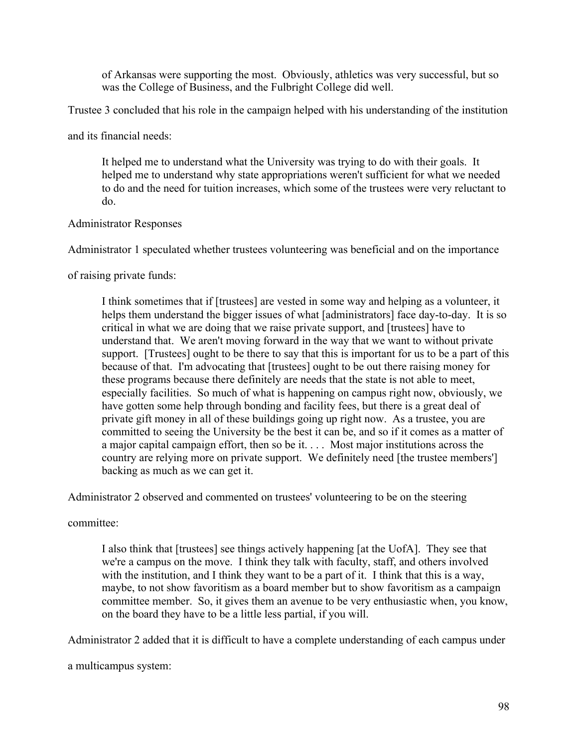> of Arkansas were supporting the most. Obviously, athletics was very successful, but so was the College of Business, and the Fulbright College did well.

Trustee 3 concluded that his role in the campaign helped with his understanding of the institution and its financial needs:

> It helped me to understand what the University was trying to do with their goals. It helped me to understand why state appropriations weren't sufficient for what we needed to do and the need for tuition increases, which some of the trustees were very reluctant to do.

Administrator Responses

Administrator 1 speculated whether trustees volunteering was beneficial and on the importance of raising private funds:

> I think sometimes that if [trustees] are vested in some way and helping as a volunteer, it helps them understand the bigger issues of what [administrators] face day-to-day. It is so critical in what we are doing that we raise private support, and [trustees] have to understand that. We aren't moving forward in the way that we want to without private support. [Trustees] ought to be there to say that this is important for us to be a part of this because of that. I'm advocating that [trustees] ought to be out there raising money for these programs because there definitely are needs that the state is not able to meet, especially facilities. So much of what is happening on campus right now, obviously, we have gotten some help through bonding and facility fees, but there is a great deal of private gift money in all of these buildings going up right now. As a trustee, you are committed to seeing the University be the best it can be, and so if it comes as a matter of a major capital campaign effort, then so be it. . . . Most major institutions across the country are relying more on private support. We definitely need [the trustee members'] backing as much as we can get it.

Administrator 2 observed and commented on trustees' volunteering to be on the steering committee:

> I also think that [trustees] see things actively happening [at the UofA]. They see that we're a campus on the move. I think they talk with faculty, staff, and others involved with the institution, and I think they want to be a part of it. I think that this is a way, maybe, to not show favoritism as a board member but to show favoritism as a campaign committee member. So, it gives them an avenue to be very enthusiastic when, you know, on the board they have to be a little less partial, if you will.

Administrator 2 added that it is difficult to have a complete understanding of each campus under a multicampus system: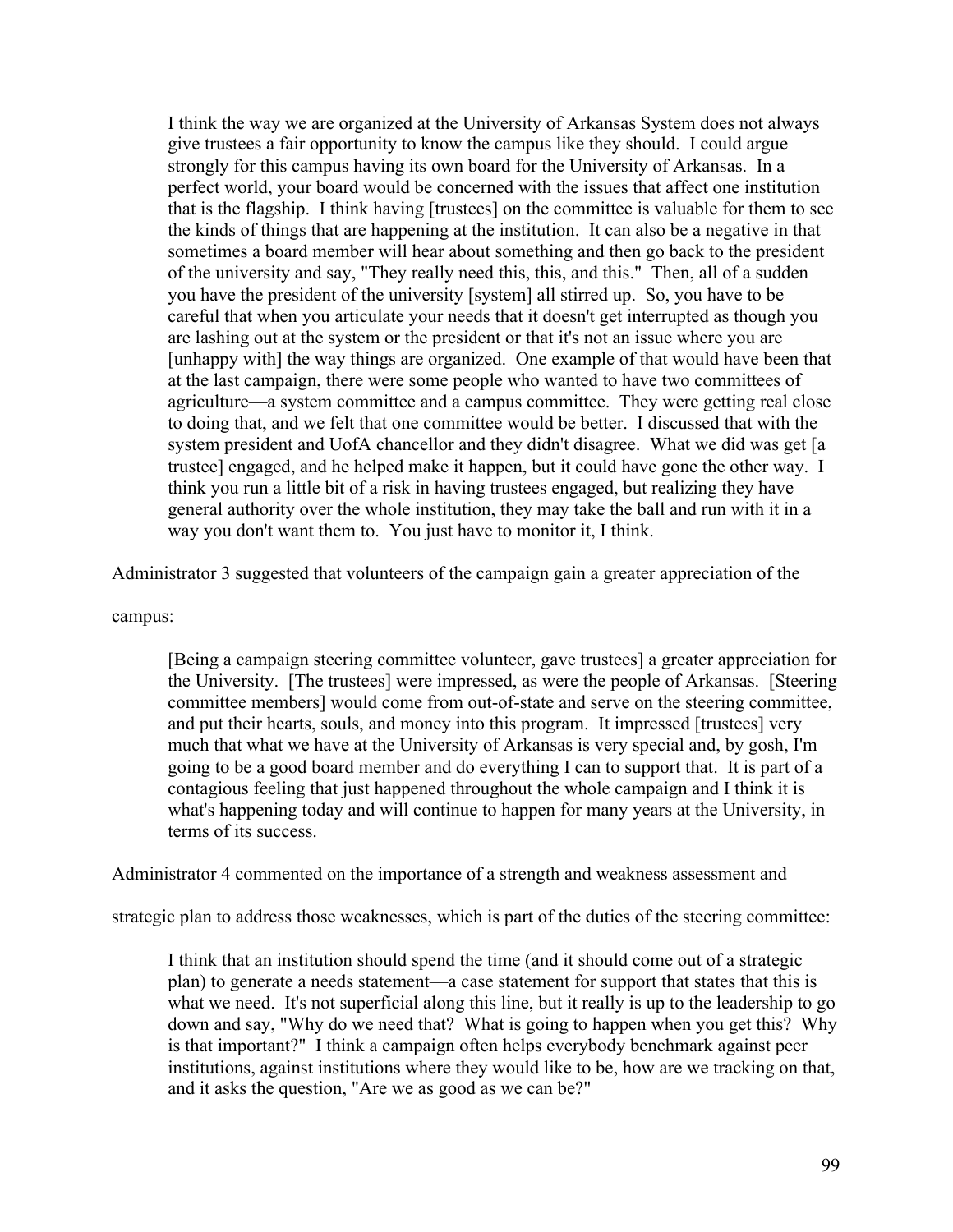> I think the way we are organized at the University of Arkansas System does not always give trustees a fair opportunity to know the campus like they should. I could argue strongly for this campus having its own board for the University of Arkansas. In a perfect world, your board would be concerned with the issues that affect one institution that is the flagship. I think having [trustees] on the committee is valuable for them to see the kinds of things that are happening at the institution. It can also be a negative in that sometimes a board member will hear about something and then go back to the president of the university and say, "They really need this, this, and this." Then, all of a sudden you have the president of the university [system] all stirred up. So, you have to be careful that when you articulate your needs that it doesn't get interrupted as though you are lashing out at the system or the president or that it's not an issue where you are [unhappy with] the way things are organized. One example of that would have been that at the last campaign, there were some people who wanted to have two committees of agriculture—a system committee and a campus committee. They were getting real close to doing that, and we felt that one committee would be better. I discussed that with the system president and UofA chancellor and they didn't disagree. What we did was get [a trustee] engaged, and he helped make it happen, but it could have gone the other way. I think you run a little bit of a risk in having trustees engaged, but realizing they have general authority over the whole institution, they may take the ball and run with it in a way you don't want them to. You just have to monitor it, I think.

Administrator 3 suggested that volunteers of the campaign gain a greater appreciation of the campus:

> [Being a campaign steering committee volunteer, gave trustees] a greater appreciation for the University. [The trustees] were impressed, as were the people of Arkansas. [Steering committee members] would come from out-of-state and serve on the steering committee, and put their hearts, souls, and money into this program. It impressed [trustees] very much that what we have at the University of Arkansas is very special and, by gosh, I'm going to be a good board member and do everything I can to support that. It is part of a contagious feeling that just happened throughout the whole campaign and I think it is what's happening today and will continue to happen for many years at the University, in terms of its success.

Administrator 4 commented on the importance of a strength and weakness assessment and strategic plan to address those weaknesses, which is part of the duties of the steering committee:

> I think that an institution should spend the time (and it should come out of a strategic plan) to generate a needs statement—a case statement for support that states that this is what we need. It's not superficial along this line, but it really is up to the leadership to go down and say, "Why do we need that? What is going to happen when you get this? Why is that important?" I think a campaign often helps everybody benchmark against peer institutions, against institutions where they would like to be, how are we tracking on that, and it asks the question, "Are we as good as we can be?"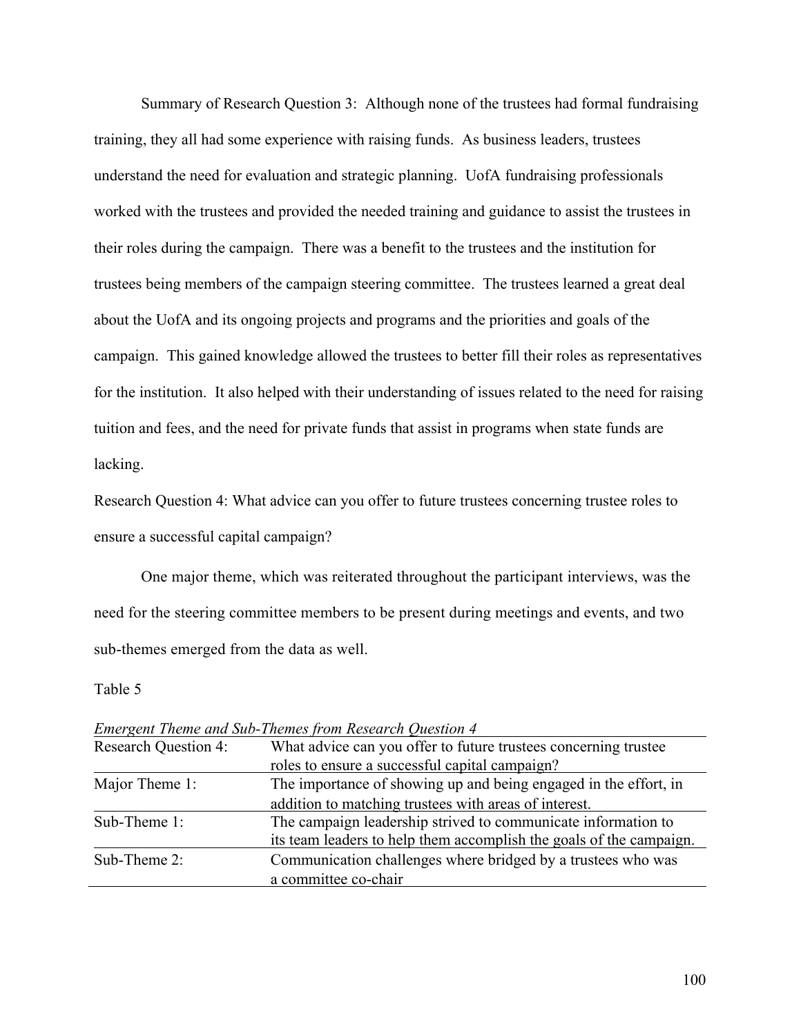Summary of Research Question 3: Although none of the trustees had formal fundraising training, they all had some experience with raising funds. As business leaders, trustees understand the need for evaluation and strategic planning. UofA fundraising professionals worked with the trustees and provided the needed training and guidance to assist the trustees in their roles during the campaign. There was a benefit to the trustees and the institution for trustees being members of the campaign steering committee. The trustees learned a great deal about the UofA and its ongoing projects and programs and the priorities and goals of the campaign. This gained knowledge allowed the trustees to better fill their roles as representatives for the institution. It also helped with their understanding of issues related to the need for raising tuition and fees, and the need for private funds that assist in programs when state funds are lacking.

Research Question 4: What advice can you offer to future trustees concerning trustee roles to ensure a successful capital campaign?

One major theme, which was reiterated throughout the participant interviews, was the need for the steering committee members to be present during meetings and events, and two sub-themes emerged from the data as well.

Table 5

*Emergent Theme and Sub-Themes from Research Question 4*

| Research Question 4: | What advice can you offer to future trustees concerning trustee roles to ensure a successful capital campaign? |
|---|---|
| Major Theme 1: | The importance of showing up and being engaged in the effort, in addition to matching trustees with areas of interest. |
| Sub-Theme 1: | The campaign leadership strived to communicate information to its team leaders to help them accomplish the goals of the campaign. |
| Sub-Theme 2: | Communication challenges where bridged by a trustees who was a committee co-chair |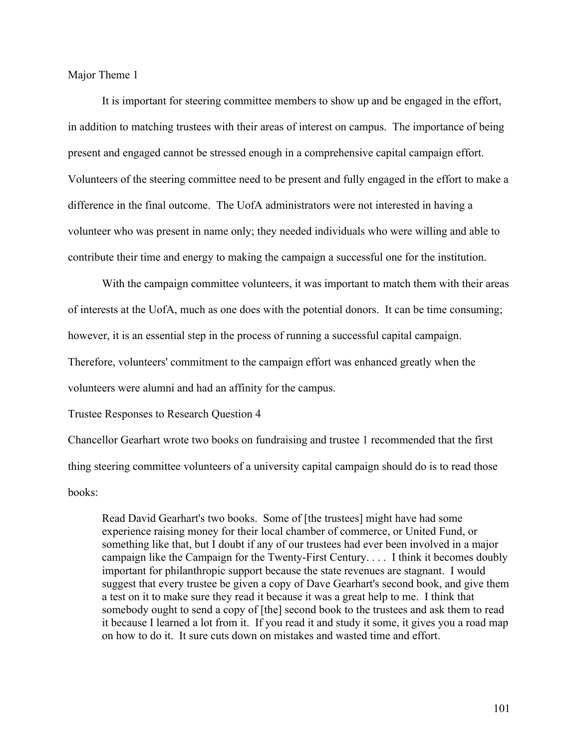Major Theme 1

It is important for steering committee members to show up and be engaged in the effort, in addition to matching trustees with their areas of interest on campus. The importance of being present and engaged cannot be stressed enough in a comprehensive capital campaign effort. Volunteers of the steering committee need to be present and fully engaged in the effort to make a difference in the final outcome. The UofA administrators were not interested in having a volunteer who was present in name only; they needed individuals who were willing and able to contribute their time and energy to making the campaign a successful one for the institution.

With the campaign committee volunteers, it was important to match them with their areas of interests at the UofA, much as one does with the potential donors. It can be time consuming; however, it is an essential step in the process of running a successful capital campaign. Therefore, volunteers' commitment to the campaign effort was enhanced greatly when the volunteers were alumni and had an affinity for the campus.

Trustee Responses to Research Question 4

Chancellor Gearhart wrote two books on fundraising and trustee 1 recommended that the first thing steering committee volunteers of a university capital campaign should do is to read those books:

> Read David Gearhart's two books. Some of [the trustees] might have had some experience raising money for their local chamber of commerce, or United Fund, or something like that, but I doubt if any of our trustees had ever been involved in a major campaign like the Campaign for the Twenty-First Century. . . . I think it becomes doubly important for philanthropic support because the state revenues are stagnant. I would suggest that every trustee be given a copy of Dave Gearhart's second book, and give them a test on it to make sure they read it because it was a great help to me. I think that somebody ought to send a copy of [the] second book to the trustees and ask them to read it because I learned a lot from it. If you read it and study it some, it gives you a road map on how to do it. It sure cuts down on mistakes and wasted time and effort.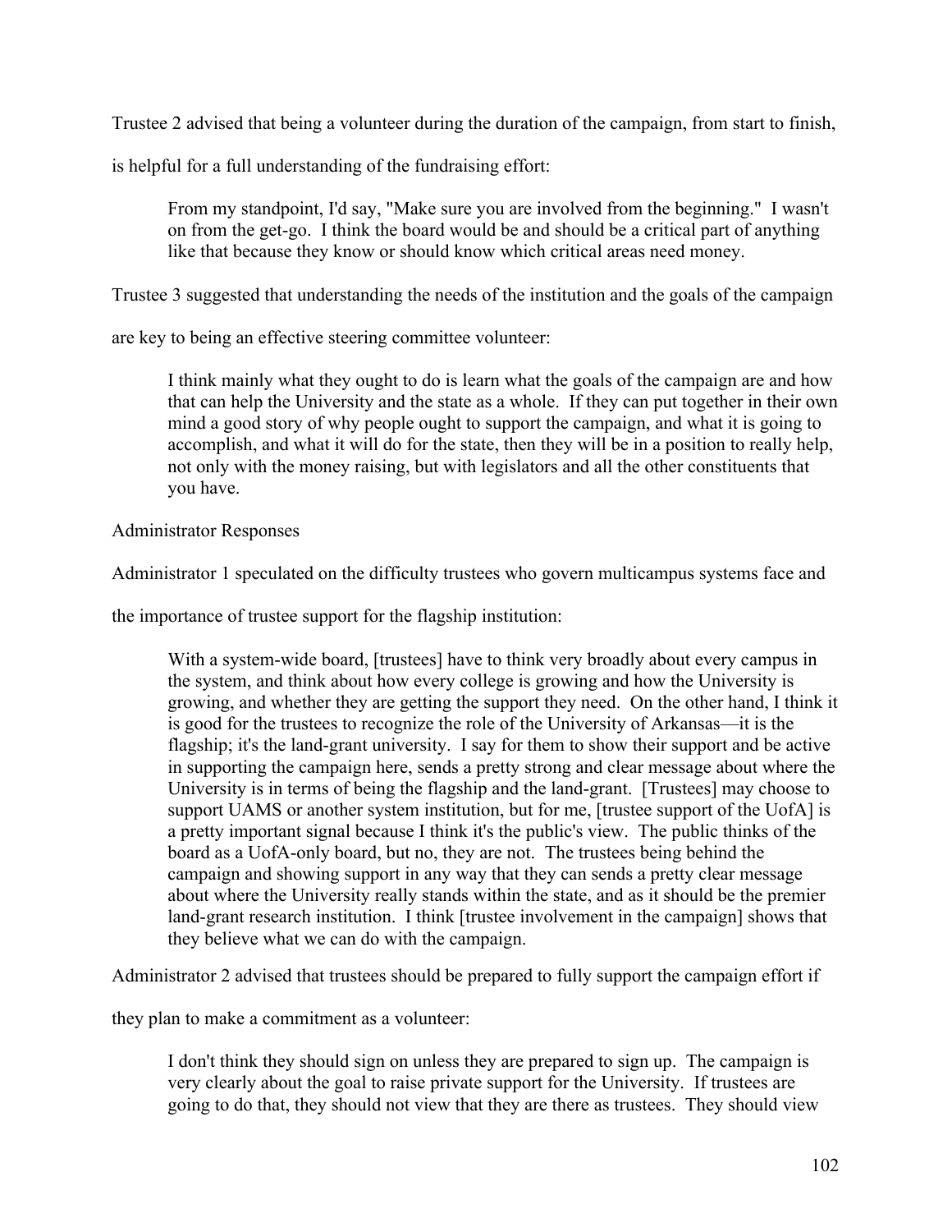Trustee 2 advised that being a volunteer during the duration of the campaign, from start to finish, is helpful for a full understanding of the fundraising effort:

> From my standpoint, I'd say, "Make sure you are involved from the beginning." I wasn't on from the get-go. I think the board would be and should be a critical part of anything like that because they know or should know which critical areas need money.

Trustee 3 suggested that understanding the needs of the institution and the goals of the campaign are key to being an effective steering committee volunteer:

> I think mainly what they ought to do is learn what the goals of the campaign are and how that can help the University and the state as a whole. If they can put together in their own mind a good story of why people ought to support the campaign, and what it is going to accomplish, and what it will do for the state, then they will be in a position to really help, not only with the money raising, but with legislators and all the other constituents that you have.

Administrator Responses

Administrator 1 speculated on the difficulty trustees who govern multicampus systems face and the importance of trustee support for the flagship institution:

> With a system-wide board, [trustees] have to think very broadly about every campus in the system, and think about how every college is growing and how the University is growing, and whether they are getting the support they need. On the other hand, I think it is good for the trustees to recognize the role of the University of Arkansas—it is the flagship; it's the land-grant university. I say for them to show their support and be active in supporting the campaign here, sends a pretty strong and clear message about where the University is in terms of being the flagship and the land-grant. [Trustees] may choose to support UAMS or another system institution, but for me, [trustee support of the UofA] is a pretty important signal because I think it's the public's view. The public thinks of the board as a UofA-only board, but no, they are not. The trustees being behind the campaign and showing support in any way that they can sends a pretty clear message about where the University really stands within the state, and as it should be the premier land-grant research institution. I think [trustee involvement in the campaign] shows that they believe what we can do with the campaign.

Administrator 2 advised that trustees should be prepared to fully support the campaign effort if they plan to make a commitment as a volunteer:

> I don't think they should sign on unless they are prepared to sign up. The campaign is very clearly about the goal to raise private support for the University. If trustees are going to do that, they should not view that they are there as trustees. They should view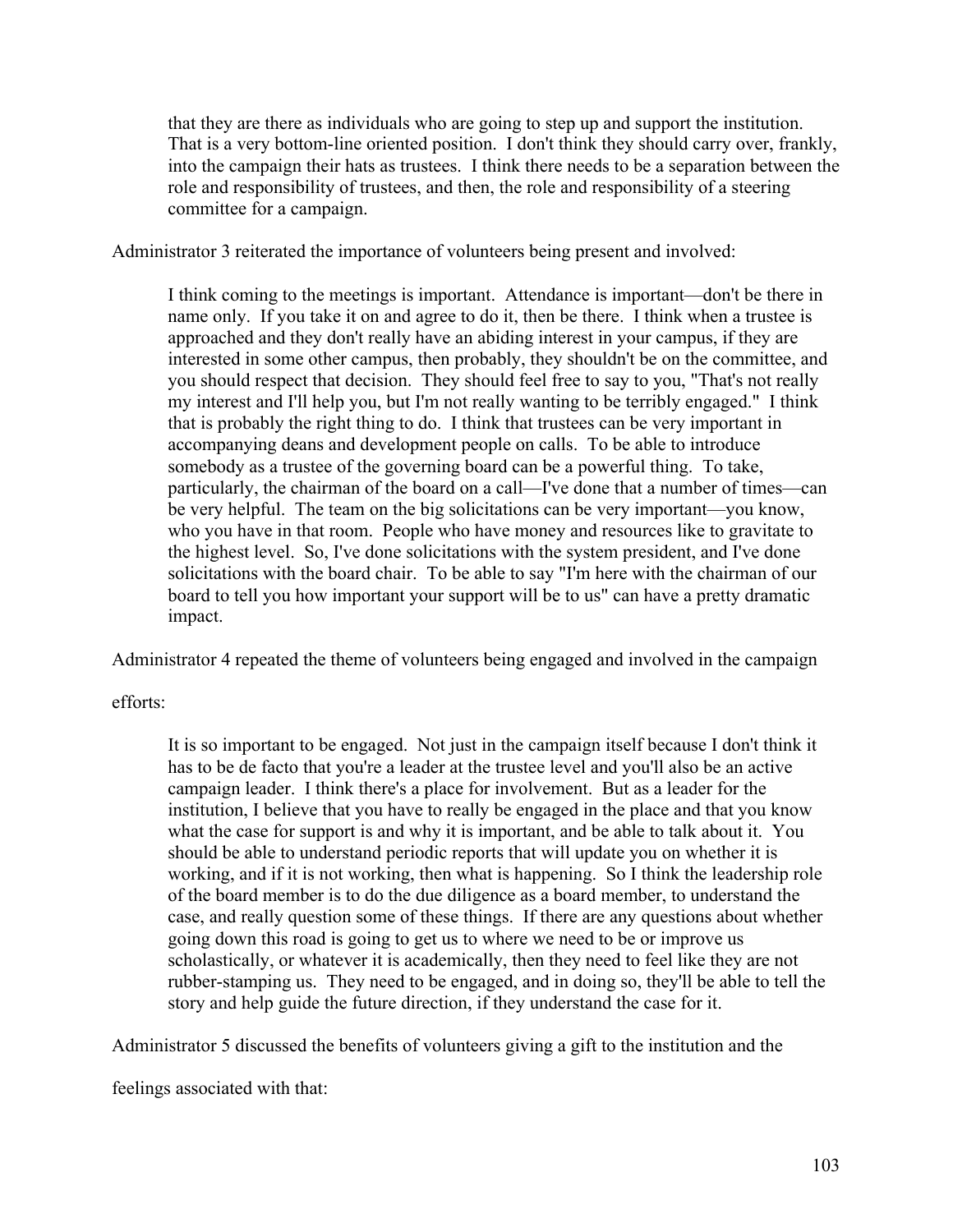> that they are there as individuals who are going to step up and support the institution. That is a very bottom-line oriented position. I don't think they should carry over, frankly, into the campaign their hats as trustees. I think there needs to be a separation between the role and responsibility of trustees, and then, the role and responsibility of a steering committee for a campaign.

Administrator 3 reiterated the importance of volunteers being present and involved:

> I think coming to the meetings is important. Attendance is important—don't be there in name only. If you take it on and agree to do it, then be there. I think when a trustee is approached and they don't really have an abiding interest in your campus, if they are interested in some other campus, then probably, they shouldn't be on the committee, and you should respect that decision. They should feel free to say to you, "That's not really my interest and I'll help you, but I'm not really wanting to be terribly engaged." I think that is probably the right thing to do. I think that trustees can be very important in accompanying deans and development people on calls. To be able to introduce somebody as a trustee of the governing board can be a powerful thing. To take, particularly, the chairman of the board on a call—I've done that a number of times—can be very helpful. The team on the big solicitations can be very important—you know, who you have in that room. People who have money and resources like to gravitate to the highest level. So, I've done solicitations with the system president, and I've done solicitations with the board chair. To be able to say "I'm here with the chairman of our board to tell you how important your support will be to us" can have a pretty dramatic impact.

Administrator 4 repeated the theme of volunteers being engaged and involved in the campaign efforts:

> It is so important to be engaged. Not just in the campaign itself because I don't think it has to be de facto that you're a leader at the trustee level and you'll also be an active campaign leader. I think there's a place for involvement. But as a leader for the institution, I believe that you have to really be engaged in the place and that you know what the case for support is and why it is important, and be able to talk about it. You should be able to understand periodic reports that will update you on whether it is working, and if it is not working, then what is happening. So I think the leadership role of the board member is to do the due diligence as a board member, to understand the case, and really question some of these things. If there are any questions about whether going down this road is going to get us to where we need to be or improve us scholastically, or whatever it is academically, then they need to feel like they are not rubber-stamping us. They need to be engaged, and in doing so, they'll be able to tell the story and help guide the future direction, if they understand the case for it.

Administrator 5 discussed the benefits of volunteers giving a gift to the institution and the feelings associated with that: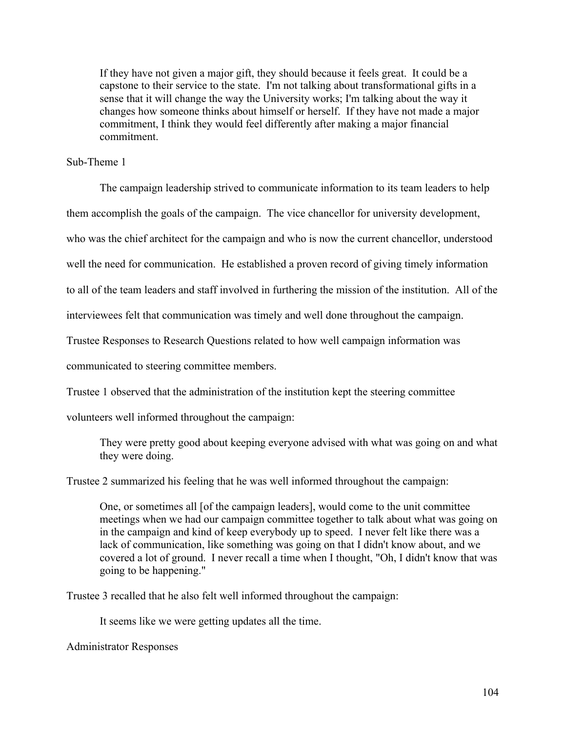> If they have not given a major gift, they should because it feels great. It could be a capstone to their service to the state. I'm not talking about transformational gifts in a sense that it will change the way the University works; I'm talking about the way it changes how someone thinks about himself or herself. If they have not made a major commitment, I think they would feel differently after making a major financial commitment.

Sub-Theme 1

The campaign leadership strived to communicate information to its team leaders to help them accomplish the goals of the campaign. The vice chancellor for university development, who was the chief architect for the campaign and who is now the current chancellor, understood well the need for communication. He established a proven record of giving timely information to all of the team leaders and staff involved in furthering the mission of the institution. All of the interviewees felt that communication was timely and well done throughout the campaign.

Trustee Responses to Research Questions related to how well campaign information was communicated to steering committee members.

Trustee 1 observed that the administration of the institution kept the steering committee volunteers well informed throughout the campaign:

> They were pretty good about keeping everyone advised with what was going on and what they were doing.

Trustee 2 summarized his feeling that he was well informed throughout the campaign:

> One, or sometimes all [of the campaign leaders], would come to the unit committee meetings when we had our campaign committee together to talk about what was going on in the campaign and kind of keep everybody up to speed. I never felt like there was a lack of communication, like something was going on that I didn't know about, and we covered a lot of ground. I never recall a time when I thought, "Oh, I didn't know that was going to be happening."

Trustee 3 recalled that he also felt well informed throughout the campaign:

> It seems like we were getting updates all the time.

Administrator Responses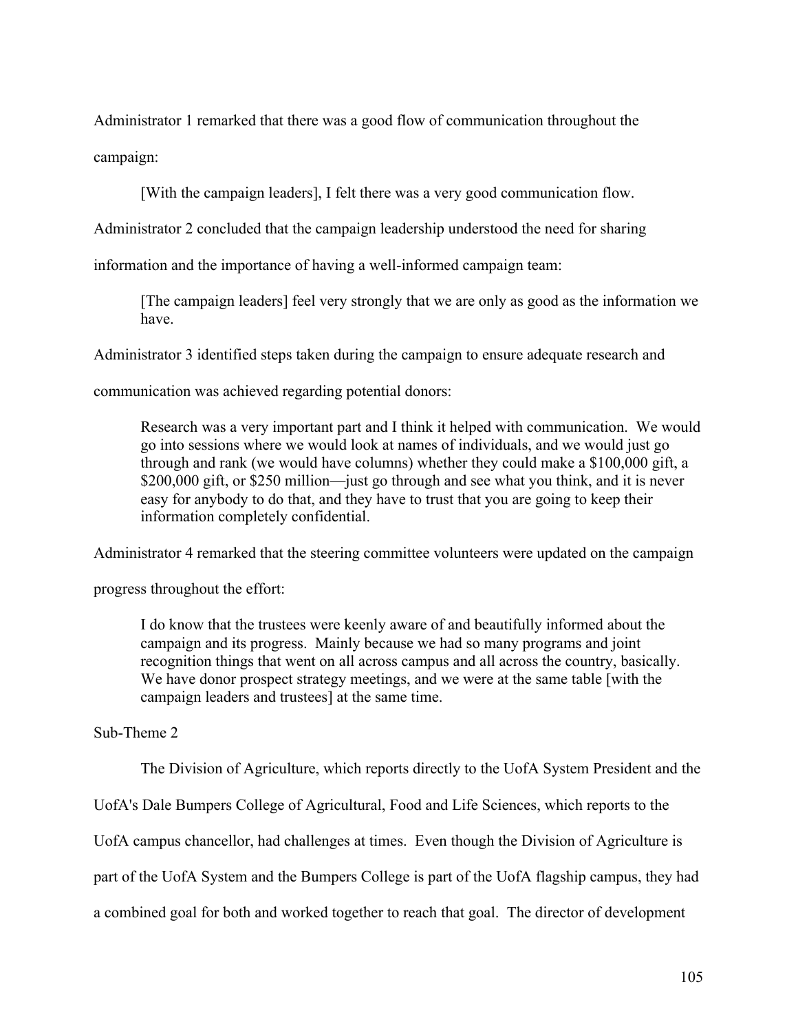Administrator 1 remarked that there was a good flow of communication throughout the campaign:

> [With the campaign leaders], I felt there was a very good communication flow.

Administrator 2 concluded that the campaign leadership understood the need for sharing information and the importance of having a well-informed campaign team:

> [The campaign leaders] feel very strongly that we are only as good as the information we have.

Administrator 3 identified steps taken during the campaign to ensure adequate research and communication was achieved regarding potential donors:

> Research was a very important part and I think it helped with communication. We would go into sessions where we would look at names of individuals, and we would just go through and rank (we would have columns) whether they could make a $100,000 gift, a $200,000 gift, or $250 million—just go through and see what you think, and it is never easy for anybody to do that, and they have to trust that you are going to keep their information completely confidential.

Administrator 4 remarked that the steering committee volunteers were updated on the campaign progress throughout the effort:

> I do know that the trustees were keenly aware of and beautifully informed about the campaign and its progress. Mainly because we had so many programs and joint recognition things that went on all across campus and all across the country, basically. We have donor prospect strategy meetings, and we were at the same table [with the campaign leaders and trustees] at the same time.

Sub-Theme 2

The Division of Agriculture, which reports directly to the UofA System President and the UofA's Dale Bumpers College of Agricultural, Food and Life Sciences, which reports to the UofA campus chancellor, had challenges at times. Even though the Division of Agriculture is part of the UofA System and the Bumpers College is part of the UofA flagship campus, they had a combined goal for both and worked together to reach that goal. The director of development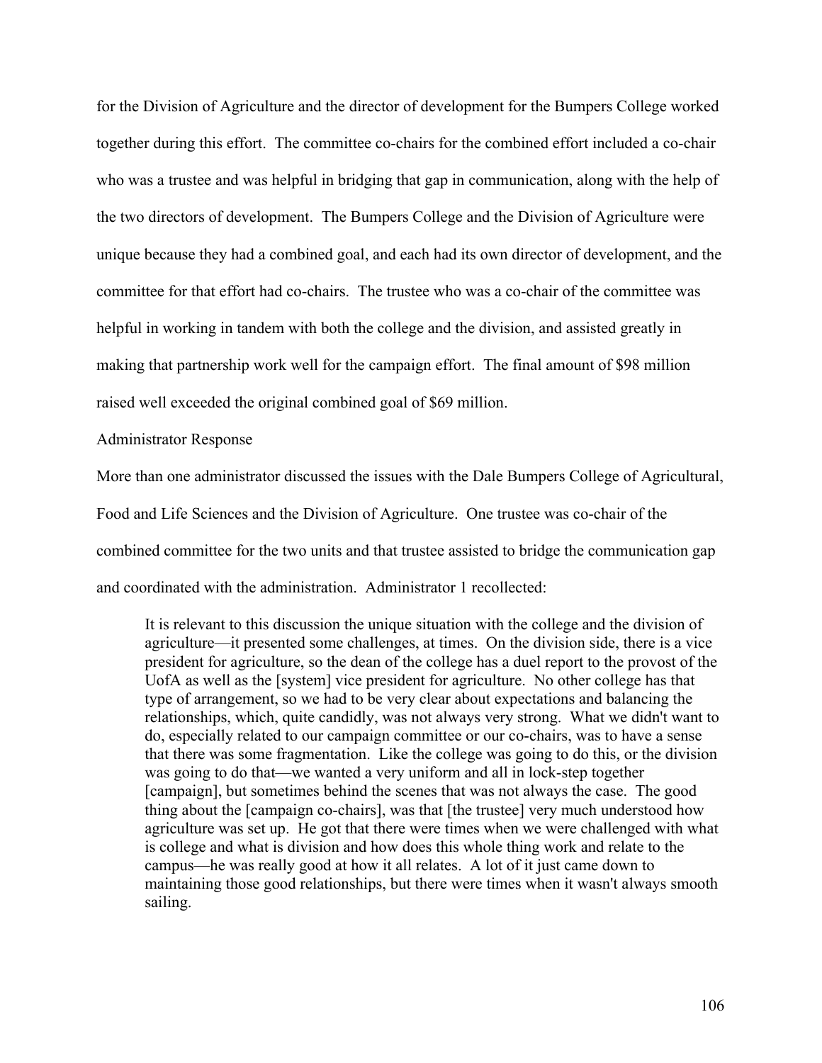for the Division of Agriculture and the director of development for the Bumpers College worked together during this effort. The committee co-chairs for the combined effort included a co-chair who was a trustee and was helpful in bridging that gap in communication, along with the help of the two directors of development. The Bumpers College and the Division of Agriculture were unique because they had a combined goal, and each had its own director of development, and the committee for that effort had co-chairs. The trustee who was a co-chair of the committee was helpful in working in tandem with both the college and the division, and assisted greatly in making that partnership work well for the campaign effort. The final amount of $98 million raised well exceeded the original combined goal of $69 million.

Administrator Response

More than one administrator discussed the issues with the Dale Bumpers College of Agricultural, Food and Life Sciences and the Division of Agriculture. One trustee was co-chair of the combined committee for the two units and that trustee assisted to bridge the communication gap and coordinated with the administration. Administrator 1 recollected:

> It is relevant to this discussion the unique situation with the college and the division of agriculture—it presented some challenges, at times. On the division side, there is a vice president for agriculture, so the dean of the college has a duel report to the provost of the UofA as well as the [system] vice president for agriculture. No other college has that type of arrangement, so we had to be very clear about expectations and balancing the relationships, which, quite candidly, was not always very strong. What we didn't want to do, especially related to our campaign committee or our co-chairs, was to have a sense that there was some fragmentation. Like the college was going to do this, or the division was going to do that—we wanted a very uniform and all in lock-step together [campaign], but sometimes behind the scenes that was not always the case. The good thing about the [campaign co-chairs], was that [the trustee] very much understood how agriculture was set up. He got that there were times when we were challenged with what is college and what is division and how does this whole thing work and relate to the campus—he was really good at how it all relates. A lot of it just came down to maintaining those good relationships, but there were times when it wasn't always smooth sailing.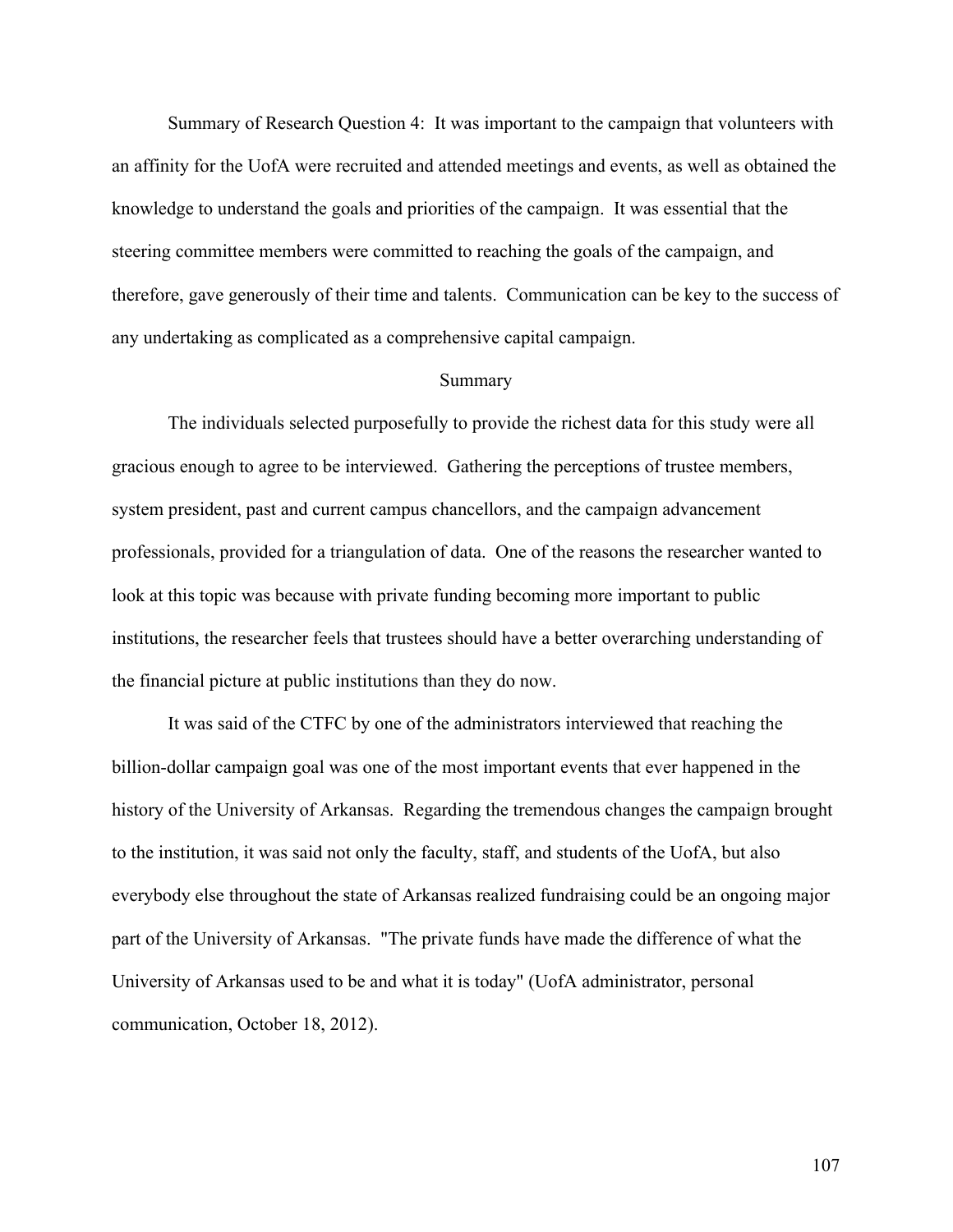Summary of Research Question 4: It was important to the campaign that volunteers with an affinity for the UofA were recruited and attended meetings and events, as well as obtained the knowledge to understand the goals and priorities of the campaign. It was essential that the steering committee members were committed to reaching the goals of the campaign, and therefore, gave generously of their time and talents. Communication can be key to the success of any undertaking as complicated as a comprehensive capital campaign.

## Summary

The individuals selected purposefully to provide the richest data for this study were all gracious enough to agree to be interviewed. Gathering the perceptions of trustee members, system president, past and current campus chancellors, and the campaign advancement professionals, provided for a triangulation of data. One of the reasons the researcher wanted to look at this topic was because with private funding becoming more important to public institutions, the researcher feels that trustees should have a better overarching understanding of the financial picture at public institutions than they do now.

It was said of the CTFC by one of the administrators interviewed that reaching the billion-dollar campaign goal was one of the most important events that ever happened in the history of the University of Arkansas. Regarding the tremendous changes the campaign brought to the institution, it was said not only the faculty, staff, and students of the UofA, but also everybody else throughout the state of Arkansas realized fundraising could be an ongoing major part of the University of Arkansas. "The private funds have made the difference of what the University of Arkansas used to be and what it is today" (UofA administrator, personal communication, October 18, 2012).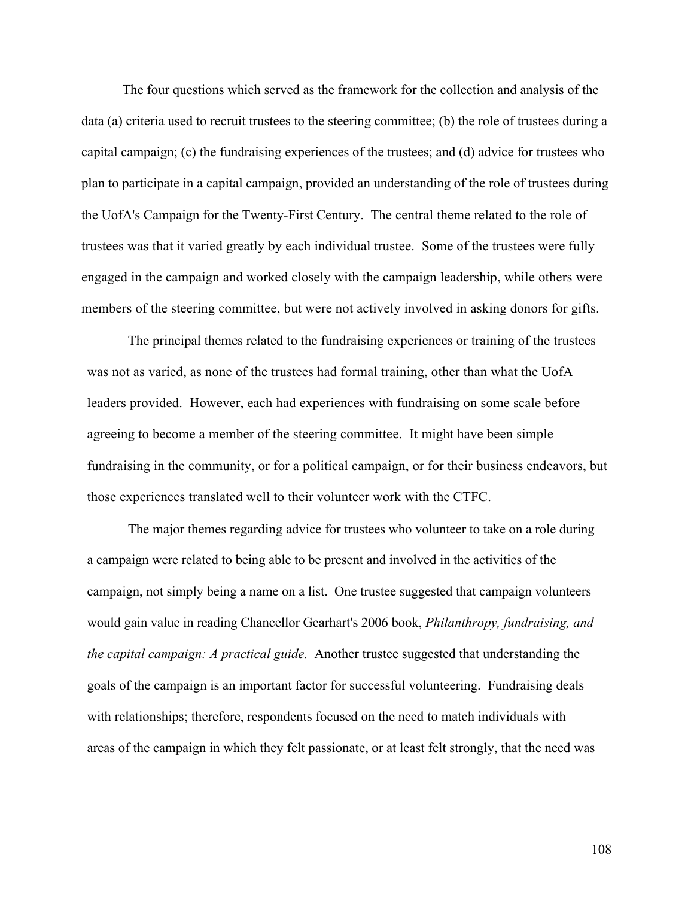The four questions which served as the framework for the collection and analysis of the data (a) criteria used to recruit trustees to the steering committee; (b) the role of trustees during a capital campaign; (c) the fundraising experiences of the trustees; and (d) advice for trustees who plan to participate in a capital campaign, provided an understanding of the role of trustees during the UofA's Campaign for the Twenty-First Century. The central theme related to the role of trustees was that it varied greatly by each individual trustee. Some of the trustees were fully engaged in the campaign and worked closely with the campaign leadership, while others were members of the steering committee, but were not actively involved in asking donors for gifts.

The principal themes related to the fundraising experiences or training of the trustees was not as varied, as none of the trustees had formal training, other than what the UofA leaders provided. However, each had experiences with fundraising on some scale before agreeing to become a member of the steering committee. It might have been simple fundraising in the community, or for a political campaign, or for their business endeavors, but those experiences translated well to their volunteer work with the CTFC.

The major themes regarding advice for trustees who volunteer to take on a role during a campaign were related to being able to be present and involved in the activities of the campaign, not simply being a name on a list. One trustee suggested that campaign volunteers would gain value in reading Chancellor Gearhart's 2006 book, *Philanthropy, fundraising, and the capital campaign: A practical guide.* Another trustee suggested that understanding the goals of the campaign is an important factor for successful volunteering. Fundraising deals with relationships; therefore, respondents focused on the need to match individuals with areas of the campaign in which they felt passionate, or at least felt strongly, that the need was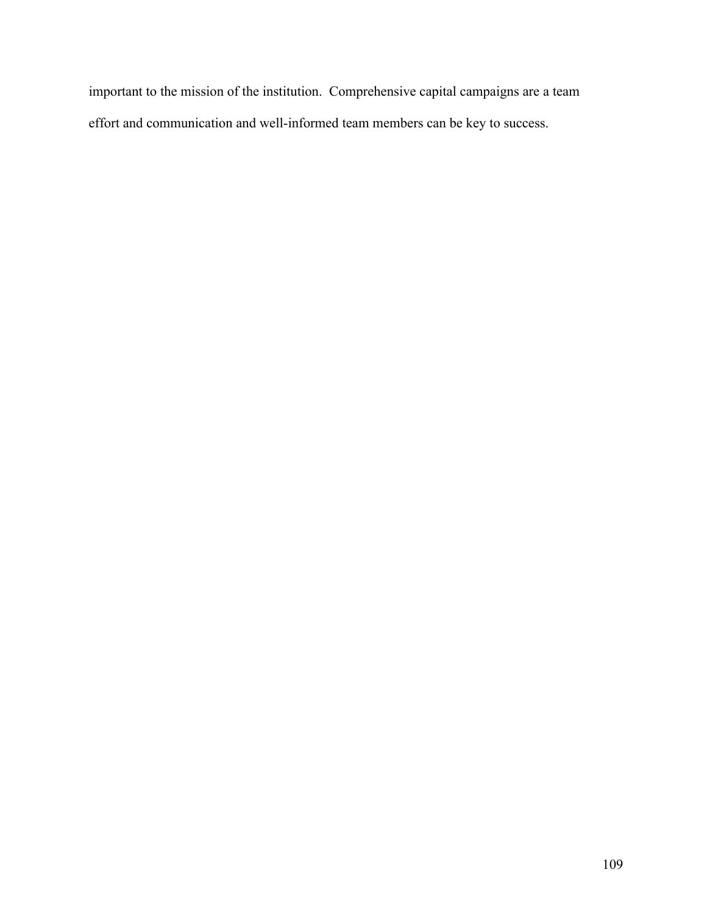important to the mission of the institution. Comprehensive capital campaigns are a team effort and communication and well-informed team members can be key to success.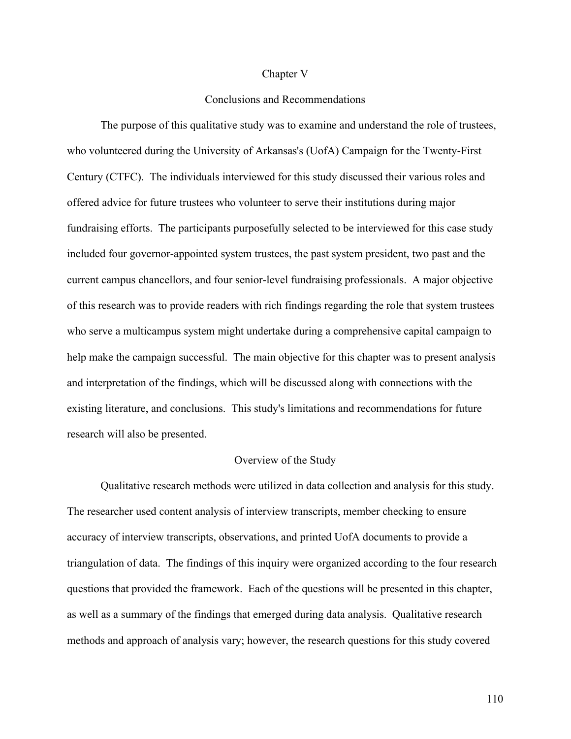# Chapter V

## Conclusions and Recommendations

The purpose of this qualitative study was to examine and understand the role of trustees, who volunteered during the University of Arkansas's (UofA) Campaign for the Twenty-First Century (CTFC). The individuals interviewed for this study discussed their various roles and offered advice for future trustees who volunteer to serve their institutions during major fundraising efforts. The participants purposefully selected to be interviewed for this case study included four governor-appointed system trustees, the past system president, two past and the current campus chancellors, and four senior-level fundraising professionals. A major objective of this research was to provide readers with rich findings regarding the role that system trustees who serve a multicampus system might undertake during a comprehensive capital campaign to help make the campaign successful. The main objective for this chapter was to present analysis and interpretation of the findings, which will be discussed along with connections with the existing literature, and conclusions. This study's limitations and recommendations for future research will also be presented.

## Overview of the Study

Qualitative research methods were utilized in data collection and analysis for this study. The researcher used content analysis of interview transcripts, member checking to ensure accuracy of interview transcripts, observations, and printed UofA documents to provide a triangulation of data. The findings of this inquiry were organized according to the four research questions that provided the framework. Each of the questions will be presented in this chapter, as well as a summary of the findings that emerged during data analysis. Qualitative research methods and approach of analysis vary; however, the research questions for this study covered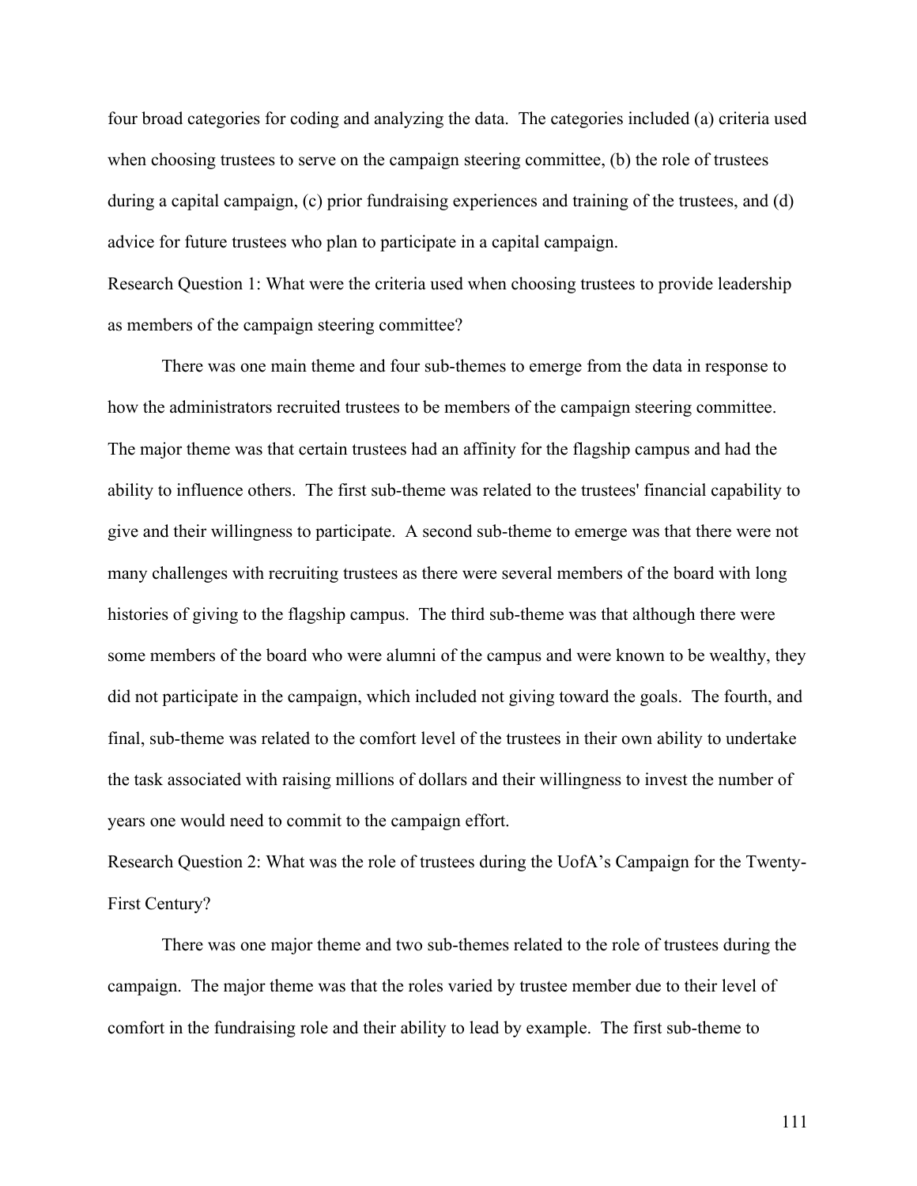four broad categories for coding and analyzing the data. The categories included (a) criteria used when choosing trustees to serve on the campaign steering committee, (b) the role of trustees during a capital campaign, (c) prior fundraising experiences and training of the trustees, and (d) advice for future trustees who plan to participate in a capital campaign.

Research Question 1: What were the criteria used when choosing trustees to provide leadership as members of the campaign steering committee?

There was one main theme and four sub-themes to emerge from the data in response to how the administrators recruited trustees to be members of the campaign steering committee. The major theme was that certain trustees had an affinity for the flagship campus and had the ability to influence others. The first sub-theme was related to the trustees' financial capability to give and their willingness to participate. A second sub-theme to emerge was that there were not many challenges with recruiting trustees as there were several members of the board with long histories of giving to the flagship campus. The third sub-theme was that although there were some members of the board who were alumni of the campus and were known to be wealthy, they did not participate in the campaign, which included not giving toward the goals. The fourth, and final, sub-theme was related to the comfort level of the trustees in their own ability to undertake the task associated with raising millions of dollars and their willingness to invest the number of years one would need to commit to the campaign effort.

Research Question 2: What was the role of trustees during the UofA's Campaign for the Twenty-First Century?

There was one major theme and two sub-themes related to the role of trustees during the campaign. The major theme was that the roles varied by trustee member due to their level of comfort in the fundraising role and their ability to lead by example. The first sub-theme to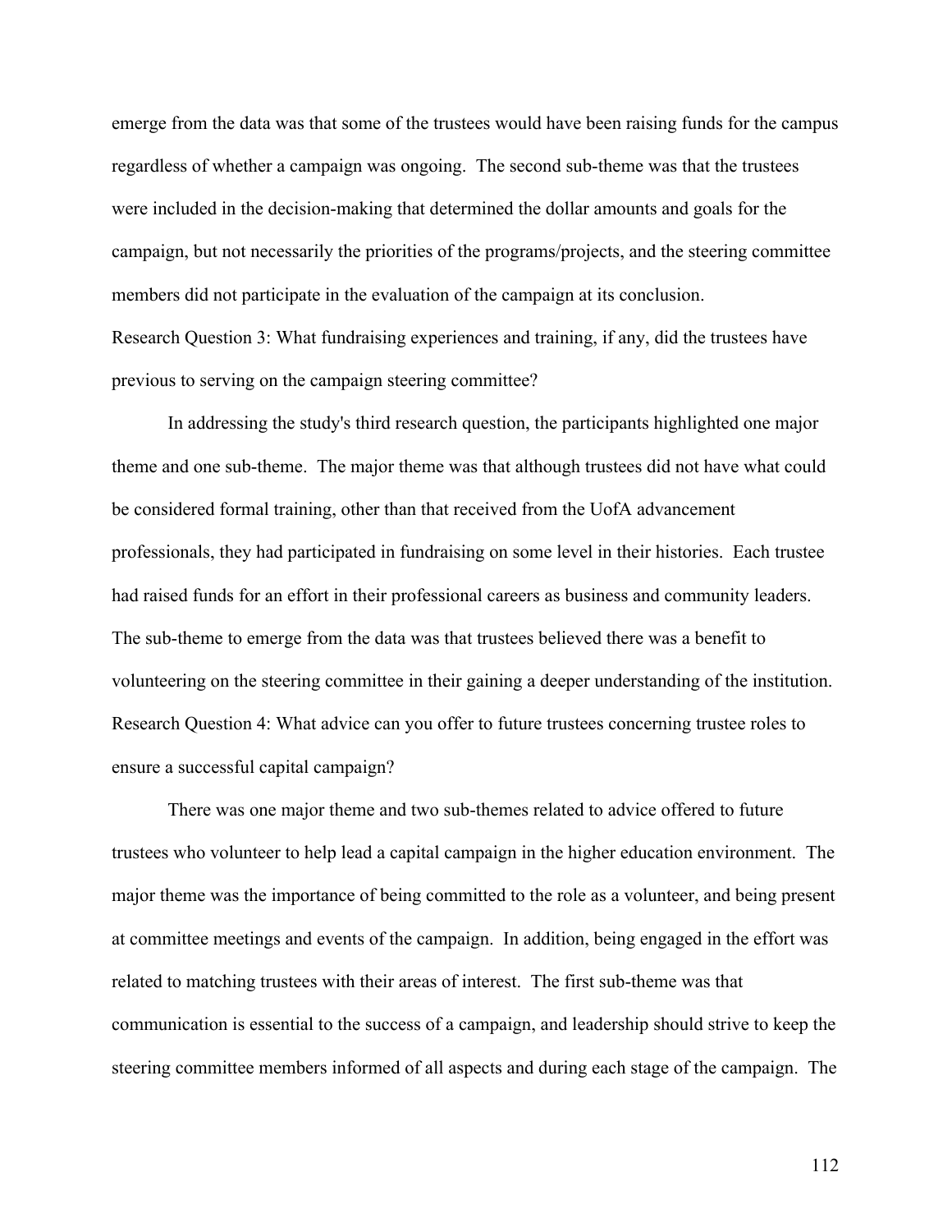emerge from the data was that some of the trustees would have been raising funds for the campus regardless of whether a campaign was ongoing. The second sub-theme was that the trustees were included in the decision-making that determined the dollar amounts and goals for the campaign, but not necessarily the priorities of the programs/projects, and the steering committee members did not participate in the evaluation of the campaign at its conclusion.

Research Question 3: What fundraising experiences and training, if any, did the trustees have previous to serving on the campaign steering committee?

In addressing the study's third research question, the participants highlighted one major theme and one sub-theme. The major theme was that although trustees did not have what could be considered formal training, other than that received from the UofA advancement professionals, they had participated in fundraising on some level in their histories. Each trustee had raised funds for an effort in their professional careers as business and community leaders. The sub-theme to emerge from the data was that trustees believed there was a benefit to volunteering on the steering committee in their gaining a deeper understanding of the institution.

Research Question 4: What advice can you offer to future trustees concerning trustee roles to ensure a successful capital campaign?

There was one major theme and two sub-themes related to advice offered to future trustees who volunteer to help lead a capital campaign in the higher education environment. The major theme was the importance of being committed to the role as a volunteer, and being present at committee meetings and events of the campaign. In addition, being engaged in the effort was related to matching trustees with their areas of interest. The first sub-theme was that communication is essential to the success of a campaign, and leadership should strive to keep the steering committee members informed of all aspects and during each stage of the campaign. The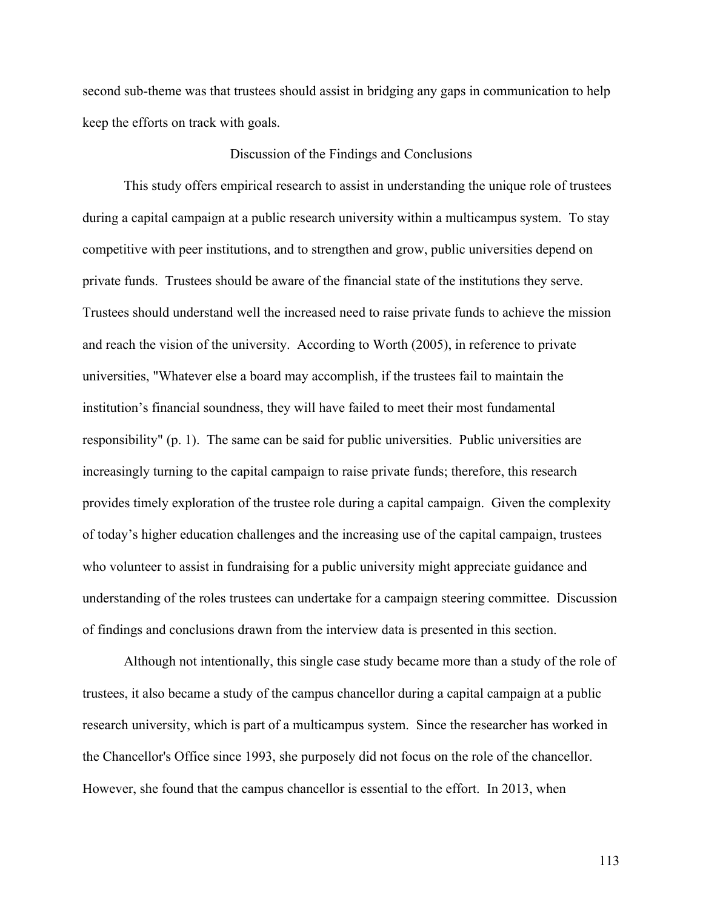second sub-theme was that trustees should assist in bridging any gaps in communication to help keep the efforts on track with goals.

## Discussion of the Findings and Conclusions

This study offers empirical research to assist in understanding the unique role of trustees during a capital campaign at a public research university within a multicampus system. To stay competitive with peer institutions, and to strengthen and grow, public universities depend on private funds. Trustees should be aware of the financial state of the institutions they serve. Trustees should understand well the increased need to raise private funds to achieve the mission and reach the vision of the university. According to Worth (2005), in reference to private universities, "Whatever else a board may accomplish, if the trustees fail to maintain the institution's financial soundness, they will have failed to meet their most fundamental responsibility" (p. 1). The same can be said for public universities. Public universities are increasingly turning to the capital campaign to raise private funds; therefore, this research provides timely exploration of the trustee role during a capital campaign. Given the complexity of today's higher education challenges and the increasing use of the capital campaign, trustees who volunteer to assist in fundraising for a public university might appreciate guidance and understanding of the roles trustees can undertake for a campaign steering committee. Discussion of findings and conclusions drawn from the interview data is presented in this section.

Although not intentionally, this single case study became more than a study of the role of trustees, it also became a study of the campus chancellor during a capital campaign at a public research university, which is part of a multicampus system. Since the researcher has worked in the Chancellor's Office since 1993, she purposely did not focus on the role of the chancellor. However, she found that the campus chancellor is essential to the effort. In 2013, when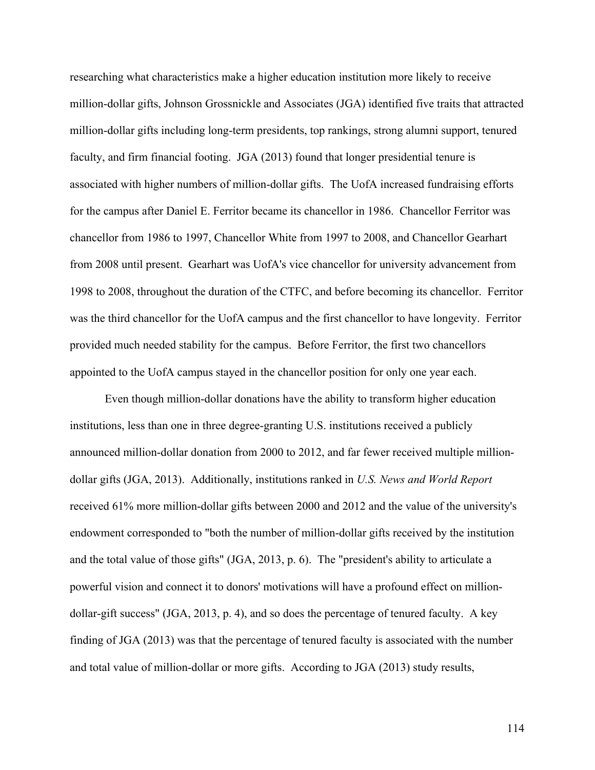researching what characteristics make a higher education institution more likely to receive million-dollar gifts, Johnson Grossnickle and Associates (JGA) identified five traits that attracted million-dollar gifts including long-term presidents, top rankings, strong alumni support, tenured faculty, and firm financial footing. JGA (2013) found that longer presidential tenure is associated with higher numbers of million-dollar gifts. The UofA increased fundraising efforts for the campus after Daniel E. Ferritor became its chancellor in 1986. Chancellor Ferritor was chancellor from 1986 to 1997, Chancellor White from 1997 to 2008, and Chancellor Gearhart from 2008 until present. Gearhart was UofA's vice chancellor for university advancement from 1998 to 2008, throughout the duration of the CTFC, and before becoming its chancellor. Ferritor was the third chancellor for the UofA campus and the first chancellor to have longevity. Ferritor provided much needed stability for the campus. Before Ferritor, the first two chancellors appointed to the UofA campus stayed in the chancellor position for only one year each.

Even though million-dollar donations have the ability to transform higher education institutions, less than one in three degree-granting U.S. institutions received a publicly announced million-dollar donation from 2000 to 2012, and far fewer received multiple million-dollar gifts (JGA, 2013). Additionally, institutions ranked in *U.S. News and World Report* received 61% more million-dollar gifts between 2000 and 2012 and the value of the university's endowment corresponded to "both the number of million-dollar gifts received by the institution and the total value of those gifts" (JGA, 2013, p. 6). The "president's ability to articulate a powerful vision and connect it to donors' motivations will have a profound effect on million-dollar-gift success" (JGA, 2013, p. 4), and so does the percentage of tenured faculty. A key finding of JGA (2013) was that the percentage of tenured faculty is associated with the number and total value of million-dollar or more gifts. According to JGA (2013) study results,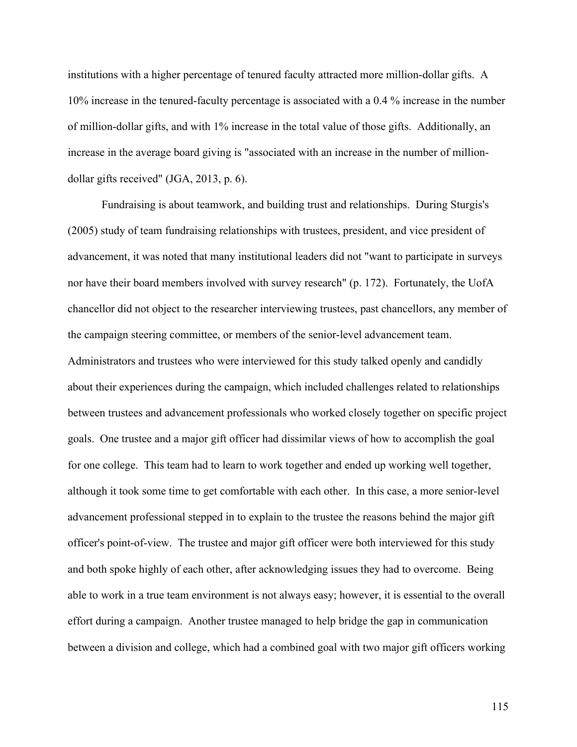institutions with a higher percentage of tenured faculty attracted more million-dollar gifts. A 10% increase in the tenured-faculty percentage is associated with a 0.4 % increase in the number of million-dollar gifts, and with 1% increase in the total value of those gifts. Additionally, an increase in the average board giving is "associated with an increase in the number of million-dollar gifts received" (JGA, 2013, p. 6).

Fundraising is about teamwork, and building trust and relationships. During Sturgis's (2005) study of team fundraising relationships with trustees, president, and vice president of advancement, it was noted that many institutional leaders did not "want to participate in surveys nor have their board members involved with survey research" (p. 172). Fortunately, the UofA chancellor did not object to the researcher interviewing trustees, past chancellors, any member of the campaign steering committee, or members of the senior-level advancement team. Administrators and trustees who were interviewed for this study talked openly and candidly about their experiences during the campaign, which included challenges related to relationships between trustees and advancement professionals who worked closely together on specific project goals. One trustee and a major gift officer had dissimilar views of how to accomplish the goal for one college. This team had to learn to work together and ended up working well together, although it took some time to get comfortable with each other. In this case, a more senior-level advancement professional stepped in to explain to the trustee the reasons behind the major gift officer's point-of-view. The trustee and major gift officer were both interviewed for this study and both spoke highly of each other, after acknowledging issues they had to overcome. Being able to work in a true team environment is not always easy; however, it is essential to the overall effort during a campaign. Another trustee managed to help bridge the gap in communication between a division and college, which had a combined goal with two major gift officers working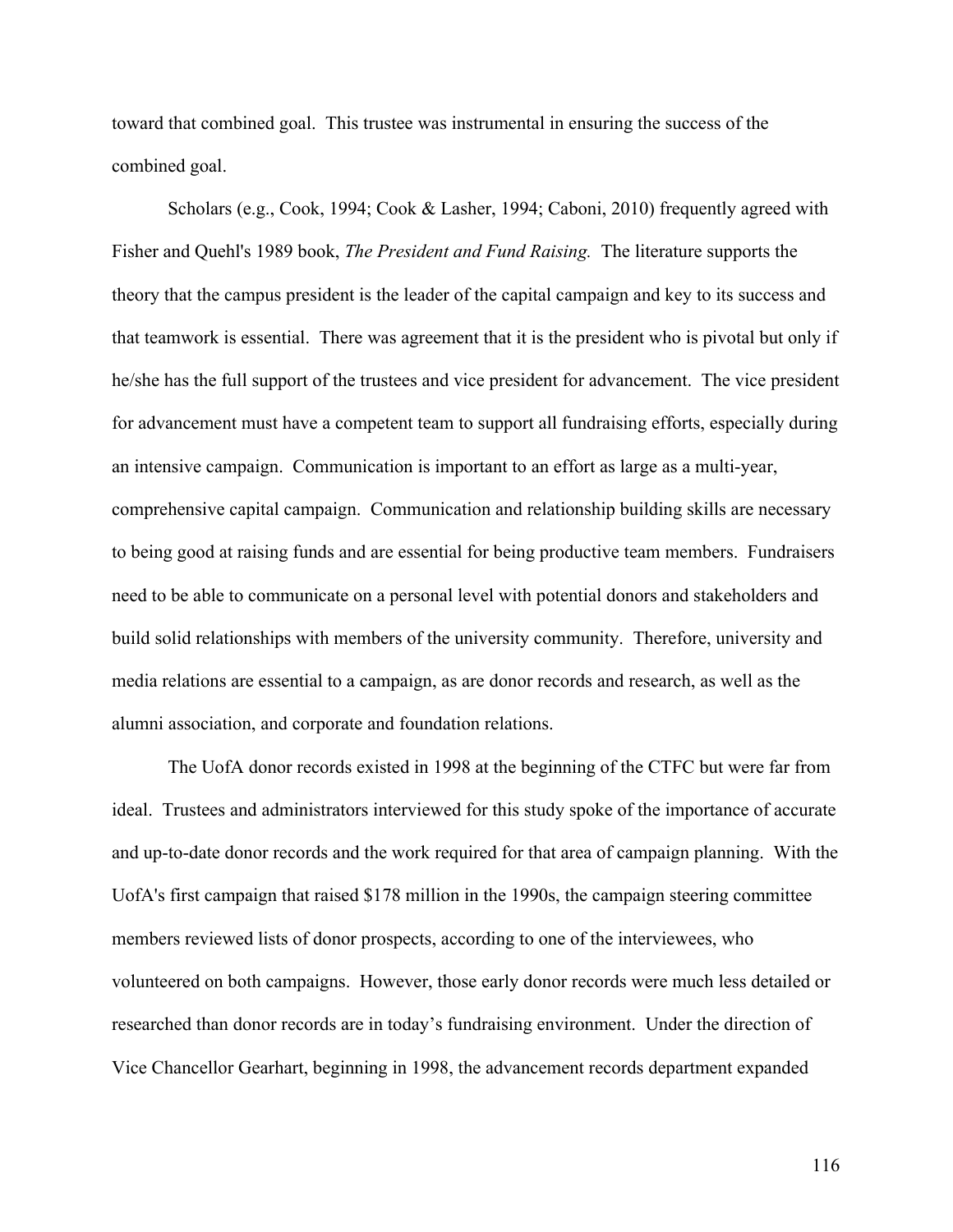toward that combined goal. This trustee was instrumental in ensuring the success of the combined goal.

Scholars (e.g., Cook, 1994; Cook & Lasher, 1994; Caboni, 2010) frequently agreed with Fisher and Quehl's 1989 book, *The President and Fund Raising.* The literature supports the theory that the campus president is the leader of the capital campaign and key to its success and that teamwork is essential. There was agreement that it is the president who is pivotal but only if he/she has the full support of the trustees and vice president for advancement. The vice president for advancement must have a competent team to support all fundraising efforts, especially during an intensive campaign. Communication is important to an effort as large as a multi-year, comprehensive capital campaign. Communication and relationship building skills are necessary to being good at raising funds and are essential for being productive team members. Fundraisers need to be able to communicate on a personal level with potential donors and stakeholders and build solid relationships with members of the university community. Therefore, university and media relations are essential to a campaign, as are donor records and research, as well as the alumni association, and corporate and foundation relations.

The UofA donor records existed in 1998 at the beginning of the CTFC but were far from ideal. Trustees and administrators interviewed for this study spoke of the importance of accurate and up-to-date donor records and the work required for that area of campaign planning. With the UofA's first campaign that raised $178 million in the 1990s, the campaign steering committee members reviewed lists of donor prospects, according to one of the interviewees, who volunteered on both campaigns. However, those early donor records were much less detailed or researched than donor records are in today's fundraising environment. Under the direction of Vice Chancellor Gearhart, beginning in 1998, the advancement records department expanded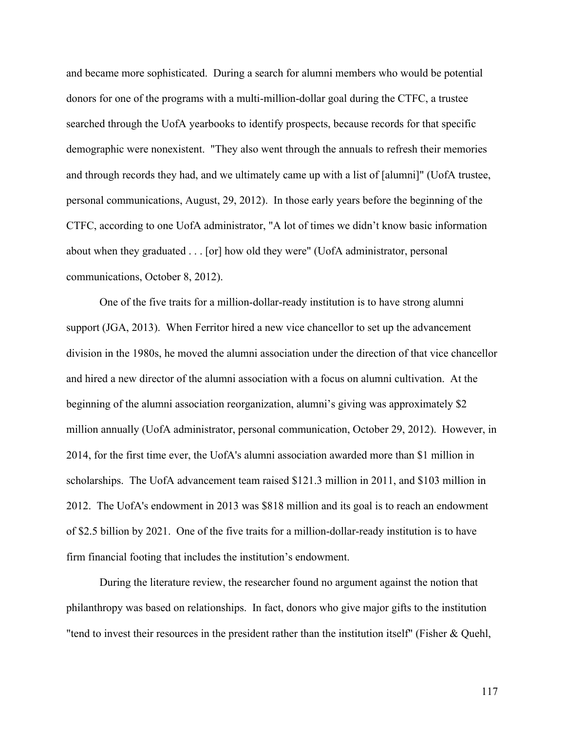and became more sophisticated. During a search for alumni members who would be potential donors for one of the programs with a multi-million-dollar goal during the CTFC, a trustee searched through the UofA yearbooks to identify prospects, because records for that specific demographic were nonexistent. "They also went through the annuals to refresh their memories and through records they had, and we ultimately came up with a list of [alumni]" (UofA trustee, personal communications, August, 29, 2012). In those early years before the beginning of the CTFC, according to one UofA administrator, "A lot of times we didn't know basic information about when they graduated . . . [or] how old they were" (UofA administrator, personal communications, October 8, 2012).

One of the five traits for a million-dollar-ready institution is to have strong alumni support (JGA, 2013). When Ferritor hired a new vice chancellor to set up the advancement division in the 1980s, he moved the alumni association under the direction of that vice chancellor and hired a new director of the alumni association with a focus on alumni cultivation. At the beginning of the alumni association reorganization, alumni's giving was approximately $2 million annually (UofA administrator, personal communication, October 29, 2012). However, in 2014, for the first time ever, the UofA's alumni association awarded more than $1 million in scholarships. The UofA advancement team raised $121.3 million in 2011, and $103 million in 2012. The UofA's endowment in 2013 was $818 million and its goal is to reach an endowment of $2.5 billion by 2021. One of the five traits for a million-dollar-ready institution is to have firm financial footing that includes the institution's endowment.

During the literature review, the researcher found no argument against the notion that philanthropy was based on relationships. In fact, donors who give major gifts to the institution "tend to invest their resources in the president rather than the institution itself" (Fisher & Quehl,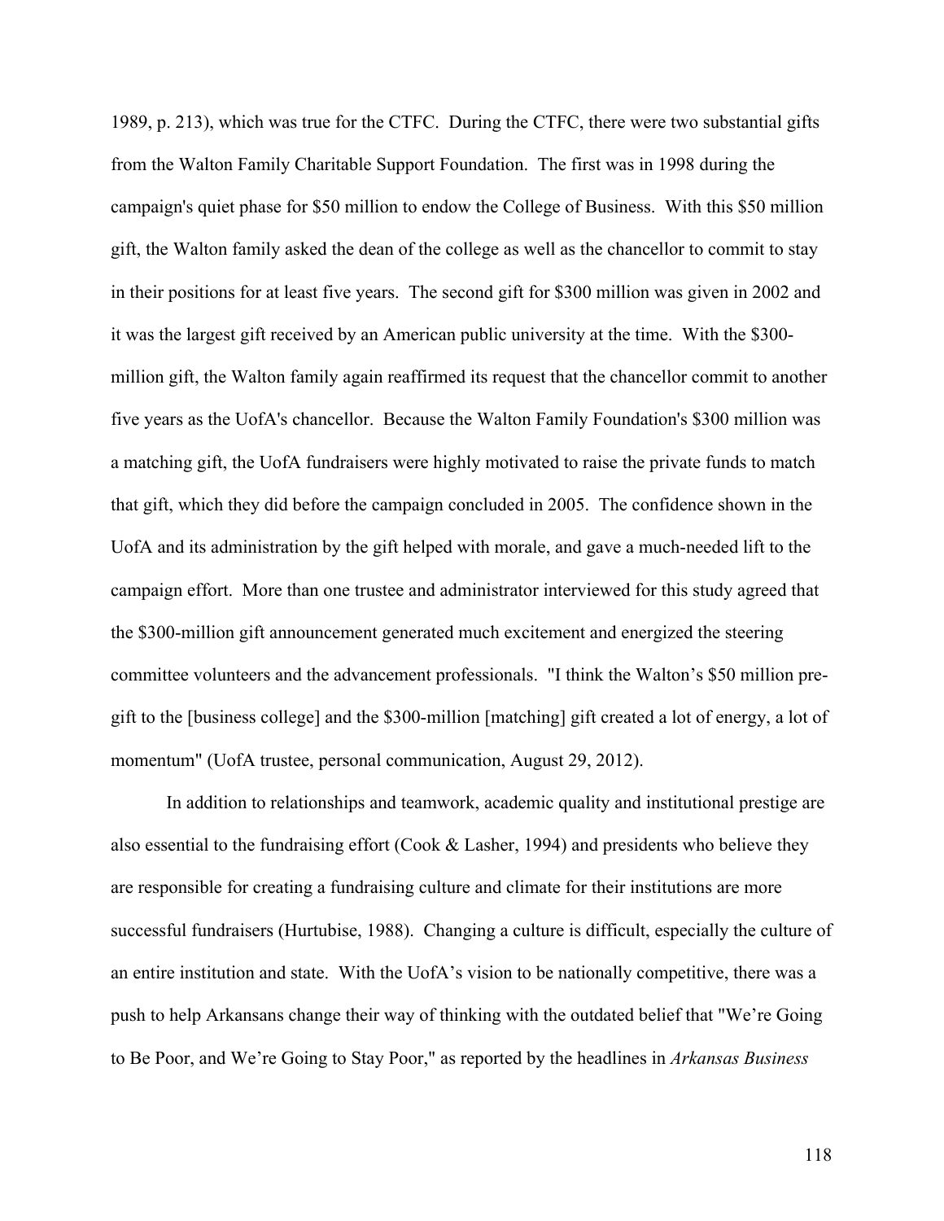1989, p. 213), which was true for the CTFC. During the CTFC, there were two substantial gifts from the Walton Family Charitable Support Foundation. The first was in 1998 during the campaign's quiet phase for $50 million to endow the College of Business. With this $50 million gift, the Walton family asked the dean of the college as well as the chancellor to commit to stay in their positions for at least five years. The second gift for $300 million was given in 2002 and it was the largest gift received by an American public university at the time. With the $300-million gift, the Walton family again reaffirmed its request that the chancellor commit to another five years as the UofA's chancellor. Because the Walton Family Foundation's $300 million was a matching gift, the UofA fundraisers were highly motivated to raise the private funds to match that gift, which they did before the campaign concluded in 2005. The confidence shown in the UofA and its administration by the gift helped with morale, and gave a much-needed lift to the campaign effort. More than one trustee and administrator interviewed for this study agreed that the $300-million gift announcement generated much excitement and energized the steering committee volunteers and the advancement professionals. "I think the Walton's $50 million pre-gift to the [business college] and the $300-million [matching] gift created a lot of energy, a lot of momentum" (UofA trustee, personal communication, August 29, 2012).

In addition to relationships and teamwork, academic quality and institutional prestige are also essential to the fundraising effort (Cook & Lasher, 1994) and presidents who believe they are responsible for creating a fundraising culture and climate for their institutions are more successful fundraisers (Hurtubise, 1988). Changing a culture is difficult, especially the culture of an entire institution and state. With the UofA's vision to be nationally competitive, there was a push to help Arkansans change their way of thinking with the outdated belief that "We're Going to Be Poor, and We're Going to Stay Poor," as reported by the headlines in *Arkansas Business*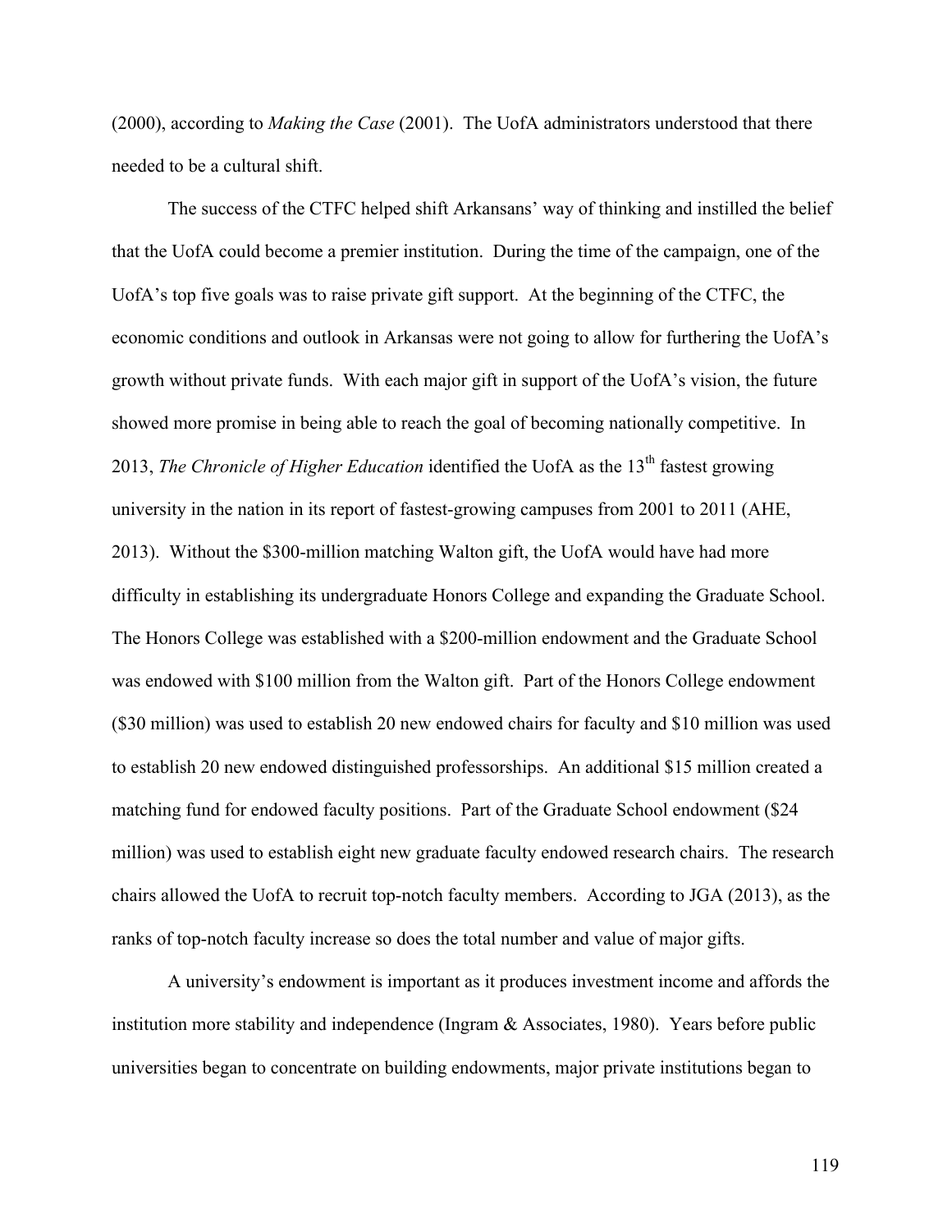(2000), according to *Making the Case* (2001). The UofA administrators understood that there needed to be a cultural shift.

The success of the CTFC helped shift Arkansans' way of thinking and instilled the belief that the UofA could become a premier institution. During the time of the campaign, one of the UofA's top five goals was to raise private gift support. At the beginning of the CTFC, the economic conditions and outlook in Arkansas were not going to allow for furthering the UofA's growth without private funds. With each major gift in support of the UofA's vision, the future showed more promise in being able to reach the goal of becoming nationally competitive. In 2013, *The Chronicle of Higher Education* identified the UofA as the 13th fastest growing university in the nation in its report of fastest-growing campuses from 2001 to 2011 (AHE, 2013). Without the $300-million matching Walton gift, the UofA would have had more difficulty in establishing its undergraduate Honors College and expanding the Graduate School. The Honors College was established with a $200-million endowment and the Graduate School was endowed with $100 million from the Walton gift. Part of the Honors College endowment ($30 million) was used to establish 20 new endowed chairs for faculty and $10 million was used to establish 20 new endowed distinguished professorships. An additional $15 million created a matching fund for endowed faculty positions. Part of the Graduate School endowment ($24 million) was used to establish eight new graduate faculty endowed research chairs. The research chairs allowed the UofA to recruit top-notch faculty members. According to JGA (2013), as the ranks of top-notch faculty increase so does the total number and value of major gifts.

A university's endowment is important as it produces investment income and affords the institution more stability and independence (Ingram & Associates, 1980). Years before public universities began to concentrate on building endowments, major private institutions began to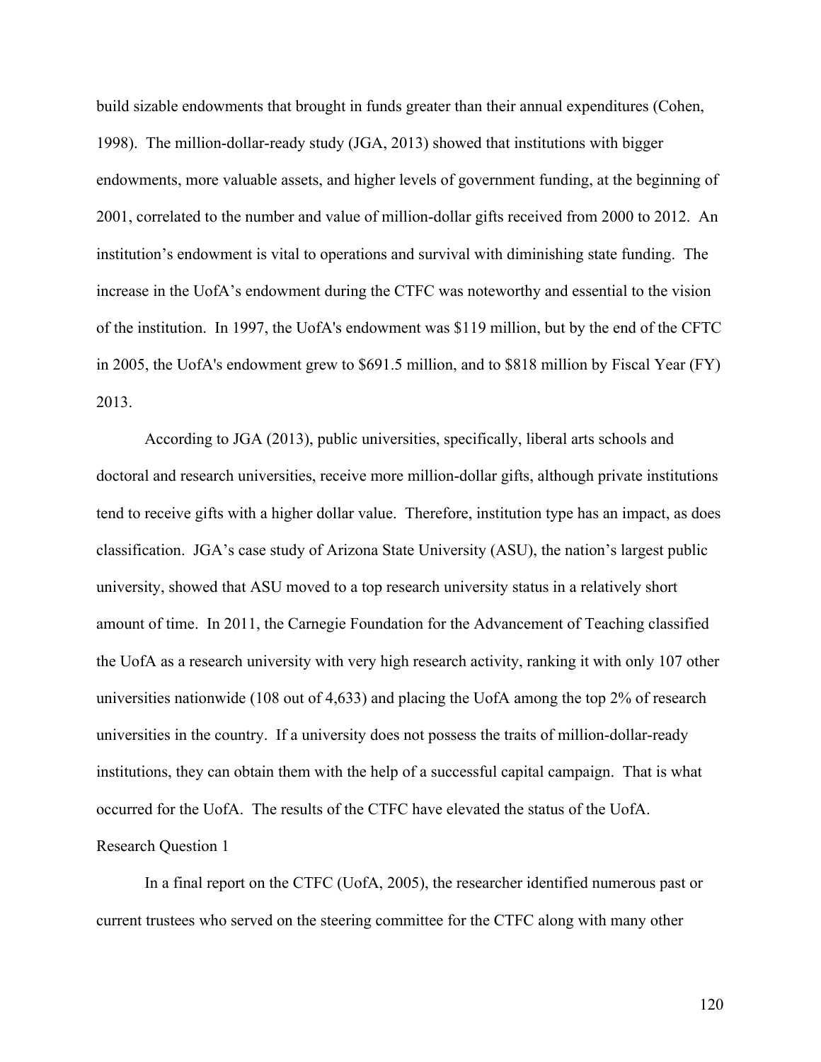build sizable endowments that brought in funds greater than their annual expenditures (Cohen, 1998). The million-dollar-ready study (JGA, 2013) showed that institutions with bigger endowments, more valuable assets, and higher levels of government funding, at the beginning of 2001, correlated to the number and value of million-dollar gifts received from 2000 to 2012. An institution's endowment is vital to operations and survival with diminishing state funding. The increase in the UofA's endowment during the CTFC was noteworthy and essential to the vision of the institution. In 1997, the UofA's endowment was $119 million, but by the end of the CFTC in 2005, the UofA's endowment grew to $691.5 million, and to $818 million by Fiscal Year (FY) 2013.

According to JGA (2013), public universities, specifically, liberal arts schools and doctoral and research universities, receive more million-dollar gifts, although private institutions tend to receive gifts with a higher dollar value. Therefore, institution type has an impact, as does classification. JGA's case study of Arizona State University (ASU), the nation's largest public university, showed that ASU moved to a top research university status in a relatively short amount of time. In 2011, the Carnegie Foundation for the Advancement of Teaching classified the UofA as a research university with very high research activity, ranking it with only 107 other universities nationwide (108 out of 4,633) and placing the UofA among the top 2% of research universities in the country. If a university does not possess the traits of million-dollar-ready institutions, they can obtain them with the help of a successful capital campaign. That is what occurred for the UofA. The results of the CTFC have elevated the status of the UofA.

## Research Question 1

In a final report on the CTFC (UofA, 2005), the researcher identified numerous past or current trustees who served on the steering committee for the CTFC along with many other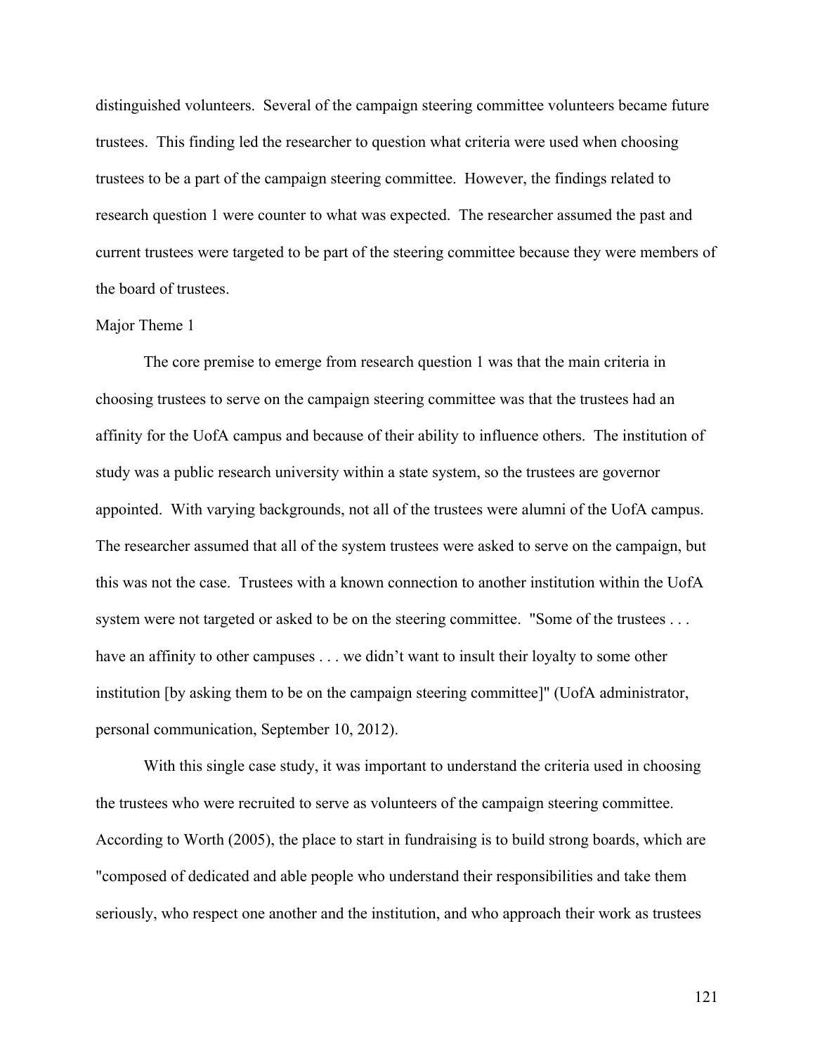distinguished volunteers. Several of the campaign steering committee volunteers became future trustees. This finding led the researcher to question what criteria were used when choosing trustees to be a part of the campaign steering committee. However, the findings related to research question 1 were counter to what was expected. The researcher assumed the past and current trustees were targeted to be part of the steering committee because they were members of the board of trustees.

### Major Theme 1

The core premise to emerge from research question 1 was that the main criteria in choosing trustees to serve on the campaign steering committee was that the trustees had an affinity for the UofA campus and because of their ability to influence others. The institution of study was a public research university within a state system, so the trustees are governor appointed. With varying backgrounds, not all of the trustees were alumni of the UofA campus. The researcher assumed that all of the system trustees were asked to serve on the campaign, but this was not the case. Trustees with a known connection to another institution within the UofA system were not targeted or asked to be on the steering committee. "Some of the trustees . . . have an affinity to other campuses . . . we didn't want to insult their loyalty to some other institution [by asking them to be on the campaign steering committee]" (UofA administrator, personal communication, September 10, 2012).

With this single case study, it was important to understand the criteria used in choosing the trustees who were recruited to serve as volunteers of the campaign steering committee. According to Worth (2005), the place to start in fundraising is to build strong boards, which are "composed of dedicated and able people who understand their responsibilities and take them seriously, who respect one another and the institution, and who approach their work as trustees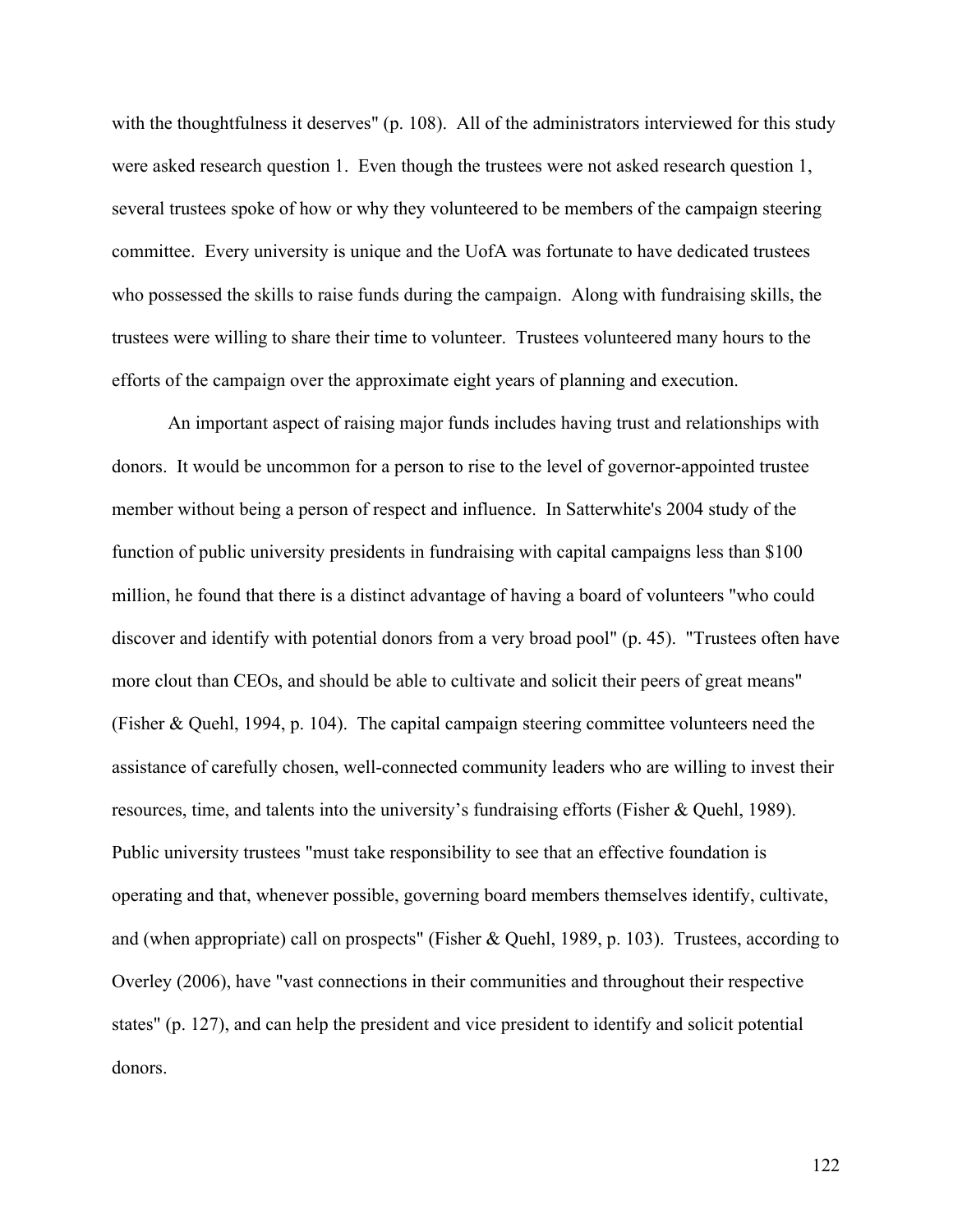with the thoughtfulness it deserves" (p. 108). All of the administrators interviewed for this study were asked research question 1. Even though the trustees were not asked research question 1, several trustees spoke of how or why they volunteered to be members of the campaign steering committee. Every university is unique and the UofA was fortunate to have dedicated trustees who possessed the skills to raise funds during the campaign. Along with fundraising skills, the trustees were willing to share their time to volunteer. Trustees volunteered many hours to the efforts of the campaign over the approximate eight years of planning and execution.

An important aspect of raising major funds includes having trust and relationships with donors. It would be uncommon for a person to rise to the level of governor-appointed trustee member without being a person of respect and influence. In Satterwhite's 2004 study of the function of public university presidents in fundraising with capital campaigns less than $100 million, he found that there is a distinct advantage of having a board of volunteers "who could discover and identify with potential donors from a very broad pool" (p. 45). "Trustees often have more clout than CEOs, and should be able to cultivate and solicit their peers of great means" (Fisher & Quehl, 1994, p. 104). The capital campaign steering committee volunteers need the assistance of carefully chosen, well-connected community leaders who are willing to invest their resources, time, and talents into the university's fundraising efforts (Fisher & Quehl, 1989). Public university trustees "must take responsibility to see that an effective foundation is operating and that, whenever possible, governing board members themselves identify, cultivate, and (when appropriate) call on prospects" (Fisher & Quehl, 1989, p. 103). Trustees, according to Overley (2006), have "vast connections in their communities and throughout their respective states" (p. 127), and can help the president and vice president to identify and solicit potential donors.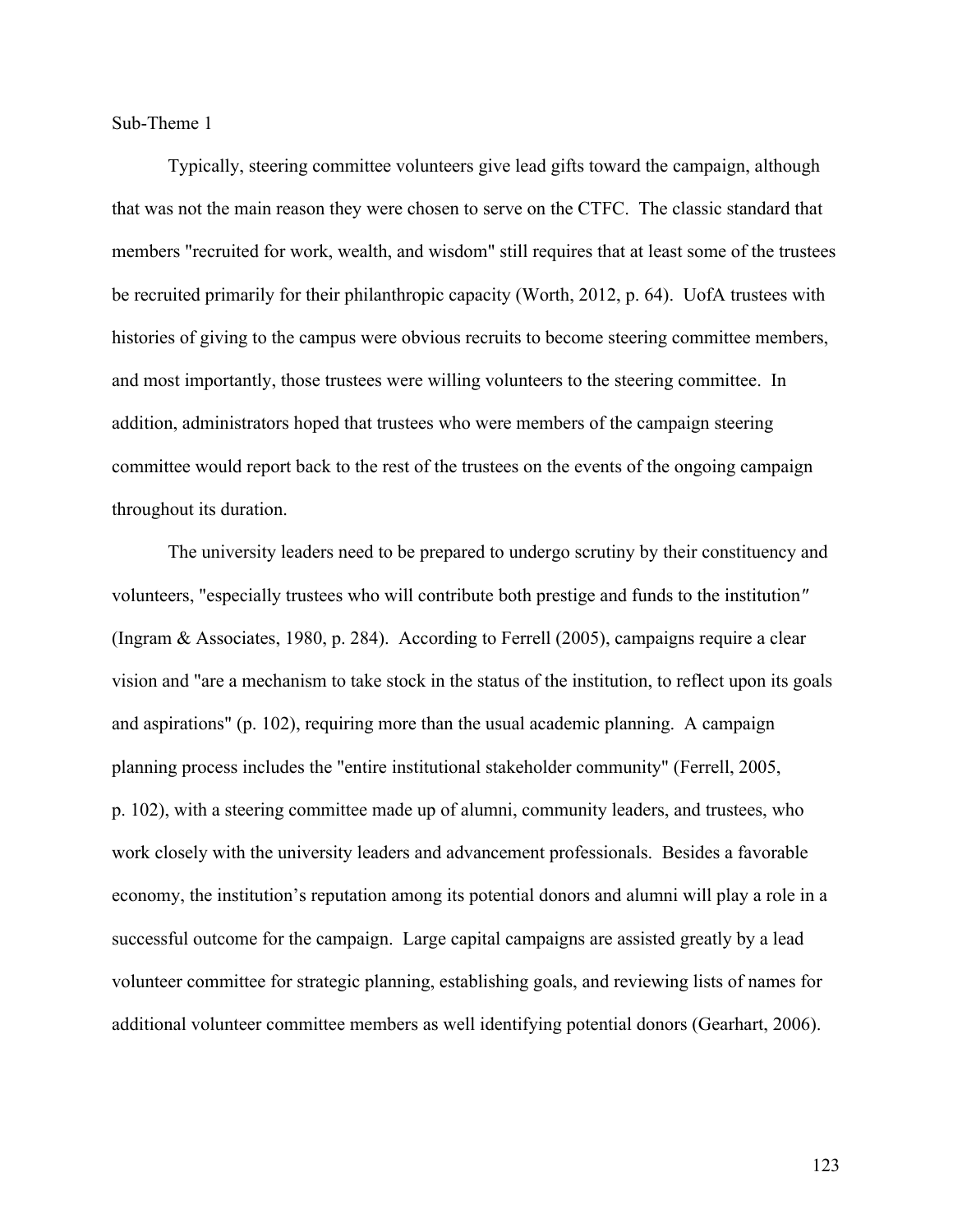Sub-Theme 1

Typically, steering committee volunteers give lead gifts toward the campaign, although that was not the main reason they were chosen to serve on the CTFC. The classic standard that members "recruited for work, wealth, and wisdom" still requires that at least some of the trustees be recruited primarily for their philanthropic capacity (Worth, 2012, p. 64). UofA trustees with histories of giving to the campus were obvious recruits to become steering committee members, and most importantly, those trustees were willing volunteers to the steering committee. In addition, administrators hoped that trustees who were members of the campaign steering committee would report back to the rest of the trustees on the events of the ongoing campaign throughout its duration.

The university leaders need to be prepared to undergo scrutiny by their constituency and volunteers, "especially trustees who will contribute both prestige and funds to the institution" (Ingram & Associates, 1980, p. 284). According to Ferrell (2005), campaigns require a clear vision and "are a mechanism to take stock in the status of the institution, to reflect upon its goals and aspirations" (p. 102), requiring more than the usual academic planning. A campaign planning process includes the "entire institutional stakeholder community" (Ferrell, 2005, p. 102), with a steering committee made up of alumni, community leaders, and trustees, who work closely with the university leaders and advancement professionals. Besides a favorable economy, the institution's reputation among its potential donors and alumni will play a role in a successful outcome for the campaign. Large capital campaigns are assisted greatly by a lead volunteer committee for strategic planning, establishing goals, and reviewing lists of names for additional volunteer committee members as well identifying potential donors (Gearhart, 2006).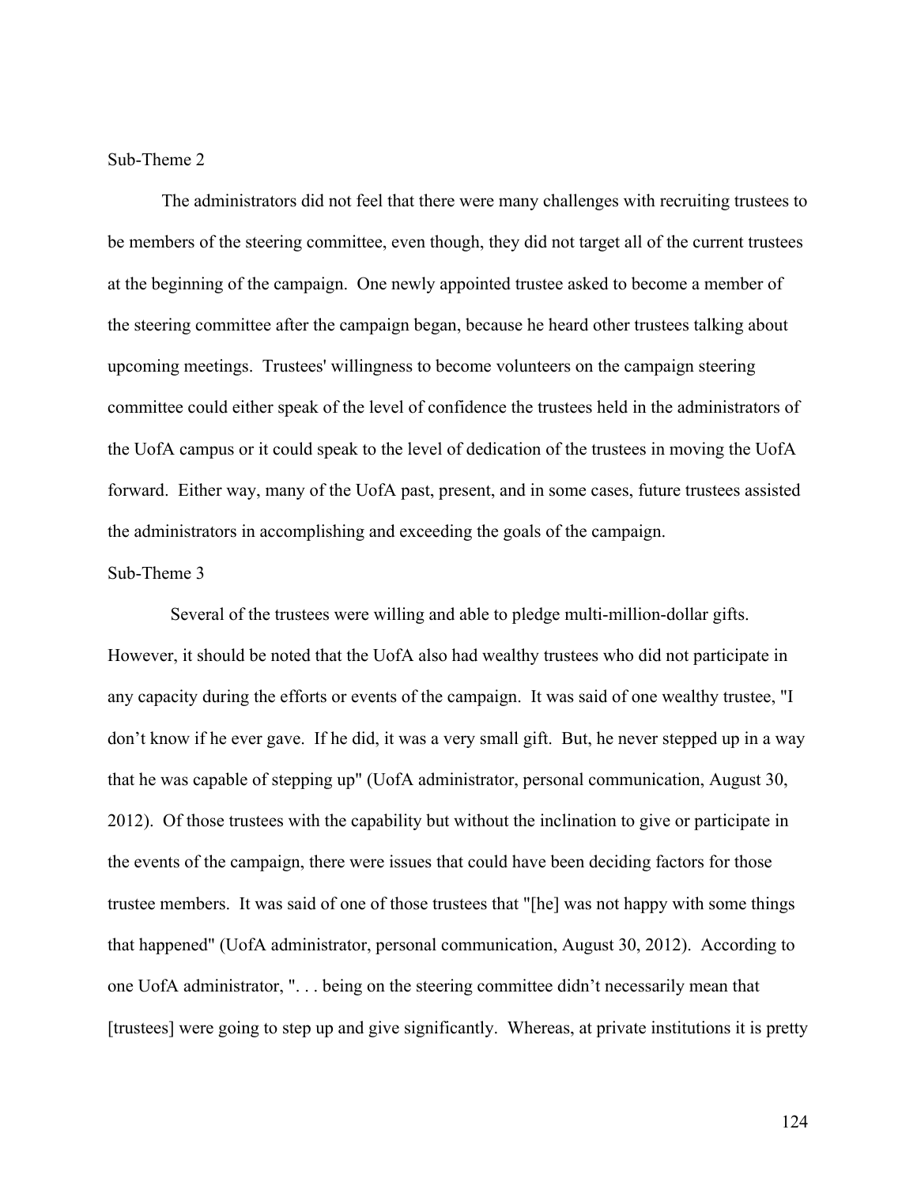### Sub-Theme 2

The administrators did not feel that there were many challenges with recruiting trustees to be members of the steering committee, even though, they did not target all of the current trustees at the beginning of the campaign. One newly appointed trustee asked to become a member of the steering committee after the campaign began, because he heard other trustees talking about upcoming meetings. Trustees' willingness to become volunteers on the campaign steering committee could either speak of the level of confidence the trustees held in the administrators of the UofA campus or it could speak to the level of dedication of the trustees in moving the UofA forward. Either way, many of the UofA past, present, and in some cases, future trustees assisted the administrators in accomplishing and exceeding the goals of the campaign.

### Sub-Theme 3

Several of the trustees were willing and able to pledge multi-million-dollar gifts. However, it should be noted that the UofA also had wealthy trustees who did not participate in any capacity during the efforts or events of the campaign. It was said of one wealthy trustee, "I don't know if he ever gave. If he did, it was a very small gift. But, he never stepped up in a way that he was capable of stepping up" (UofA administrator, personal communication, August 30, 2012). Of those trustees with the capability but without the inclination to give or participate in the events of the campaign, there were issues that could have been deciding factors for those trustee members. It was said of one of those trustees that "[he] was not happy with some things that happened" (UofA administrator, personal communication, August 30, 2012). According to one UofA administrator, ". . . being on the steering committee didn't necessarily mean that [trustees] were going to step up and give significantly. Whereas, at private institutions it is pretty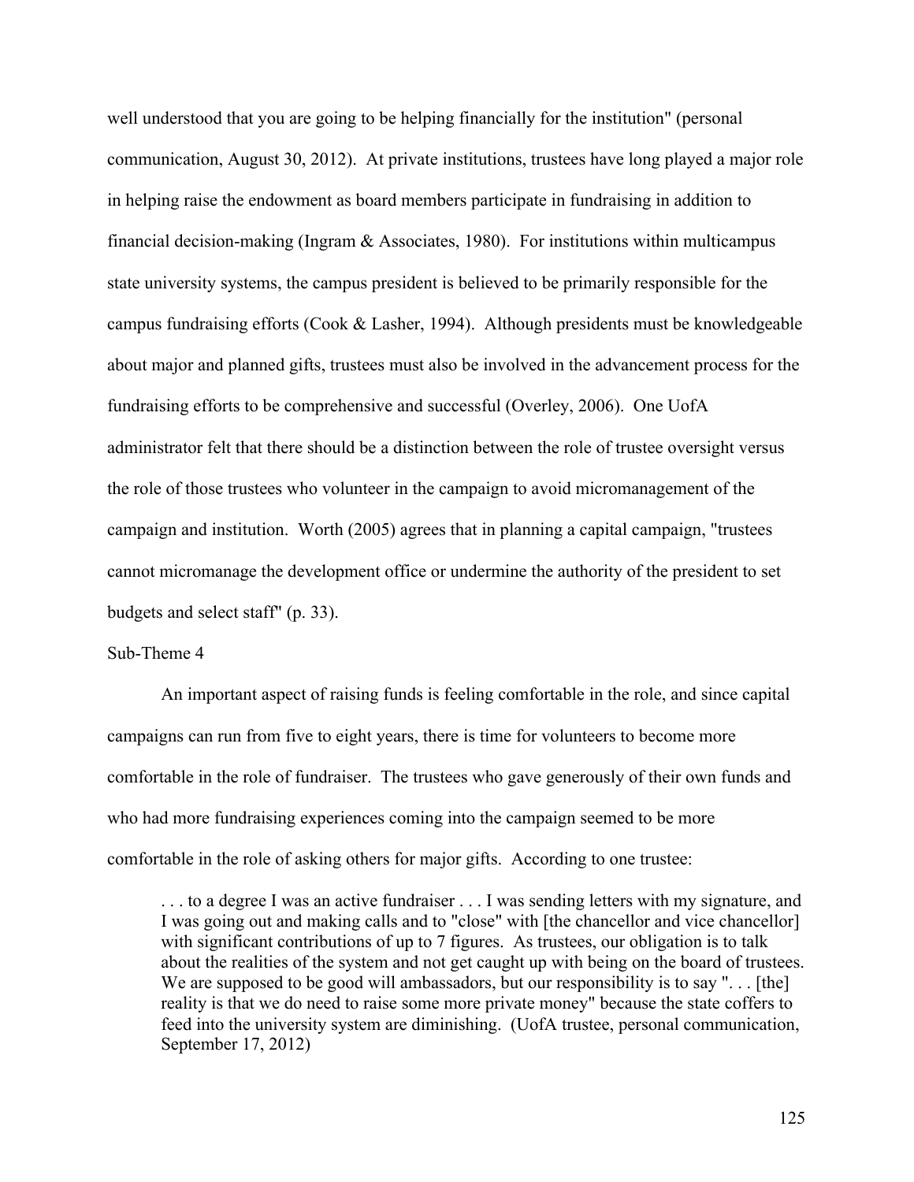well understood that you are going to be helping financially for the institution" (personal communication, August 30, 2012). At private institutions, trustees have long played a major role in helping raise the endowment as board members participate in fundraising in addition to financial decision-making (Ingram & Associates, 1980). For institutions within multicampus state university systems, the campus president is believed to be primarily responsible for the campus fundraising efforts (Cook & Lasher, 1994). Although presidents must be knowledgeable about major and planned gifts, trustees must also be involved in the advancement process for the fundraising efforts to be comprehensive and successful (Overley, 2006). One UofA administrator felt that there should be a distinction between the role of trustee oversight versus the role of those trustees who volunteer in the campaign to avoid micromanagement of the campaign and institution. Worth (2005) agrees that in planning a capital campaign, "trustees cannot micromanage the development office or undermine the authority of the president to set budgets and select staff" (p. 33).

Sub-Theme 4

An important aspect of raising funds is feeling comfortable in the role, and since capital campaigns can run from five to eight years, there is time for volunteers to become more comfortable in the role of fundraiser. The trustees who gave generously of their own funds and who had more fundraising experiences coming into the campaign seemed to be more comfortable in the role of asking others for major gifts. According to one trustee:

> . . . to a degree I was an active fundraiser . . . I was sending letters with my signature, and I was going out and making calls and to "close" with [the chancellor and vice chancellor] with significant contributions of up to 7 figures. As trustees, our obligation is to talk about the realities of the system and not get caught up with being on the board of trustees. We are supposed to be good will ambassadors, but our responsibility is to say ". . . [the] reality is that we do need to raise some more private money" because the state coffers to feed into the university system are diminishing. (UofA trustee, personal communication, September 17, 2012)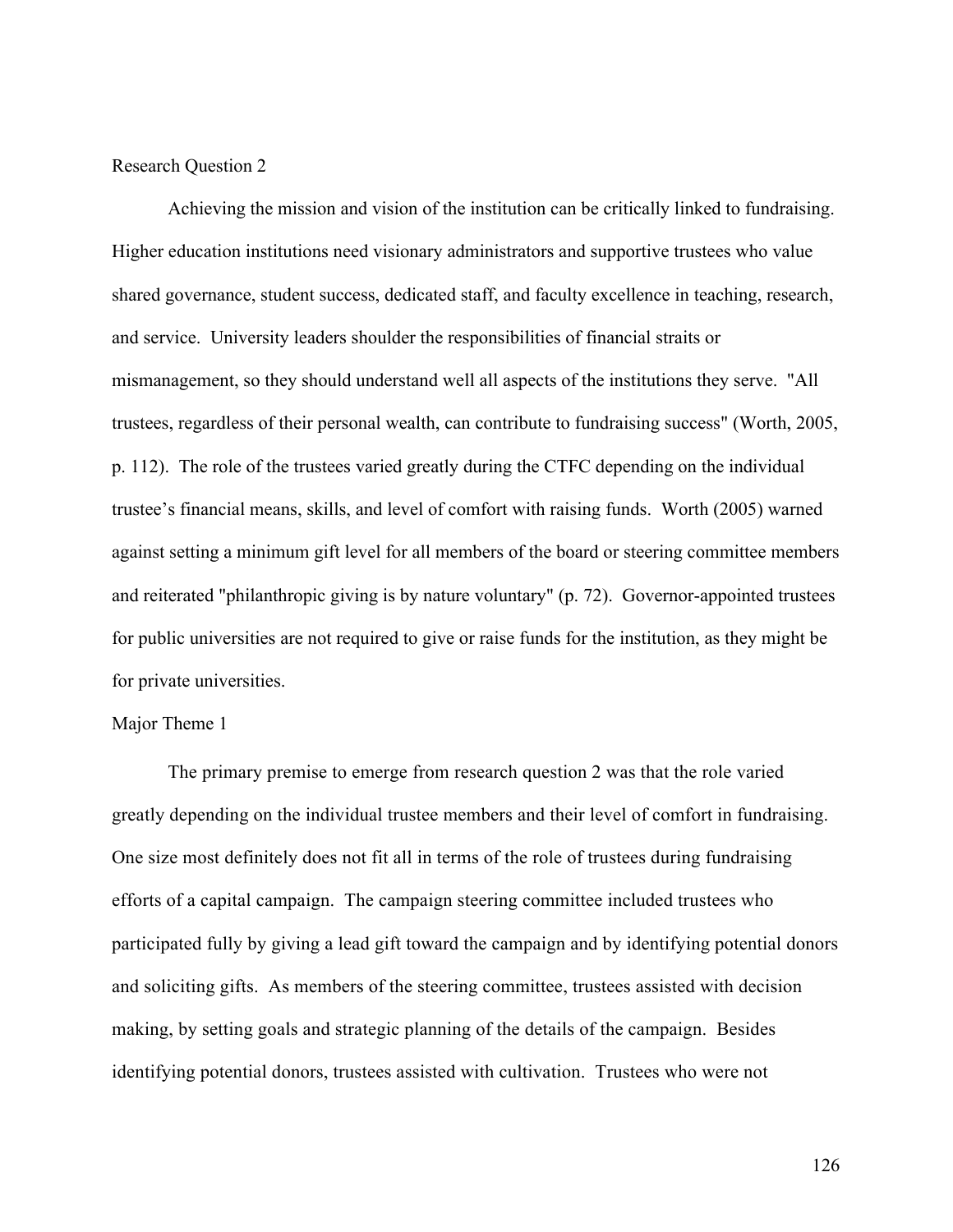## Research Question 2

Achieving the mission and vision of the institution can be critically linked to fundraising. Higher education institutions need visionary administrators and supportive trustees who value shared governance, student success, dedicated staff, and faculty excellence in teaching, research, and service. University leaders shoulder the responsibilities of financial straits or mismanagement, so they should understand well all aspects of the institutions they serve. "All trustees, regardless of their personal wealth, can contribute to fundraising success" (Worth, 2005, p. 112). The role of the trustees varied greatly during the CTFC depending on the individual trustee's financial means, skills, and level of comfort with raising funds. Worth (2005) warned against setting a minimum gift level for all members of the board or steering committee members and reiterated "philanthropic giving is by nature voluntary" (p. 72). Governor-appointed trustees for public universities are not required to give or raise funds for the institution, as they might be for private universities.

### Major Theme 1

The primary premise to emerge from research question 2 was that the role varied greatly depending on the individual trustee members and their level of comfort in fundraising. One size most definitely does not fit all in terms of the role of trustees during fundraising efforts of a capital campaign. The campaign steering committee included trustees who participated fully by giving a lead gift toward the campaign and by identifying potential donors and soliciting gifts. As members of the steering committee, trustees assisted with decision making, by setting goals and strategic planning of the details of the campaign. Besides identifying potential donors, trustees assisted with cultivation. Trustees who were not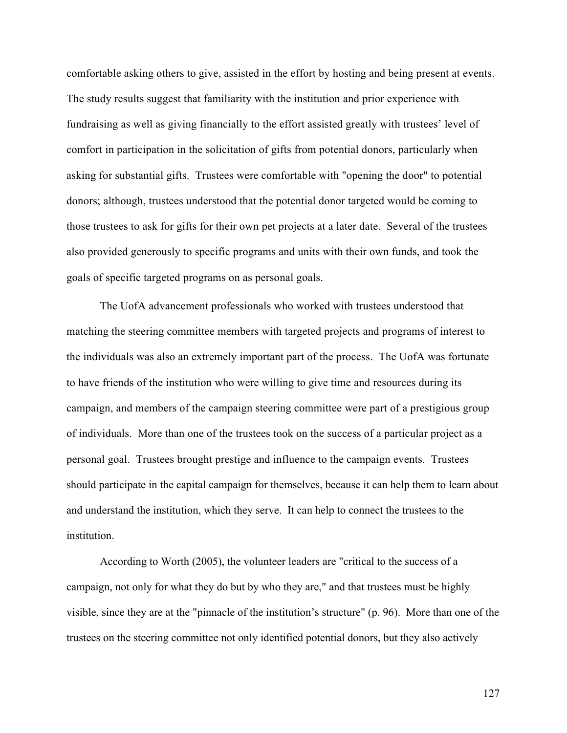comfortable asking others to give, assisted in the effort by hosting and being present at events. The study results suggest that familiarity with the institution and prior experience with fundraising as well as giving financially to the effort assisted greatly with trustees' level of comfort in participation in the solicitation of gifts from potential donors, particularly when asking for substantial gifts. Trustees were comfortable with "opening the door" to potential donors; although, trustees understood that the potential donor targeted would be coming to those trustees to ask for gifts for their own pet projects at a later date. Several of the trustees also provided generously to specific programs and units with their own funds, and took the goals of specific targeted programs on as personal goals.

The UofA advancement professionals who worked with trustees understood that matching the steering committee members with targeted projects and programs of interest to the individuals was also an extremely important part of the process. The UofA was fortunate to have friends of the institution who were willing to give time and resources during its campaign, and members of the campaign steering committee were part of a prestigious group of individuals. More than one of the trustees took on the success of a particular project as a personal goal. Trustees brought prestige and influence to the campaign events. Trustees should participate in the capital campaign for themselves, because it can help them to learn about and understand the institution, which they serve. It can help to connect the trustees to the institution.

According to Worth (2005), the volunteer leaders are "critical to the success of a campaign, not only for what they do but by who they are," and that trustees must be highly visible, since they are at the "pinnacle of the institution's structure" (p. 96). More than one of the trustees on the steering committee not only identified potential donors, but they also actively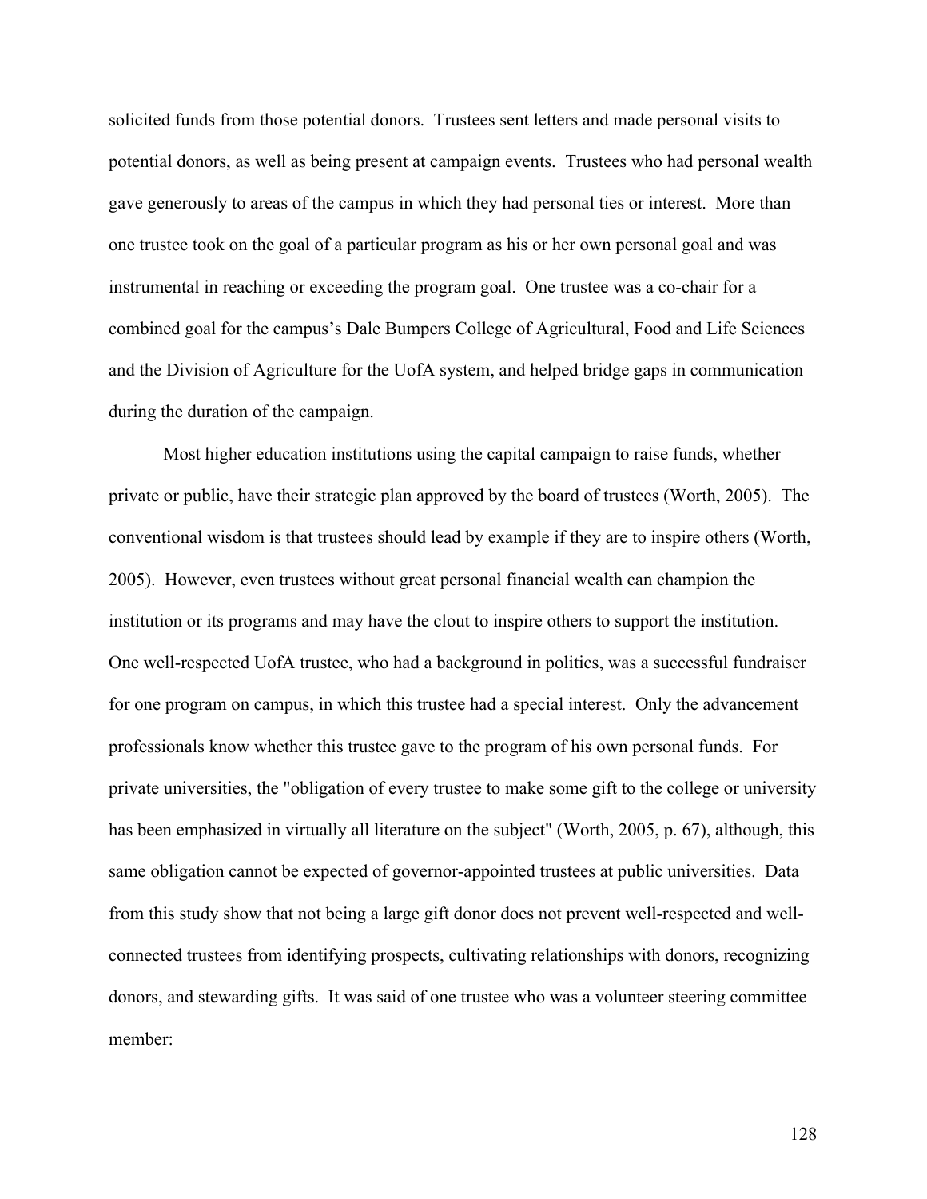solicited funds from those potential donors. Trustees sent letters and made personal visits to potential donors, as well as being present at campaign events. Trustees who had personal wealth gave generously to areas of the campus in which they had personal ties or interest. More than one trustee took on the goal of a particular program as his or her own personal goal and was instrumental in reaching or exceeding the program goal. One trustee was a co-chair for a combined goal for the campus's Dale Bumpers College of Agricultural, Food and Life Sciences and the Division of Agriculture for the UofA system, and helped bridge gaps in communication during the duration of the campaign.

Most higher education institutions using the capital campaign to raise funds, whether private or public, have their strategic plan approved by the board of trustees (Worth, 2005). The conventional wisdom is that trustees should lead by example if they are to inspire others (Worth, 2005). However, even trustees without great personal financial wealth can champion the institution or its programs and may have the clout to inspire others to support the institution. One well-respected UofA trustee, who had a background in politics, was a successful fundraiser for one program on campus, in which this trustee had a special interest. Only the advancement professionals know whether this trustee gave to the program of his own personal funds. For private universities, the "obligation of every trustee to make some gift to the college or university has been emphasized in virtually all literature on the subject" (Worth, 2005, p. 67), although, this same obligation cannot be expected of governor-appointed trustees at public universities. Data from this study show that not being a large gift donor does not prevent well-respected and well-connected trustees from identifying prospects, cultivating relationships with donors, recognizing donors, and stewarding gifts. It was said of one trustee who was a volunteer steering committee member: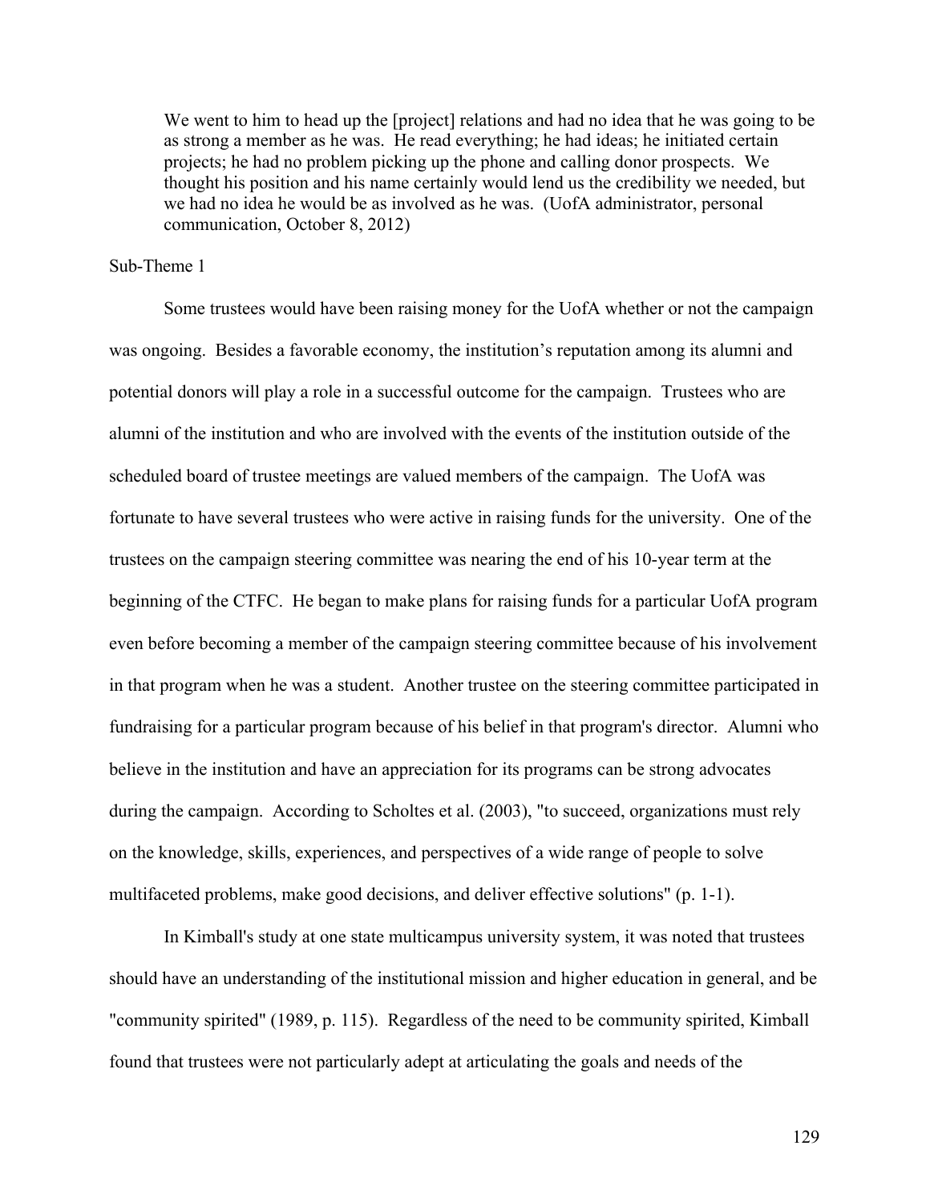> We went to him to head up the [project] relations and had no idea that he was going to be as strong a member as he was. He read everything; he had ideas; he initiated certain projects; he had no problem picking up the phone and calling donor prospects. We thought his position and his name certainly would lend us the credibility we needed, but we had no idea he would be as involved as he was. (UofA administrator, personal communication, October 8, 2012)

Sub-Theme 1

Some trustees would have been raising money for the UofA whether or not the campaign was ongoing. Besides a favorable economy, the institution's reputation among its alumni and potential donors will play a role in a successful outcome for the campaign. Trustees who are alumni of the institution and who are involved with the events of the institution outside of the scheduled board of trustee meetings are valued members of the campaign. The UofA was fortunate to have several trustees who were active in raising funds for the university. One of the trustees on the campaign steering committee was nearing the end of his 10-year term at the beginning of the CTFC. He began to make plans for raising funds for a particular UofA program even before becoming a member of the campaign steering committee because of his involvement in that program when he was a student. Another trustee on the steering committee participated in fundraising for a particular program because of his belief in that program's director. Alumni who believe in the institution and have an appreciation for its programs can be strong advocates during the campaign. According to Scholtes et al. (2003), "to succeed, organizations must rely on the knowledge, skills, experiences, and perspectives of a wide range of people to solve multifaceted problems, make good decisions, and deliver effective solutions" (p. 1-1).

In Kimball's study at one state multicampus university system, it was noted that trustees should have an understanding of the institutional mission and higher education in general, and be "community spirited" (1989, p. 115). Regardless of the need to be community spirited, Kimball found that trustees were not particularly adept at articulating the goals and needs of the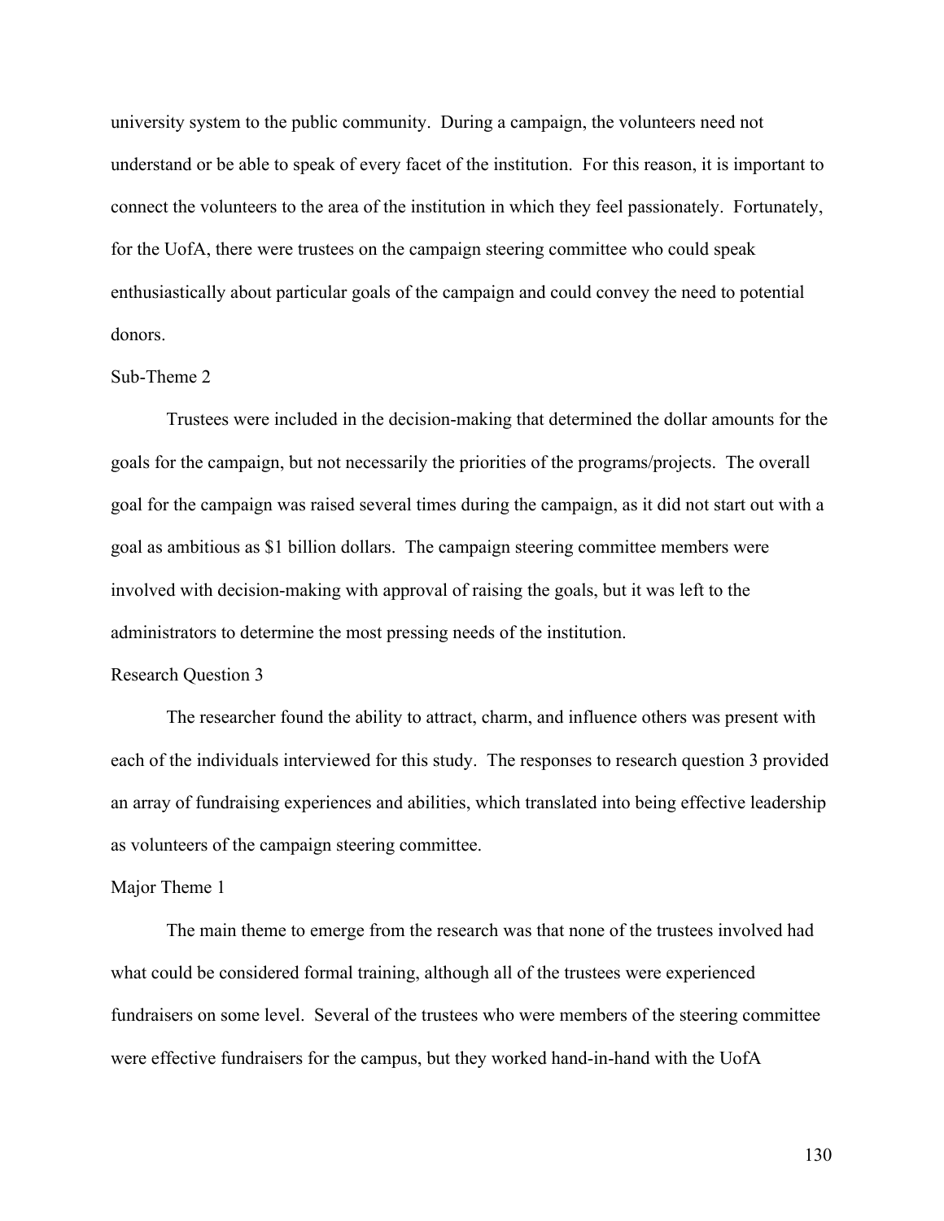university system to the public community. During a campaign, the volunteers need not understand or be able to speak of every facet of the institution. For this reason, it is important to connect the volunteers to the area of the institution in which they feel passionately. Fortunately, for the UofA, there were trustees on the campaign steering committee who could speak enthusiastically about particular goals of the campaign and could convey the need to potential donors.

### Sub-Theme 2

Trustees were included in the decision-making that determined the dollar amounts for the goals for the campaign, but not necessarily the priorities of the programs/projects. The overall goal for the campaign was raised several times during the campaign, as it did not start out with a goal as ambitious as $1 billion dollars. The campaign steering committee members were involved with decision-making with approval of raising the goals, but it was left to the administrators to determine the most pressing needs of the institution.

### Research Question 3

The researcher found the ability to attract, charm, and influence others was present with each of the individuals interviewed for this study. The responses to research question 3 provided an array of fundraising experiences and abilities, which translated into being effective leadership as volunteers of the campaign steering committee.

### Major Theme 1

The main theme to emerge from the research was that none of the trustees involved had what could be considered formal training, although all of the trustees were experienced fundraisers on some level. Several of the trustees who were members of the steering committee were effective fundraisers for the campus, but they worked hand-in-hand with the UofA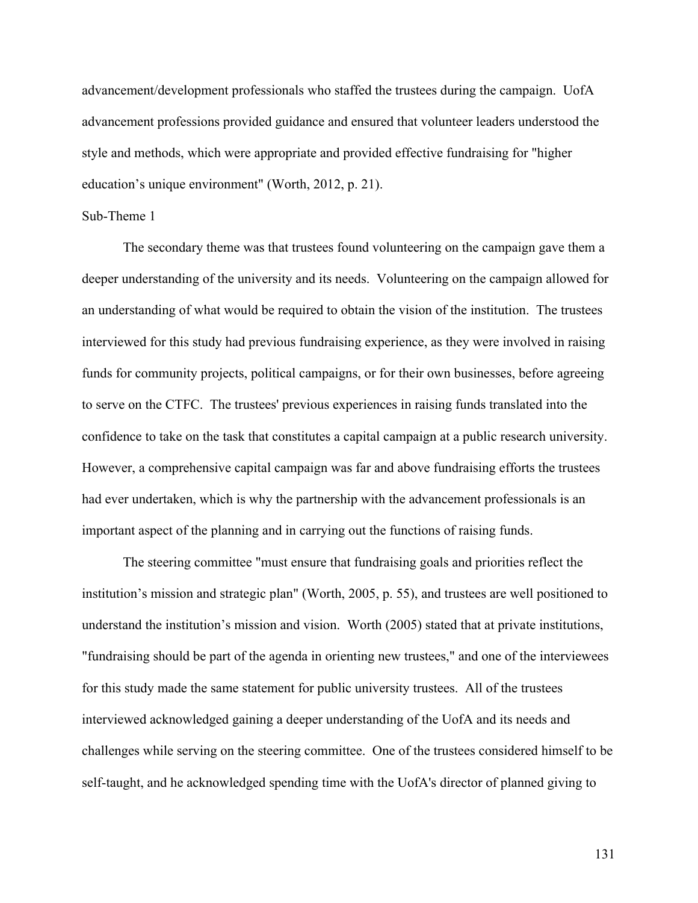advancement/development professionals who staffed the trustees during the campaign. UofA advancement professions provided guidance and ensured that volunteer leaders understood the style and methods, which were appropriate and provided effective fundraising for "higher education's unique environment" (Worth, 2012, p. 21).

Sub-Theme 1

The secondary theme was that trustees found volunteering on the campaign gave them a deeper understanding of the university and its needs. Volunteering on the campaign allowed for an understanding of what would be required to obtain the vision of the institution. The trustees interviewed for this study had previous fundraising experience, as they were involved in raising funds for community projects, political campaigns, or for their own businesses, before agreeing to serve on the CTFC. The trustees' previous experiences in raising funds translated into the confidence to take on the task that constitutes a capital campaign at a public research university. However, a comprehensive capital campaign was far and above fundraising efforts the trustees had ever undertaken, which is why the partnership with the advancement professionals is an important aspect of the planning and in carrying out the functions of raising funds.

The steering committee "must ensure that fundraising goals and priorities reflect the institution's mission and strategic plan" (Worth, 2005, p. 55), and trustees are well positioned to understand the institution's mission and vision. Worth (2005) stated that at private institutions, "fundraising should be part of the agenda in orienting new trustees," and one of the interviewees for this study made the same statement for public university trustees. All of the trustees interviewed acknowledged gaining a deeper understanding of the UofA and its needs and challenges while serving on the steering committee. One of the trustees considered himself to be self-taught, and he acknowledged spending time with the UofA's director of planned giving to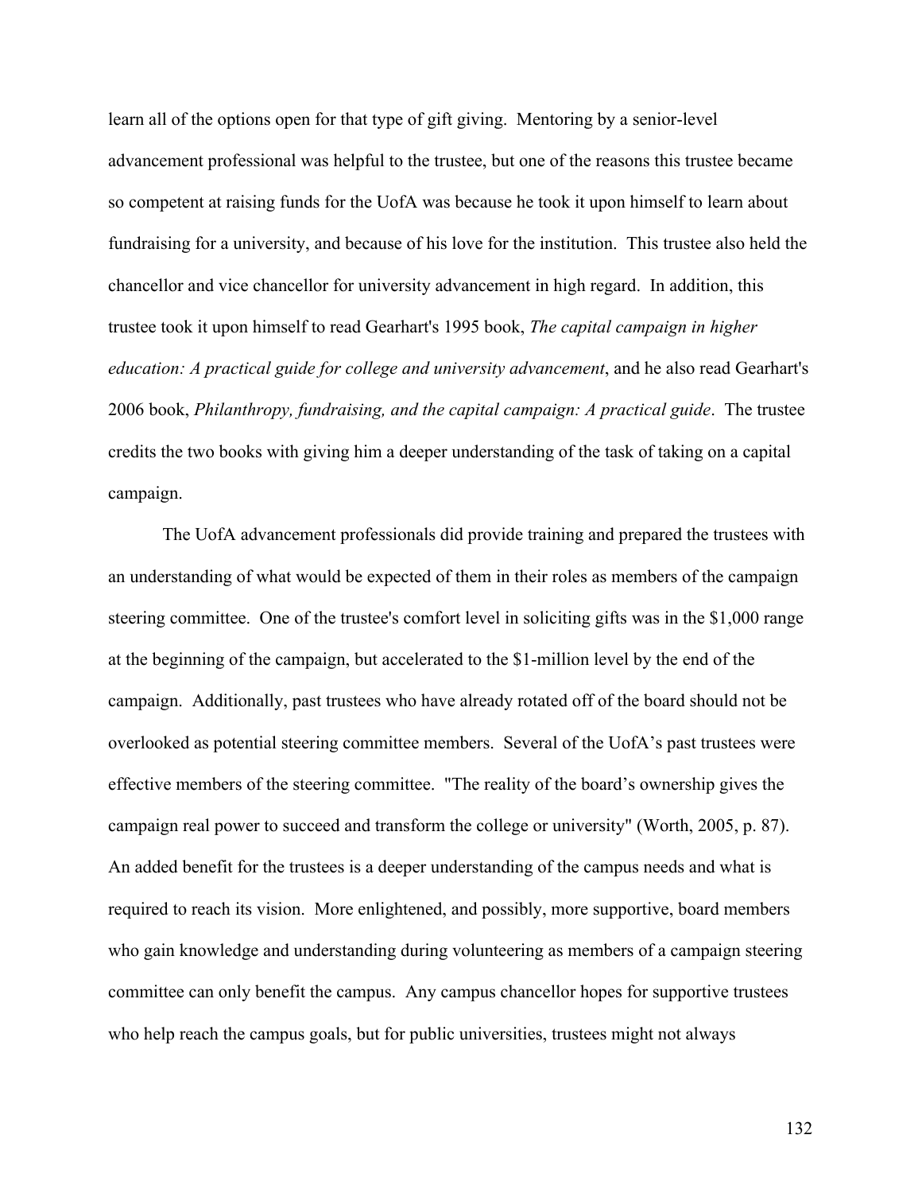learn all of the options open for that type of gift giving. Mentoring by a senior-level advancement professional was helpful to the trustee, but one of the reasons this trustee became so competent at raising funds for the UofA was because he took it upon himself to learn about fundraising for a university, and because of his love for the institution. This trustee also held the chancellor and vice chancellor for university advancement in high regard. In addition, this trustee took it upon himself to read Gearhart's 1995 book, *The capital campaign in higher education: A practical guide for college and university advancement*, and he also read Gearhart's 2006 book, *Philanthropy, fundraising, and the capital campaign: A practical guide*. The trustee credits the two books with giving him a deeper understanding of the task of taking on a capital campaign.

The UofA advancement professionals did provide training and prepared the trustees with an understanding of what would be expected of them in their roles as members of the campaign steering committee. One of the trustee's comfort level in soliciting gifts was in the $1,000 range at the beginning of the campaign, but accelerated to the $1-million level by the end of the campaign. Additionally, past trustees who have already rotated off of the board should not be overlooked as potential steering committee members. Several of the UofA's past trustees were effective members of the steering committee. "The reality of the board's ownership gives the campaign real power to succeed and transform the college or university" (Worth, 2005, p. 87). An added benefit for the trustees is a deeper understanding of the campus needs and what is required to reach its vision. More enlightened, and possibly, more supportive, board members who gain knowledge and understanding during volunteering as members of a campaign steering committee can only benefit the campus. Any campus chancellor hopes for supportive trustees who help reach the campus goals, but for public universities, trustees might not always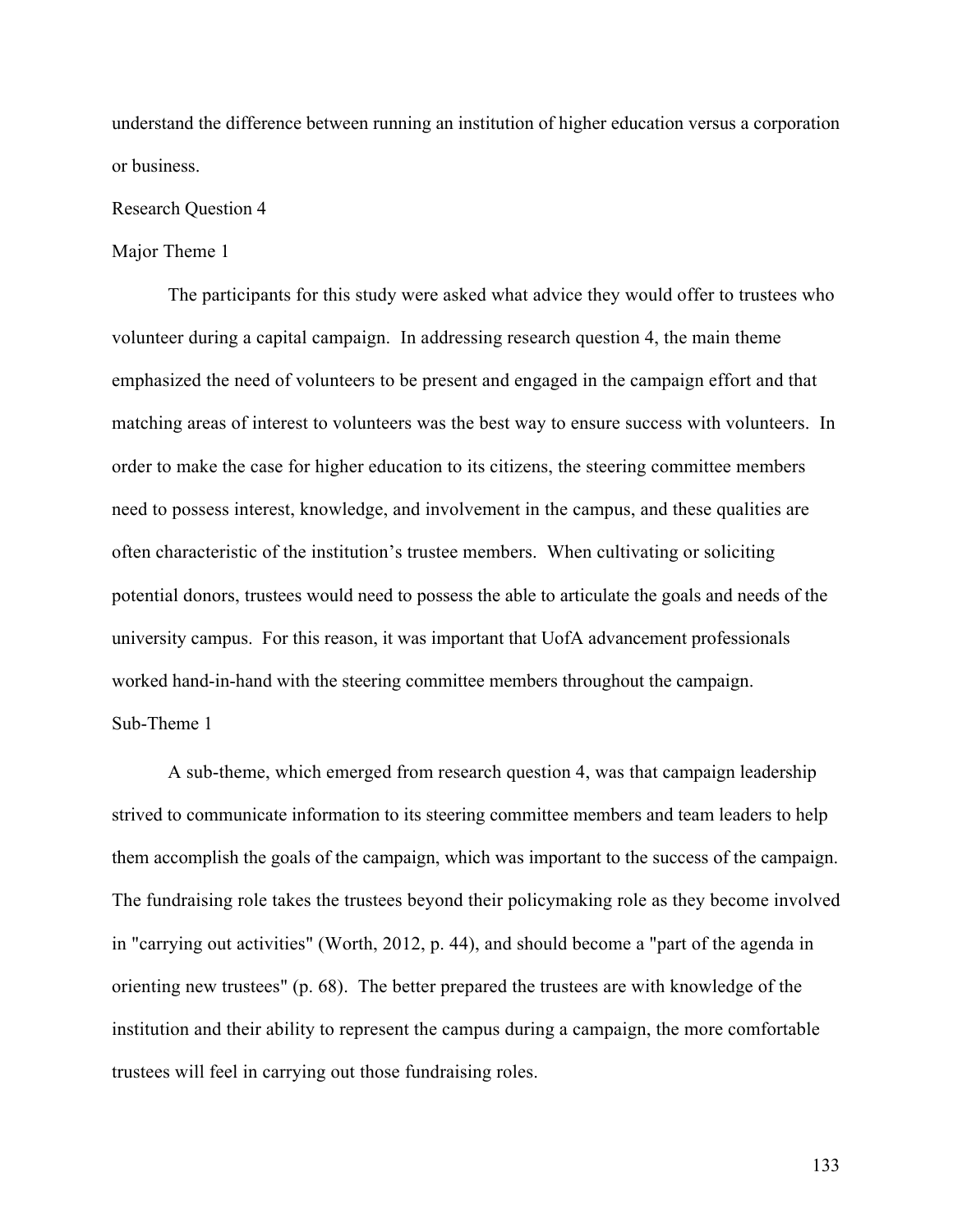understand the difference between running an institution of higher education versus a corporation or business.

## Research Question 4

### Major Theme 1

The participants for this study were asked what advice they would offer to trustees who volunteer during a capital campaign. In addressing research question 4, the main theme emphasized the need of volunteers to be present and engaged in the campaign effort and that matching areas of interest to volunteers was the best way to ensure success with volunteers. In order to make the case for higher education to its citizens, the steering committee members need to possess interest, knowledge, and involvement in the campus, and these qualities are often characteristic of the institution's trustee members. When cultivating or soliciting potential donors, trustees would need to possess the able to articulate the goals and needs of the university campus. For this reason, it was important that UofA advancement professionals worked hand-in-hand with the steering committee members throughout the campaign.

### Sub-Theme 1

A sub-theme, which emerged from research question 4, was that campaign leadership strived to communicate information to its steering committee members and team leaders to help them accomplish the goals of the campaign, which was important to the success of the campaign. The fundraising role takes the trustees beyond their policymaking role as they become involved in "carrying out activities" (Worth, 2012, p. 44), and should become a "part of the agenda in orienting new trustees" (p. 68). The better prepared the trustees are with knowledge of the institution and their ability to represent the campus during a campaign, the more comfortable trustees will feel in carrying out those fundraising roles.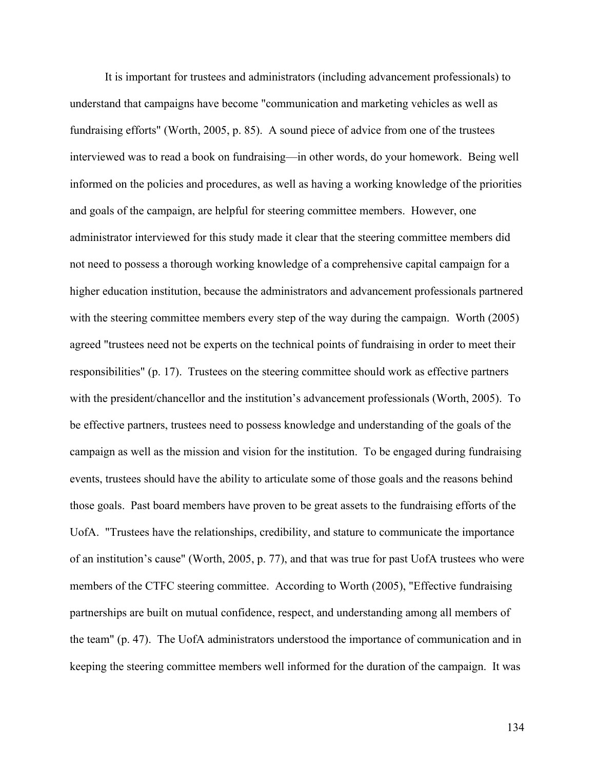It is important for trustees and administrators (including advancement professionals) to understand that campaigns have become "communication and marketing vehicles as well as fundraising efforts" (Worth, 2005, p. 85). A sound piece of advice from one of the trustees interviewed was to read a book on fundraising—in other words, do your homework. Being well informed on the policies and procedures, as well as having a working knowledge of the priorities and goals of the campaign, are helpful for steering committee members. However, one administrator interviewed for this study made it clear that the steering committee members did not need to possess a thorough working knowledge of a comprehensive capital campaign for a higher education institution, because the administrators and advancement professionals partnered with the steering committee members every step of the way during the campaign. Worth (2005) agreed "trustees need not be experts on the technical points of fundraising in order to meet their responsibilities" (p. 17). Trustees on the steering committee should work as effective partners with the president/chancellor and the institution's advancement professionals (Worth, 2005). To be effective partners, trustees need to possess knowledge and understanding of the goals of the campaign as well as the mission and vision for the institution. To be engaged during fundraising events, trustees should have the ability to articulate some of those goals and the reasons behind those goals. Past board members have proven to be great assets to the fundraising efforts of the UofA. "Trustees have the relationships, credibility, and stature to communicate the importance of an institution's cause" (Worth, 2005, p. 77), and that was true for past UofA trustees who were members of the CTFC steering committee. According to Worth (2005), "Effective fundraising partnerships are built on mutual confidence, respect, and understanding among all members of the team" (p. 47). The UofA administrators understood the importance of communication and in keeping the steering committee members well informed for the duration of the campaign. It was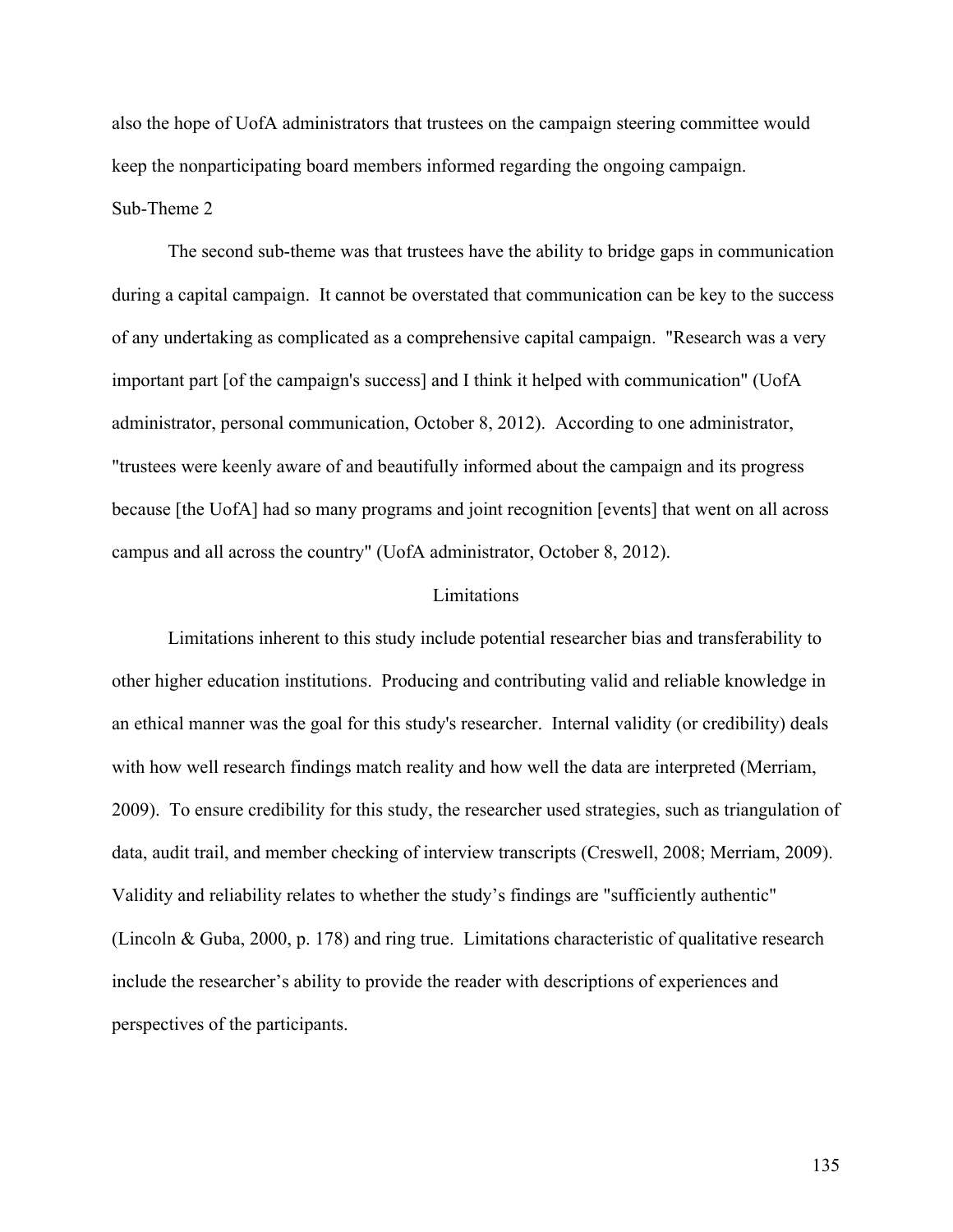also the hope of UofA administrators that trustees on the campaign steering committee would keep the nonparticipating board members informed regarding the ongoing campaign.

### Sub-Theme 2

The second sub-theme was that trustees have the ability to bridge gaps in communication during a capital campaign. It cannot be overstated that communication can be key to the success of any undertaking as complicated as a comprehensive capital campaign. "Research was a very important part [of the campaign's success] and I think it helped with communication" (UofA administrator, personal communication, October 8, 2012). According to one administrator, "trustees were keenly aware of and beautifully informed about the campaign and its progress because [the UofA] had so many programs and joint recognition [events] that went on all across campus and all across the country" (UofA administrator, October 8, 2012).

## Limitations

Limitations inherent to this study include potential researcher bias and transferability to other higher education institutions. Producing and contributing valid and reliable knowledge in an ethical manner was the goal for this study's researcher. Internal validity (or credibility) deals with how well research findings match reality and how well the data are interpreted (Merriam, 2009). To ensure credibility for this study, the researcher used strategies, such as triangulation of data, audit trail, and member checking of interview transcripts (Creswell, 2008; Merriam, 2009). Validity and reliability relates to whether the study's findings are "sufficiently authentic" (Lincoln & Guba, 2000, p. 178) and ring true. Limitations characteristic of qualitative research include the researcher's ability to provide the reader with descriptions of experiences and perspectives of the participants.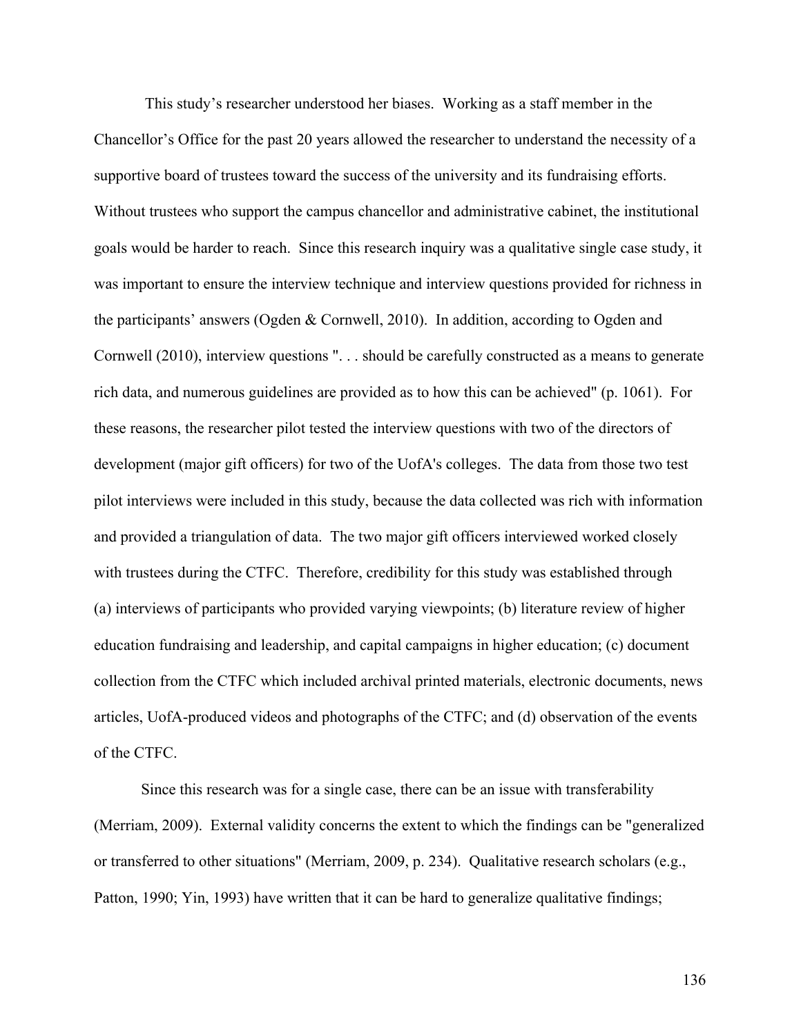This study's researcher understood her biases. Working as a staff member in the Chancellor's Office for the past 20 years allowed the researcher to understand the necessity of a supportive board of trustees toward the success of the university and its fundraising efforts. Without trustees who support the campus chancellor and administrative cabinet, the institutional goals would be harder to reach. Since this research inquiry was a qualitative single case study, it was important to ensure the interview technique and interview questions provided for richness in the participants' answers (Ogden & Cornwell, 2010). In addition, according to Ogden and Cornwell (2010), interview questions ". . . should be carefully constructed as a means to generate rich data, and numerous guidelines are provided as to how this can be achieved" (p. 1061). For these reasons, the researcher pilot tested the interview questions with two of the directors of development (major gift officers) for two of the UofA's colleges. The data from those two test pilot interviews were included in this study, because the data collected was rich with information and provided a triangulation of data. The two major gift officers interviewed worked closely with trustees during the CTFC. Therefore, credibility for this study was established through (a) interviews of participants who provided varying viewpoints; (b) literature review of higher education fundraising and leadership, and capital campaigns in higher education; (c) document collection from the CTFC which included archival printed materials, electronic documents, news articles, UofA-produced videos and photographs of the CTFC; and (d) observation of the events of the CTFC.

Since this research was for a single case, there can be an issue with transferability (Merriam, 2009). External validity concerns the extent to which the findings can be "generalized or transferred to other situations" (Merriam, 2009, p. 234). Qualitative research scholars (e.g., Patton, 1990; Yin, 1993) have written that it can be hard to generalize qualitative findings;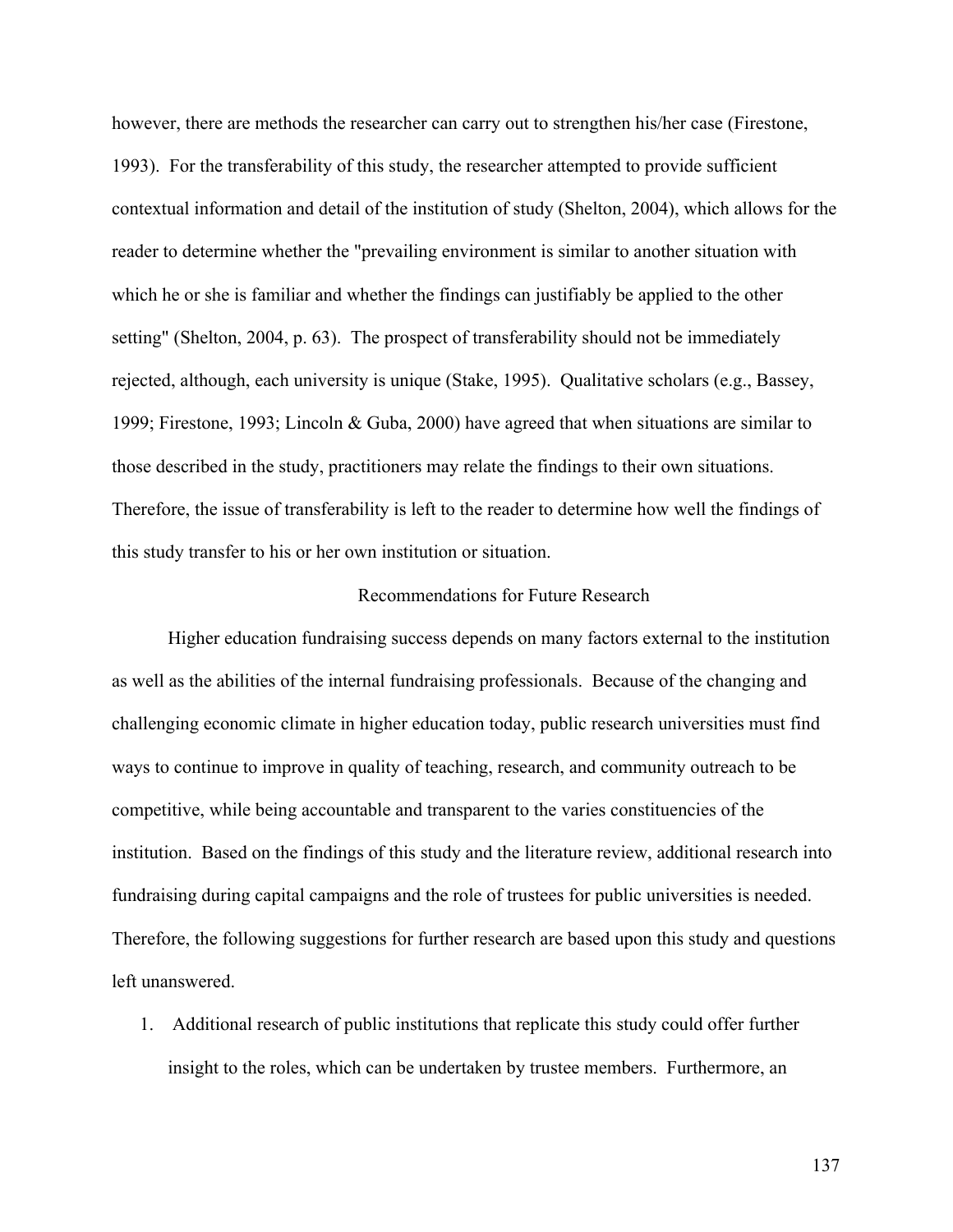however, there are methods the researcher can carry out to strengthen his/her case (Firestone, 1993). For the transferability of this study, the researcher attempted to provide sufficient contextual information and detail of the institution of study (Shelton, 2004), which allows for the reader to determine whether the "prevailing environment is similar to another situation with which he or she is familiar and whether the findings can justifiably be applied to the other setting" (Shelton, 2004, p. 63). The prospect of transferability should not be immediately rejected, although, each university is unique (Stake, 1995). Qualitative scholars (e.g., Bassey, 1999; Firestone, 1993; Lincoln & Guba, 2000) have agreed that when situations are similar to those described in the study, practitioners may relate the findings to their own situations. Therefore, the issue of transferability is left to the reader to determine how well the findings of this study transfer to his or her own institution or situation.

## Recommendations for Future Research

Higher education fundraising success depends on many factors external to the institution as well as the abilities of the internal fundraising professionals. Because of the changing and challenging economic climate in higher education today, public research universities must find ways to continue to improve in quality of teaching, research, and community outreach to be competitive, while being accountable and transparent to the varies constituencies of the institution. Based on the findings of this study and the literature review, additional research into fundraising during capital campaigns and the role of trustees for public universities is needed. Therefore, the following suggestions for further research are based upon this study and questions left unanswered.

1. Additional research of public institutions that replicate this study could offer further insight to the roles, which can be undertaken by trustee members. Furthermore, an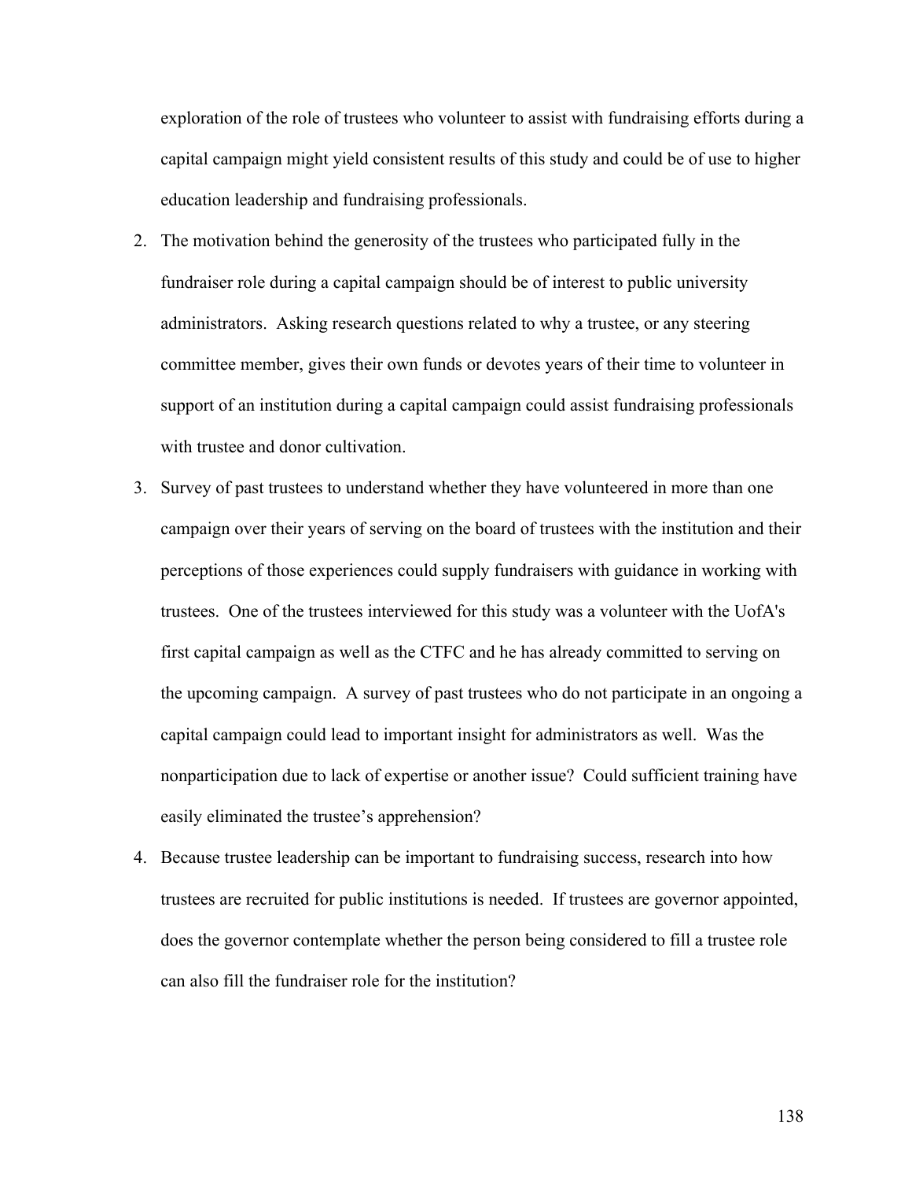exploration of the role of trustees who volunteer to assist with fundraising efforts during a capital campaign might yield consistent results of this study and could be of use to higher education leadership and fundraising professionals.

2. The motivation behind the generosity of the trustees who participated fully in the fundraiser role during a capital campaign should be of interest to public university administrators. Asking research questions related to why a trustee, or any steering committee member, gives their own funds or devotes years of their time to volunteer in support of an institution during a capital campaign could assist fundraising professionals with trustee and donor cultivation.
3. Survey of past trustees to understand whether they have volunteered in more than one campaign over their years of serving on the board of trustees with the institution and their perceptions of those experiences could supply fundraisers with guidance in working with trustees. One of the trustees interviewed for this study was a volunteer with the UofA's first capital campaign as well as the CTFC and he has already committed to serving on the upcoming campaign. A survey of past trustees who do not participate in an ongoing a capital campaign could lead to important insight for administrators as well. Was the nonparticipation due to lack of expertise or another issue? Could sufficient training have easily eliminated the trustee's apprehension?
4. Because trustee leadership can be important to fundraising success, research into how trustees are recruited for public institutions is needed. If trustees are governor appointed, does the governor contemplate whether the person being considered to fill a trustee role can also fill the fundraiser role for the institution?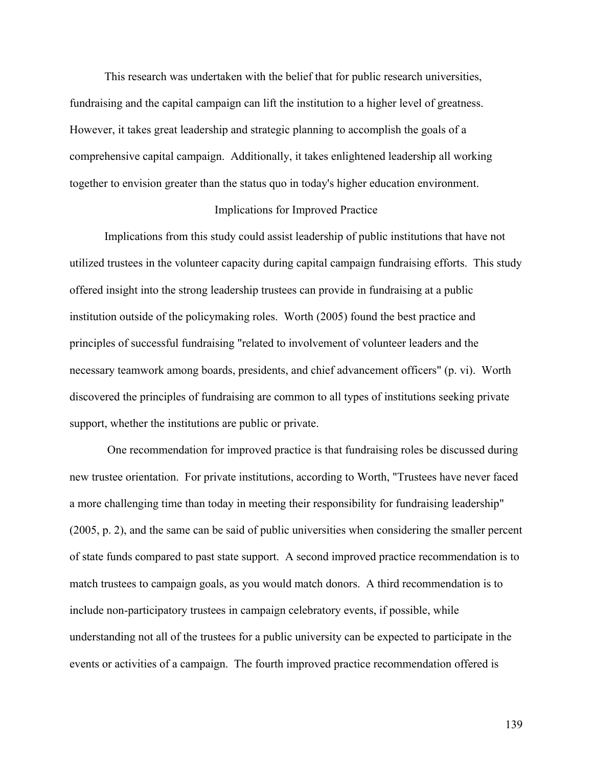This research was undertaken with the belief that for public research universities, fundraising and the capital campaign can lift the institution to a higher level of greatness. However, it takes great leadership and strategic planning to accomplish the goals of a comprehensive capital campaign. Additionally, it takes enlightened leadership all working together to envision greater than the status quo in today's higher education environment.

## Implications for Improved Practice

Implications from this study could assist leadership of public institutions that have not utilized trustees in the volunteer capacity during capital campaign fundraising efforts. This study offered insight into the strong leadership trustees can provide in fundraising at a public institution outside of the policymaking roles. Worth (2005) found the best practice and principles of successful fundraising "related to involvement of volunteer leaders and the necessary teamwork among boards, presidents, and chief advancement officers" (p. vi). Worth discovered the principles of fundraising are common to all types of institutions seeking private support, whether the institutions are public or private.

One recommendation for improved practice is that fundraising roles be discussed during new trustee orientation. For private institutions, according to Worth, "Trustees have never faced a more challenging time than today in meeting their responsibility for fundraising leadership" (2005, p. 2), and the same can be said of public universities when considering the smaller percent of state funds compared to past state support. A second improved practice recommendation is to match trustees to campaign goals, as you would match donors. A third recommendation is to include non-participatory trustees in campaign celebratory events, if possible, while understanding not all of the trustees for a public university can be expected to participate in the events or activities of a campaign. The fourth improved practice recommendation offered is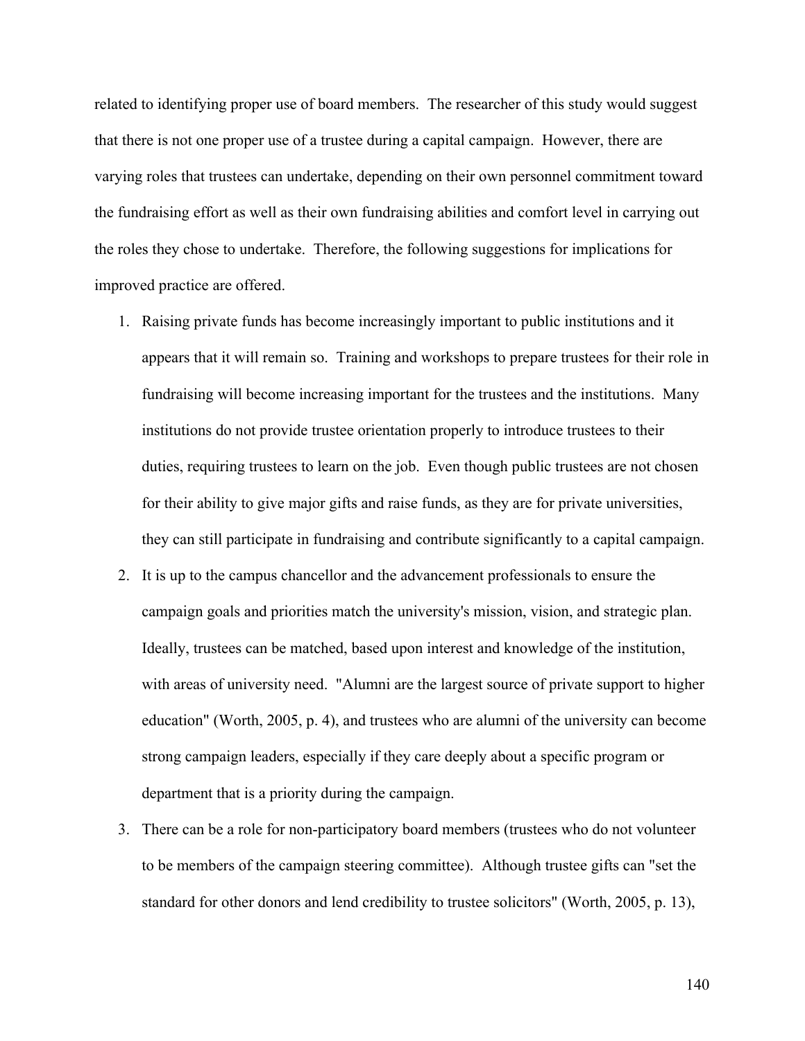related to identifying proper use of board members. The researcher of this study would suggest that there is not one proper use of a trustee during a capital campaign. However, there are varying roles that trustees can undertake, depending on their own personnel commitment toward the fundraising effort as well as their own fundraising abilities and comfort level in carrying out the roles they chose to undertake. Therefore, the following suggestions for implications for improved practice are offered.

1. Raising private funds has become increasingly important to public institutions and it appears that it will remain so. Training and workshops to prepare trustees for their role in fundraising will become increasing important for the trustees and the institutions. Many institutions do not provide trustee orientation properly to introduce trustees to their duties, requiring trustees to learn on the job. Even though public trustees are not chosen for their ability to give major gifts and raise funds, as they are for private universities, they can still participate in fundraising and contribute significantly to a capital campaign.
2. It is up to the campus chancellor and the advancement professionals to ensure the campaign goals and priorities match the university's mission, vision, and strategic plan. Ideally, trustees can be matched, based upon interest and knowledge of the institution, with areas of university need. "Alumni are the largest source of private support to higher education" (Worth, 2005, p. 4), and trustees who are alumni of the university can become strong campaign leaders, especially if they care deeply about a specific program or department that is a priority during the campaign.
3. There can be a role for non-participatory board members (trustees who do not volunteer to be members of the campaign steering committee). Although trustee gifts can "set the standard for other donors and lend credibility to trustee solicitors" (Worth, 2005, p. 13),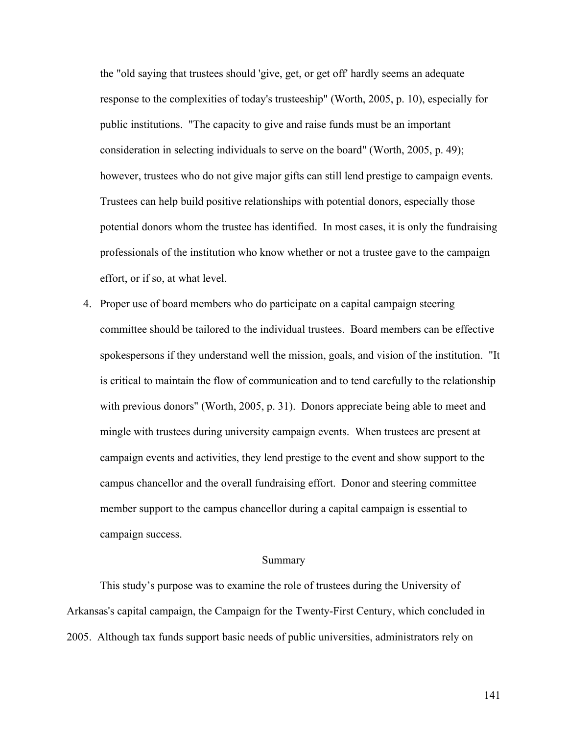the "old saying that trustees should 'give, get, or get off' hardly seems an adequate response to the complexities of today's trusteeship" (Worth, 2005, p. 10), especially for public institutions. "The capacity to give and raise funds must be an important consideration in selecting individuals to serve on the board" (Worth, 2005, p. 49); however, trustees who do not give major gifts can still lend prestige to campaign events. Trustees can help build positive relationships with potential donors, especially those potential donors whom the trustee has identified. In most cases, it is only the fundraising professionals of the institution who know whether or not a trustee gave to the campaign effort, or if so, at what level.

4. Proper use of board members who do participate on a capital campaign steering committee should be tailored to the individual trustees. Board members can be effective spokespersons if they understand well the mission, goals, and vision of the institution. "It is critical to maintain the flow of communication and to tend carefully to the relationship with previous donors" (Worth, 2005, p. 31). Donors appreciate being able to meet and mingle with trustees during university campaign events. When trustees are present at campaign events and activities, they lend prestige to the event and show support to the campus chancellor and the overall fundraising effort. Donor and steering committee member support to the campus chancellor during a capital campaign is essential to campaign success.

## Summary

This study's purpose was to examine the role of trustees during the University of Arkansas's capital campaign, the Campaign for the Twenty-First Century, which concluded in 2005. Although tax funds support basic needs of public universities, administrators rely on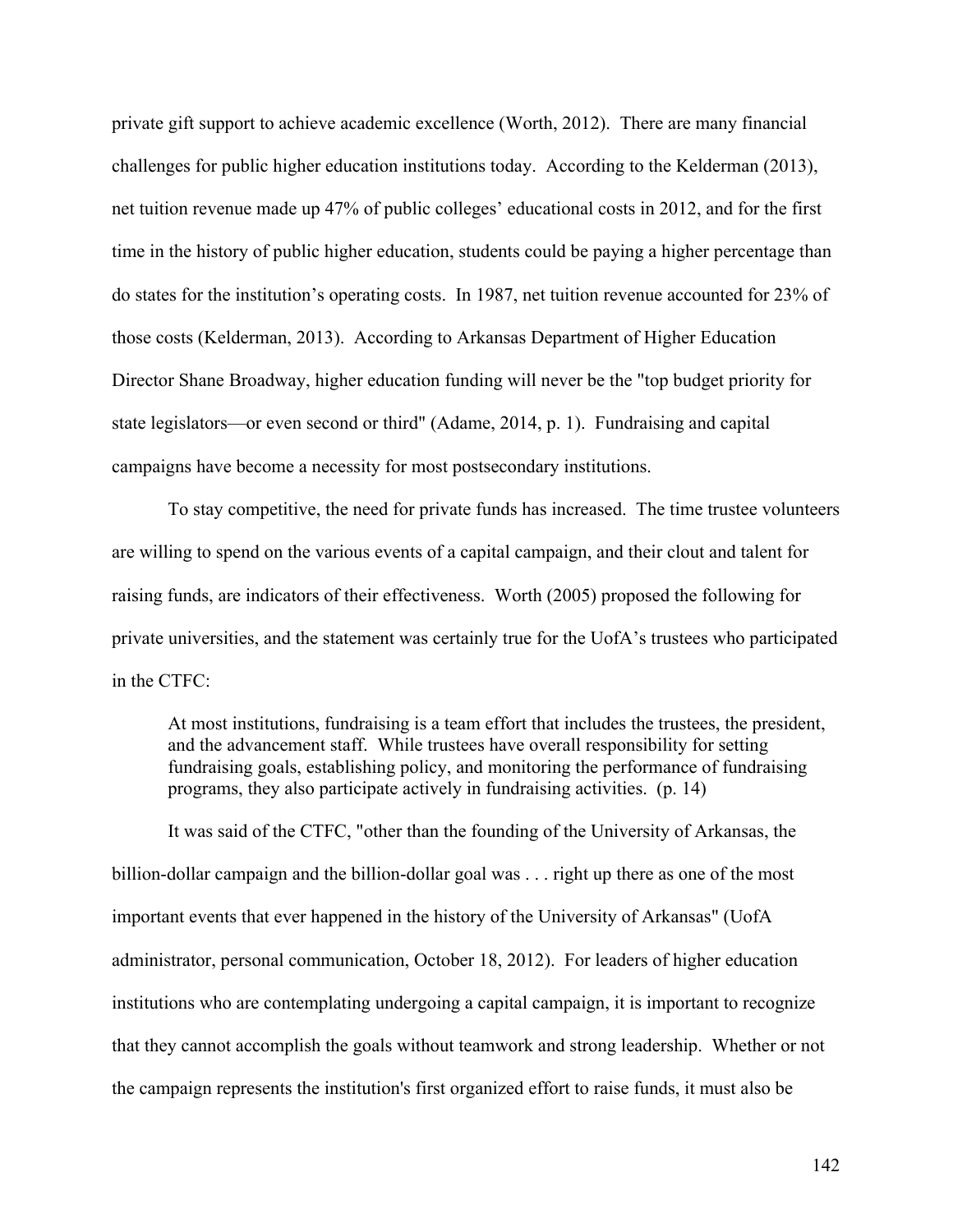private gift support to achieve academic excellence (Worth, 2012). There are many financial challenges for public higher education institutions today. According to the Kelderman (2013), net tuition revenue made up 47% of public colleges' educational costs in 2012, and for the first time in the history of public higher education, students could be paying a higher percentage than do states for the institution's operating costs. In 1987, net tuition revenue accounted for 23% of those costs (Kelderman, 2013). According to Arkansas Department of Higher Education Director Shane Broadway, higher education funding will never be the "top budget priority for state legislators—or even second or third" (Adame, 2014, p. 1). Fundraising and capital campaigns have become a necessity for most postsecondary institutions.

To stay competitive, the need for private funds has increased. The time trustee volunteers are willing to spend on the various events of a capital campaign, and their clout and talent for raising funds, are indicators of their effectiveness. Worth (2005) proposed the following for private universities, and the statement was certainly true for the UofA's trustees who participated in the CTFC:

> At most institutions, fundraising is a team effort that includes the trustees, the president, and the advancement staff. While trustees have overall responsibility for setting fundraising goals, establishing policy, and monitoring the performance of fundraising programs, they also participate actively in fundraising activities. (p. 14)

It was said of the CTFC, "other than the founding of the University of Arkansas, the billion-dollar campaign and the billion-dollar goal was . . . right up there as one of the most important events that ever happened in the history of the University of Arkansas" (UofA administrator, personal communication, October 18, 2012). For leaders of higher education institutions who are contemplating undergoing a capital campaign, it is important to recognize that they cannot accomplish the goals without teamwork and strong leadership. Whether or not the campaign represents the institution's first organized effort to raise funds, it must also be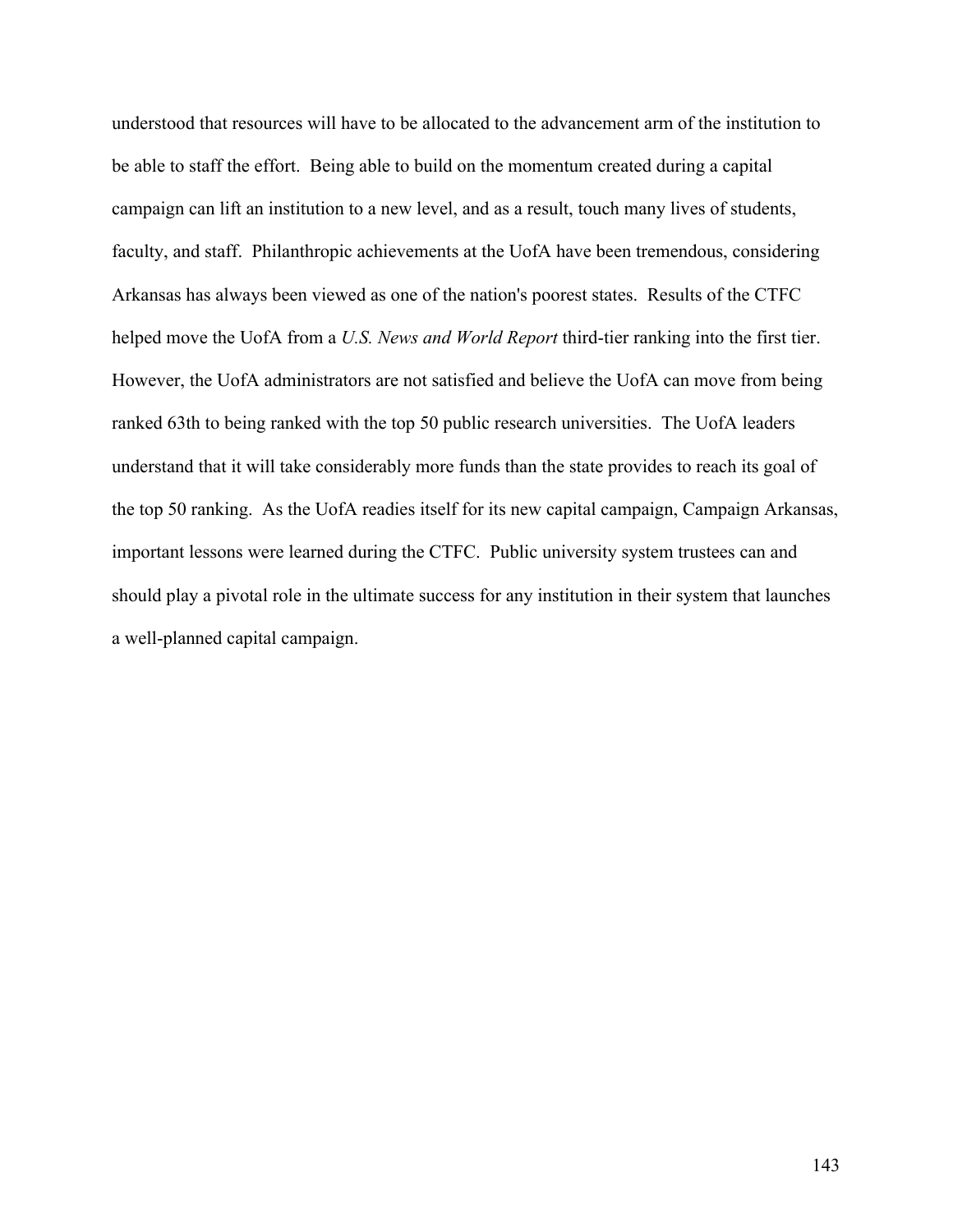understood that resources will have to be allocated to the advancement arm of the institution to be able to staff the effort. Being able to build on the momentum created during a capital campaign can lift an institution to a new level, and as a result, touch many lives of students, faculty, and staff. Philanthropic achievements at the UofA have been tremendous, considering Arkansas has always been viewed as one of the nation's poorest states. Results of the CTFC helped move the UofA from a *U.S. News and World Report* third-tier ranking into the first tier. However, the UofA administrators are not satisfied and believe the UofA can move from being ranked 63th to being ranked with the top 50 public research universities. The UofA leaders understand that it will take considerably more funds than the state provides to reach its goal of the top 50 ranking. As the UofA readies itself for its new capital campaign, Campaign Arkansas, important lessons were learned during the CTFC. Public university system trustees can and should play a pivotal role in the ultimate success for any institution in their system that launches a well-planned capital campaign.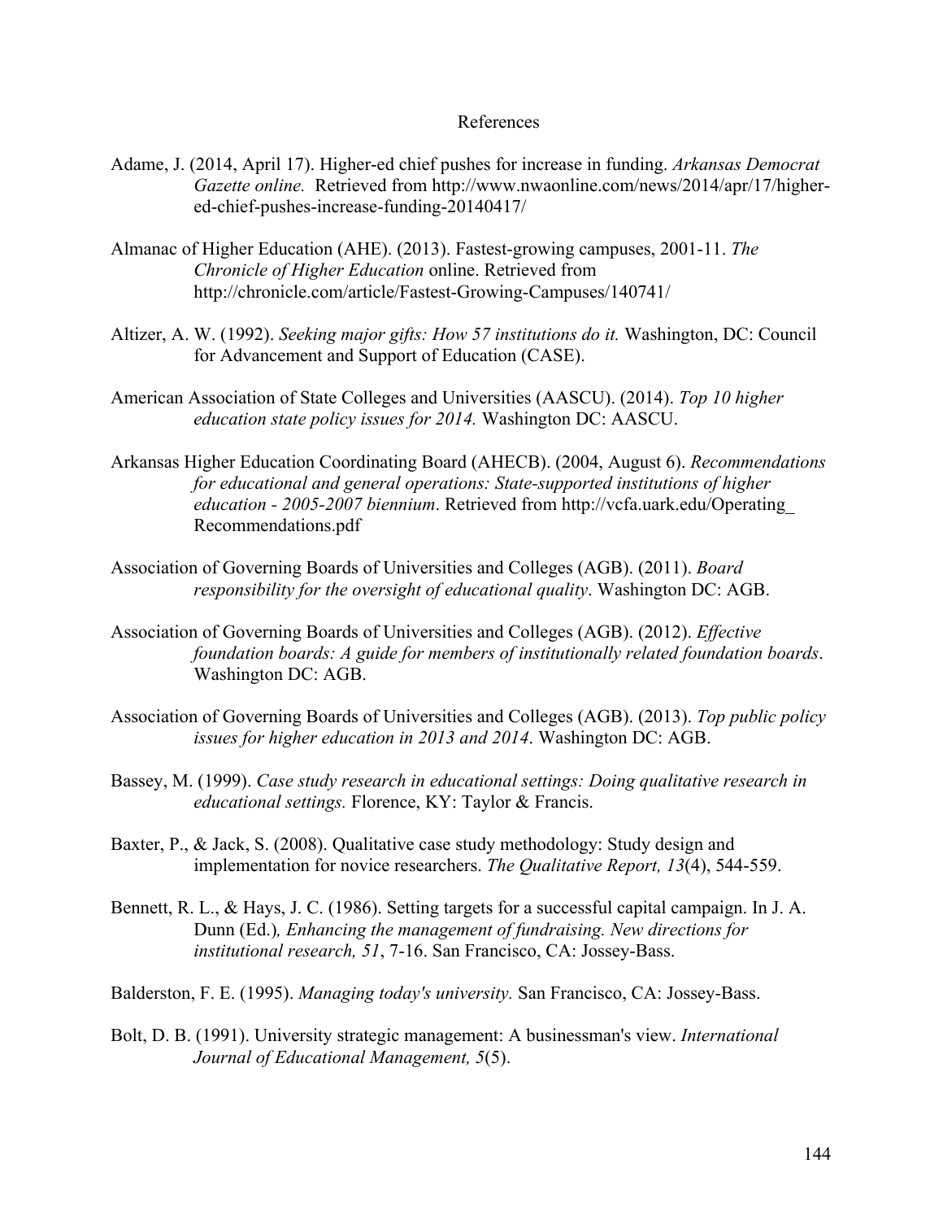# References

Adame, J. (2014, April 17). Higher-ed chief pushes for increase in funding. *Arkansas Democrat Gazette online.* Retrieved from http://www.nwaonline.com/news/2014/apr/17/higher-ed-chief-pushes-increase-funding-20140417/

Almanac of Higher Education (AHE). (2013). Fastest-growing campuses, 2001-11. *The Chronicle of Higher Education* online. Retrieved from http://chronicle.com/article/Fastest-Growing-Campuses/140741/

Altizer, A. W. (1992). *Seeking major gifts: How 57 institutions do it.* Washington, DC: Council for Advancement and Support of Education (CASE).

American Association of State Colleges and Universities (AASCU). (2014). *Top 10 higher education state policy issues for 2014.* Washington DC: AASCU.

Arkansas Higher Education Coordinating Board (AHECB). (2004, August 6). *Recommendations for educational and general operations: State-supported institutions of higher education - 2005-2007 biennium*. Retrieved from http://vcfa.uark.edu/Operating_Recommendations.pdf

Association of Governing Boards of Universities and Colleges (AGB). (2011). *Board responsibility for the oversight of educational quality*. Washington DC: AGB.

Association of Governing Boards of Universities and Colleges (AGB). (2012). *Effective foundation boards: A guide for members of institutionally related foundation boards*. Washington DC: AGB.

Association of Governing Boards of Universities and Colleges (AGB). (2013). *Top public policy issues for higher education in 2013 and 2014*. Washington DC: AGB.

Bassey, M. (1999). *Case study research in educational settings: Doing qualitative research in educational settings.* Florence, KY: Taylor & Francis.

Baxter, P., & Jack, S. (2008). Qualitative case study methodology: Study design and implementation for novice researchers. *The Qualitative Report, 13*(4), 544-559.

Bennett, R. L., & Hays, J. C. (1986). Setting targets for a successful capital campaign. In J. A. Dunn (Ed.)*, Enhancing the management of fundraising. New directions for institutional research, 51*, 7-16. San Francisco, CA: Jossey-Bass.

Balderston, F. E. (1995). *Managing today's university.* San Francisco, CA: Jossey-Bass.

Bolt, D. B. (1991). University strategic management: A businessman's view. *International Journal of Educational Management, 5*(5).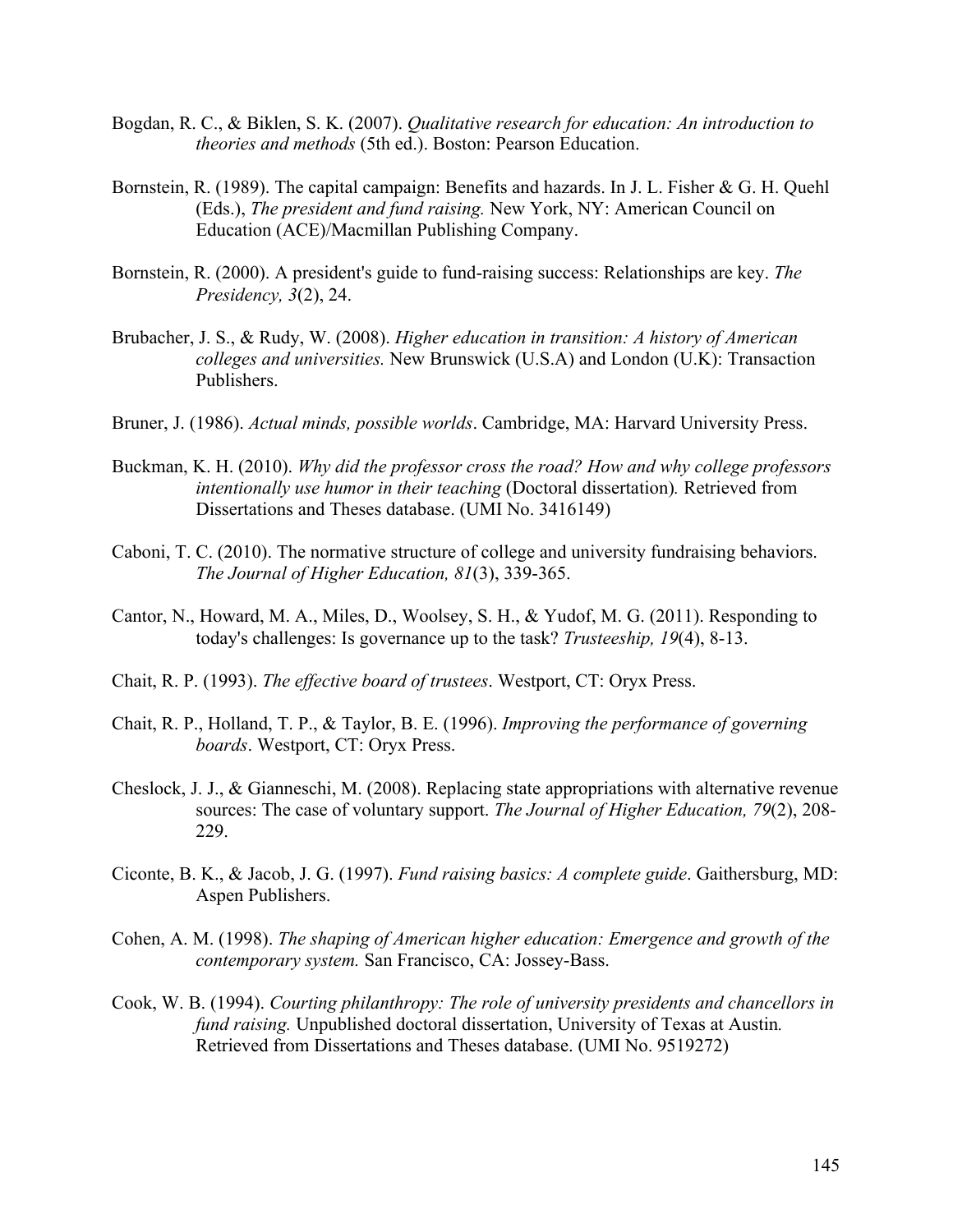Bogdan, R. C., & Biklen, S. K. (2007). *Qualitative research for education: An introduction to theories and methods* (5th ed.). Boston: Pearson Education.

Bornstein, R. (1989). The capital campaign: Benefits and hazards. In J. L. Fisher & G. H. Quehl (Eds.), *The president and fund raising.* New York, NY: American Council on Education (ACE)/Macmillan Publishing Company.

Bornstein, R. (2000). A president's guide to fund-raising success: Relationships are key. *The Presidency, 3*(2), 24.

Brubacher, J. S., & Rudy, W. (2008). *Higher education in transition: A history of American colleges and universities.* New Brunswick (U.S.A) and London (U.K): Transaction Publishers.

Bruner, J. (1986). *Actual minds, possible worlds*. Cambridge, MA: Harvard University Press.

Buckman, K. H. (2010). *Why did the professor cross the road? How and why college professors intentionally use humor in their teaching* (Doctoral dissertation)*.* Retrieved from Dissertations and Theses database. (UMI No. 3416149)

Caboni, T. C. (2010). The normative structure of college and university fundraising behaviors. *The Journal of Higher Education, 81*(3), 339-365.

Cantor, N., Howard, M. A., Miles, D., Woolsey, S. H., & Yudof, M. G. (2011). Responding to today's challenges: Is governance up to the task? *Trusteeship, 19*(4), 8-13.

Chait, R. P. (1993). *The effective board of trustees*. Westport, CT: Oryx Press.

Chait, R. P., Holland, T. P., & Taylor, B. E. (1996). *Improving the performance of governing boards*. Westport, CT: Oryx Press.

Cheslock, J. J., & Gianneschi, M. (2008). Replacing state appropriations with alternative revenue sources: The case of voluntary support. *The Journal of Higher Education, 79*(2), 208-229.

Ciconte, B. K., & Jacob, J. G. (1997). *Fund raising basics: A complete guide*. Gaithersburg, MD: Aspen Publishers.

Cohen, A. M. (1998). *The shaping of American higher education: Emergence and growth of the contemporary system.* San Francisco, CA: Jossey-Bass.

Cook, W. B. (1994). *Courting philanthropy: The role of university presidents and chancellors in fund raising.* Unpublished doctoral dissertation, University of Texas at Austin*.* Retrieved from Dissertations and Theses database. (UMI No. 9519272)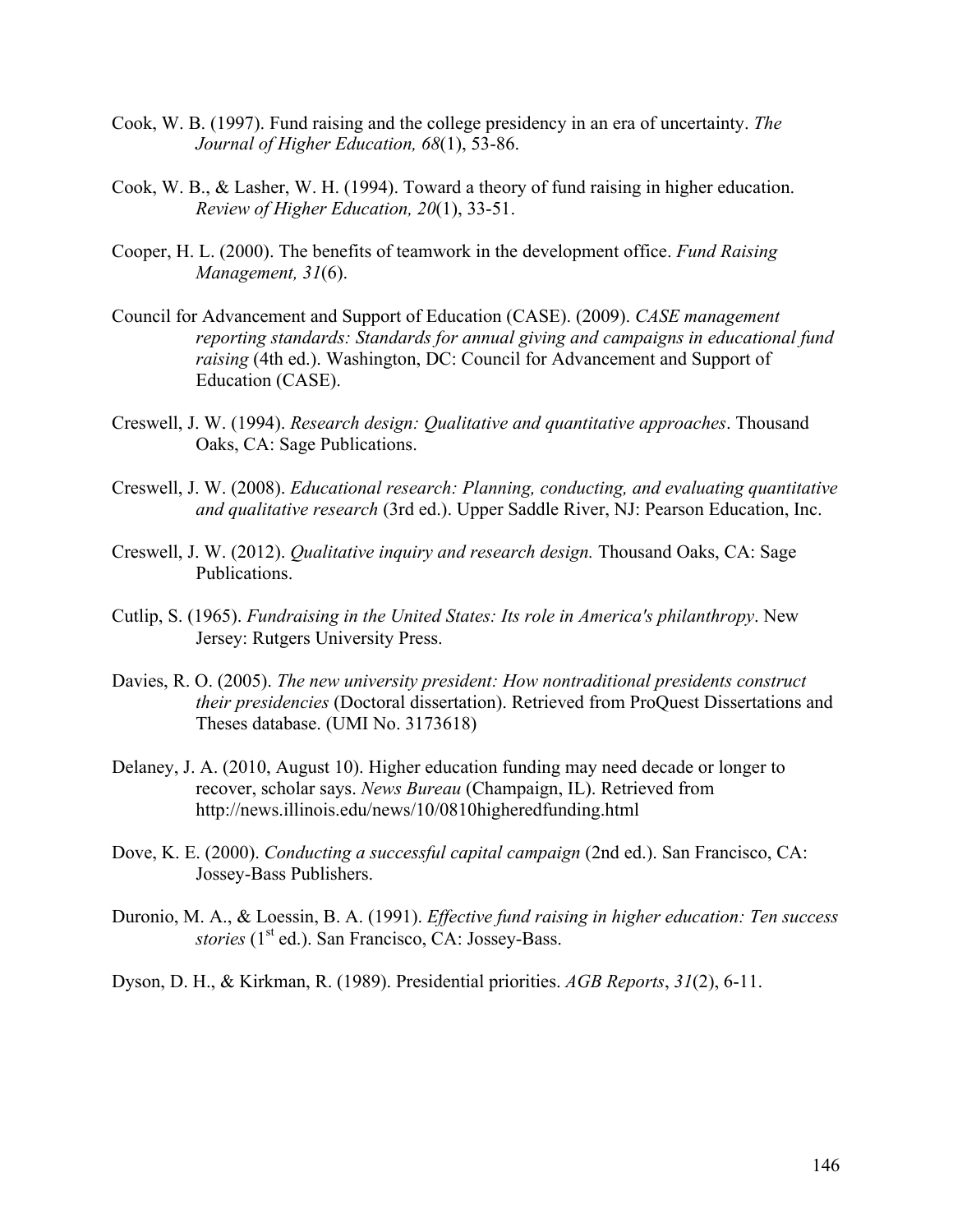Cook, W. B. (1997). Fund raising and the college presidency in an era of uncertainty. *The Journal of Higher Education, 68*(1), 53-86.

Cook, W. B., & Lasher, W. H. (1994). Toward a theory of fund raising in higher education. *Review of Higher Education, 20*(1), 33-51.

Cooper, H. L. (2000). The benefits of teamwork in the development office. *Fund Raising Management, 31*(6).

Council for Advancement and Support of Education (CASE). (2009). *CASE management reporting standards: Standards for annual giving and campaigns in educational fund raising* (4th ed.). Washington, DC: Council for Advancement and Support of Education (CASE).

Creswell, J. W. (1994). *Research design: Qualitative and quantitative approaches*. Thousand Oaks, CA: Sage Publications.

Creswell, J. W. (2008). *Educational research: Planning, conducting, and evaluating quantitative and qualitative research* (3rd ed.). Upper Saddle River, NJ: Pearson Education, Inc.

Creswell, J. W. (2012). *Qualitative inquiry and research design.* Thousand Oaks, CA: Sage Publications.

Cutlip, S. (1965). *Fundraising in the United States: Its role in America's philanthropy*. New Jersey: Rutgers University Press.

Davies, R. O. (2005). *The new university president: How nontraditional presidents construct their presidencies* (Doctoral dissertation). Retrieved from ProQuest Dissertations and Theses database. (UMI No. 3173618)

Delaney, J. A. (2010, August 10). Higher education funding may need decade or longer to recover, scholar says. *News Bureau* (Champaign, IL). Retrieved from http://news.illinois.edu/news/10/0810higheredfunding.html

Dove, K. E. (2000). *Conducting a successful capital campaign* (2nd ed.). San Francisco, CA: Jossey-Bass Publishers.

Duronio, M. A., & Loessin, B. A. (1991). *Effective fund raising in higher education: Ten success stories* (1st ed.). San Francisco, CA: Jossey-Bass.

Dyson, D. H., & Kirkman, R. (1989). Presidential priorities. *AGB Reports*, *31*(2), 6-11.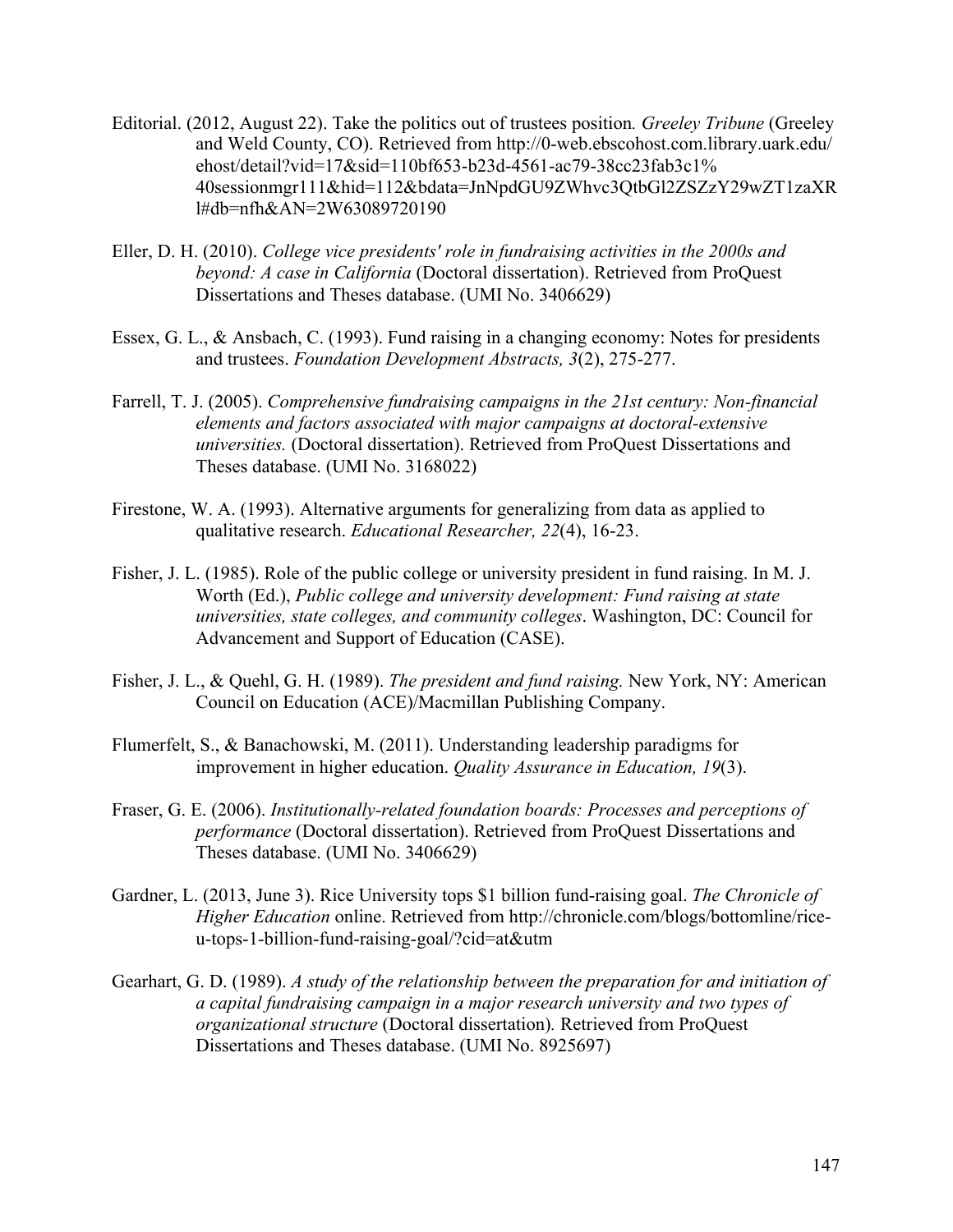Editorial. (2012, August 22). Take the politics out of trustees position. *Greeley Tribune* (Greeley and Weld County, CO). Retrieved from http://0-web.ebscohost.com.library.uark.edu/ehost/detail?vid=17&sid=110bf653-b23d-4561-ac79-38cc23fab3c1%40sessionmgr111&hid=112&bdata=JnNpdGU9ZWhvc3QtbGl2ZSZzY29wZT1zaXRl#db=nfh&AN=2W63089720190

Eller, D. H. (2010). *College vice presidents' role in fundraising activities in the 2000s and beyond: A case in California* (Doctoral dissertation). Retrieved from ProQuest Dissertations and Theses database. (UMI No. 3406629)

Essex, G. L., & Ansbach, C. (1993). Fund raising in a changing economy: Notes for presidents and trustees. *Foundation Development Abstracts, 3*(2), 275-277.

Farrell, T. J. (2005). *Comprehensive fundraising campaigns in the 21st century: Non-financial elements and factors associated with major campaigns at doctoral-extensive universities.* (Doctoral dissertation). Retrieved from ProQuest Dissertations and Theses database. (UMI No. 3168022)

Firestone, W. A. (1993). Alternative arguments for generalizing from data as applied to qualitative research. *Educational Researcher, 22*(4), 16-23.

Fisher, J. L. (1985). Role of the public college or university president in fund raising. In M. J. Worth (Ed.), *Public college and university development: Fund raising at state universities, state colleges, and community colleges*. Washington, DC: Council for Advancement and Support of Education (CASE).

Fisher, J. L., & Quehl, G. H. (1989). *The president and fund raising.* New York, NY: American Council on Education (ACE)/Macmillan Publishing Company.

Flumerfelt, S., & Banachowski, M. (2011). Understanding leadership paradigms for improvement in higher education. *Quality Assurance in Education, 19*(3).

Fraser, G. E. (2006). *Institutionally-related foundation boards: Processes and perceptions of performance* (Doctoral dissertation). Retrieved from ProQuest Dissertations and Theses database. (UMI No. 3406629)

Gardner, L. (2013, June 3). Rice University tops $1 billion fund-raising goal. *The Chronicle of Higher Education* online. Retrieved from http://chronicle.com/blogs/bottomline/rice-u-tops-1-billion-fund-raising-goal/?cid=at&utm

Gearhart, G. D. (1989). *A study of the relationship between the preparation for and initiation of a capital fundraising campaign in a major research university and two types of organizational structure* (Doctoral dissertation). Retrieved from ProQuest Dissertations and Theses database. (UMI No. 8925697)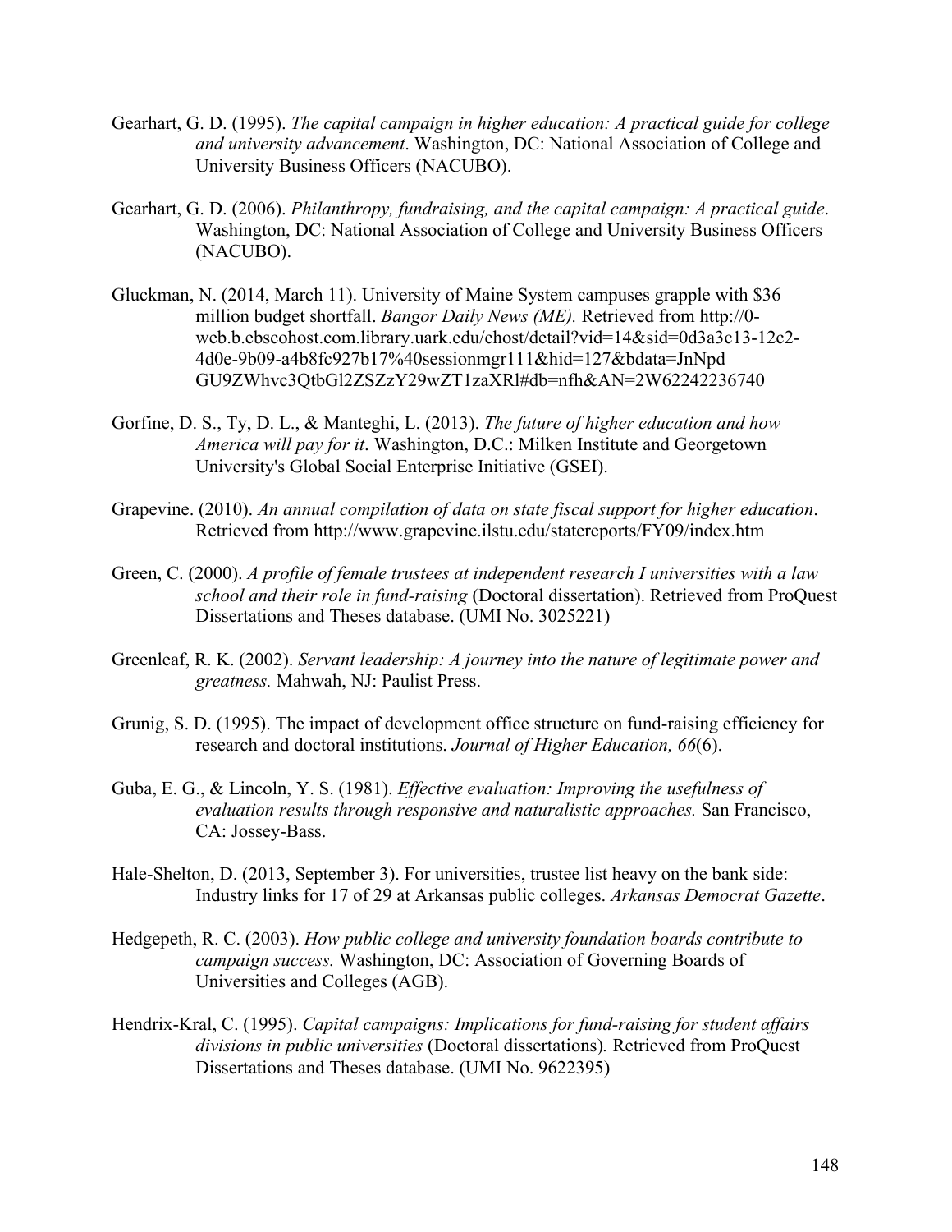Gearhart, G. D. (1995). *The capital campaign in higher education: A practical guide for college and university advancement*. Washington, DC: National Association of College and University Business Officers (NACUBO).

Gearhart, G. D. (2006). *Philanthropy, fundraising, and the capital campaign: A practical guide*. Washington, DC: National Association of College and University Business Officers (NACUBO).

Gluckman, N. (2014, March 11). University of Maine System campuses grapple with $36 million budget shortfall. *Bangor Daily News (ME).* Retrieved from http://0-web.b.ebscohost.com.library.uark.edu/ehost/detail?vid=14&sid=0d3a3c13-12c2-4d0e-9b09-a4b8fc927b17%40sessionmgr111&hid=127&bdata=JnNpdGU9ZWhvc3QtbGl2ZSZzY29wZT1zaXRl#db=nfh&AN=2W62242236740

Gorfine, D. S., Ty, D. L., & Manteghi, L. (2013). *The future of higher education and how America will pay for it*. Washington, D.C.: Milken Institute and Georgetown University's Global Social Enterprise Initiative (GSEI).

Grapevine. (2010). *An annual compilation of data on state fiscal support for higher education*. Retrieved from http://www.grapevine.ilstu.edu/statereports/FY09/index.htm

Green, C. (2000). *A profile of female trustees at independent research I universities with a law school and their role in fund-raising* (Doctoral dissertation). Retrieved from ProQuest Dissertations and Theses database. (UMI No. 3025221)

Greenleaf, R. K. (2002). *Servant leadership: A journey into the nature of legitimate power and greatness.* Mahwah, NJ: Paulist Press.

Grunig, S. D. (1995). The impact of development office structure on fund-raising efficiency for research and doctoral institutions. *Journal of Higher Education, 66*(6).

Guba, E. G., & Lincoln, Y. S. (1981). *Effective evaluation: Improving the usefulness of evaluation results through responsive and naturalistic approaches.* San Francisco, CA: Jossey-Bass.

Hale-Shelton, D. (2013, September 3). For universities, trustee list heavy on the bank side: Industry links for 17 of 29 at Arkansas public colleges. *Arkansas Democrat Gazette*.

Hedgepeth, R. C. (2003). *How public college and university foundation boards contribute to campaign success.* Washington, DC: Association of Governing Boards of Universities and Colleges (AGB).

Hendrix-Kral, C. (1995). *Capital campaigns: Implications for fund-raising for student affairs divisions in public universities* (Doctoral dissertations)*.* Retrieved from ProQuest Dissertations and Theses database. (UMI No. 9622395)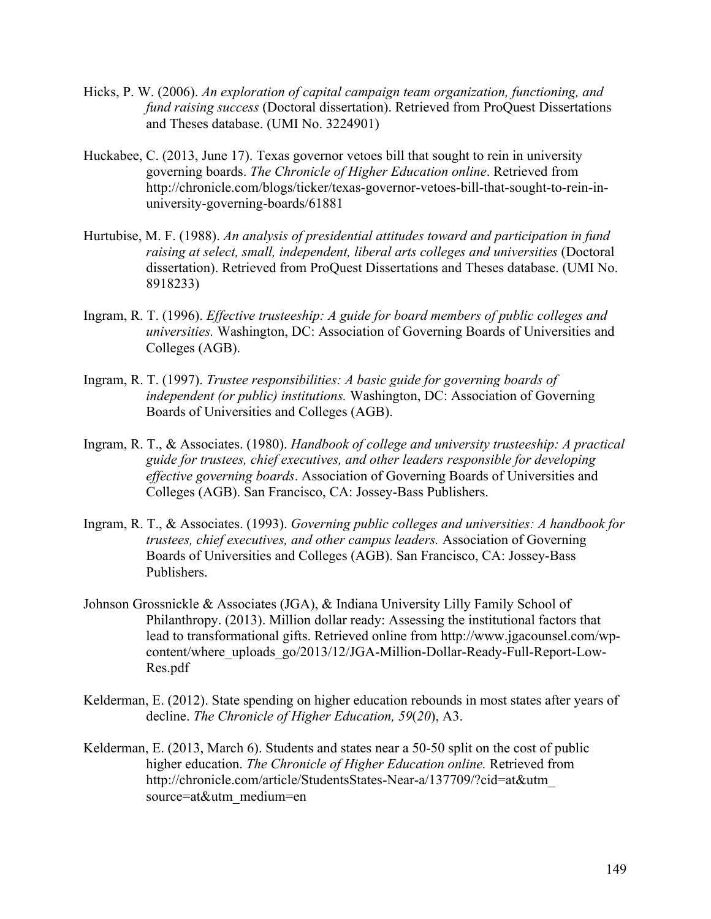Hicks, P. W. (2006). *An exploration of capital campaign team organization, functioning, and fund raising success* (Doctoral dissertation). Retrieved from ProQuest Dissertations and Theses database. (UMI No. 3224901)

Huckabee, C. (2013, June 17). Texas governor vetoes bill that sought to rein in university governing boards. *The Chronicle of Higher Education online*. Retrieved from http://chronicle.com/blogs/ticker/texas-governor-vetoes-bill-that-sought-to-rein-in-university-governing-boards/61881

Hurtubise, M. F. (1988). *An analysis of presidential attitudes toward and participation in fund raising at select, small, independent, liberal arts colleges and universities* (Doctoral dissertation). Retrieved from ProQuest Dissertations and Theses database. (UMI No. 8918233)

Ingram, R. T. (1996). *Effective trusteeship: A guide for board members of public colleges and universities.* Washington, DC: Association of Governing Boards of Universities and Colleges (AGB).

Ingram, R. T. (1997). *Trustee responsibilities: A basic guide for governing boards of independent (or public) institutions.* Washington, DC: Association of Governing Boards of Universities and Colleges (AGB).

Ingram, R. T., & Associates. (1980). *Handbook of college and university trusteeship: A practical guide for trustees, chief executives, and other leaders responsible for developing effective governing boards*. Association of Governing Boards of Universities and Colleges (AGB). San Francisco, CA: Jossey-Bass Publishers.

Ingram, R. T., & Associates. (1993). *Governing public colleges and universities: A handbook for trustees, chief executives, and other campus leaders.* Association of Governing Boards of Universities and Colleges (AGB). San Francisco, CA: Jossey-Bass Publishers.

Johnson Grossnickle & Associates (JGA), & Indiana University Lilly Family School of Philanthropy. (2013). Million dollar ready: Assessing the institutional factors that lead to transformational gifts. Retrieved online from http://www.jgacounsel.com/wp-content/where_uploads_go/2013/12/JGA-Million-Dollar-Ready-Full-Report-Low-Res.pdf

Kelderman, E. (2012). State spending on higher education rebounds in most states after years of decline. *The Chronicle of Higher Education, 59*(*20*), A3.

Kelderman, E. (2013, March 6). Students and states near a 50-50 split on the cost of public higher education. *The Chronicle of Higher Education online.* Retrieved from http://chronicle.com/article/StudentsStates-Near-a/137709/?cid=at&utm_source=at&utm_medium=en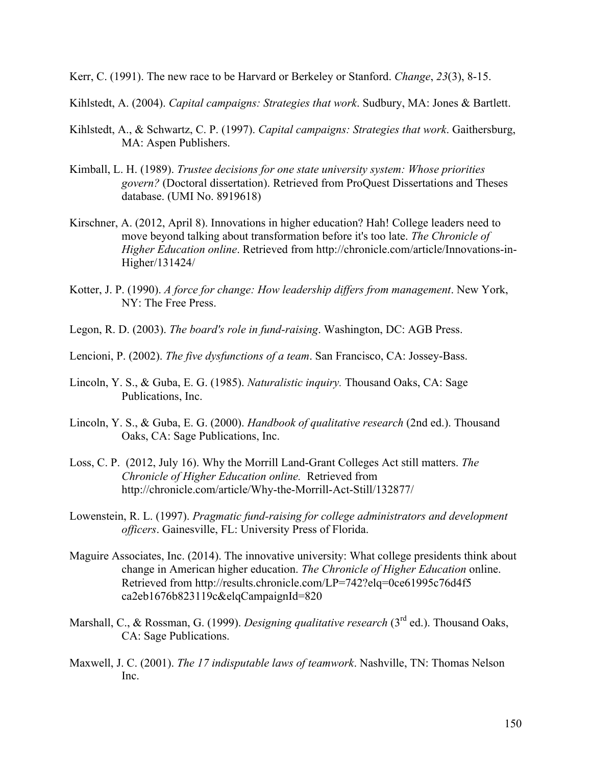Kerr, C. (1991). The new race to be Harvard or Berkeley or Stanford. *Change*, *23*(3), 8-15.

Kihlstedt, A. (2004). *Capital campaigns: Strategies that work*. Sudbury, MA: Jones & Bartlett.

Kihlstedt, A., & Schwartz, C. P. (1997). *Capital campaigns: Strategies that work*. Gaithersburg, MA: Aspen Publishers.

Kimball, L. H. (1989). *Trustee decisions for one state university system: Whose priorities govern?* (Doctoral dissertation). Retrieved from ProQuest Dissertations and Theses database. (UMI No. 8919618)

Kirschner, A. (2012, April 8). Innovations in higher education? Hah! College leaders need to move beyond talking about transformation before it's too late. *The Chronicle of Higher Education online*. Retrieved from http://chronicle.com/article/Innovations-in-Higher/131424/

Kotter, J. P. (1990). *A force for change: How leadership differs from management*. New York, NY: The Free Press.

Legon, R. D. (2003). *The board's role in fund-raising*. Washington, DC: AGB Press.

Lencioni, P. (2002). *The five dysfunctions of a team*. San Francisco, CA: Jossey-Bass.

Lincoln, Y. S., & Guba, E. G. (1985). *Naturalistic inquiry.* Thousand Oaks, CA: Sage Publications, Inc.

Lincoln, Y. S., & Guba, E. G. (2000). *Handbook of qualitative research* (2nd ed.). Thousand Oaks, CA: Sage Publications, Inc.

Loss, C. P. (2012, July 16). Why the Morrill Land-Grant Colleges Act still matters. *The Chronicle of Higher Education online.* Retrieved from http://chronicle.com/article/Why-the-Morrill-Act-Still/132877/

Lowenstein, R. L. (1997). *Pragmatic fund-raising for college administrators and development officers*. Gainesville, FL: University Press of Florida.

Maguire Associates, Inc. (2014). The innovative university: What college presidents think about change in American higher education. *The Chronicle of Higher Education* online. Retrieved from http://results.chronicle.com/LP=742?elq=0ce61995c76d4f5 ca2eb1676b823119c&elqCampaignId=820

Marshall, C., & Rossman, G. (1999). *Designing qualitative research* (3rd ed.). Thousand Oaks, CA: Sage Publications.

Maxwell, J. C. (2001). *The 17 indisputable laws of teamwork*. Nashville, TN: Thomas Nelson Inc.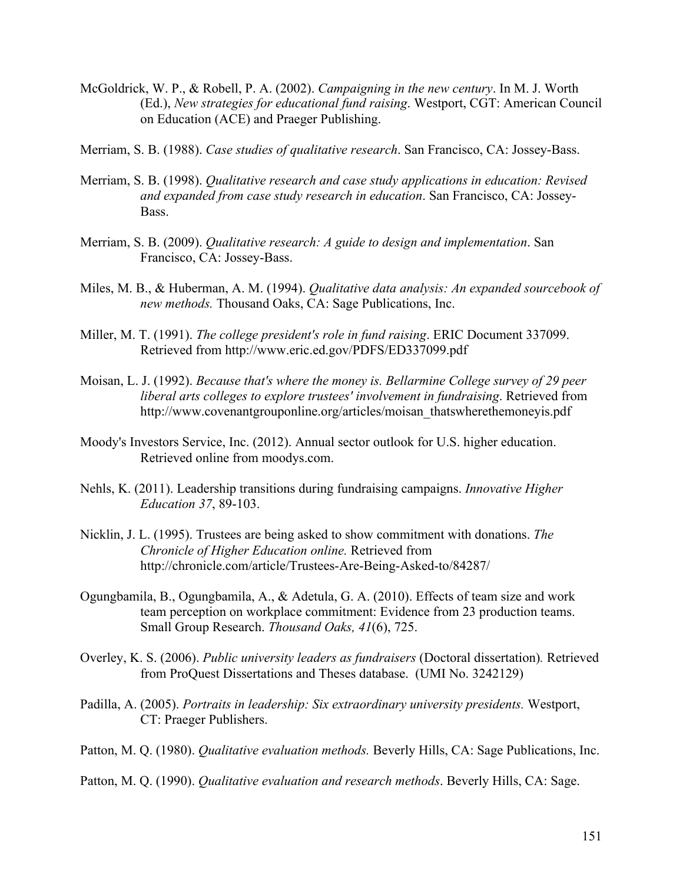McGoldrick, W. P., & Robell, P. A. (2002). *Campaigning in the new century*. In M. J. Worth (Ed.), *New strategies for educational fund raising*. Westport, CGT: American Council on Education (ACE) and Praeger Publishing.

Merriam, S. B. (1988). *Case studies of qualitative research*. San Francisco, CA: Jossey-Bass.

Merriam, S. B. (1998). *Qualitative research and case study applications in education: Revised and expanded from case study research in education*. San Francisco, CA: Jossey-Bass.

Merriam, S. B. (2009). *Qualitative research: A guide to design and implementation*. San Francisco, CA: Jossey-Bass.

Miles, M. B., & Huberman, A. M. (1994). *Qualitative data analysis: An expanded sourcebook of new methods.* Thousand Oaks, CA: Sage Publications, Inc.

Miller, M. T. (1991). *The college president's role in fund raising*. ERIC Document 337099. Retrieved from http://www.eric.ed.gov/PDFS/ED337099.pdf

Moisan, L. J. (1992). *Because that's where the money is. Bellarmine College survey of 29 peer liberal arts colleges to explore trustees' involvement in fundraising*. Retrieved from http://www.covenantgrouponline.org/articles/moisan_thatswherethemoneyis.pdf

Moody's Investors Service, Inc. (2012). Annual sector outlook for U.S. higher education. Retrieved online from moodys.com.

Nehls, K. (2011). Leadership transitions during fundraising campaigns. *Innovative Higher Education 37*, 89-103.

Nicklin, J. L. (1995). Trustees are being asked to show commitment with donations. *The Chronicle of Higher Education online.* Retrieved from http://chronicle.com/article/Trustees-Are-Being-Asked-to/84287/

Ogungbamila, B., Ogungbamila, A., & Adetula, G. A. (2010). Effects of team size and work team perception on workplace commitment: Evidence from 23 production teams. Small Group Research. *Thousand Oaks, 41*(6), 725.

Overley, K. S. (2006). *Public university leaders as fundraisers* (Doctoral dissertation)*.* Retrieved from ProQuest Dissertations and Theses database. (UMI No. 3242129)

Padilla, A. (2005). *Portraits in leadership: Six extraordinary university presidents.* Westport, CT: Praeger Publishers.

Patton, M. Q. (1980). *Qualitative evaluation methods.* Beverly Hills, CA: Sage Publications, Inc.

Patton, M. Q. (1990). *Qualitative evaluation and research methods*. Beverly Hills, CA: Sage.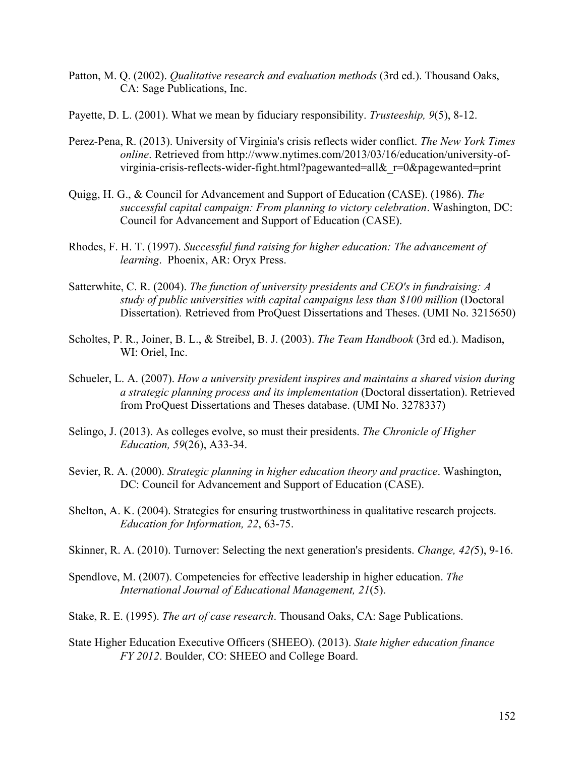Patton, M. Q. (2002). *Qualitative research and evaluation methods* (3rd ed.). Thousand Oaks, CA: Sage Publications, Inc.

Payette, D. L. (2001). What we mean by fiduciary responsibility. *Trusteeship, 9*(5), 8-12.

Perez-Pena, R. (2013). University of Virginia's crisis reflects wider conflict. *The New York Times online*. Retrieved from http://www.nytimes.com/2013/03/16/education/university-of-virginia-crisis-reflects-wider-fight.html?pagewanted=all&_r=0&pagewanted=print

Quigg, H. G., & Council for Advancement and Support of Education (CASE). (1986). *The successful capital campaign: From planning to victory celebration*. Washington, DC: Council for Advancement and Support of Education (CASE).

Rhodes, F. H. T. (1997). *Successful fund raising for higher education: The advancement of learning*. Phoenix, AR: Oryx Press.

Satterwhite, C. R. (2004). *The function of university presidents and CEO's in fundraising: A study of public universities with capital campaigns less than $100 million* (Doctoral Dissertation). Retrieved from ProQuest Dissertations and Theses. (UMI No. 3215650)

Scholtes, P. R., Joiner, B. L., & Streibel, B. J. (2003). *The Team Handbook* (3rd ed.). Madison, WI: Oriel, Inc.

Schueler, L. A. (2007). *How a university president inspires and maintains a shared vision during a strategic planning process and its implementation* (Doctoral dissertation). Retrieved from ProQuest Dissertations and Theses database. (UMI No. 3278337)

Selingo, J. (2013). As colleges evolve, so must their presidents. *The Chronicle of Higher Education, 59*(26), A33-34.

Sevier, R. A. (2000). *Strategic planning in higher education theory and practice*. Washington, DC: Council for Advancement and Support of Education (CASE).

Shelton, A. K. (2004). Strategies for ensuring trustworthiness in qualitative research projects. *Education for Information, 22*, 63-75.

Skinner, R. A. (2010). Turnover: Selecting the next generation's presidents. *Change, 42(*5), 9-16.

Spendlove, M. (2007). Competencies for effective leadership in higher education. *The International Journal of Educational Management, 21*(5).

Stake, R. E. (1995). *The art of case research*. Thousand Oaks, CA: Sage Publications.

State Higher Education Executive Officers (SHEEO). (2013). *State higher education finance FY 2012*. Boulder, CO: SHEEO and College Board.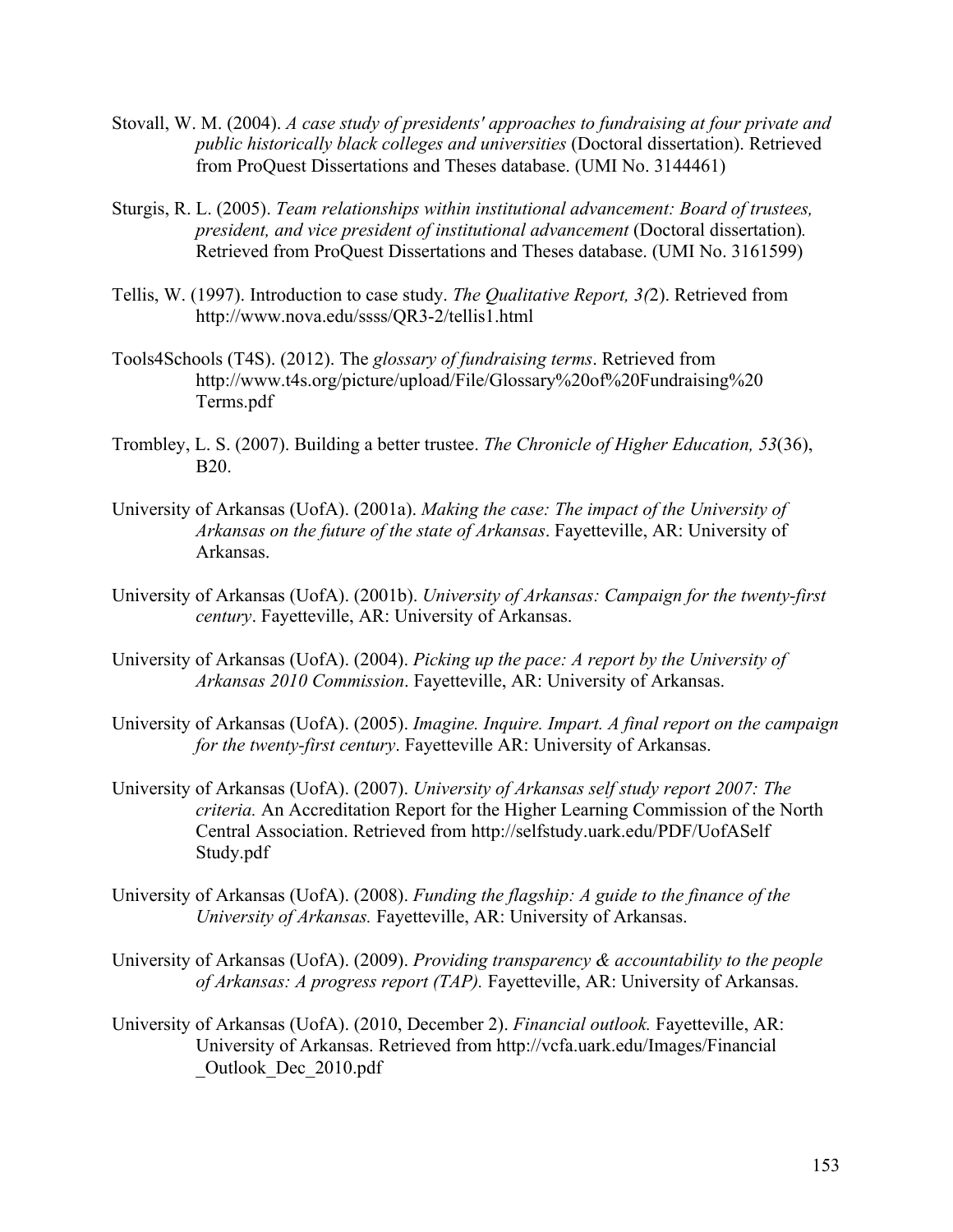Stovall, W. M. (2004). *A case study of presidents' approaches to fundraising at four private and public historically black colleges and universities* (Doctoral dissertation). Retrieved from ProQuest Dissertations and Theses database. (UMI No. 3144461)

Sturgis, R. L. (2005). *Team relationships within institutional advancement: Board of trustees, president, and vice president of institutional advancement* (Doctoral dissertation). Retrieved from ProQuest Dissertations and Theses database. (UMI No. 3161599)

Tellis, W. (1997). Introduction to case study. *The Qualitative Report, 3(*2). Retrieved from http://www.nova.edu/ssss/QR3-2/tellis1.html

Tools4Schools (T4S). (2012). The *glossary of fundraising terms*. Retrieved from http://www.t4s.org/picture/upload/File/Glossary%20of%20Fundraising%20 Terms.pdf

Trombley, L. S. (2007). Building a better trustee. *The Chronicle of Higher Education, 53*(36), B20.

University of Arkansas (UofA). (2001a). *Making the case: The impact of the University of Arkansas on the future of the state of Arkansas*. Fayetteville, AR: University of Arkansas.

University of Arkansas (UofA). (2001b). *University of Arkansas: Campaign for the twenty-first century*. Fayetteville, AR: University of Arkansas.

University of Arkansas (UofA). (2004). *Picking up the pace: A report by the University of Arkansas 2010 Commission*. Fayetteville, AR: University of Arkansas.

University of Arkansas (UofA). (2005). *Imagine. Inquire. Impart. A final report on the campaign for the twenty-first century*. Fayetteville AR: University of Arkansas.

University of Arkansas (UofA). (2007). *University of Arkansas self study report 2007: The criteria.* An Accreditation Report for the Higher Learning Commission of the North Central Association. Retrieved from http://selfstudy.uark.edu/PDF/UofASelf Study.pdf

University of Arkansas (UofA). (2008). *Funding the flagship: A guide to the finance of the University of Arkansas.* Fayetteville, AR: University of Arkansas.

University of Arkansas (UofA). (2009). *Providing transparency & accountability to the people of Arkansas: A progress report (TAP).* Fayetteville, AR: University of Arkansas.

University of Arkansas (UofA). (2010, December 2). *Financial outlook.* Fayetteville, AR: University of Arkansas. Retrieved from http://vcfa.uark.edu/Images/Financial _Outlook_Dec_2010.pdf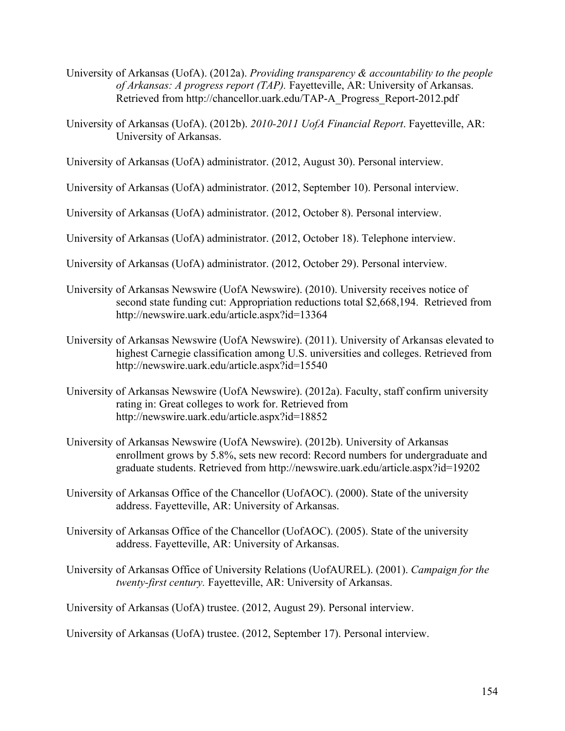University of Arkansas (UofA). (2012a). *Providing transparency & accountability to the people of Arkansas: A progress report (TAP).* Fayetteville, AR: University of Arkansas. Retrieved from http://chancellor.uark.edu/TAP-A_Progress_Report-2012.pdf

University of Arkansas (UofA). (2012b). *2010-2011 UofA Financial Report*. Fayetteville, AR: University of Arkansas.

University of Arkansas (UofA) administrator. (2012, August 30). Personal interview.

University of Arkansas (UofA) administrator. (2012, September 10). Personal interview.

University of Arkansas (UofA) administrator. (2012, October 8). Personal interview.

University of Arkansas (UofA) administrator. (2012, October 18). Telephone interview.

University of Arkansas (UofA) administrator. (2012, October 29). Personal interview.

University of Arkansas Newswire (UofA Newswire). (2010). University receives notice of second state funding cut: Appropriation reductions total $2,668,194. Retrieved from http://newswire.uark.edu/article.aspx?id=13364

University of Arkansas Newswire (UofA Newswire). (2011). University of Arkansas elevated to highest Carnegie classification among U.S. universities and colleges. Retrieved from http://newswire.uark.edu/article.aspx?id=15540

University of Arkansas Newswire (UofA Newswire). (2012a). Faculty, staff confirm university rating in: Great colleges to work for. Retrieved from http://newswire.uark.edu/article.aspx?id=18852

University of Arkansas Newswire (UofA Newswire). (2012b). University of Arkansas enrollment grows by 5.8%, sets new record: Record numbers for undergraduate and graduate students. Retrieved from http://newswire.uark.edu/article.aspx?id=19202

University of Arkansas Office of the Chancellor (UofAOC). (2000). State of the university address. Fayetteville, AR: University of Arkansas.

University of Arkansas Office of the Chancellor (UofAOC). (2005). State of the university address. Fayetteville, AR: University of Arkansas.

University of Arkansas Office of University Relations (UofAUREL). (2001). *Campaign for the twenty-first century.* Fayetteville, AR: University of Arkansas.

University of Arkansas (UofA) trustee. (2012, August 29). Personal interview.

University of Arkansas (UofA) trustee. (2012, September 17). Personal interview.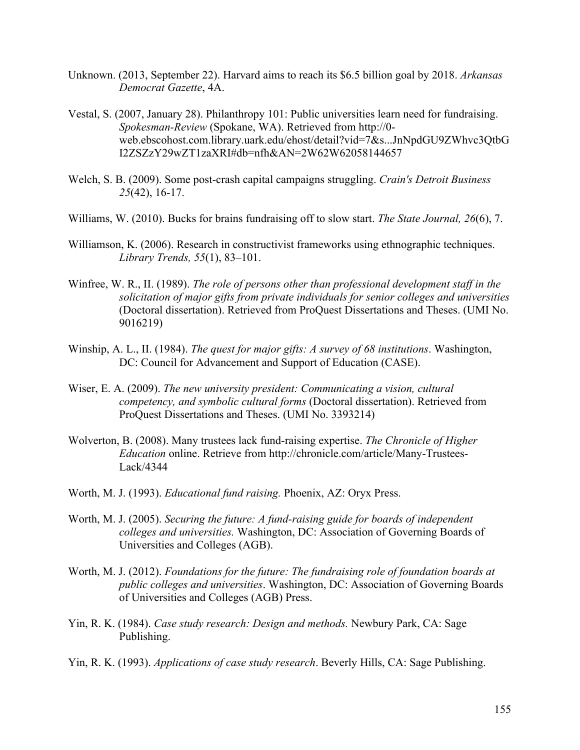Unknown. (2013, September 22). Harvard aims to reach its $6.5 billion goal by 2018. *Arkansas Democrat Gazette*, 4A.

Vestal, S. (2007, January 28). Philanthropy 101: Public universities learn need for fundraising. *Spokesman-Review* (Spokane, WA). Retrieved from http://0-web.ebscohost.com.library.uark.edu/ehost/detail?vid=7&s...JnNpdGU9ZWhvc3QtbGI2ZSZzY29wZT1zaXRl#db=nfh&AN=2W62W62058144657

Welch, S. B. (2009). Some post-crash capital campaigns struggling. *Crain's Detroit Business 25*(42), 16-17.

Williams, W. (2010). Bucks for brains fundraising off to slow start. *The State Journal, 26*(6), 7.

Williamson, K. (2006). Research in constructivist frameworks using ethnographic techniques. *Library Trends, 55*(1), 83–101.

Winfree, W. R., II. (1989). *The role of persons other than professional development staff in the solicitation of major gifts from private individuals for senior colleges and universities* (Doctoral dissertation). Retrieved from ProQuest Dissertations and Theses. (UMI No. 9016219)

Winship, A. L., II. (1984). *The quest for major gifts: A survey of 68 institutions*. Washington, DC: Council for Advancement and Support of Education (CASE).

Wiser, E. A. (2009). *The new university president: Communicating a vision, cultural competency, and symbolic cultural forms* (Doctoral dissertation). Retrieved from ProQuest Dissertations and Theses. (UMI No. 3393214)

Wolverton, B. (2008). Many trustees lack fund-raising expertise. *The Chronicle of Higher Education* online. Retrieve from http://chronicle.com/article/Many-Trustees-Lack/4344

Worth, M. J. (1993). *Educational fund raising.* Phoenix, AZ: Oryx Press.

Worth, M. J. (2005). *Securing the future: A fund-raising guide for boards of independent colleges and universities.* Washington, DC: Association of Governing Boards of Universities and Colleges (AGB).

Worth, M. J. (2012). *Foundations for the future: The fundraising role of foundation boards at public colleges and universities*. Washington, DC: Association of Governing Boards of Universities and Colleges (AGB) Press.

Yin, R. K. (1984). *Case study research: Design and methods.* Newbury Park, CA: Sage Publishing.

Yin, R. K. (1993). *Applications of case study research*. Beverly Hills, CA: Sage Publishing.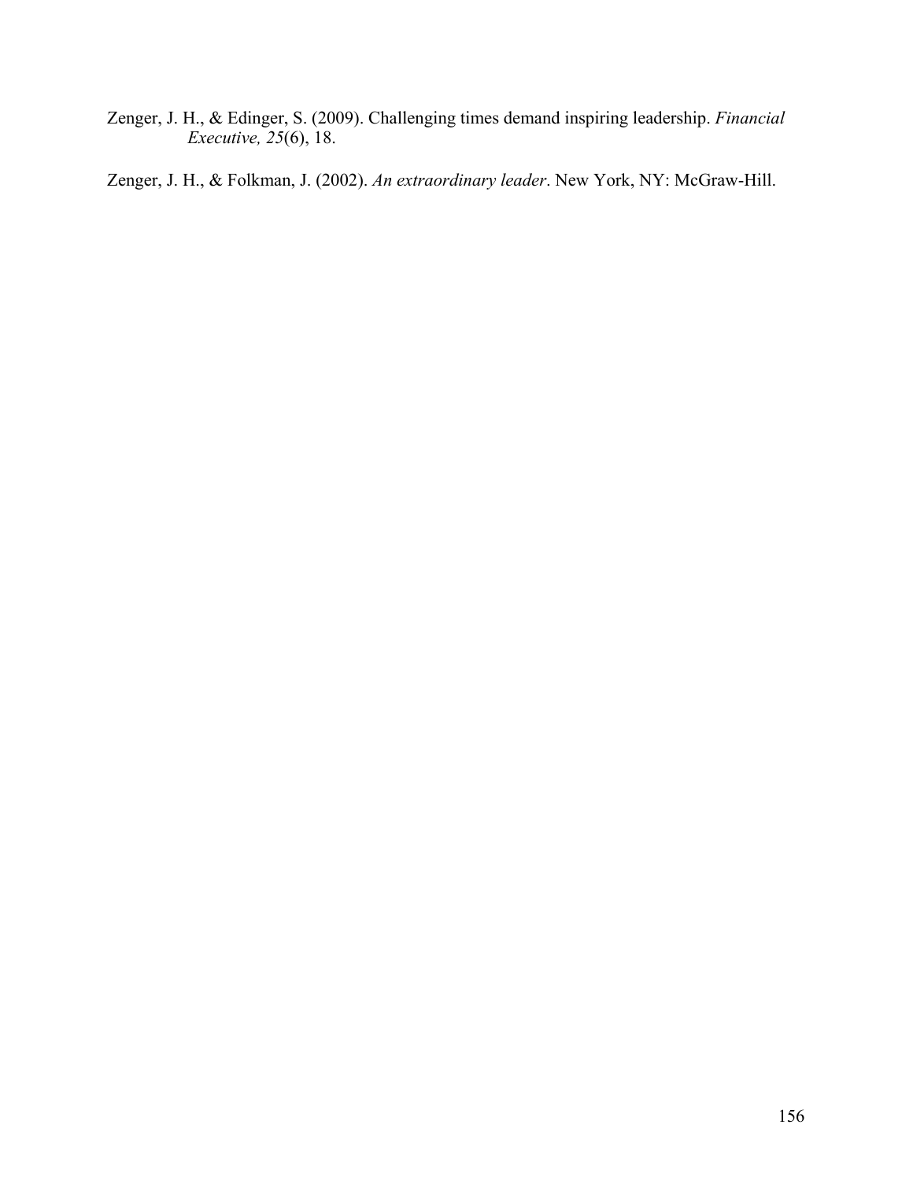Zenger, J. H., & Edinger, S. (2009). Challenging times demand inspiring leadership. *Financial Executive, 25*(6), 18.

Zenger, J. H., & Folkman, J. (2002). *An extraordinary leader*. New York, NY: McGraw-Hill.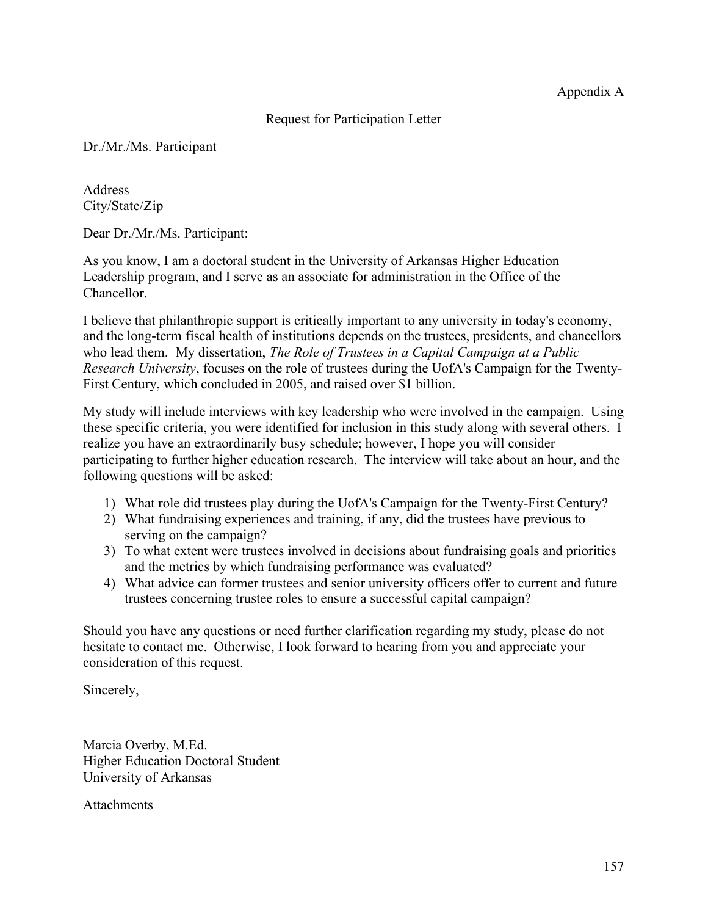Appendix A

## Request for Participation Letter

Dr./Mr./Ms. Participant

Address
City/State/Zip

Dear Dr./Mr./Ms. Participant:

As you know, I am a doctoral student in the University of Arkansas Higher Education Leadership program, and I serve as an associate for administration in the Office of the Chancellor.

I believe that philanthropic support is critically important to any university in today's economy, and the long-term fiscal health of institutions depends on the trustees, presidents, and chancellors who lead them. My dissertation, *The Role of Trustees in a Capital Campaign at a Public Research University*, focuses on the role of trustees during the UofA's Campaign for the Twenty-First Century, which concluded in 2005, and raised over $1 billion.

My study will include interviews with key leadership who were involved in the campaign. Using these specific criteria, you were identified for inclusion in this study along with several others. I realize you have an extraordinarily busy schedule; however, I hope you will consider participating to further higher education research. The interview will take about an hour, and the following questions will be asked:

1) What role did trustees play during the UofA's Campaign for the Twenty-First Century?
2) What fundraising experiences and training, if any, did the trustees have previous to serving on the campaign?
3) To what extent were trustees involved in decisions about fundraising goals and priorities and the metrics by which fundraising performance was evaluated?
4) What advice can former trustees and senior university officers offer to current and future trustees concerning trustee roles to ensure a successful capital campaign?

Should you have any questions or need further clarification regarding my study, please do not hesitate to contact me. Otherwise, I look forward to hearing from you and appreciate your consideration of this request.

Sincerely,

Marcia Overby, M.Ed.
Higher Education Doctoral Student
University of Arkansas

Attachments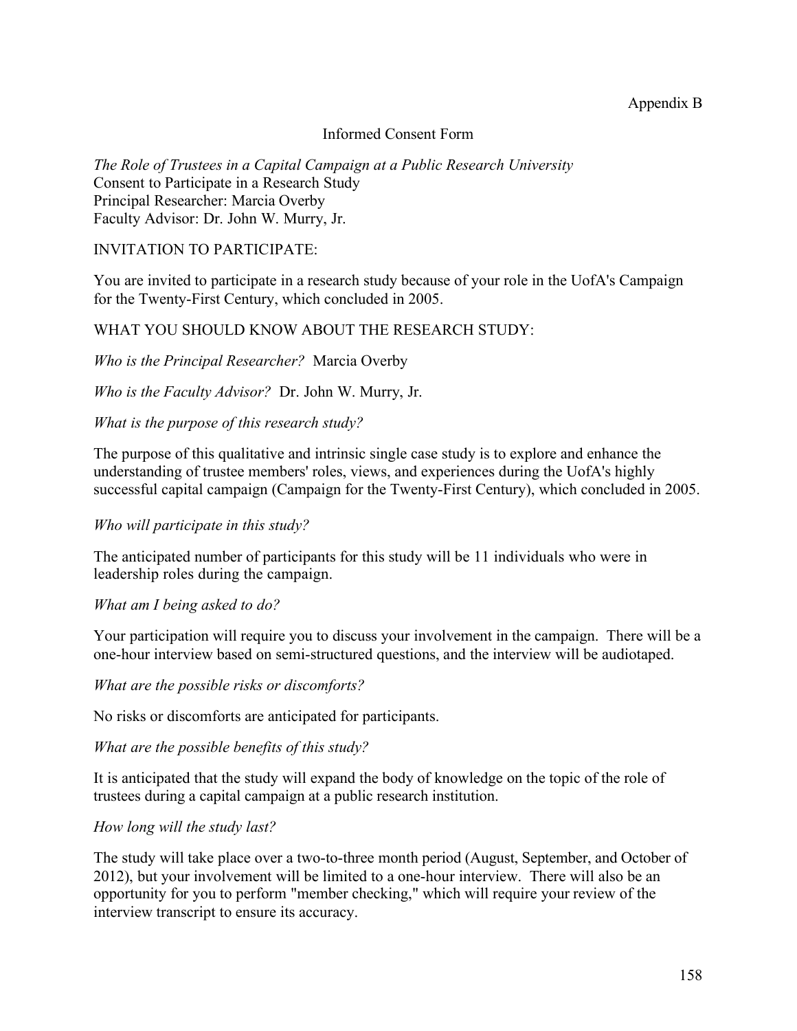Appendix B

Informed Consent Form

*The Role of Trustees in a Capital Campaign at a Public Research University*
Consent to Participate in a Research Study
Principal Researcher: Marcia Overby
Faculty Advisor: Dr. John W. Murry, Jr.

INVITATION TO PARTICIPATE:

You are invited to participate in a research study because of your role in the UofA's Campaign for the Twenty-First Century, which concluded in 2005.

WHAT YOU SHOULD KNOW ABOUT THE RESEARCH STUDY:

*Who is the Principal Researcher?* Marcia Overby

*Who is the Faculty Advisor?* Dr. John W. Murry, Jr.

*What is the purpose of this research study?*

The purpose of this qualitative and intrinsic single case study is to explore and enhance the understanding of trustee members' roles, views, and experiences during the UofA's highly successful capital campaign (Campaign for the Twenty-First Century), which concluded in 2005.

*Who will participate in this study?*

The anticipated number of participants for this study will be 11 individuals who were in leadership roles during the campaign.

*What am I being asked to do?*

Your participation will require you to discuss your involvement in the campaign. There will be a one-hour interview based on semi-structured questions, and the interview will be audiotaped.

*What are the possible risks or discomforts?*

No risks or discomforts are anticipated for participants.

*What are the possible benefits of this study?*

It is anticipated that the study will expand the body of knowledge on the topic of the role of trustees during a capital campaign at a public research institution.

*How long will the study last?*

The study will take place over a two-to-three month period (August, September, and October of 2012), but your involvement will be limited to a one-hour interview. There will also be an opportunity for you to perform "member checking," which will require your review of the interview transcript to ensure its accuracy.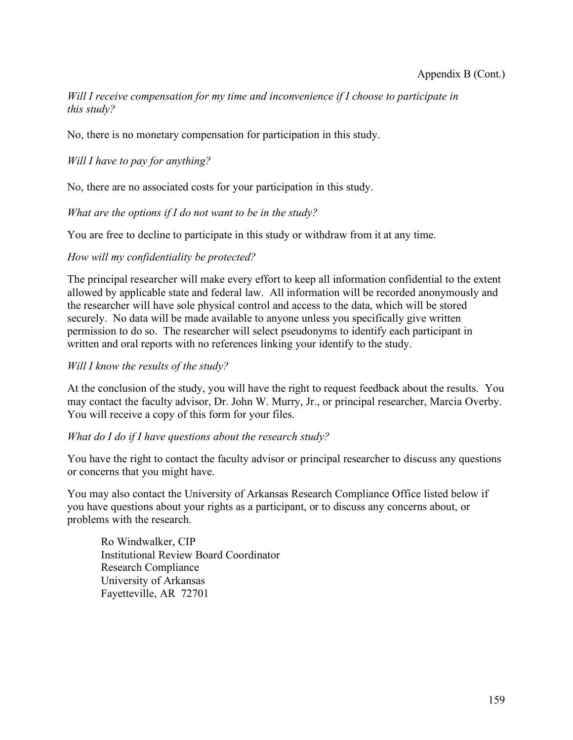Appendix B (Cont.)

*Will I receive compensation for my time and inconvenience if I choose to participate in this study?*

No, there is no monetary compensation for participation in this study.

*Will I have to pay for anything?*

No, there are no associated costs for your participation in this study.

*What are the options if I do not want to be in the study?*

You are free to decline to participate in this study or withdraw from it at any time.

*How will my confidentiality be protected?*

The principal researcher will make every effort to keep all information confidential to the extent allowed by applicable state and federal law. All information will be recorded anonymously and the researcher will have sole physical control and access to the data, which will be stored securely. No data will be made available to anyone unless you specifically give written permission to do so. The researcher will select pseudonyms to identify each participant in written and oral reports with no references linking your identify to the study.

*Will I know the results of the study?*

At the conclusion of the study, you will have the right to request feedback about the results. You may contact the faculty advisor, Dr. John W. Murry, Jr., or principal researcher, Marcia Overby. You will receive a copy of this form for your files.

*What do I do if I have questions about the research study?*

You have the right to contact the faculty advisor or principal researcher to discuss any questions or concerns that you might have.

You may also contact the University of Arkansas Research Compliance Office listed below if you have questions about your rights as a participant, or to discuss any concerns about, or problems with the research.

> Ro Windwalker, CIP
> Institutional Review Board Coordinator
> Research Compliance
> University of Arkansas
> Fayetteville, AR 72701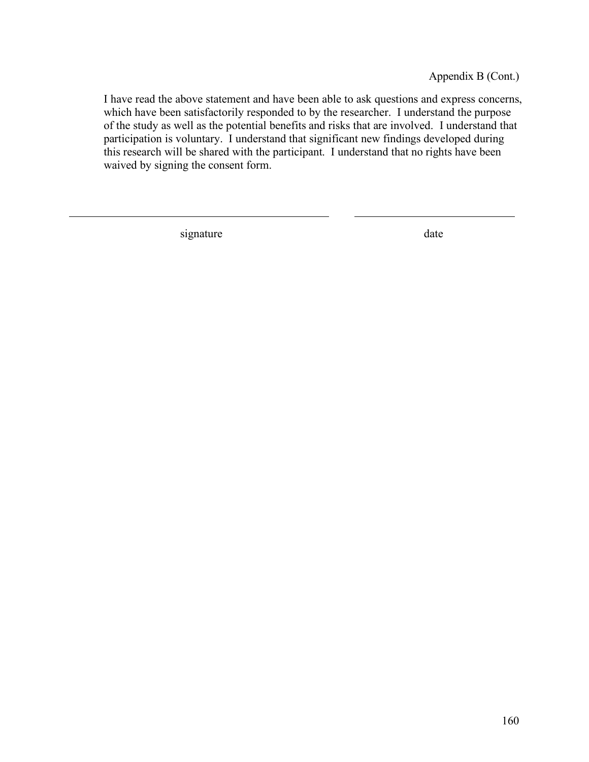Appendix B (Cont.)

I have read the above statement and have been able to ask questions and express concerns, which have been satisfactorily responded to by the researcher. I understand the purpose of the study as well as the potential benefits and risks that are involved. I understand that participation is voluntary. I understand that significant new findings developed during this research will be shared with the participant. I understand that no rights have been waived by signing the consent form.

\_\_\_\_\_\_\_\_\_\_\_\_\_\_\_\_\_\_\_\_\_\_\_\_\_\_\_\_\_\_\_\_\_\_\_\_\_\_\_\_\_\_\_\_ \_\_\_\_\_\_\_\_\_\_\_\_\_\_\_\_\_\_\_\_\_\_\_\_\_\_\_\_

signature date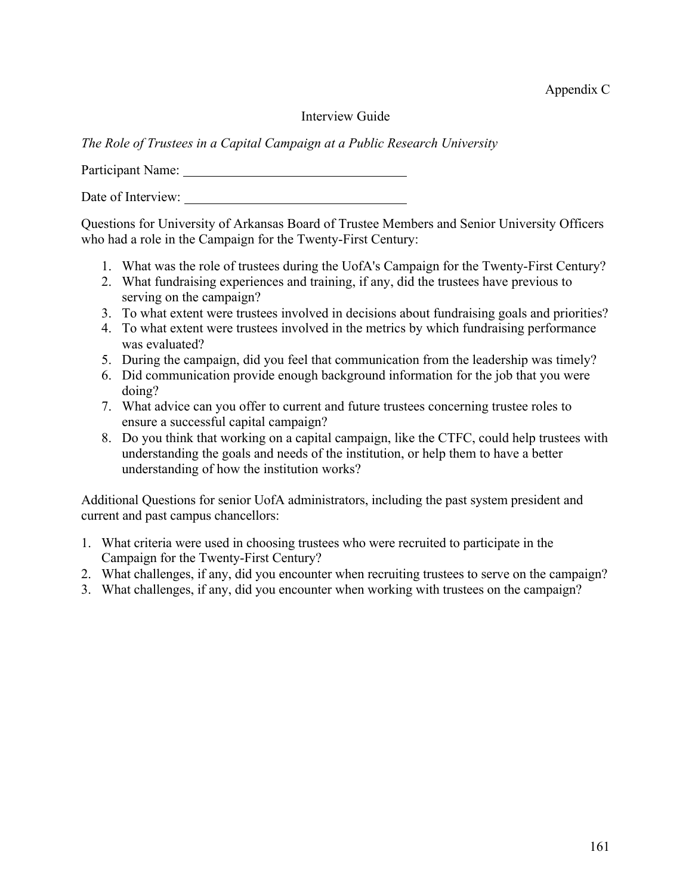Appendix C

## Interview Guide

*The Role of Trustees in a Capital Campaign at a Public Research University*

Participant Name: ________________________________

Date of Interview: ________________________________

Questions for University of Arkansas Board of Trustee Members and Senior University Officers who had a role in the Campaign for the Twenty-First Century:

1. What was the role of trustees during the UofA's Campaign for the Twenty-First Century?
2. What fundraising experiences and training, if any, did the trustees have previous to serving on the campaign?
3. To what extent were trustees involved in decisions about fundraising goals and priorities?
4. To what extent were trustees involved in the metrics by which fundraising performance was evaluated?
5. During the campaign, did you feel that communication from the leadership was timely?
6. Did communication provide enough background information for the job that you were doing?
7. What advice can you offer to current and future trustees concerning trustee roles to ensure a successful capital campaign?
8. Do you think that working on a capital campaign, like the CTFC, could help trustees with understanding the goals and needs of the institution, or help them to have a better understanding of how the institution works?

Additional Questions for senior UofA administrators, including the past system president and current and past campus chancellors:

1. What criteria were used in choosing trustees who were recruited to participate in the Campaign for the Twenty-First Century?
2. What challenges, if any, did you encounter when recruiting trustees to serve on the campaign?
3. What challenges, if any, did you encounter when working with trustees on the campaign?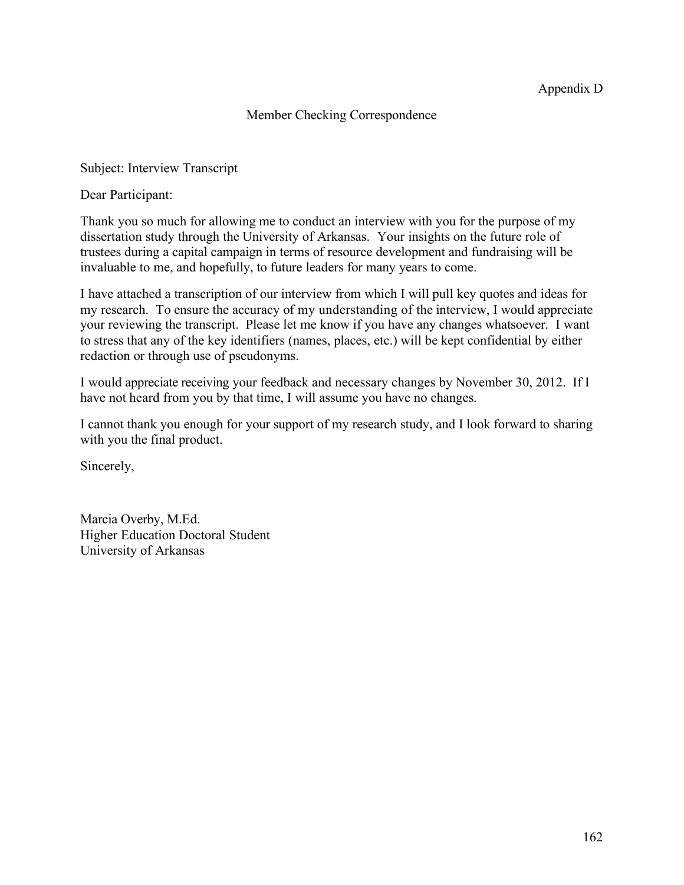Appendix D

## Member Checking Correspondence

Subject: Interview Transcript

Dear Participant:

Thank you so much for allowing me to conduct an interview with you for the purpose of my dissertation study through the University of Arkansas. Your insights on the future role of trustees during a capital campaign in terms of resource development and fundraising will be invaluable to me, and hopefully, to future leaders for many years to come.

I have attached a transcription of our interview from which I will pull key quotes and ideas for my research. To ensure the accuracy of my understanding of the interview, I would appreciate your reviewing the transcript. Please let me know if you have any changes whatsoever. I want to stress that any of the key identifiers (names, places, etc.) will be kept confidential by either redaction or through use of pseudonyms.

I would appreciate receiving your feedback and necessary changes by November 30, 2012. If I have not heard from you by that time, I will assume you have no changes.

I cannot thank you enough for your support of my research study, and I look forward to sharing with you the final product.

Sincerely,

Marcia Overby, M.Ed.
Higher Education Doctoral Student
University of Arkansas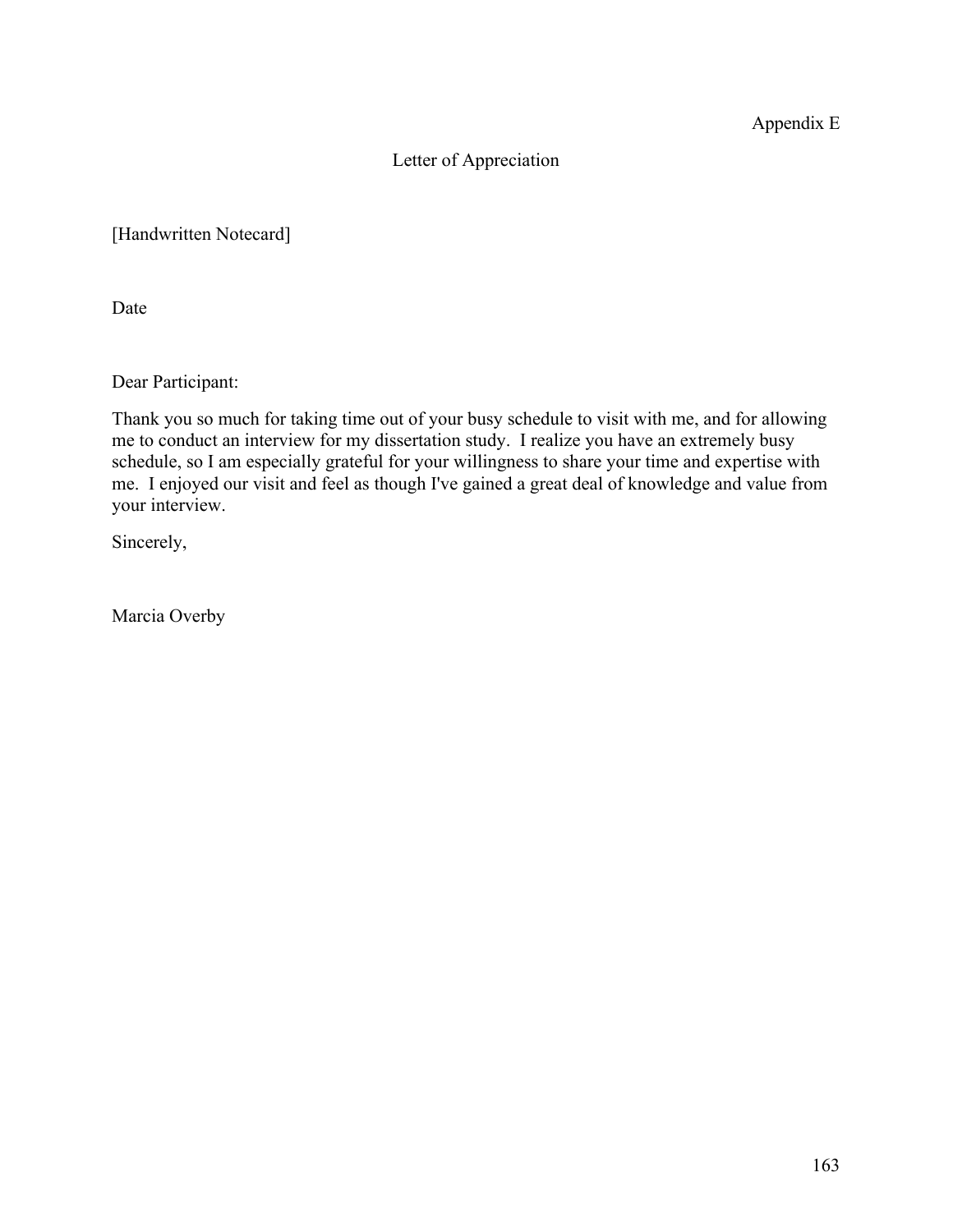Appendix E

## Letter of Appreciation

[Handwritten Notecard]

Date

Dear Participant:

Thank you so much for taking time out of your busy schedule to visit with me, and for allowing me to conduct an interview for my dissertation study. I realize you have an extremely busy schedule, so I am especially grateful for your willingness to share your time and expertise with me. I enjoyed our visit and feel as though I've gained a great deal of knowledge and value from your interview.

Sincerely,

Marcia Overby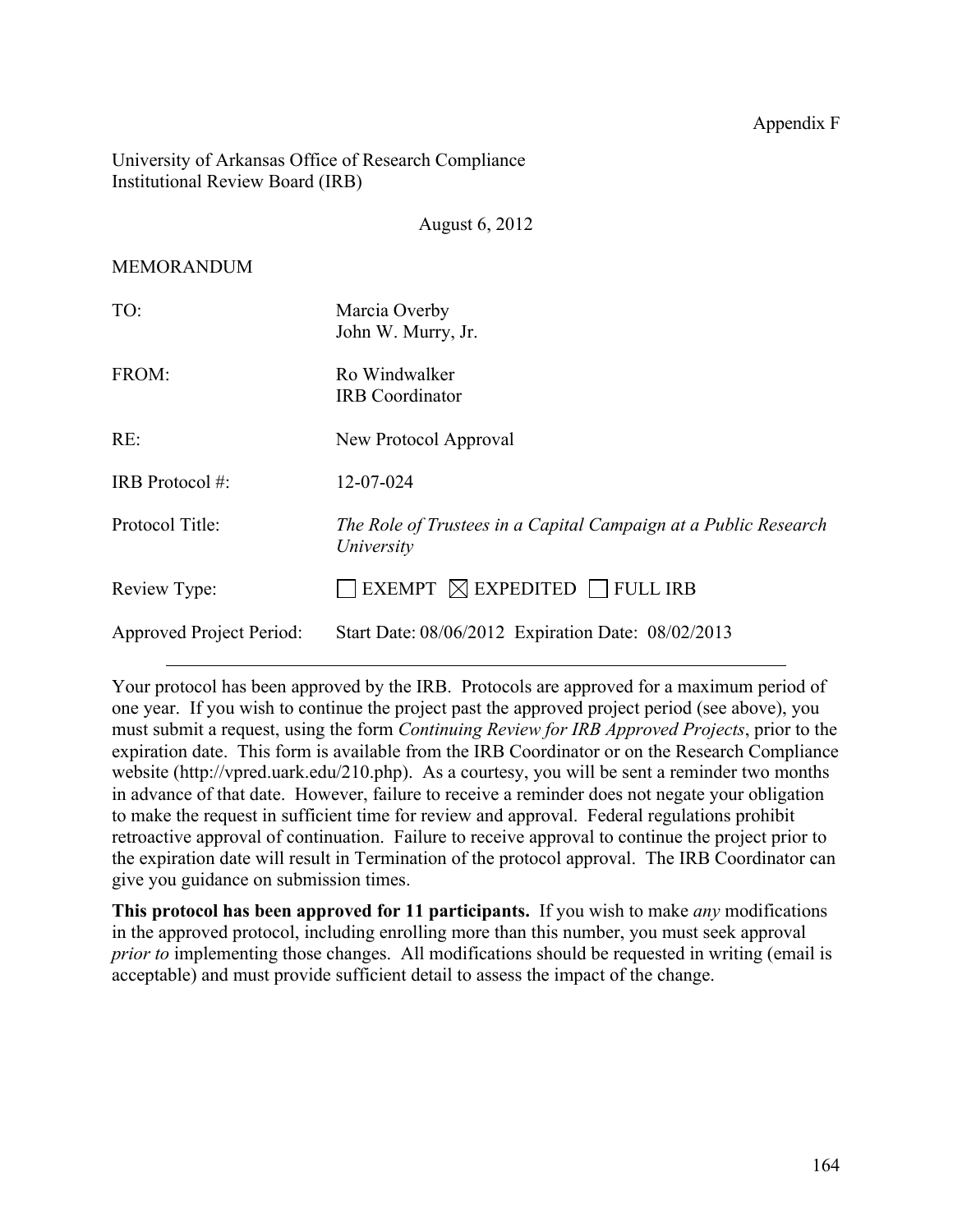Appendix F

University of Arkansas Office of Research Compliance
Institutional Review Board (IRB)

August 6, 2012

MEMORANDUM

| | |
|---|---|
| TO: | Marcia Overby<br>John W. Murry, Jr. |
| FROM: | Ro Windwalker<br>IRB Coordinator |
| RE: | New Protocol Approval |
| IRB Protocol #: | 12-07-024 |
| Protocol Title: | *The Role of Trustees in a Capital Campaign at a Public Research University* |
| Review Type: | ☐ EXEMPT ☒ EXPEDITED ☐ FULL IRB |
| Approved Project Period: | Start Date: 08/06/2012 Expiration Date: 08/02/2013 |

---

Your protocol has been approved by the IRB. Protocols are approved for a maximum period of one year. If you wish to continue the project past the approved project period (see above), you must submit a request, using the form *Continuing Review for IRB Approved Projects*, prior to the expiration date. This form is available from the IRB Coordinator or on the Research Compliance website (http://vpred.uark.edu/210.php). As a courtesy, you will be sent a reminder two months in advance of that date. However, failure to receive a reminder does not negate your obligation to make the request in sufficient time for review and approval. Federal regulations prohibit retroactive approval of continuation. Failure to receive approval to continue the project prior to the expiration date will result in Termination of the protocol approval. The IRB Coordinator can give you guidance on submission times.

**This protocol has been approved for 11 participants.** If you wish to make *any* modifications in the approved protocol, including enrolling more than this number, you must seek approval *prior to* implementing those changes. All modifications should be requested in writing (email is acceptable) and must provide sufficient detail to assess the impact of the change.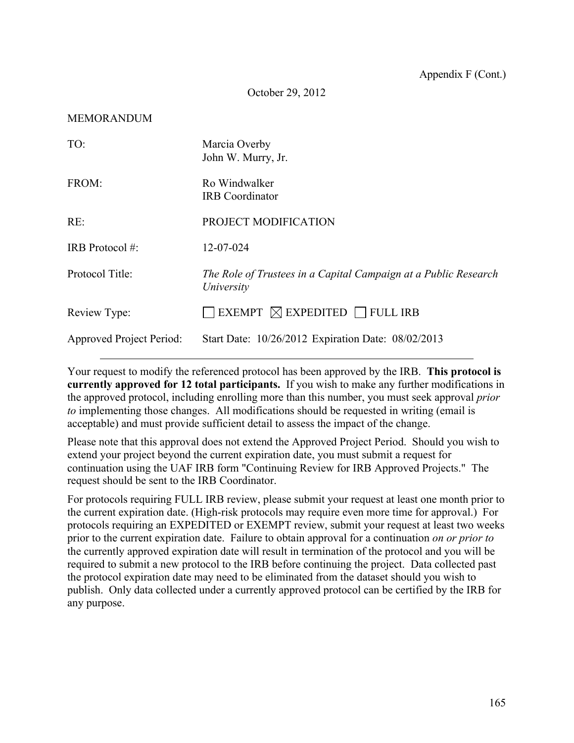Appendix F (Cont.)

October 29, 2012

MEMORANDUM

| | |
|---|---|
| TO: | Marcia Overby<br>John W. Murry, Jr. |
| FROM: | Ro Windwalker<br>IRB Coordinator |
| RE: | PROJECT MODIFICATION |
| IRB Protocol #: | 12-07-024 |
| Protocol Title: | *The Role of Trustees in a Capital Campaign at a Public Research University* |
| Review Type: | ☐ EXEMPT ☒ EXPEDITED ☐ FULL IRB |
| Approved Project Period: | Start Date: 10/26/2012 Expiration Date: 08/02/2013 |

---

Your request to modify the referenced protocol has been approved by the IRB. **This protocol is currently approved for 12 total participants.** If you wish to make any further modifications in the approved protocol, including enrolling more than this number, you must seek approval *prior to* implementing those changes. All modifications should be requested in writing (email is acceptable) and must provide sufficient detail to assess the impact of the change.

Please note that this approval does not extend the Approved Project Period. Should you wish to extend your project beyond the current expiration date, you must submit a request for continuation using the UAF IRB form "Continuing Review for IRB Approved Projects." The request should be sent to the IRB Coordinator.

For protocols requiring FULL IRB review, please submit your request at least one month prior to the current expiration date. (High-risk protocols may require even more time for approval.) For protocols requiring an EXPEDITED or EXEMPT review, submit your request at least two weeks prior to the current expiration date. Failure to obtain approval for a continuation *on or prior to* the currently approved expiration date will result in termination of the protocol and you will be required to submit a new protocol to the IRB before continuing the project. Data collected past the protocol expiration date may need to be eliminated from the dataset should you wish to publish. Only data collected under a currently approved protocol can be certified by the IRB for any purpose.